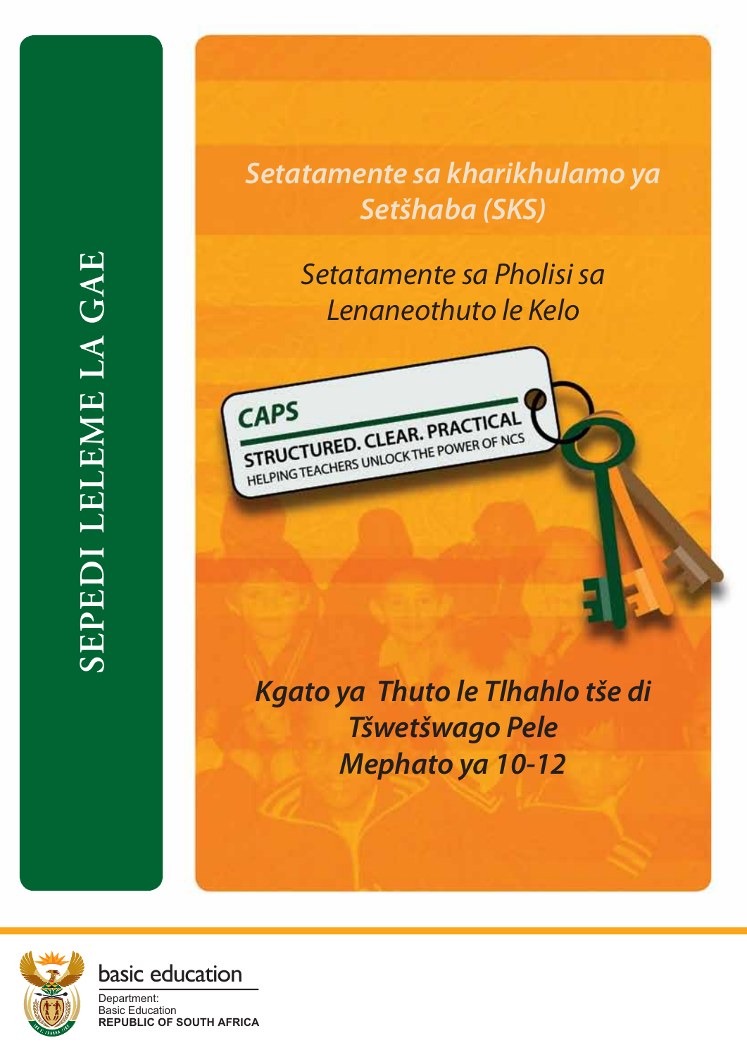# SEPEDI LELEME LA GAE

*Setatamente sa kharikhulamo ya Setšhaba (SKS)*

*Setatamente sa Pholisi sa Lenaneothuto le Kelo*

CAPS

STRUCTURED. CLEAR. PRACTICAL

HELPING TEACHERS UNLOCK THE POWER OF NCS

***Kgato ya Thuto le Tlhahlo tše di Tšwetšwago Pele***

***Mephato ya 10-12***

basic education

Department:
Basic Education
**REPUBLIC OF SOUTH AFRICA**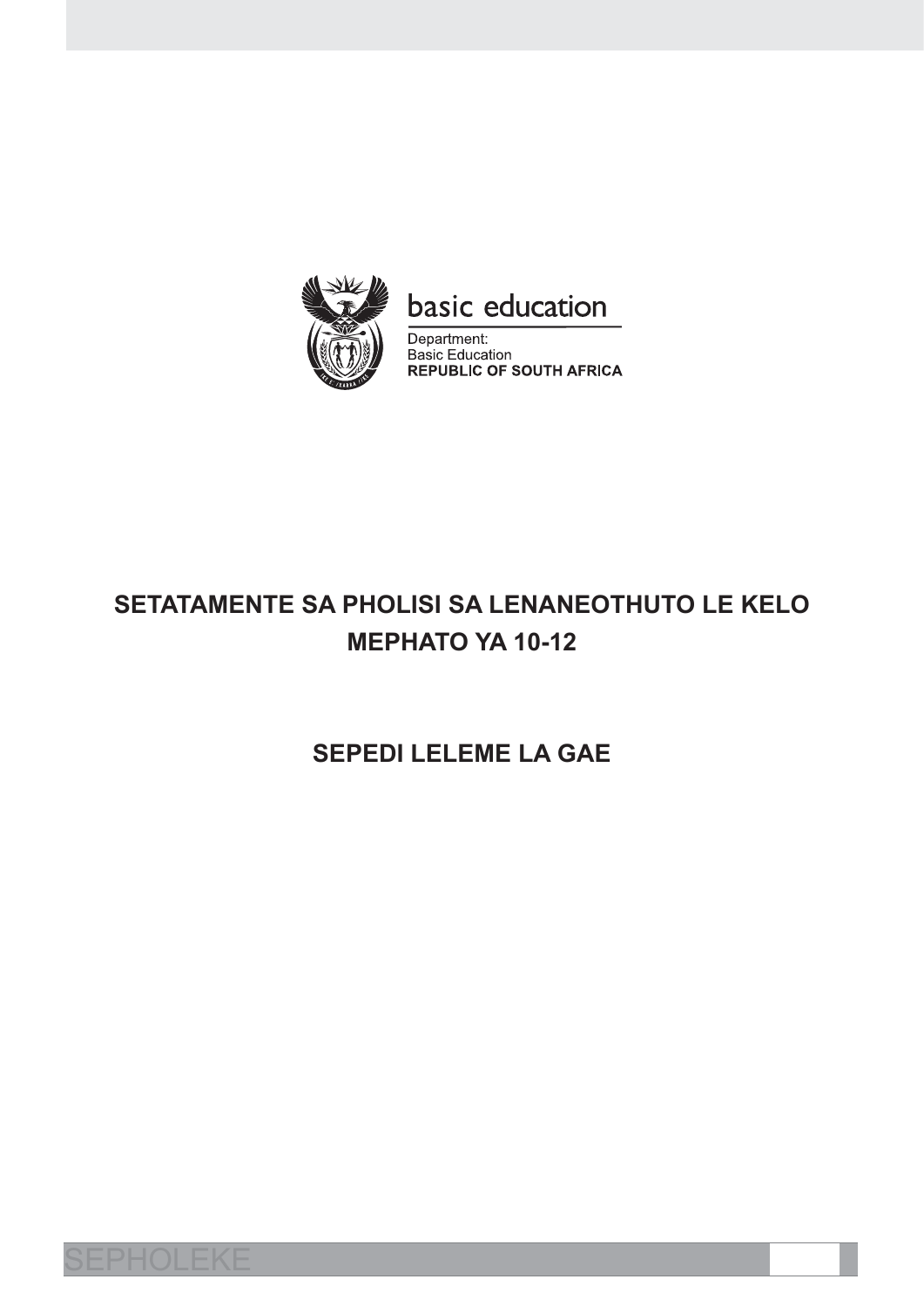basic education

Department:
Basic Education
**REPUBLIC OF SOUTH AFRICA**

# SETATAMENTE SA PHOLISI SA LENANEOTHUTO LE KELO MEPHATO YA 10-12

## SEPEDI LELEME LA GAE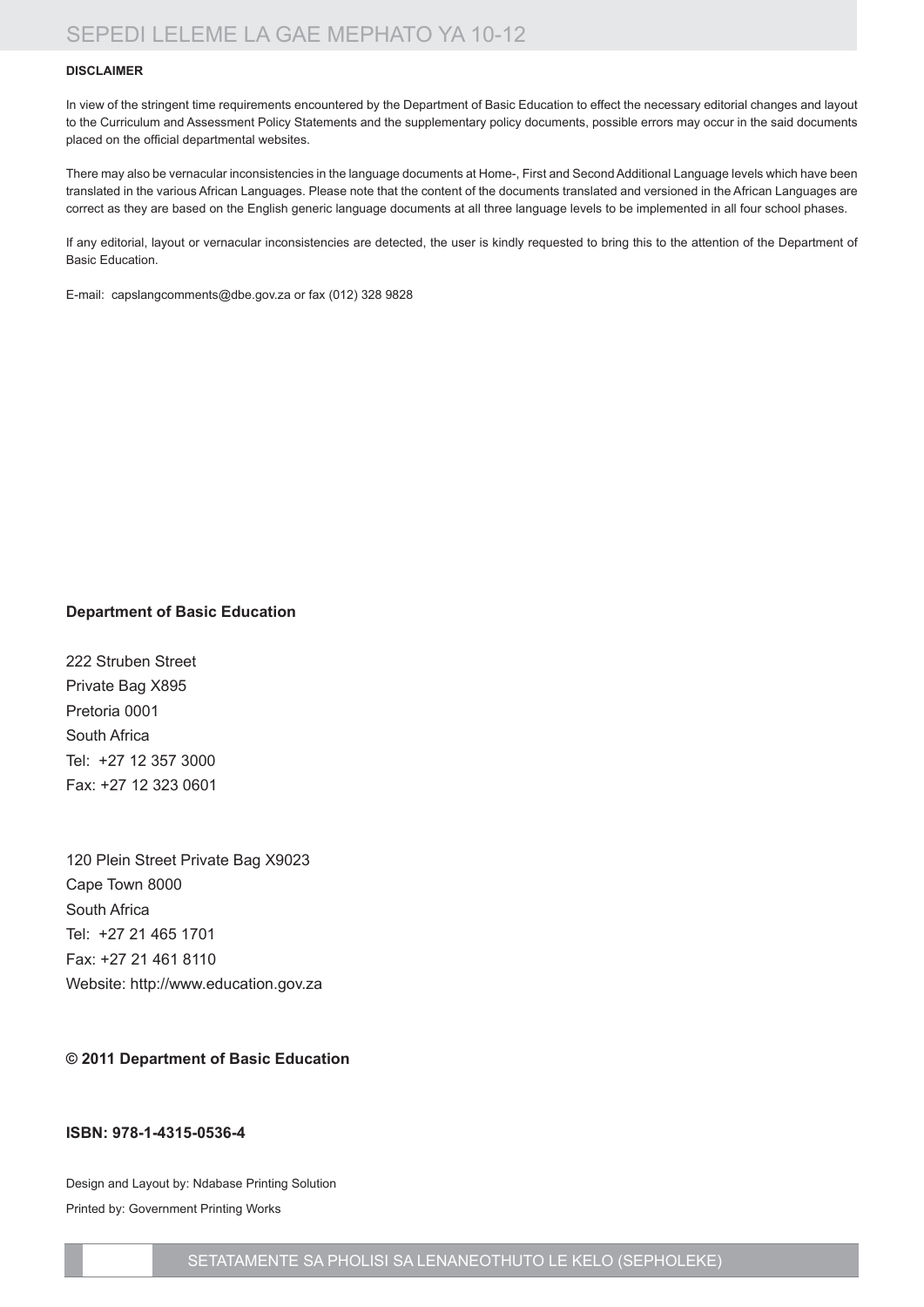**DISCLAIMER**

In view of the stringent time requirements encountered by the Department of Basic Education to effect the necessary editorial changes and layout to the Curriculum and Assessment Policy Statements and the supplementary policy documents, possible errors may occur in the said documents placed on the official departmental websites.

There may also be vernacular inconsistencies in the language documents at Home-, First and Second Additional Language levels which have been translated in the various African Languages. Please note that the content of the documents translated and versioned in the African Languages are correct as they are based on the English generic language documents at all three language levels to be implemented in all four school phases.

If any editorial, layout or vernacular inconsistencies are detected, the user is kindly requested to bring this to the attention of the Department of Basic Education.

E-mail: capslangcomments@dbe.gov.za or fax (012) 328 9828

**Department of Basic Education**

222 Struben Street
Private Bag X895
Pretoria 0001
South Africa
Tel: +27 12 357 3000
Fax: +27 12 323 0601

120 Plein Street Private Bag X9023
Cape Town 8000
South Africa
Tel: +27 21 465 1701
Fax: +27 21 461 8110
Website: http://www.education.gov.za

**© 2011 Department of Basic Education**

**ISBN: 978-1-4315-0536-4**

Design and Layout by: Ndabase Printing Solution

Printed by: Government Printing Works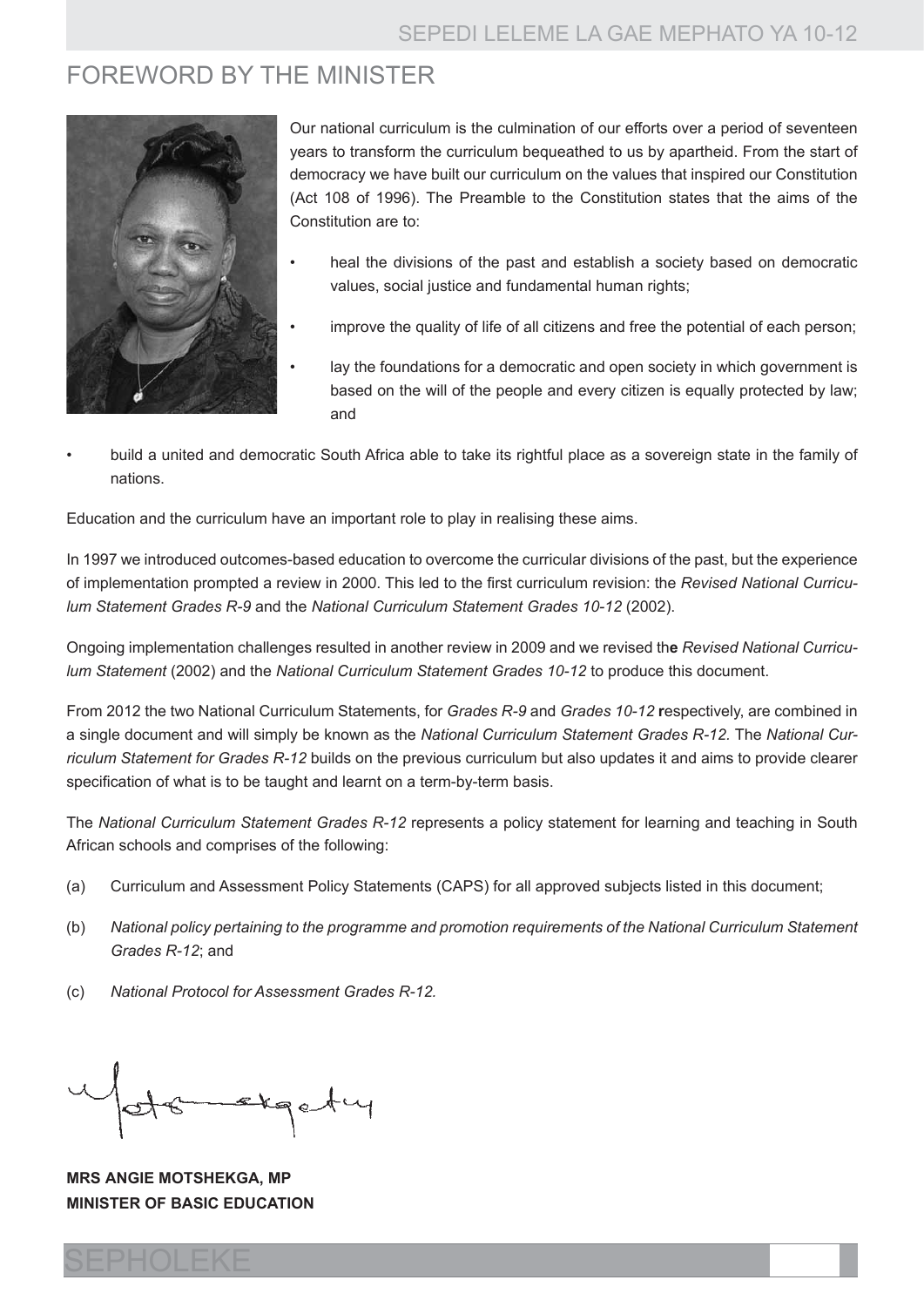# FOREWORD BY THE MINISTER

Our national curriculum is the culmination of our efforts over a period of seventeen years to transform the curriculum bequeathed to us by apartheid. From the start of democracy we have built our curriculum on the values that inspired our Constitution (Act 108 of 1996). The Preamble to the Constitution states that the aims of the Constitution are to:

- heal the divisions of the past and establish a society based on democratic values, social justice and fundamental human rights;
- improve the quality of life of all citizens and free the potential of each person;
- lay the foundations for a democratic and open society in which government is based on the will of the people and every citizen is equally protected by law; and
- build a united and democratic South Africa able to take its rightful place as a sovereign state in the family of nations.

Education and the curriculum have an important role to play in realising these aims.

In 1997 we introduced outcomes-based education to overcome the curricular divisions of the past, but the experience of implementation prompted a review in 2000. This led to the first curriculum revision: the *Revised National Curriculum Statement Grades R-9* and the *National Curriculum Statement Grades 10-12* (2002).

Ongoing implementation challenges resulted in another review in 2009 and we revised the *Revised National Curriculum Statement* (2002) and the *National Curriculum Statement Grades 10-12* to produce this document.

From 2012 the two National Curriculum Statements, for *Grades R-9* and *Grades 10-12* respectively, are combined in a single document and will simply be known as the *National Curriculum Statement Grades R-12.* The *National Curriculum Statement for Grades R-12* builds on the previous curriculum but also updates it and aims to provide clearer specification of what is to be taught and learnt on a term-by-term basis.

The *National Curriculum Statement Grades R-12* represents a policy statement for learning and teaching in South African schools and comprises of the following:

(a) Curriculum and Assessment Policy Statements (CAPS) for all approved subjects listed in this document;

(b) *National policy pertaining to the programme and promotion requirements of the National Curriculum Statement Grades R-12*; and

(c) *National Protocol for Assessment Grades R-12.*

**MRS ANGIE MOTSHEKGA, MP**
**MINISTER OF BASIC EDUCATION**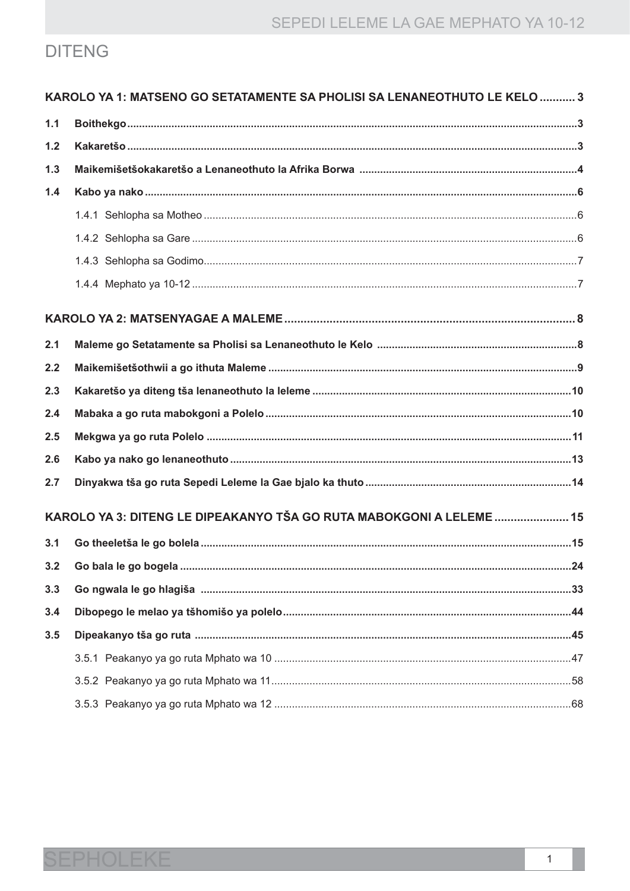# DITENG

**KAROLO YA 1: MATSENO GO SETATAMENTE SA PHOLISI SA LENANEOTHUTO LE KELO ........... 3**

**1.1 Boithekgo ........ 3**

**1.2 Kakaretšo ........ 3**

**1.3 Maikemišetšokakaretšo a Lenaneothuto la Afrika Borwa ........ 4**

**1.4 Kabo ya nako ........ 6**

1.4.1 Sehlopha sa Motheo ........ 6

1.4.2 Sehlopha sa Gare ........ 6

1.4.3 Sehlopha sa Godimo ........ 7

1.4.4 Mephato ya 10-12 ........ 7

**KAROLO YA 2: MATSENYAGAE A MALEME ........ 8**

**2.1 Maleme go Setatamente sa Pholisi sa Lenaneothuto le Kelo ........ 8**

**2.2 Maikemišetšothwii a go ithuta Maleme ........ 9**

**2.3 Kakaretšo ya diteng tša lenaneothuto la leleme ........ 10**

**2.4 Mabaka a go ruta mabokgoni a Polelo ........ 10**

**2.5 Mekgwa ya go ruta Polelo ........ 11**

**2.6 Kabo ya nako go lenaneothuto ........ 13**

**2.7 Dinyakwa tša go ruta Sepedi Leleme la Gae bjalo ka thuto ........ 14**

**KAROLO YA 3: DITENG LE DIPEAKANYO TŠA GO RUTA MABOKGONI A LELEME ........ 15**

**3.1 Go theeletša le go bolela ........ 15**

**3.2 Go bala le go bogela ........ 24**

**3.3 Go ngwala le go hlagiša ........ 33**

**3.4 Dibopego le melao ya tšhomišo ya polelo ........ 44**

**3.5 Dipeakanyo tša go ruta ........ 45**

3.5.1 Peakanyo ya go ruta Mphato wa 10 ........ 47

3.5.2 Peakanyo ya go ruta Mphato wa 11 ........ 58

3.5.3 Peakanyo ya go ruta Mphato wa 12 ........ 68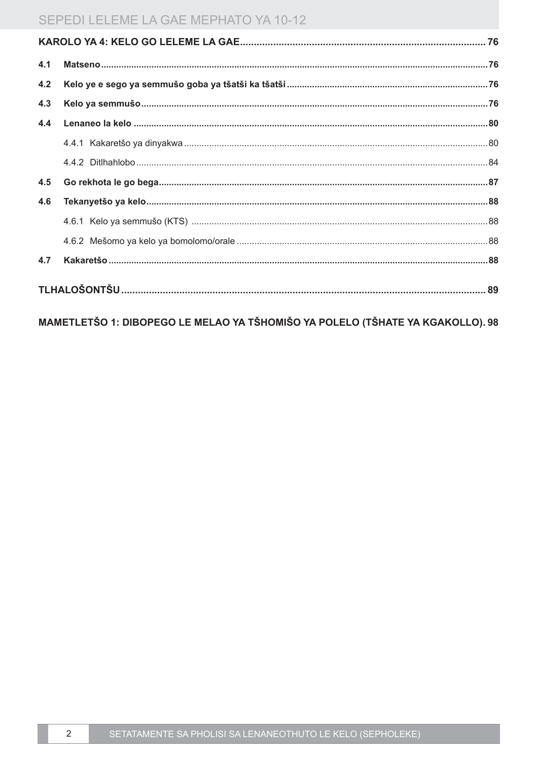**KAROLO YA 4: KELO GO LELEME LA GAE** 76

**4.1 Matseno** 76

**4.2 Kelo ye e sego ya semmušo goba ya tšatši ka tšatši** 76

**4.3 Kelo ya semmušo** 76

**4.4 Lenaneo la kelo** 80

4.4.1 Kakaretšo ya dinyakwa 80

4.4.2 Ditlhahlobo 84

**4.5 Go rekhota le go bega** 87

**4.6 Tekanyetšo ya kelo** 88

4.6.1 Kelo ya semmušo (KTS) 88

4.6.2 Mešomo ya kelo ya bomolomo/orale 88

**4.7 Kakaretšo** 88

**TLHALOŠONTŠU** 89

**MAMETLETŠO 1: DIBOPEGO LE MELAO YA TŠHOMIŠO YA POLELO (TŠHATE YA KGAKOLLO). 98**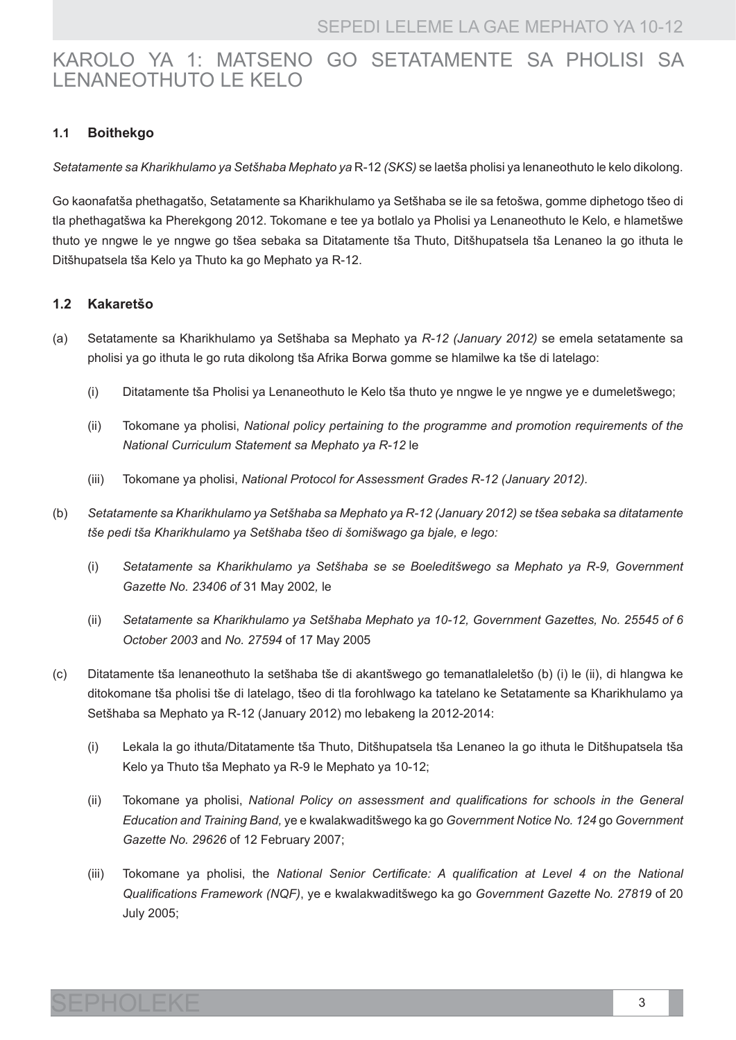# KAROLO YA 1: MATSENO GO SETATAMENTE SA PHOLISI SA LENANEOTHUTO LE KELO

## 1.1 Boithekgo

*Setatamente sa Kharikhulamo ya Setšhaba Mephato ya* R-12 *(SKS)* se laetša pholisi ya lenaneothuto le kelo dikolong.

Go kaonafatša phethagatšo, Setatamente sa Kharikhulamo ya Setšhaba se ile sa fetošwa, gomme diphetogo tšeo di tla phethagatšwa ka Pherekgong 2012. Tokomane e tee ya botlalo ya Pholisi ya Lenaneothuto le Kelo, e hlametšwe thuto ye nngwe le ye nngwe go tšea sebaka sa Ditatamente tša Thuto, Ditšhupatsela tša Lenaneo la go ithuta le Ditšhupatsela tša Kelo ya Thuto ka go Mephato ya R-12.

## 1.2 Kakaretšo

(a) Setatamente sa Kharikhulamo ya Setšhaba sa Mephato ya *R-12 (January 2012)* se emela setatamente sa pholisi ya go ithuta le go ruta dikolong tša Afrika Borwa gomme se hlamilwe ka tše di latelago:

   (i) Ditatamente tša Pholisi ya Lenaneothuto le Kelo tša thuto ye nngwe le ye nngwe ye e dumeletšwego;

   (ii) Tokomane ya pholisi, *National policy pertaining to the programme and promotion requirements of the National Curriculum Statement sa Mephato ya R-12* le

   (iii) Tokomane ya pholisi, *National Protocol for Assessment Grades R-12 (January 2012).*

(b) *Setatamente sa Kharikhulamo ya Setšhaba sa Mephato ya R-12 (January 2012) se tšea sebaka sa ditatamente tše pedi tša Kharikhulamo ya Setšhaba tšeo di šomišwago ga bjale, e lego:*

   (i) *Setatamente sa Kharikhulamo ya Setšhaba se se Boeleditšwego sa Mephato ya R-9, Government Gazette No. 23406 of* 31 May 2002*,* le

   (ii) *Setatamente sa Kharikhulamo ya Setšhaba Mephato ya 10-12, Government Gazettes, No. 25545 of 6 October 2003* and *No. 27594* of 17 May 2005

(c) Ditatamente tša lenaneothuto la setšhaba tše di akantšwego go temanatlaleletšo (b) (i) le (ii), di hlangwa ke ditokomane tša pholisi tše di latelago, tšeo di tla forohlwago ka tatelano ke Setatamente sa Kharikhulamo ya Setšhaba sa Mephato ya R-12 (January 2012) mo lebakeng la 2012-2014:

   (i) Lekala la go ithuta/Ditatamente tša Thuto, Ditšhupatsela tša Lenaneo la go ithuta le Ditšhupatsela tša Kelo ya Thuto tša Mephato ya R-9 le Mephato ya 10-12;

   (ii) Tokomane ya pholisi, *National Policy on assessment and qualifications for schools in the General Education and Training Band,* ye e kwalakwaditšwego ka go *Government Notice No. 124* go *Government Gazette No. 29626* of 12 February 2007;

   (iii) Tokomane ya pholisi, the *National Senior Certificate: A qualification at Level 4 on the National Qualifications Framework (NQF)*, ye e kwalakwaditšwego ka go *Government Gazette No. 27819* of 20 July 2005;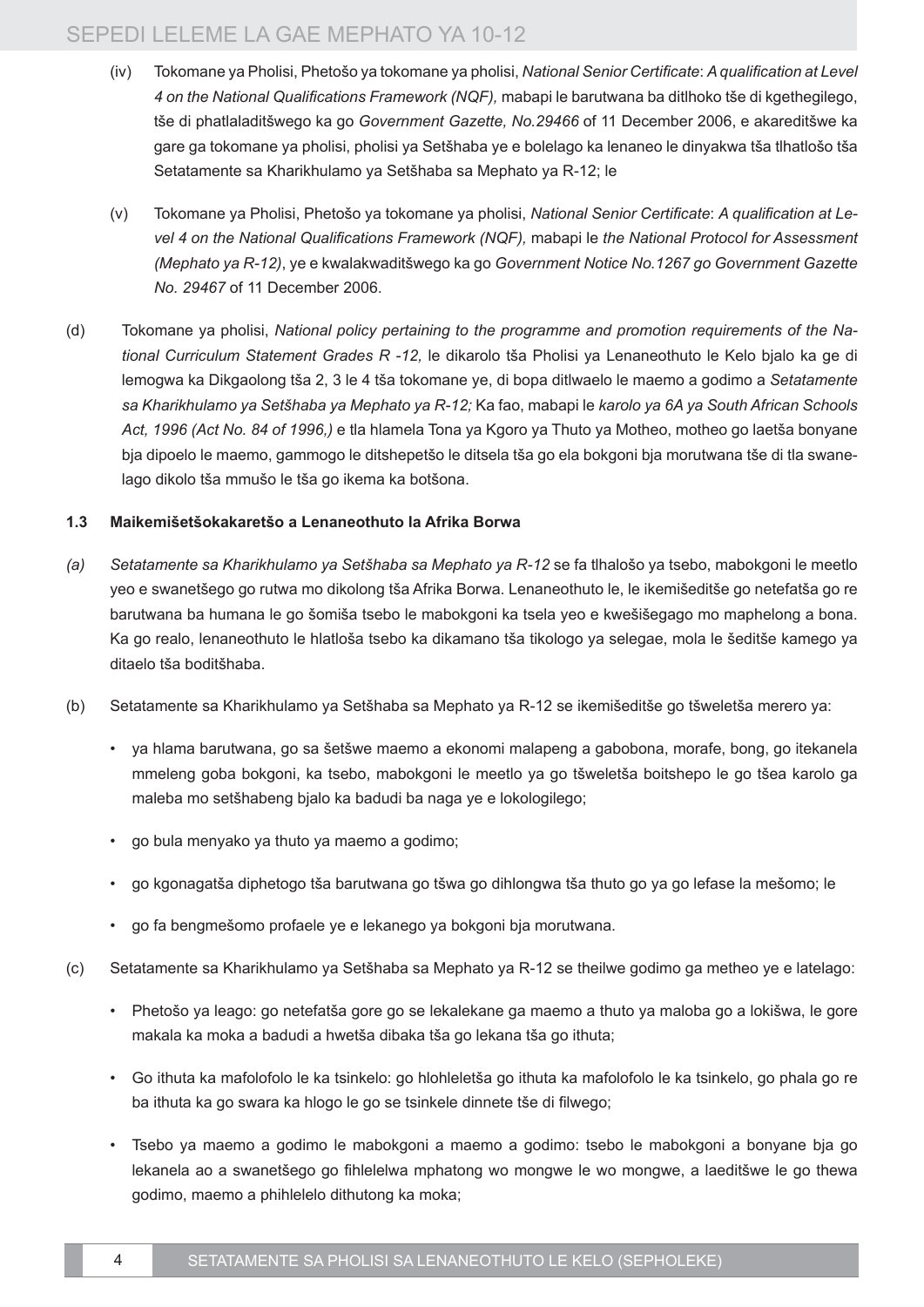(iv) Tokomane ya Pholisi, Phetošo ya tokomane ya pholisi, *National Senior Certificate*: *A qualification at Level 4 on the National Qualifications Framework (NQF),* mabapi le barutwana ba ditlhoko tše di kgethegilego, tše di phatlaladitšwego ka go *Government Gazette, No.29466* of 11 December 2006, e akareditšwe ka gare ga tokomane ya pholisi, pholisi ya Setšhaba ye e bolelago ka lenaneo le dinyakwa tša tlhatlošo tša Setatamente sa Kharikhulamo ya Setšhaba sa Mephato ya R-12; le

(v) Tokomane ya Pholisi, Phetošo ya tokomane ya pholisi, *National Senior Certificate*: *A qualification at Level 4 on the National Qualifications Framework (NQF),* mabapi le *the National Protocol for Assessment (Mephato ya R-12)*, ye e kwalakwaditšwego ka go *Government Notice No.1267 go Government Gazette No. 29467* of 11 December 2006.

(d) Tokomane ya pholisi, *National policy pertaining to the programme and promotion requirements of the National Curriculum Statement Grades R -12,* le dikarolo tša Pholisi ya Lenaneothuto le Kelo bjalo ka ge di lemogwa ka Dikgaolong tša 2, 3 le 4 tša tokomane ye, di bopa ditlwaelo le maemo a godimo a *Setatamente sa Kharikhulamo ya Setšhaba ya Mephato ya R-12;* Ka fao, mabapi le *karolo ya 6A ya South African Schools Act, 1996 (Act No. 84 of 1996,)* e tla hlamela Tona ya Kgoro ya Thuto ya Motheo, motheo go laetša bonyane bja dipoelo le maemo, gammogo le ditshepetšo le ditsela tša go ela bokgoni bja morutwana tše di tla swanelago dikolo tša mmušo le tša go ikema ka botšona.

**1.3 Maikemišetšokakaretšo a Lenaneothuto la Afrika Borwa**

*(a) Setatamente sa Kharikhulamo ya Setšhaba sa Mephato ya R-12* se fa tlhalošo ya tsebo, mabokgoni le meetlo yeo e swanetšego go rutwa mo dikolong tša Afrika Borwa. Lenaneothuto le, le ikemišeditše go netefatša go re barutwana ba humana le go šomiša tsebo le mabokgoni ka tsela yeo e kwešišegago mo maphelong a bona. Ka go realo, lenaneothuto le hlatloša tsebo ka dikamano tša tikologo ya selegae, mola le šeditše kamego ya ditaelo tša boditšhaba.

(b) Setatamente sa Kharikhulamo ya Setšhaba sa Mephato ya R-12 se ikemišeditše go tšweletša merero ya:

- ya hlama barutwana, go sa šetšwe maemo a ekonomi malapeng a gabobona, morafe, bong, go itekanela mmeleng goba bokgoni, ka tsebo, mabokgoni le meetlo ya go tšweletša boitshepo le go tšea karolo ga maleba mo setšhabeng bjalo ka badudi ba naga ye e lokologilego;
- go bula menyako ya thuto ya maemo a godimo;
- go kgonagatša diphetogo tša barutwana go tšwa go dihlongwa tša thuto go ya go lefase la mešomo; le
- go fa bengmešomo profaele ye e lekanego ya bokgoni bja morutwana.

(c) Setatamente sa Kharikhulamo ya Setšhaba sa Mephato ya R-12 se theilwe godimo ga metheo ye e latelago:

- Phetošo ya leago: go netefatša gore go se lekalekane ga maemo a thuto ya maloba go a lokišwa, le gore makala ka moka a badudi a hwetša dibaka tša go lekana tša go ithuta;
- Go ithuta ka mafolofolo le ka tsinkelo: go hlohleletša go ithuta ka mafolofolo le ka tsinkelo, go phala go re ba ithuta ka go swara ka hlogo le go se tsinkele dinnete tše di filwego;
- Tsebo ya maemo a godimo le mabokgoni a maemo a godimo: tsebo le mabokgoni a bonyane bja go lekanela ao a swanetšego go fihlelelwa mphatong wo mongwe le wo mongwe, a laeditšwe le go thewa godimo, maemo a phihlelelo dithutong ka moka;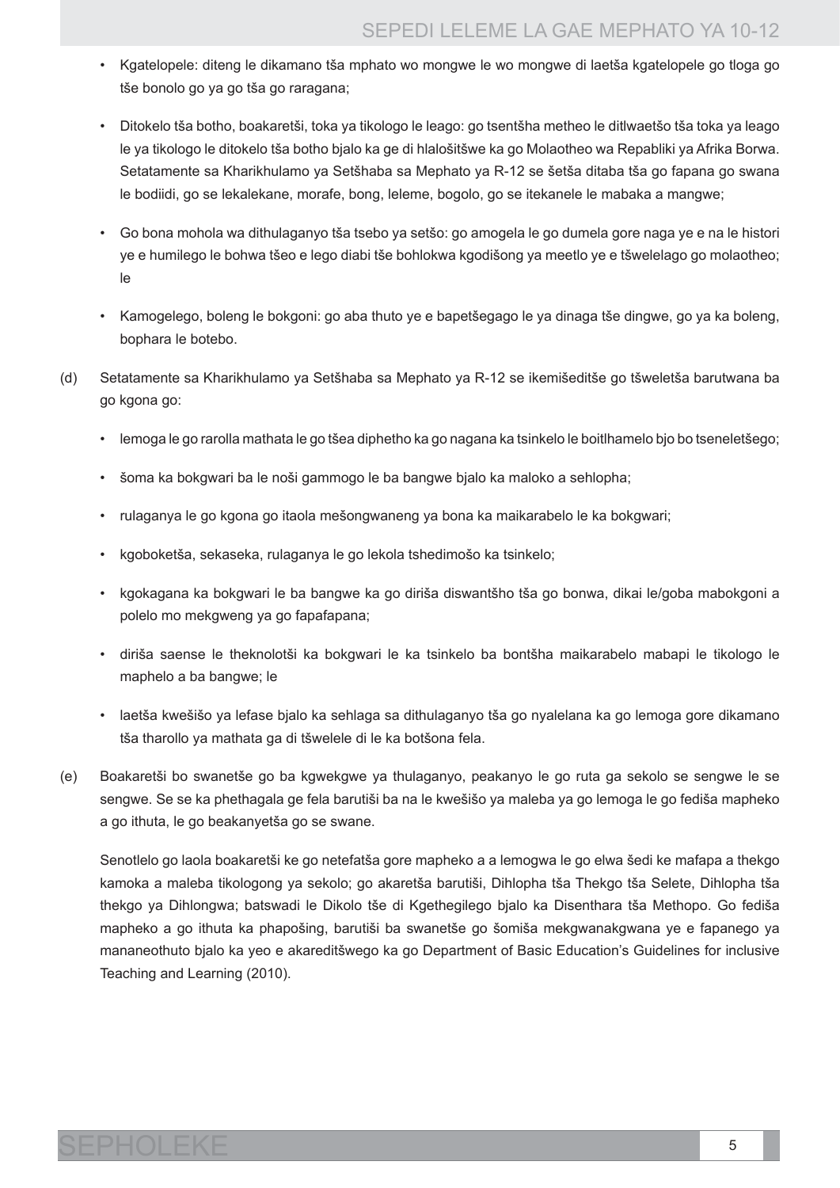- Kgatelopele: diteng le dikamano tša mphato wo mongwe le wo mongwe di laetša kgatelopele go tloga go tše bonolo go ya go tša go raragana;

- Ditokelo tša botho, boakaretši, toka ya tikologo le leago: go tsentšha metheo le ditlwaetšo tša toka ya leago le ya tikologo le ditokelo tša botho bjalo ka ge di hlalošitšwe ka go Molaotheo wa Repabliki ya Afrika Borwa. Setatamente sa Kharikhulamo ya Setšhaba sa Mephato ya R-12 se šetša ditaba tša go fapana go swana le bodiidi, go se lekalekane, morafe, bong, leleme, bogolo, go se itekanele le mabaka a mangwe;

- Go bona mohola wa dithulaganyo tša tsebo ya setšo: go amogela le go dumela gore naga ye e na le histori ye e humilego le bohwa tšeo e lego diabi tše bohlokwa kgodišong ya meetlo ye e tšwelelago go molaotheo; le

- Kamogelego, boleng le bokgoni: go aba thuto ye e bapetšegago le ya dinaga tše dingwe, go ya ka boleng, bophara le botebo.

(d) Setatamente sa Kharikhulamo ya Setšhaba sa Mephato ya R-12 se ikemišeditše go tšweletša barutwana ba go kgona go:

- lemoga le go rarolla mathata le go tšea diphetho ka go nagana ka tsinkelo le boitlhamelo bjo bo tseneletšego;
- šoma ka bokgwari ba le noši gammogo le ba bangwe bjalo ka maloko a sehlopha;
- rulaganya le go kgona go itaola mešongwaneng ya bona ka maikarabelo le ka bokgwari;
- kgoboketša, sekaseka, rulaganya le go lekola tshedimošo ka tsinkelo;
- kgokagana ka bokgwari le ba bangwe ka go diriša diswantšho tša go bonwa, dikai le/goba mabokgoni a polelo mo mekgweng ya go fapafapana;
- diriša saense le theknolotši ka bokgwari le ka tsinkelo ba bontšha maikarabelo mabapi le tikologo le maphelo a ba bangwe; le
- laetša kwešišo ya lefase bjalo ka sehlaga sa dithulaganyo tša go nyalelana ka go lemoga gore dikamano tša tharollo ya mathata ga di tšwelele di le ka botšona fela.

(e) Boakaretši bo swanetše go ba kgwekgwe ya thulaganyo, peakanyo le go ruta ga sekolo se sengwe le se sengwe. Se se ka phethagala ge fela barutiši ba na le kwešišo ya maleba ya go lemoga le go fediša mapheko a go ithuta, le go beakanyetša go se swane.

Senotlelo go laola boakaretši ke go netefatša gore mapheko a a lemogwa le go elwa šedi ke mafapa a thekgo kamoka a maleba tikologong ya sekolo; go akaretša barutiši, Dihlopha tša Thekgo tša Selete, Dihlopha tša thekgo ya Dihlongwa; batswadi le Dikolo tše di Kgethegilego bjalo ka Disenthara tša Methopo. Go fediša mapheko a go ithuta ka phapošing, barutiši ba swanetše go šomiša mekgwanakgwana ye e fapanego ya mananeothuto bjalo ka yeo e akareditšwego ka go Department of Basic Education's Guidelines for inclusive Teaching and Learning (2010).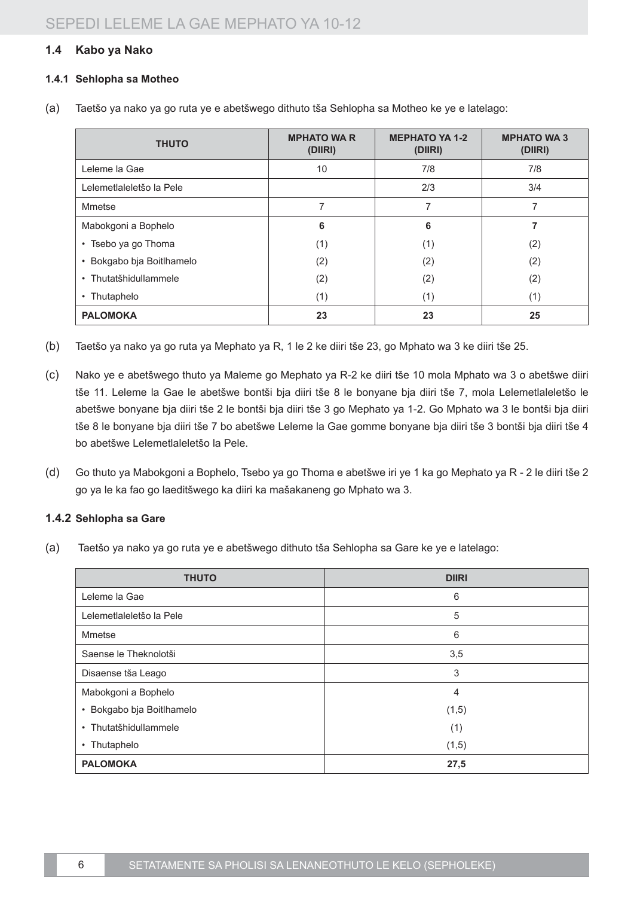### 1.4 Kabo ya Nako

#### 1.4.1 Sehlopha sa Motheo

(a) Taetšo ya nako ya go ruta ye e abetšwego dithuto tša Sehlopha sa Motheo ke ye e latelago:

| THUTO | MPHATO WA R (DIIRI) | MEPHATO YA 1-2 (DIIRI) | MPHATO WA 3 (DIIRI) |
|---|---|---|---|
| Leleme la Gae | 10 | 7/8 | 7/8 |
| Lelemetlaleletšo la Pele | | 2/3 | 3/4 |
| Mmetse | 7 | 7 | 7 |
| Mabokgoni a Bophelo | **6** | **6** | **7** |
| • Tsebo ya go Thoma | (1) | (1) | (2) |
| • Bokgabo bja Boitlhamelo | (2) | (2) | (2) |
| • Thutatšhidullammele | (2) | (2) | (2) |
| • Thutaphelo | (1) | (1) | (1) |
| **PALOMOKA** | **23** | **23** | **25** |

(b) Taetšo ya nako ya go ruta ya Mephato ya R, 1 le 2 ke diiri tše 23, go Mphato wa 3 ke diiri tše 25.

(c) Nako ye e abetšwego thuto ya Maleme go Mephato ya R-2 ke diiri tše 10 mola Mphato wa 3 o abetšwe diiri tše 11. Leleme la Gae le abetšwe bontši bja diiri tše 8 le bonyane bja diiri tše 7, mola Lelemetlaleletšo le abetšwe bonyane bja diiri tše 2 le bontši bja diiri tše 3 go Mephato ya 1-2. Go Mphato wa 3 le bontši bja diiri tše 8 le bonyane bja diiri tše 7 bo abetšwe Leleme la Gae gomme bonyane bja diiri tše 3 bontši bja diiri tše 4 bo abetšwe Lelemetlaleletšo la Pele.

(d) Go thuto ya Mabokgoni a Bophelo, Tsebo ya go Thoma e abetšwe iri ye 1 ka go Mephato ya R - 2 le diiri tše 2 go ya le ka fao go laeditšwego ka diiri ka mašakaneng go Mphato wa 3.

#### 1.4.2 Sehlopha sa Gare

(a) Taetšo ya nako ya go ruta ye e abetšwego dithuto tša Sehlopha sa Gare ke ye e latelago:

| THUTO | DIIRI |
|---|---|
| Leleme la Gae | 6 |
| Lelemetlaleletšo la Pele | 5 |
| Mmetse | 6 |
| Saense le Theknolotši | 3,5 |
| Disaense tša Leago | 3 |
| Mabokgoni a Bophelo | 4 |
| • Bokgabo bja Boitlhamelo | (1,5) |
| • Thutatšhidullammele | (1) |
| • Thutaphelo | (1,5) |
| **PALOMOKA** | **27,5** |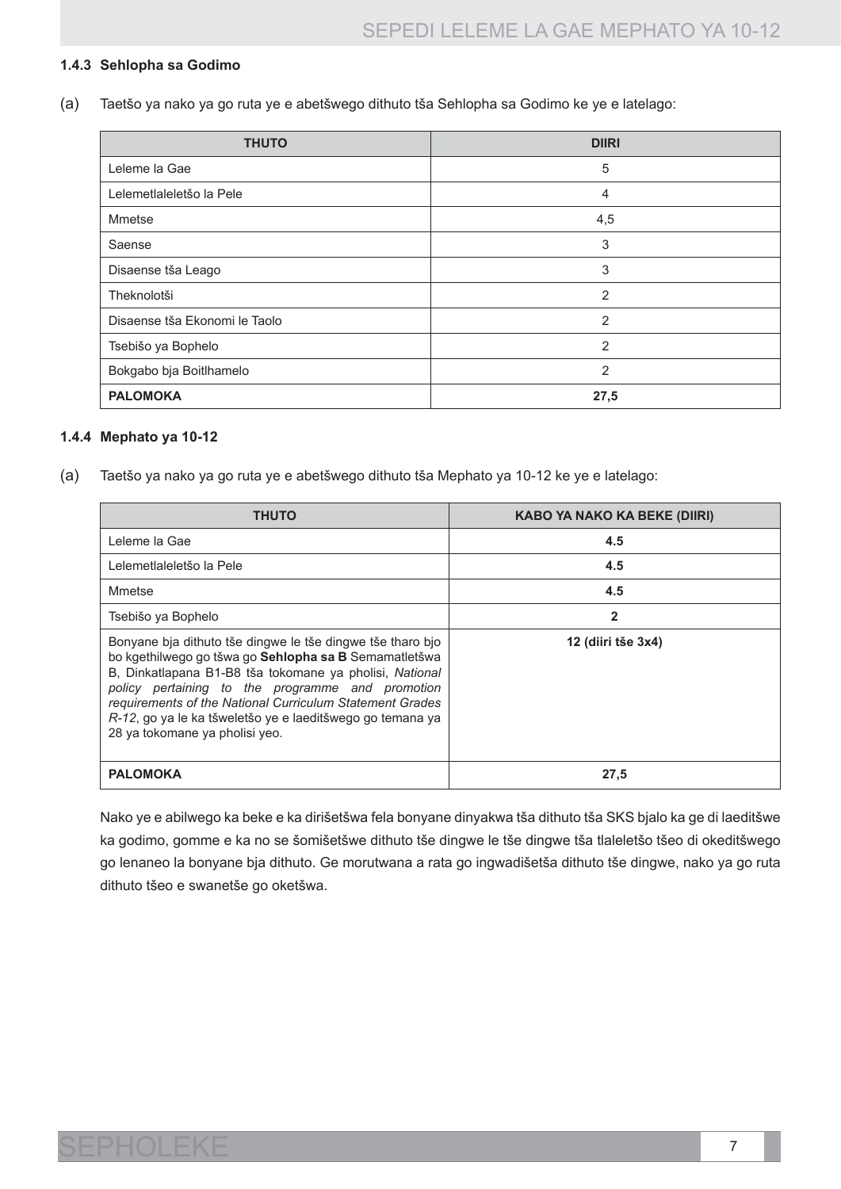#### 1.4.3 Sehlopha sa Godimo

(a) Taetšo ya nako ya go ruta ye e abetšwego dithuto tša Sehlopha sa Godimo ke ye e latelago:

| THUTO | DIIRI |
|---|---|
| Leleme la Gae | 5 |
| Lelemetlaleletšo la Pele | 4 |
| Mmetse | 4,5 |
| Saense | 3 |
| Disaense tša Leago | 3 |
| Theknolotši | 2 |
| Disaense tša Ekonomi le Taolo | 2 |
| Tsebišo ya Bophelo | 2 |
| Bokgabo bja Boitlhamelo | 2 |
| **PALOMOKA** | **27,5** |

#### 1.4.4 Mephato ya 10-12

(a) Taetšo ya nako ya go ruta ye e abetšwego dithuto tša Mephato ya 10-12 ke ye e latelago:

| THUTO | KABO YA NAKO KA BEKE (DIIRI) |
|---|---|
| Leleme la Gae | **4.5** |
| Lelemetlaleletšo la Pele | **4.5** |
| Mmetse | **4.5** |
| Tsebišo ya Bophelo | **2** |
| Bonyane bja dithuto tše dingwe le tše dingwe tše tharo bjo bo kgethilwego go tšwa go **Sehlopha sa B** Semamatletšwa B, Dinkatlapana B1-B8 tša tokomane ya pholisi, *National policy pertaining to the programme and promotion requirements of the National Curriculum Statement Grades R-12*, go ya le ka tšweletšo ye e laeditšwego go temana ya 28 ya tokomane ya pholisi yeo. | **12 (diiri tše 3x4)** |
| **PALOMOKA** | **27,5** |

Nako ye e abilwego ka beke e ka dirišetšwa fela bonyane dinyakwa tša dithuto tša SKS bjalo ka ge di laeditšwe ka godimo, gomme e ka no se šomišetšwe dithuto tše dingwe le tše dingwe tša tlaleletšo tšeo di okeditšwego go lenaneo la bonyane bja dithuto. Ge morutwana a rata go ingwadišetša dithuto tše dingwe, nako ya go ruta dithuto tšeo e swanetše go oketšwa.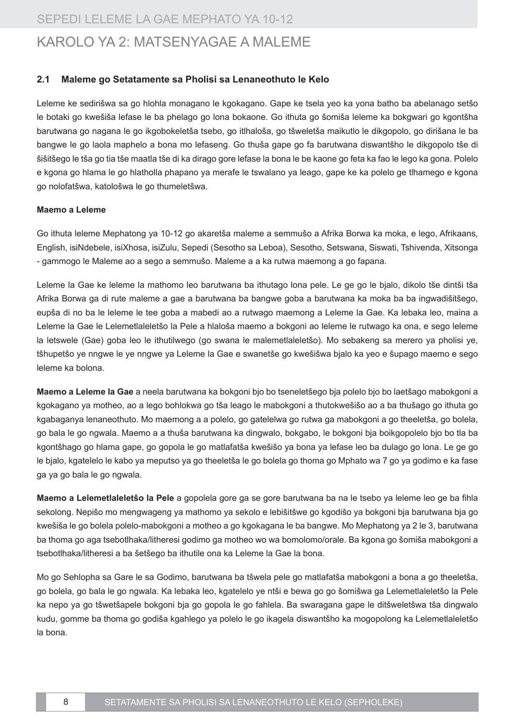# KAROLO YA 2: MATSENYAGAE A MALEME

## 2.1 Maleme go Setatamente sa Pholisi sa Lenaneothuto le Kelo

Leleme ke sedirišwa sa go hlohla monagano le kgokagano. Gape ke tsela yeo ka yona batho ba abelanago setšo le botaki go kwešiša lefase le ba phelago go lona bokaone. Go ithuta go šomiša leleme ka bokgwari go kgontšha barutwana go nagana le go ikgobokeletša tsebo, go itlhaloša, go tšweletša maikutlo le dikgopolo, go dirišana le ba bangwe le go laola maphelo a bona mo lefaseng. Go thuša gape go fa barutwana diswantšho le dikgopolo tše di šišitšego le tša go tia tše maatla tše di ka dirago gore lefase la bona le be kaone go feta ka fao le lego ka gona. Polelo e kgona go hlama le go hlatholla phapano ya merafe le tswalano ya leago, gape ke ka polelo ge tlhamego e kgona go nolofatšwa, katološwa le go thumeletšwa.

**Maemo a Leleme**

Go ithuta leleme Mephatong ya 10-12 go akaretša maleme a semmušo a Afrika Borwa ka moka, e lego, Afrikaans, English, isiNdebele, isiXhosa, isiZulu, Sepedi (Sesotho sa Leboa), Sesotho, Setswana, Siswati, Tshivenda, Xitsonga - gammogo le Maleme ao a sego a semmušo. Maleme a a ka rutwa maemong a go fapana.

Leleme la Gae ke leleme la mathomo leo barutwana ba ithutago lona pele. Le ge go le bjalo, dikolo tše dintši tša Afrika Borwa ga di rute maleme a gae a barutwana ba bangwe goba a barutwana ka moka ba ba ingwadišitšego, eupša di no ba le leleme le tee goba a mabedi ao a rutwago maemong a Leleme la Gae. Ka lebaka leo, maina a Leleme la Gae le Lelemetlaleletšo la Pele a hlaloša maemo a bokgoni ao leleme le rutwago ka ona, e sego leleme la letswele (Gae) goba leo le ithutilwego (go swana le malemetlaleletšo). Mo sebakeng sa merero ya pholisi ye, tšhupetšo ye nngwe le ye nngwe ya Leleme la Gae e swanetše go kwešišwa bjalo ka yeo e šupago maemo e sego leleme ka bolona.

**Maemo a Leleme la Gae** a neela barutwana ka bokgoni bjo bo tseneletšego bja polelo bjo bo laetšago mabokgoni a kgokagano ya motheo, ao a lego bohlokwa go tša leago le mabokgoni a thutokwešišo ao a ba thušago go ithuta go kgabaganya lenaneothuto. Mo maemong a a polelo, go gatelelwa go rutwa ga mabokgoni a go theeletša, go bolela, go bala le go ngwala. Maemo a a thuša barutwana ka dingwalo, bokgabo, le bokgoni bja boikgopolelo bjo bo tla ba kgontšhago go hlama gape, go gopola le go matlafatša kwešišo ya bona ya lefase leo ba dulago go lona. Le ge go le bjalo, kgatelelo le kabo ya meputso ya go theeletša le go bolela go thoma go Mphato wa 7 go ya godimo e ka fase ga ya go bala le go ngwala.

**Maemo a Lelemetlaleletšo la Pele** a gopolela gore ga se gore barutwana ba na le tsebo ya leleme leo ge ba fihla sekolong. Nepišo mo mengwageng ya mathomo ya sekolo e lebišitšwe go kgodišo ya bokgoni bja barutwana bja go kwešiša le go bolela polelo-mabokgoni a motheo a go kgokagana le ba bangwe. Mo Mephatong ya 2 le 3, barutwana ba thoma go aga tsebotlhaka/litheresi godimo ga motheo wo wa bomolomo/orale. Ba kgona go šomiša mabokgoni a tsebotlhaka/litheresi a ba šetšego ba ithutile ona ka Leleme la Gae la bona.

Mo go Sehlopha sa Gare le sa Godimo, barutwana ba tšwela pele go matlafatša mabokgoni a bona a go theeletša, go bolela, go bala le go ngwala. Ka lebaka leo, kgatelelo ye ntši e bewa go go šomišwa ga Lelemetlaleletšo la Pele ka nepo ya go tšwetšapele bokgoni bja go gopola le go fahlela. Ba swaragana gape le ditšweletšwa tša dingwalo kudu, gomme ba thoma go godiša kgahlego ya polelo le go ikagela diswantšho ka mogopolong ka Lelemetlaleletšo la bona.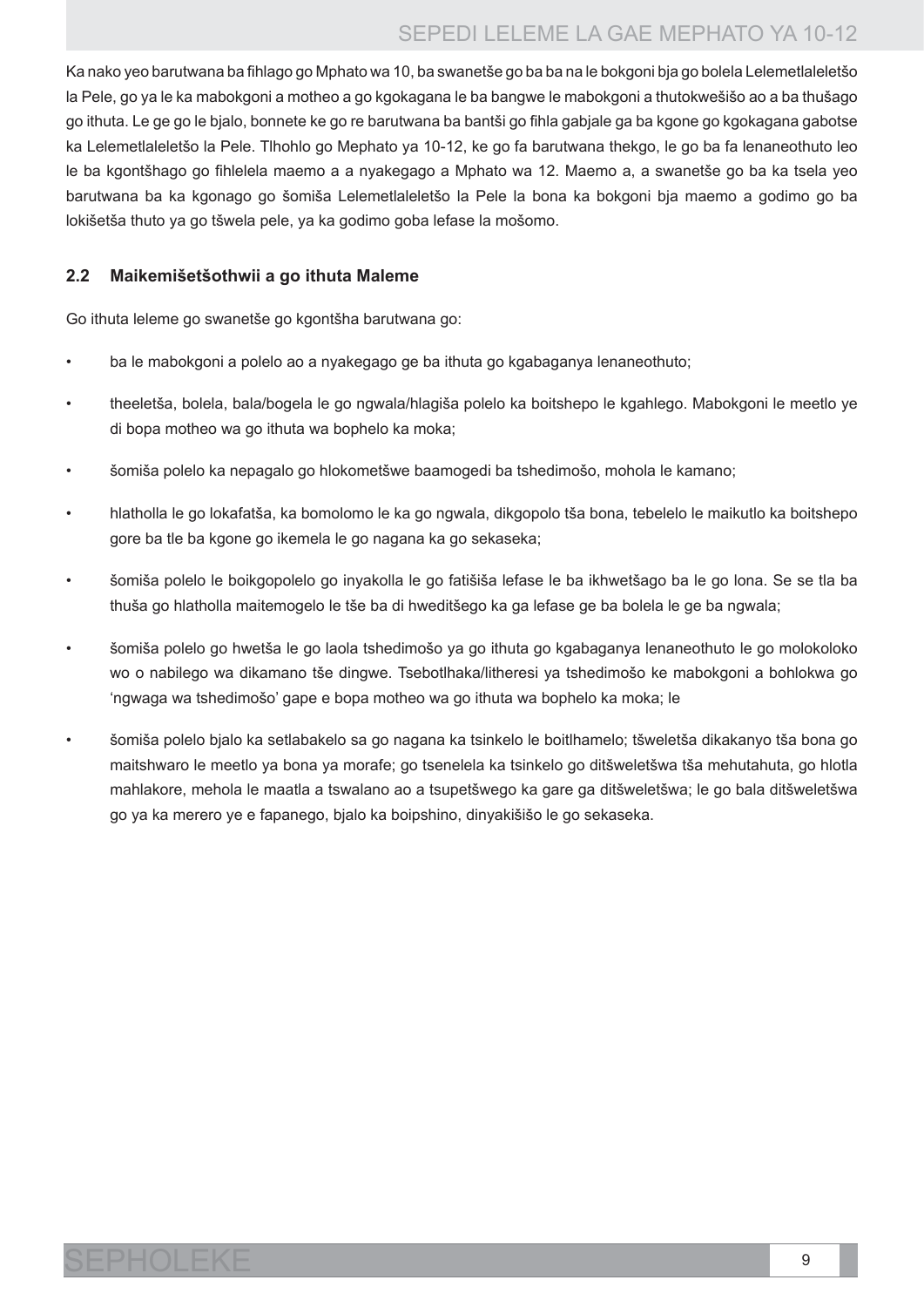Ka nako yeo barutwana ba fihlago go Mphato wa 10, ba swanetše go ba ba na le bokgoni bja go bolela Lelemetlaleletšo la Pele, go ya le ka mabokgoni a motheo a go kgokagana le ba bangwe le mabokgoni a thutokwešišo ao a ba thušago go ithuta. Le ge go le bjalo, bonnete ke go re barutwana ba bantši go fihla gabjale ga ba kgone go kgokagana gabotse ka Lelemetlaleletšo la Pele. Tlhohlo go Mephato ya 10-12, ke go fa barutwana thekgo, le go ba fa lenaneothuto leo le ba kgontšhago go fihlelela maemo a a nyakegago a Mphato wa 12. Maemo a, a swanetše go ba ka tsela yeo barutwana ba ka kgonago go šomiša Lelemetlaleletšo la Pele la bona ka bokgoni bja maemo a godimo go ba lokišetša thuto ya go tšwela pele, ya ka godimo goba lefase la mošomo.

## 2.2 Maikemišetšothwii a go ithuta Maleme

Go ithuta leleme go swanetše go kgontšha barutwana go:

- ba le mabokgoni a polelo ao a nyakegago ge ba ithuta go kgabaganya lenaneothuto;
- theeletša, bolela, bala/bogela le go ngwala/hlagiša polelo ka boitshepo le kgahlego. Mabokgoni le meetlo ye di bopa motheo wa go ithuta wa bophelo ka moka;
- šomiša polelo ka nepagalo go hlokometšwe baamogedi ba tshedimošo, mohola le kamano;
- hlatholla le go lokafatša, ka bomolomo le ka go ngwala, dikgopolo tša bona, tebelelo le maikutlo ka boitshepo gore ba tle ba kgone go ikemela le go nagana ka go sekaseka;
- šomiša polelo le boikgopolelo go inyakolla le go fatišiša lefase le ba ikhwetšago ba le go lona. Se se tla ba thuša go hlatholla maitemogelo le tše ba di hweditšego ka ga lefase ge ba bolela le ge ba ngwala;
- šomiša polelo go hwetša le go laola tshedimošo ya go ithuta go kgabaganya lenaneothuto le go molokoloko wo o nabilego wa dikamano tše dingwe. Tsebotlhaka/litheresi ya tshedimošo ke mabokgoni a bohlokwa go 'ngwaga wa tshedimošo' gape e bopa motheo wa go ithuta wa bophelo ka moka; le
- šomiša polelo bjalo ka setlabakelo sa go nagana ka tsinkelo le boitlhamelo; tšweletša dikakanyo tša bona go maitshwaro le meetlo ya bona ya morafe; go tsenelela ka tsinkelo go ditšweletšwa tša mehutahuta, go hlotla mahlakore, mehola le maatla a tswalano ao a tsupetšwego ka gare ga ditšweletšwa; le go bala ditšweletšwa go ya ka merero ye e fapanego, bjalo ka boipshino, dinyakišišo le go sekaseka.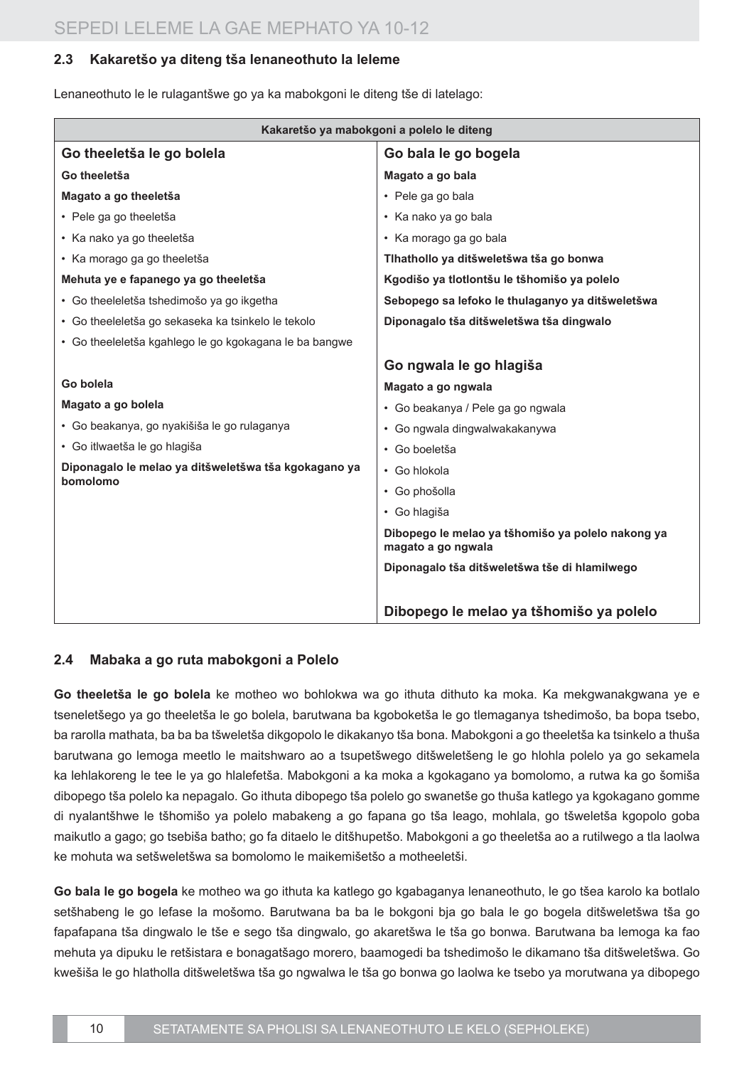### 2.3 Kakaretšo ya diteng tša lenaneothuto la leleme

Lenaneothuto le le rulagantšwe go ya ka mabokgoni le diteng tše di latelago:

| Kakaretšo ya mabokgoni a polelo le diteng | |
|---|---|
| **Go theeletša le go bolela**<br>**Go theeletša**<br>**Magato a go theeletša**<br>• Pele ga go theeletša<br>• Ka nako ya go theeletša<br>• Ka morago ga go theeletša<br>**Mehuta ye e fapanego ya go theeletša**<br>• Go theeleletša tshedimošo ya go ikgetha<br>• Go theeleletša go sekaseka ka tsinkelo le tekolo<br>• Go theeleletša kgahlego le go kgokagana le ba bangwe<br><br>**Go bolela**<br>**Magato a go bolela**<br>• Go beakanya, go nyakišiša le go rulaganya<br>• Go itlwaetša le go hlagiša<br>**Diponagalo le melao ya ditšweletšwa tša kgokagano ya bomolomo** | **Go bala le go bogela**<br>**Magato a go bala**<br>• Pele ga go bala<br>• Ka nako ya go bala<br>• Ka morago ga go bala<br>**Tlhathollo ya ditšweletšwa tša go bonwa**<br>**Kgodišo ya tlotlontšu le tšhomišo ya polelo**<br>**Sebopego sa lefoko le thulaganyo ya ditšweletšwa**<br>**Diponagalo tša ditšweletšwa tša dingwalo**<br><br>**Go ngwala le go hlagiša**<br>**Magato a go ngwala**<br>• Go beakanya / Pele ga go ngwala<br>• Go ngwala dingwalwakakanywa<br>• Go boeletša<br>• Go hlokola<br>• Go phošolla<br>• Go hlagiša<br>**Dibopego le melao ya tšhomišo ya polelo nakong ya magato a go ngwala**<br>**Diponagalo tša ditšweletšwa tše di hlamilwego**<br><br>**Dibopego le melao ya tšhomišo ya polelo** |

### 2.4 Mabaka a go ruta mabokgoni a Polelo

**Go theeletša le go bolela** ke motheo wo bohlokwa wa go ithuta dithuto ka moka. Ka mekgwanakgwana ye e tseneletšego ya go theeletša le go bolela, barutwana ba kgoboketša le go tlemaganya tshedimošo, ba bopa tsebo, ba rarolla mathata, ba ba ba tšweletša dikgopolo le dikakanyo tša bona. Mabokgoni a go theeletša ka tsinkelo a thuša barutwana go lemoga meetlo le maitshwaro ao a tsupetšwego ditšweletšeng le go hlohla polelo ya go sekamela ka lehlakoreng le tee le ya go hlalefetša. Mabokgoni a ka moka a kgokagano ya bomolomo, a rutwa ka go šomiša dibopego tša polelo ka nepagalo. Go ithuta dibopego tša polelo go swanetše go thuša katlego ya kgokagano gomme di nyalantšhwe le tšhomišo ya polelo mabakeng a go fapana go tša leago, mohlala, go tšweletša kgopolo goba maikutlo a gago; go tsebiša batho; go fa ditaelo le ditšhupetšo. Mabokgoni a go theeletša ao a rutilwego a tla laolwa ke mohuta wa setšweletšwa sa bomolomo le maikemišetšo a motheeletši.

**Go bala le go bogela** ke motheo wa go ithuta ka katlego go kgabaganya lenaneothuto, le go tšea karolo ka botlalo setšhabeng le go lefase la mošomo. Barutwana ba ba le bokgoni bja go bala le go bogela ditšweletšwa tša go fapafapana tša dingwalo le tše e sego tša dingwalo, go akaretšwa le tša go bonwa. Barutwana ba lemoga ka fao mehuta ya dipuku le retšistara e bonagatšago morero, baamogedi ba tshedimošo le dikamano tša ditšweletšwa. Go kwešiša le go hlatholla ditšweletšwa tša go ngwalwa le tša go bonwa go laolwa ke tsebo ya morutwana ya dibopego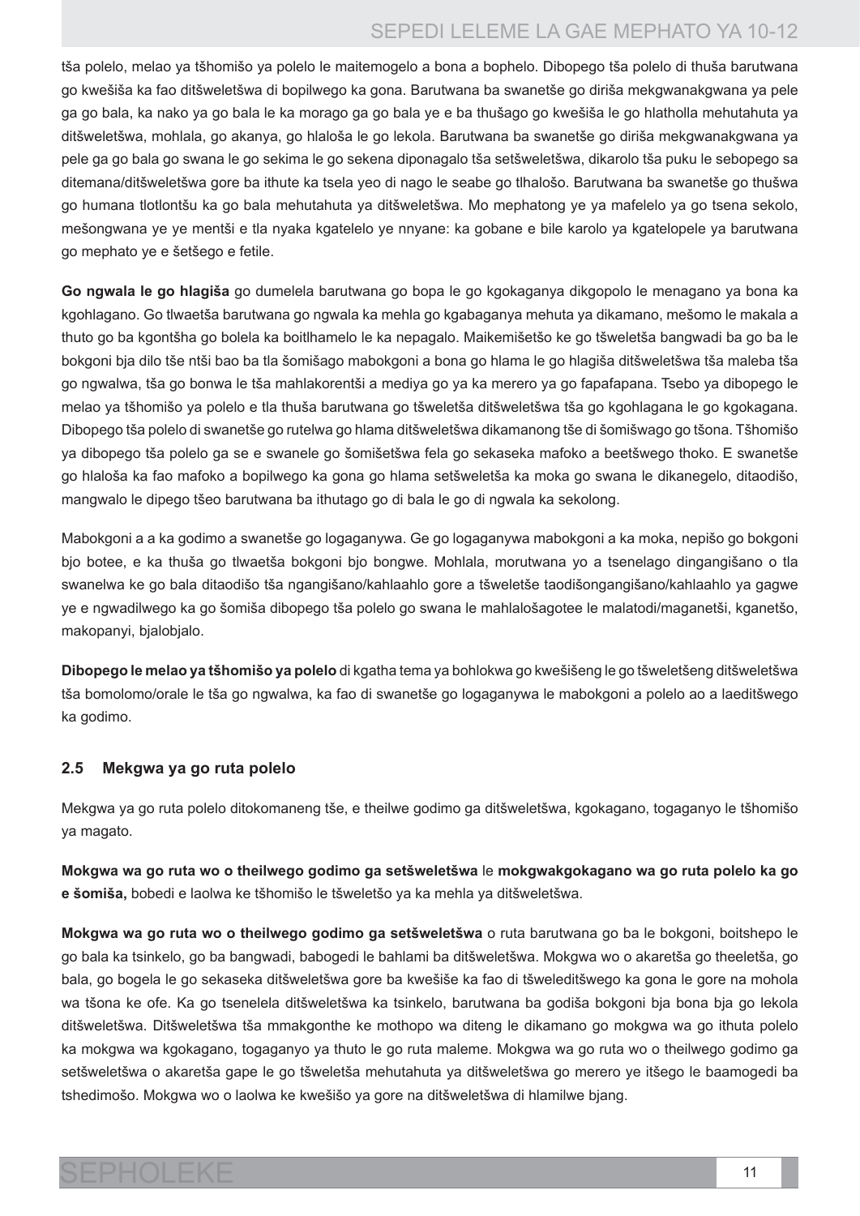tša polelo, melao ya tšhomišo ya polelo le maitemogelo a bona a bophelo. Dibopego tša polelo di thuša barutwana go kwešiša ka fao ditšweletšwa di bopilwego ka gona. Barutwana ba swanetše go diriša mekgwanakgwana ya pele ga go bala, ka nako ya go bala le ka morago ga go bala ye e ba thušago go kwešiša le go hlatholla mehutahuta ya ditšweletšwa, mohlala, go akanya, go hlaloša le go lekola. Barutwana ba swanetše go diriša mekgwanakgwana ya pele ga go bala go swana le go sekima le go sekena diponagalo tša setšweletšwa, dikarolo tša puku le sebopego sa ditemana/ditšweletšwa gore ba ithute ka tsela yeo di nago le seabe go tlhalošo. Barutwana ba swanetše go thušwa go humana tlotlontšu ka go bala mehutahuta ya ditšweletšwa. Mo mephatong ye ya mafelelo ya go tsena sekolo, mešongwana ye ye mentši e tla nyaka kgatelelo ye nnyane: ka gobane e bile karolo ya kgatelopele ya barutwana go mephato ye e šetšego e fetile.

**Go ngwala le go hlagiša** go dumelela barutwana go bopa le go kgokaganya dikgopolo le menagano ya bona ka kgohlagano. Go tlwaetša barutwana go ngwala ka mehla go kgabaganya mehuta ya dikamano, mešomo le makala a thuto go ba kgontšha go bolela ka boitlhamelo le ka nepagalo. Maikemišetšo ke go tšweletša bangwadi ba go ba le bokgoni bja dilo tše ntši bao ba tla šomišago mabokgoni a bona go hlama le go hlagiša ditšweletšwa tša maleba tša go ngwalwa, tša go bonwa le tša mahlakorentši a mediya go ya ka merero ya go fapafapana. Tsebo ya dibopego le melao ya tšhomišo ya polelo e tla thuša barutwana go tšweletša ditšweletšwa tša go kgohlagana le go kgokagana. Dibopego tša polelo di swanetše go rutelwa go hlama ditšweletšwa dikamanong tše di šomišwago go tšona. Tšhomišo ya dibopego tša polelo ga se e swanele go šomišetšwa fela go sekaseka mafoko a beetšwego thoko. E swanetše go hlaloša ka fao mafoko a bopilwego ka gona go hlama setšweletša ka moka go swana le dikanegelo, ditaodišo, mangwalo le dipego tšeo barutwana ba ithutago go di bala le go di ngwala ka sekolong.

Mabokgoni a a ka godimo a swanetše go logaganywa. Ge go logaganywa mabokgoni a ka moka, nepišo go bokgoni bjo botee, e ka thuša go tlwaetša bokgoni bjo bongwe. Mohlala, morutwana yo a tsenelago dingangišano o tla swanelwa ke go bala ditaodišo tša ngangišano/kahlaahlo gore a tšweletše taodišongangišano/kahlaahlo ya gagwe ye e ngwadilwego ka go šomiša dibopego tša polelo go swana le mahlalošagotee le malatodi/maganetši, kganetšo, makopanyi, bjalobjalo.

**Dibopego le melao ya tšhomišo ya polelo** di kgatha tema ya bohlokwa go kwešišeng le go tšweletšeng ditšweletšwa tša bomolomo/orale le tša go ngwalwa, ka fao di swanetše go logaganywa le mabokgoni a polelo ao a laeditšwego ka godimo.

## 2.5 Mekgwa ya go ruta polelo

Mekgwa ya go ruta polelo ditokomaneng tše, e theilwe godimo ga ditšweletšwa, kgokagano, togaganyo le tšhomišo ya magato.

**Mokgwa wa go ruta wo o theilwego godimo ga setšweletšwa** le **mokgwakgokagano wa go ruta polelo ka go e šomiša,** bobedi e laolwa ke tšhomišo le tšweletšo ya ka mehla ya ditšweletšwa.

**Mokgwa wa go ruta wo o theilwego godimo ga setšweletšwa** o ruta barutwana go ba le bokgoni, boitshepo le go bala ka tsinkelo, go ba bangwadi, babogedi le bahlami ba ditšweletšwa. Mokgwa wo o akaretša go theeletša, go bala, go bogela le go sekaseka ditšweletšwa gore ba kwešiše ka fao di tšweleditšwego ka gona le gore na mohola wa tšona ke ofe. Ka go tsenelela ditšweletšwa ka tsinkelo, barutwana ba godiša bokgoni bja bona bja go lekola ditšweletšwa. Ditšweletšwa tša mmakgonthe ke mothopo wa diteng le dikamano go mokgwa wa go ithuta polelo ka mokgwa wa kgokagano, togaganyo ya thuto le go ruta maleme. Mokgwa wa go ruta wo o theilwego godimo ga setšweletšwa o akaretša gape le go tšweletša mehutahuta ya ditšweletšwa go merero ye itšego le baamogedi ba tshedimošo. Mokgwa wo o laolwa ke kwešišo ya gore na ditšweletšwa di hlamilwe bjang.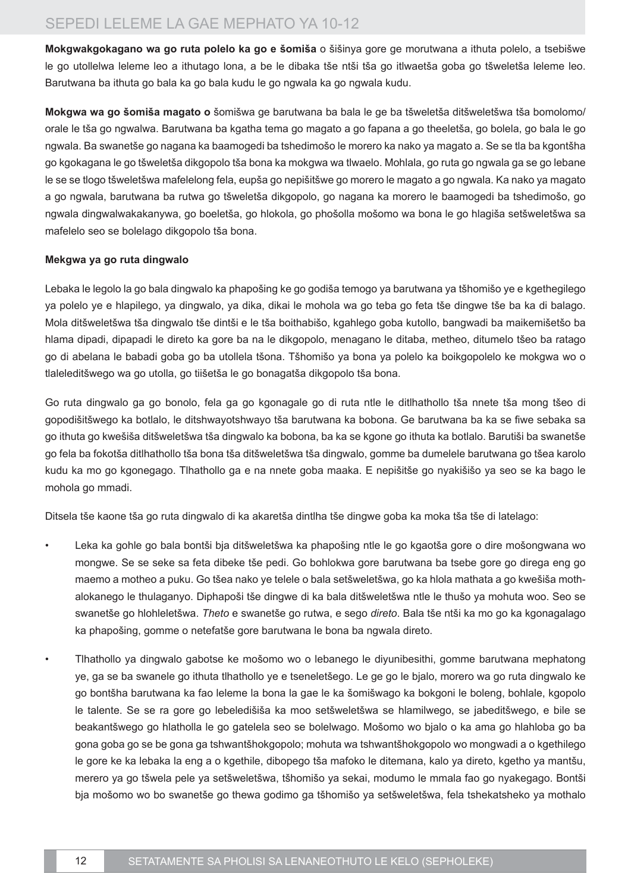**Mokgwakgokagano wa go ruta polelo ka go e šomiša** o šišinya gore ge morutwana a ithuta polelo, a tsebišwe le go utollelwa leleme leo a ithutago lona, a be le dibaka tše ntši tša go itlwaetša goba go tšweletša leleme leo. Barutwana ba ithuta go bala ka go bala kudu le go ngwala ka go ngwala kudu.

**Mokgwa wa go šomiša magato o** šomišwa ge barutwana ba bala le ge ba tšweletša ditšweletšwa tša bomolomo/ orale le tša go ngwalwa. Barutwana ba kgatha tema go magato a go fapana a go theeletša, go bolela, go bala le go ngwala. Ba swanetše go nagana ka baamogedi ba tshedimošo le morero ka nako ya magato a. Se se tla ba kgontšha go kgokagana le go tšweletša dikgopolo tša bona ka mokgwa wa tlwaelo. Mohlala, go ruta go ngwala ga se go lebane le se se tlogo tšweletšwa mafelelong fela, eupša go nepišitšwe go morero le magato a go ngwala. Ka nako ya magato a go ngwala, barutwana ba rutwa go tšweletša dikgopolo, go nagana ka morero le baamogedi ba tshedimošo, go ngwala dingwalwakakanywa, go boeletša, go hlokola, go phošolla mošomo wa bona le go hlagiša setšweletšwa sa mafelelo seo se bolelago dikgopolo tša bona.

**Mekgwa ya go ruta dingwalo**

Lebaka le legolo la go bala dingwalo ka phapošing ke go godiša temogo ya barutwana ya tšhomišo ye e kgethegilego ya polelo ye e hlapilego, ya dingwalo, ya dika, dikai le mohola wa go teba go feta tše dingwe tše ba ka di balago. Mola ditšweletšwa tša dingwalo tše dintši e le tša boithabišo, kgahlego goba kutollo, bangwadi ba maikemišetšo ba hlama dipadi, dipapadi le direto ka gore ba na le dikgopolo, menagano le ditaba, metheo, ditumelo tšeo ba ratago go di abelana le babadi goba go ba utollela tšona. Tšhomišo ya bona ya polelo ka boikgopolelo ke mokgwa wo o tlaleleditšwego wa go utolla, go tiišetša le go bonagatša dikgopolo tša bona.

Go ruta dingwalo ga go bonolo, fela ga go kgonagale go di ruta ntle le ditlhathollo tša nnete tša mong tšeo di gopodišitšwego ka botlalo, le ditshwayotshwayo tša barutwana ka bobona. Ge barutwana ba ka se fiwe sebaka sa go ithuta go kwešiša ditšweletšwa tša dingwalo ka bobona, ba ka se kgone go ithuta ka botlalo. Barutiši ba swanetše go fela ba fokotša ditlhathollo tša bona tša ditšweletšwa tša dingwalo, gomme ba dumelele barutwana go tšea karolo kudu ka mo go kgonegago. Tlhathollo ga e na nnete goba maaka. E nepišitše go nyakišišo ya seo se ka bago le mohola go mmadi.

Ditsela tše kaone tša go ruta dingwalo di ka akaretša dintlha tše dingwe goba ka moka tša tše di latelago:

- Leka ka gohle go bala bontši bja ditšweletšwa ka phapošing ntle le go kgaotša gore o dire mošongwana wo mongwe. Se se seke sa feta dibeke tše pedi. Go bohlokwa gore barutwana ba tsebe gore go direga eng go maemo a motheo a puku. Go tšea nako ye telele o bala setšweletšwa, go ka hlola mathata a go kwešiša mothalokanego le thulaganyo. Diphapoši tše dingwe di ka bala ditšweletšwa ntle le thušo ya mohuta woo. Seo se swanetše go hlohleletšwa. *Theto* e swanetše go rutwa, e sego *direto*. Bala tše ntši ka mo go ka kgonagalago ka phapošing, gomme o netefatše gore barutwana le bona ba ngwala direto.
- Tlhathollo ya dingwalo gabotse ke mošomo wo o lebanego le diyunibesithi, gomme barutwana mephatong ye, ga se ba swanele go ithuta tlhathollo ye e tseneletšego. Le ge go le bjalo, morero wa go ruta dingwalo ke go bontšha barutwana ka fao leleme la bona la gae le ka šomišwago ka bokgoni le boleng, bohlale, kgopolo le talente. Se se ra gore go lebeledišiša ka moo setšweletšwa se hlamilwego, se jabeditšwego, e bile se beakantšwego go hlatholla le go gatelela seo se bolelwago. Mošomo wo bjalo o ka ama go hlahloba go ba gona goba go se be gona ga tshwantšhokgopolo; mohuta wa tshwantšhokgopolo wo mongwadi a o kgethilego le gore ke ka lebaka la eng a o kgethile, dibopego tša mafoko le ditemana, kalo ya direto, kgetho ya mantšu, merero ya go tšwela pele ya setšweletšwa, tšhomišo ya sekai, modumo le mmala fao go nyakegago. Bontši bja mošomo wo bo swanetše go thewa godimo ga tšhomišo ya setšweletšwa, fela tshekatsheko ya mothalo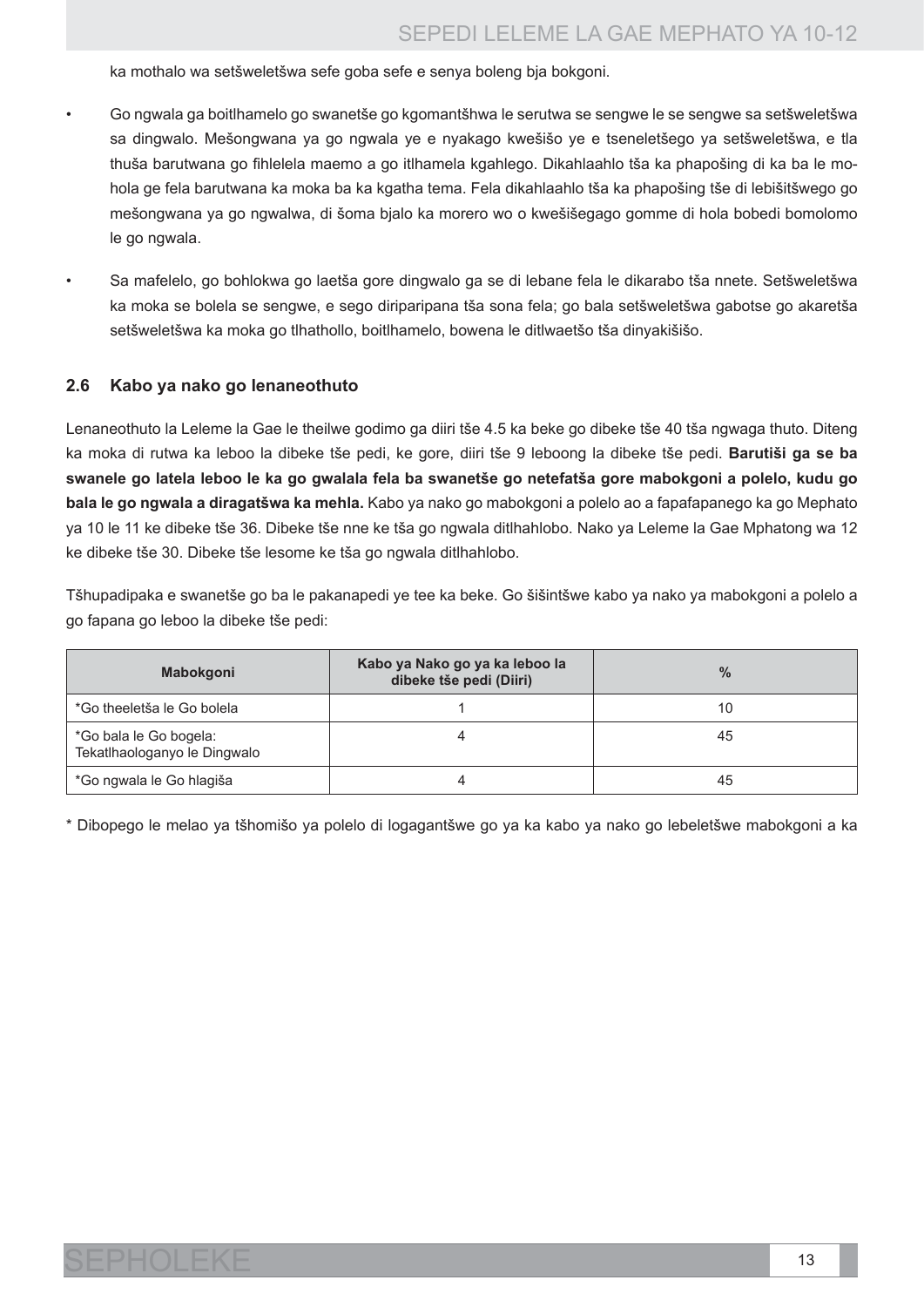ka mothalo wa setšweletšwa sefe goba sefe e senya boleng bja bokgoni.

- Go ngwala ga boitlhamelo go swanetše go kgomantšhwa le serutwa se sengwe le se sengwe sa setšweletšwa sa dingwalo. Mešongwana ya go ngwala ye e nyakago kwešišo ye e tseneletšego ya setšweletšwa, e tla thuša barutwana go fihlelela maemo a go itlhamela kgahlego. Dikahlaahlo tša ka phapošing di ka ba le mohola ge fela barutwana ka moka ba ka kgatha tema. Fela dikahlaahlo tša ka phapošing tše di lebišitšwego go mešongwana ya go ngwalwa, di šoma bjalo ka morero wo o kwešišegago gomme di hola bobedi bomolomo le go ngwala.
- Sa mafelelo, go bohlokwa go laetša gore dingwalo ga se di lebane fela le dikarabo tša nnete. Setšweletšwa ka moka se bolela se sengwe, e sego diriparipana tša sona fela; go bala setšweletšwa gabotse go akaretša setšweletšwa ka moka go tlhathollo, boitlhamelo, bowena le ditlwaetšo tša dinyakišišo.

## 2.6 Kabo ya nako go lenaneothuto

Lenaneothuto la Leleme la Gae le theilwe godimo ga diiri tše 4.5 ka beke go dibeke tše 40 tša ngwaga thuto. Diteng ka moka di rutwa ka leboo la dibeke tše pedi, ke gore, diiri tše 9 leboong la dibeke tše pedi. **Barutiši ga se ba swanele go latela leboo le ka go gwalala fela ba swanetše go netefatša gore mabokgoni a polelo, kudu go bala le go ngwala a diragatšwa ka mehla.** Kabo ya nako go mabokgoni a polelo ao a fapafapanego ka go Mephato ya 10 le 11 ke dibeke tše 36. Dibeke tše nne ke tša go ngwala ditlhahlobo. Nako ya Leleme la Gae Mphatong wa 12 ke dibeke tše 30. Dibeke tše lesome ke tša go ngwala ditlhahlobo.

Tšhupadipaka e swanetše go ba le pakanapedi ye tee ka beke. Go šišintšwe kabo ya nako ya mabokgoni a polelo a go fapana go leboo la dibeke tše pedi:

| Mabokgoni | Kabo ya Nako go ya ka leboo la dibeke tše pedi (Diiri) | % |
|---|---|---|
| *Go theeletša le Go bolela | 1 | 10 |
| *Go bala le Go bogela: Tekatlhaologanyo le Dingwalo | 4 | 45 |
| *Go ngwala le Go hlagiša | 4 | 45 |

* Dibopego le melao ya tšhomišo ya polelo di logagantšwe go ya ka kabo ya nako go lebeletšwe mabokgoni a ka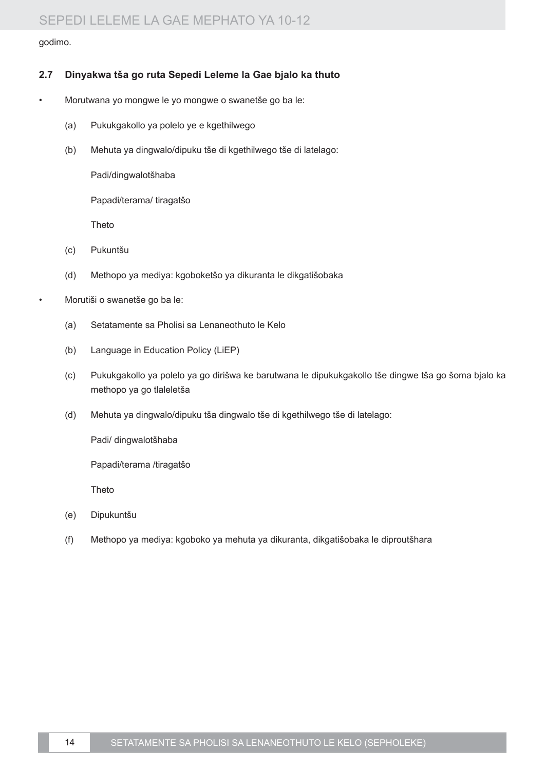godimo.

### 2.7 Dinyakwa tša go ruta Sepedi Leleme la Gae bjalo ka thuto

- Morutwana yo mongwe le yo mongwe o swanetše go ba le:
  - (a) Pukukgakollo ya polelo ye e kgethilwego
  - (b) Mehuta ya dingwalo/dipuku tše di kgethilwego tše di latelago:

    Padi/dingwalotšhaba

    Papadi/terama/ tiragatšo

    Theto
  - (c) Pukuntšu
  - (d) Methopo ya mediya: kgoboketšo ya dikuranta le dikgatišobaka
- Morutiši o swanetše go ba le:
  - (a) Setatamente sa Pholisi sa Lenaneothuto le Kelo
  - (b) Language in Education Policy (LiEP)
  - (c) Pukukgakollo ya polelo ya go dirišwa ke barutwana le dipukukgakollo tše dingwe tša go šoma bjalo ka methopo ya go tlaleletša
  - (d) Mehuta ya dingwalo/dipuku tša dingwalo tše di kgethilwego tše di latelago:

    Padi/ dingwalotšhaba

    Papadi/terama /tiragatšo

    Theto
  - (e) Dipukuntšu
  - (f) Methopo ya mediya: kgoboko ya mehuta ya dikuranta, dikgatišobaka le diproutšhara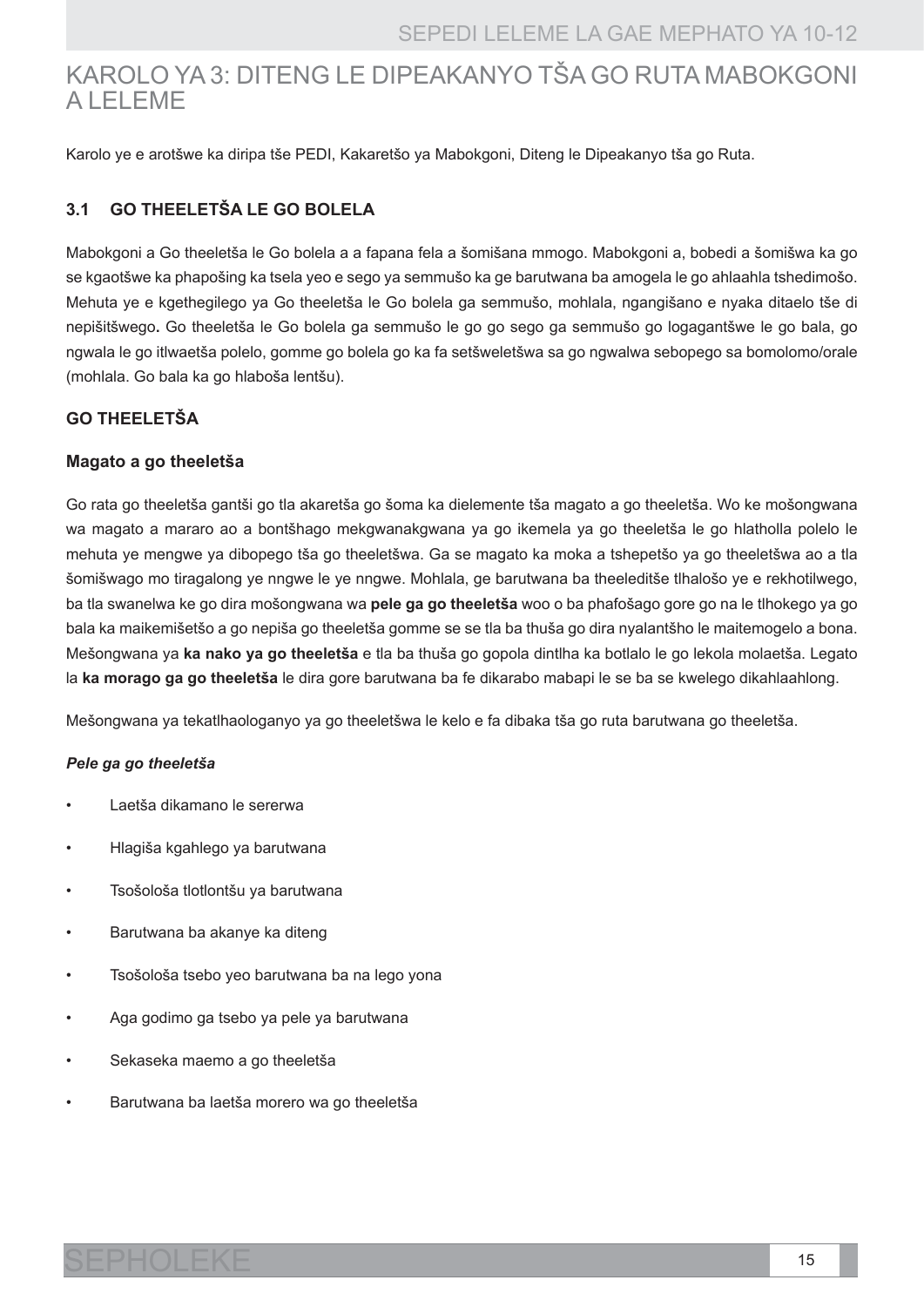# KAROLO YA 3: DITENG LE DIPEAKANYO TŠA GO RUTA MABOKGONI A LELEME

Karolo ye e arotšwe ka diripa tše PEDI, Kakaretšo ya Mabokgoni, Diteng le Dipeakanyo tša go Ruta.

## 3.1 GO THEELETŠA LE GO BOLELA

Mabokgoni a Go theeletša le Go bolela a a fapana fela a šomišana mmogo. Mabokgoni a, bobedi a šomišwa ka go se kgaotšwe ka phapošing ka tsela yeo e sego ya semmušo ka ge barutwana ba amogela le go ahlaahla tshedimošo. Mehuta ye e kgethegilego ya Go theeletša le Go bolela ga semmušo, mohlala, ngangišano e nyaka ditaelo tše di nepišitšwego**.** Go theeletša le Go bolela ga semmušo le go go sego ga semmušo go logagantšwe le go bala, go ngwala le go itlwaetša polelo, gomme go bolela go ka fa setšweletšwa sa go ngwalwa sebopego sa bomolomo/orale (mohlala. Go bala ka go hlaboša lentšu).

### GO THEELETŠA

#### Magato a go theeletša

Go rata go theeletša gantši go tla akaretša go šoma ka dielemente tša magato a go theeletša. Wo ke mošongwana wa magato a mararo ao a bontšhago mekgwanakgwana ya go ikemela ya go theeletša le go hlatholla polelo le mehuta ye mengwe ya dibopego tša go theeletšwa. Ga se magato ka moka a tshepetšo ya go theeletšwa ao a tla šomišwago mo tiragalong ye nngwe le ye nngwe. Mohlala, ge barutwana ba theeleditše tlhalošo ye e rekhotilwego, ba tla swanelwa ke go dira mošongwana wa **pele ga go theeletša** woo o ba phafošago gore go na le tlhokego ya go bala ka maikemišetšo a go nepiša go theeletša gomme se se tla ba thuša go dira nyalantšho le maitemogelo a bona. Mešongwana ya **ka nako ya go theeletša** e tla ba thuša go gopola dintlha ka botlalo le go lekola molaetša. Legato la **ka morago ga go theeletša** le dira gore barutwana ba fe dikarabo mabapi le se ba se kwelego dikahlaahlong.

Mešongwana ya tekatlhaologanyo ya go theeletšwa le kelo e fa dibaka tša go ruta barutwana go theeletša.

***Pele ga go theeletša***

- Laetša dikamano le sererwa
- Hlagiša kgahlego ya barutwana
- Tsošološa tlotlontšu ya barutwana
- Barutwana ba akanye ka diteng
- Tsošološa tsebo yeo barutwana ba na lego yona
- Aga godimo ga tsebo ya pele ya barutwana
- Sekaseka maemo a go theeletša
- Barutwana ba laetša morero wa go theeletša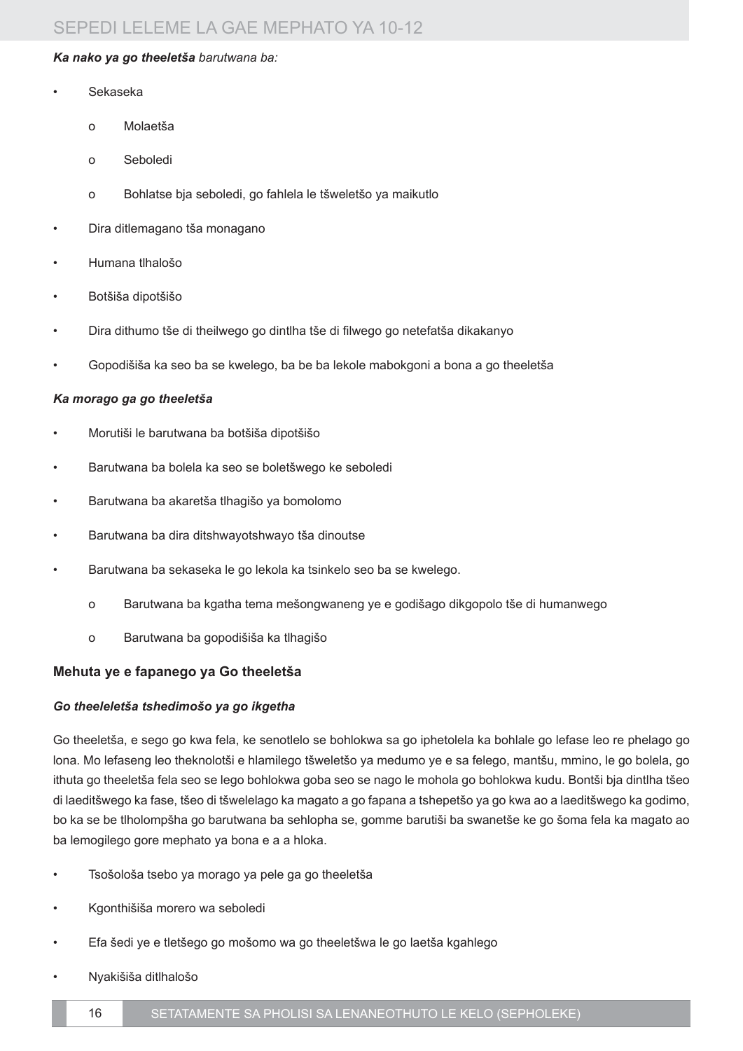***Ka nako ya go theeletša*** *barutwana ba:*

- Sekaseka
  - Molaetša
  - Seboledi
  - Bohlatse bja seboledi, go fahlela le tšweletšo ya maikutlo
- Dira ditlemagano tša monagano
- Humana tlhalošo
- Botšiša dipotšišo
- Dira dithumo tše di theilwego go dintlha tše di filwego go netefatša dikakanyo
- Gopodišiša ka seo ba se kwelego, ba be ba lekole mabokgoni a bona a go theeletša

***Ka morago ga go theeletša***

- Morutiši le barutwana ba botšiša dipotšišo
- Barutwana ba bolela ka seo se boletšwego ke seboledi
- Barutwana ba akaretša tlhagišo ya bomolomo
- Barutwana ba dira ditshwayotshwayo tša dinoutse
- Barutwana ba sekaseka le go lekola ka tsinkelo seo ba se kwelego.
  - Barutwana ba kgatha tema mešongwaneng ye e godišago dikgopolo tše di humanwego
  - Barutwana ba gopodišiša ka tlhagišo

### Mehuta ye e fapanego ya Go theeletša

***Go theeleletša tshedimošo ya go ikgetha***

Go theeletša, e sego go kwa fela, ke senotlelo se bohlokwa sa go iphetolela ka bohlale go lefase leo re phelago go lona. Mo lefaseng leo theknolotši e hlamilego tšweletšo ya medumo ye e sa felego, mantšu, mmino, le go bolela, go ithuta go theeletša fela seo se lego bohlokwa goba seo se nago le mohola go bohlokwa kudu. Bontši bja dintlha tšeo di laeditšwego ka fase, tšeo di tšwelelago ka magato a go fapana a tshepetšo ya go kwa ao a laeditšwego ka godimo, bo ka se be tlholompšha go barutwana ba sehlopha se, gomme barutiši ba swanetše ke go šoma fela ka magato ao ba lemogilego gore mephato ya bona e a a hloka.

- Tsošološa tsebo ya morago ya pele ga go theeletša
- Kgonthišiša morero wa seboledi
- Efa šedi ye e tletšego go mošomo wa go theeletšwa le go laetša kgahlego
- Nyakišiša ditlhalošo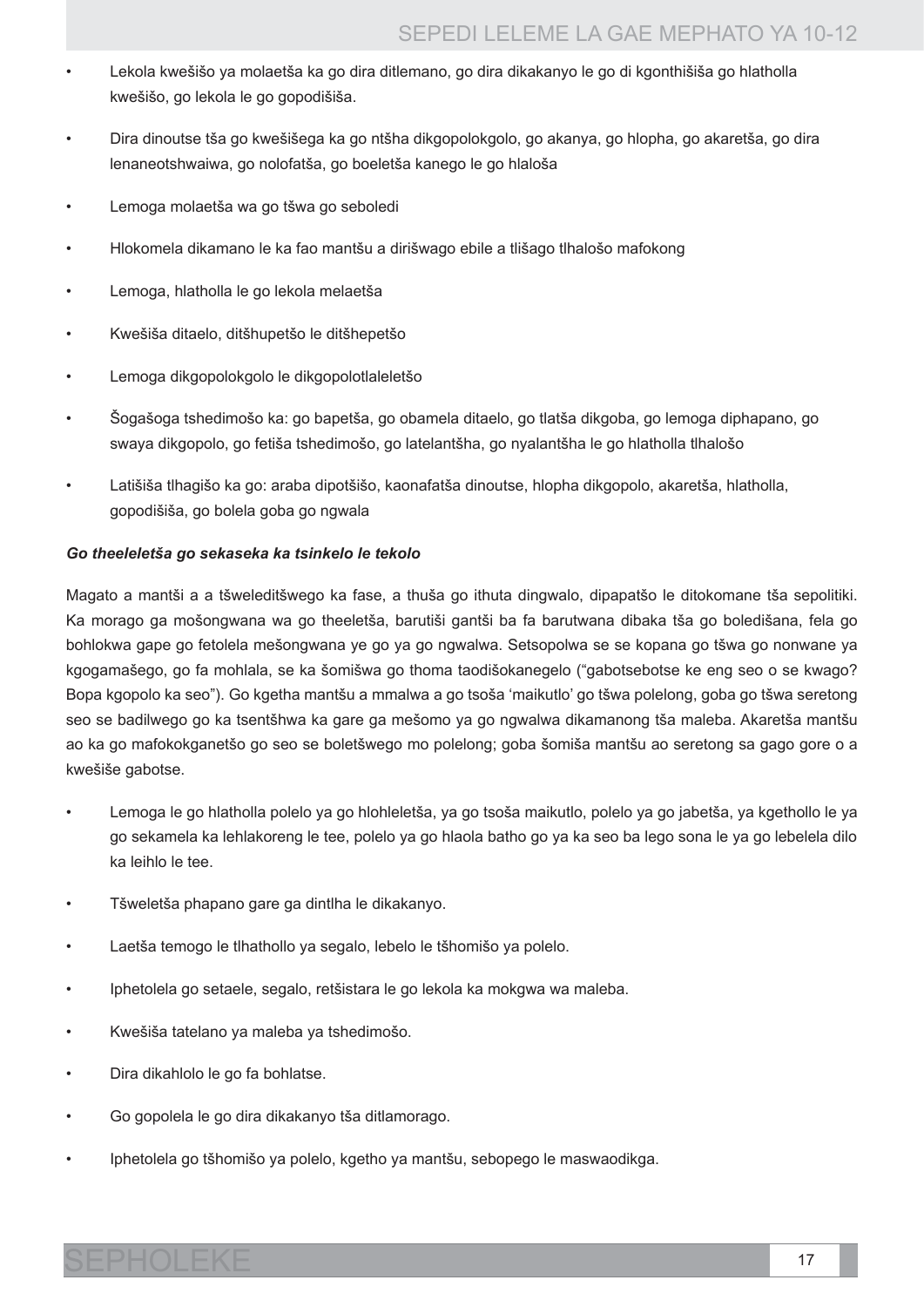- Lekola kwešišo ya molaetša ka go dira ditlemano, go dira dikakanyo le go di kgonthišiša go hlatholla kwešišo, go lekola le go gopodišiša.
- Dira dinoutse tša go kwešišega ka go ntšha dikgopolokgolo, go akanya, go hlopha, go akaretša, go dira lenaneotshwaiwa, go nolofatša, go boeletša kanego le go hlaloša
- Lemoga molaetša wa go tšwa go seboledi
- Hlokomela dikamano le ka fao mantšu a dirišwago ebile a tlišago tlhalošo mafokong
- Lemoga, hlatholla le go lekola melaetša
- Kwešiša ditaelo, ditšhupetšo le ditšhepetšo
- Lemoga dikgopolokgolo le dikgopolotlaleletšo
- Šogašoga tshedimošo ka: go bapetša, go obamela ditaelo, go tlatša dikgoba, go lemoga diphapano, go swaya dikgopolo, go fetiša tshedimošo, go latelantšha, go nyalantšha le go hlatholla tlhalošo
- Latišiša tlhagišo ka go: araba dipotšišo, kaonafatša dinoutse, hlopha dikgopolo, akaretša, hlatholla, gopodišiša, go bolela goba go ngwala

***Go theeleletša go sekaseka ka tsinkelo le tekolo***

Magato a mantši a a tšweleditšwego ka fase, a thuša go ithuta dingwalo, dipapatšo le ditokomane tša sepolitiki. Ka morago ga mošongwana wa go theeletša, barutiši gantši ba fa barutwana dibaka tša go boledišana, fela go bohlokwa gape go fetolela mešongwana ye go ya go ngwalwa. Setsopolwa se se kopana go tšwa go nonwane ya kgogamašego, go fa mohlala, se ka šomišwa go thoma taodišokanegelo ("gabotsebotse ke eng seo o se kwago? Bopa kgopolo ka seo"). Go kgetha mantšu a mmalwa a go tsoša 'maikutlo' go tšwa polelong, goba go tšwa seretong seo se badilwego go ka tsentšhwa ka gare ga mešomo ya go ngwalwa dikamanong tša maleba. Akaretša mantšu ao ka go mafokokganetšo go seo se boletšwego mo polelong; goba šomiša mantšu ao seretong sa gago gore o a kwešiše gabotse.

- Lemoga le go hlatholla polelo ya go hlohleletša, ya go tsoša maikutlo, polelo ya go jabetša, ya kgethollo le ya go sekamela ka lehlakoreng le tee, polelo ya go hlaola batho go ya ka seo ba lego sona le ya go lebelela dilo ka leihlo le tee.
- Tšweletša phapano gare ga dintlha le dikakanyo.
- Laetša temogo le tlhathollo ya segalo, lebelo le tšhomišo ya polelo.
- Iphetolela go setaele, segalo, retšistara le go lekola ka mokgwa wa maleba.
- Kwešiša tatelano ya maleba ya tshedimošo.
- Dira dikahlolo le go fa bohlatse.
- Go gopolela le go dira dikakanyo tša ditlamorago.
- Iphetolela go tšhomišo ya polelo, kgetho ya mantšu, sebopego le maswaodikga.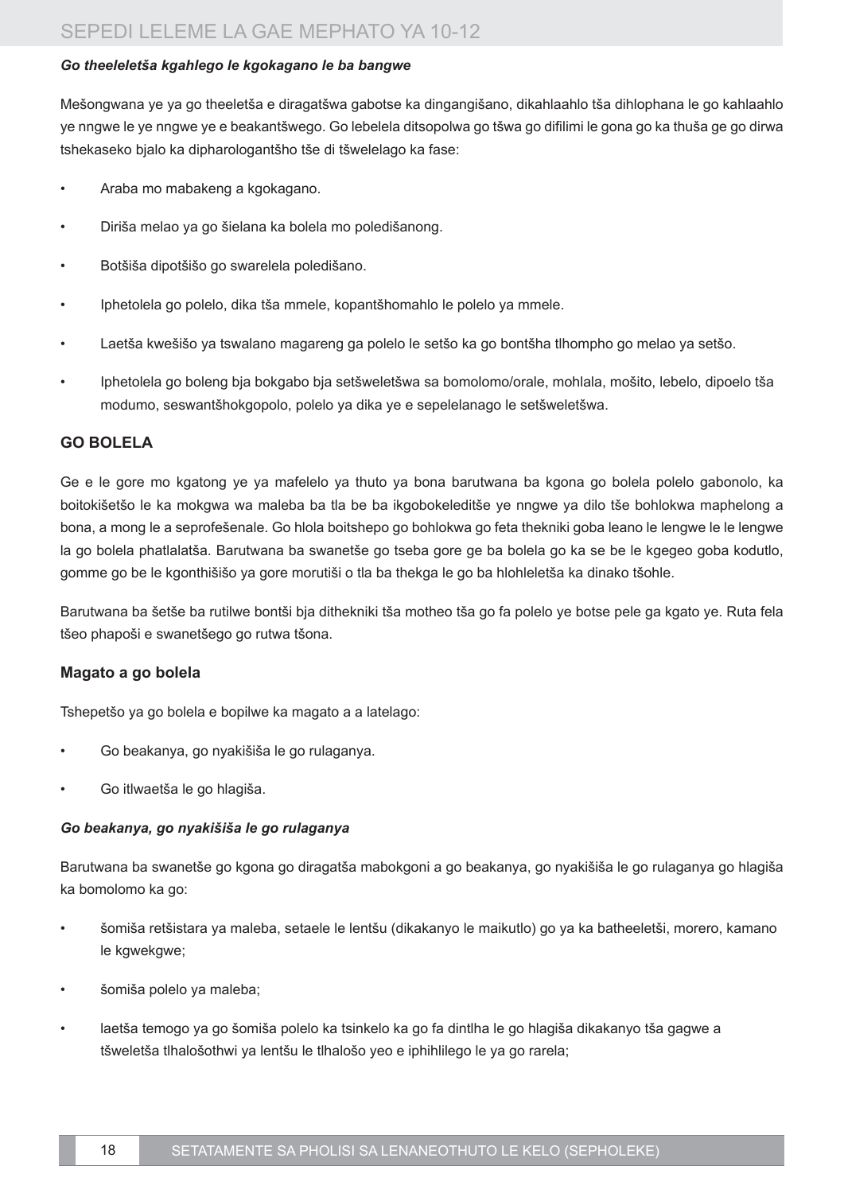***Go theeleletša kgahlego le kgokagano le ba bangwe***

Mešongwana ye ya go theeletša e diragatšwa gabotse ka dingangišano, dikahlaahlo tša dihlophana le go kahlaahlo ye nngwe le ye nngwe ye e beakantšwego. Go lebelela ditsopolwa go tšwa go difilimi le gona go ka thuša ge go dirwa tshekaseko bjalo ka dipharologantšho tše di tšwelelago ka fase:

- Araba mo mabakeng a kgokagano.
- Diriša melao ya go šielana ka bolela mo poledišanong.
- Botšiša dipotšišo go swarelela poledišano.
- Iphetolela go polelo, dika tša mmele, kopantšhomahlo le polelo ya mmele.
- Laetša kwešišo ya tswalano magareng ga polelo le setšo ka go bontšha tlhompho go melao ya setšo.
- Iphetolela go boleng bja bokgabo bja setšweletšwa sa bomolomo/orale, mohlala, mošito, lebelo, dipoelo tša modumo, seswantšhokgopolo, polelo ya dika ye e sepelelanago le setšweletšwa.

### GO BOLELA

Ge e le gore mo kgatong ye ya mafelelo ya thuto ya bona barutwana ba kgona go bolela polelo gabonolo, ka boitokišetšo le ka mokgwa wa maleba ba tla be ba ikgobokeleditše ye nngwe ya dilo tše bohlokwa maphelong a bona, a mong le a seprofešenale. Go hlola boitshepo go bohlokwa go feta thekniki goba leano le lengwe le le lengwe la go bolela phatlalatša. Barutwana ba swanetše go tseba gore ge ba bolela go ka se be le kgegeo goba kodutlo, gomme go be le kgonthišišo ya gore morutiši o tla ba thekga le go ba hlohleletša ka dinako tšohle.

Barutwana ba šetše ba rutilwe bontši bja dithekniki tša motheo tša go fa polelo ye botse pele ga kgato ye. Ruta fela tšeo phapoši e swanetšego go rutwa tšona.

#### Magato a go bolela

Tshepetšo ya go bolela e bopilwe ka magato a a latelago:

- Go beakanya, go nyakišiša le go rulaganya.
- Go itlwaetša le go hlagiša.

***Go beakanya, go nyakišiša le go rulaganya***

Barutwana ba swanetše go kgona go diragatša mabokgoni a go beakanya, go nyakišiša le go rulaganya go hlagiša ka bomolomo ka go:

- šomiša retšistara ya maleba, setaele le lentšu (dikakanyo le maikutlo) go ya ka batheeletši, morero, kamano le kgwekgwe;
- šomiša polelo ya maleba;
- laetša temogo ya go šomiša polelo ka tsinkelo ka go fa dintlha le go hlagiša dikakanyo tša gagwe a tšweletša tlhalošothwi ya lentšu le tlhalošo yeo e iphihlilego le ya go rarela;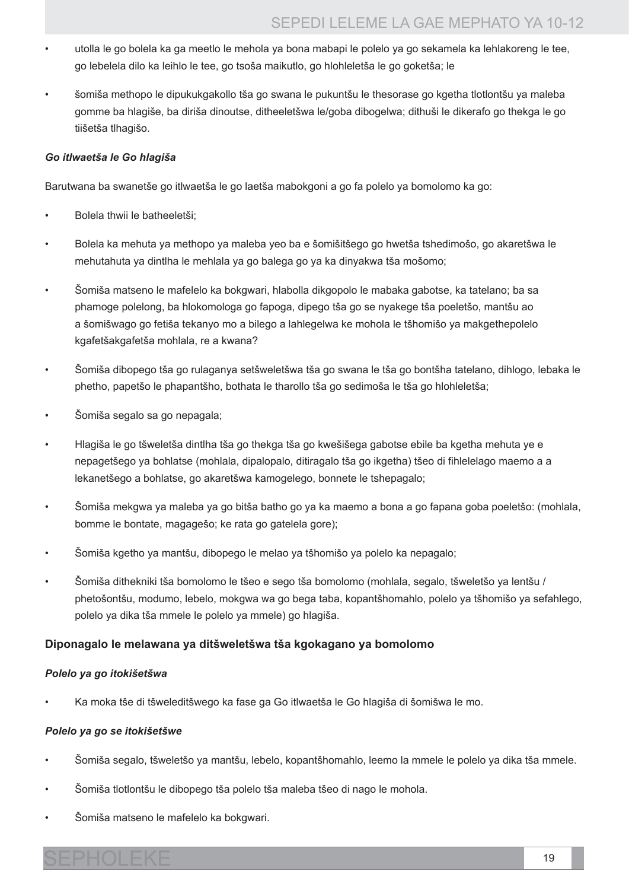- utolla le go bolela ka ga meetlo le mehola ya bona mabapi le polelo ya go sekamela ka lehlakoreng le tee, go lebelela dilo ka leihlo le tee, go tsoša maikutlo, go hlohleletša le go goketša; le

- šomiša methopo le dipukukgakollo tša go swana le pukuntšu le thesorase go kgetha tlotlontšu ya maleba gomme ba hlagiše, ba diriša dinoutse, ditheeletšwa le/goba dibogelwa; dithuši le dikerafo go thekga le go tiišetša tlhagišo.

*Go itlwaetša le Go hlagiša*

Barutwana ba swanetše go itlwaetša le go laetša mabokgoni a go fa polelo ya bomolomo ka go:

- Bolela thwii le batheeletši;
- Bolela ka mehuta ya methopo ya maleba yeo ba e šomišitšego go hwetša tshedimošo, go akaretšwa le mehutahuta ya dintlha le mehlala ya go balega go ya ka dinyakwa tša mošomo;
- Šomiša matseno le mafelelo ka bokgwari, hlabolla dikgopolo le mabaka gabotse, ka tatelano; ba sa phamoge polelong, ba hlokomologa go fapoga, dipego tša go se nyakege tša poeletšo, mantšu ao a šomišwago go fetiša tekanyo mo a bilego a lahlegelwa ke mohola le tšhomišo ya makgethepolelo kgafetšakgafetša mohlala, re a kwana?
- Šomiša dibopego tša go rulaganya setšweletšwa tša go swana le tša go bontšha tatelano, dihlogo, lebaka le phetho, papetšo le phapantšho, bothata le tharollo tša go sedimoša le tša go hlohleletša;
- Šomiša segalo sa go nepagala;
- Hlagiša le go tšweletša dintlha tša go thekga tša go kwešišega gabotse ebile ba kgetha mehuta ye e nepagetšego ya bohlatse (mohlala, dipalopalo, ditiragalo tša go ikgetha) tšeo di fihlelelago maemo a a lekanetšego a bohlatse, go akaretšwa kamogelego, bonnete le tshepagalo;
- Šomiša mekgwa ya maleba ya go bitša batho go ya ka maemo a bona a go fapana goba poeletšo: (mohlala, bomme le bontate, magagešo; ke rata go gatelela gore);
- Šomiša kgetho ya mantšu, dibopego le melao ya tšhomišo ya polelo ka nepagalo;
- Šomiša dithekniki tša bomolomo le tšeo e sego tša bomolomo (mohlala, segalo, tšweletšo ya lentšu / phetošontšu, modumo, lebelo, mokgwa wa go bega taba, kopantšhomahlo, polelo ya tšhomišo ya sefahlego, polelo ya dika tša mmele le polelo ya mmele) go hlagiša.

**Diponagalo le melawana ya ditšweletšwa tša kgokagano ya bomolomo**

***Polelo ya go itokišetšwa***

- Ka moka tše di tšweleditšwego ka fase ga Go itlwaetša le Go hlagiša di šomišwa le mo.

***Polelo ya go se itokišetšwe***

- Šomiša segalo, tšweletšo ya mantšu, lebelo, kopantšhomahlo, leemo la mmele le polelo ya dika tša mmele.
- Šomiša tlotlontšu le dibopego tša polelo tša maleba tšeo di nago le mohola.
- Šomiša matseno le mafelelo ka bokgwari.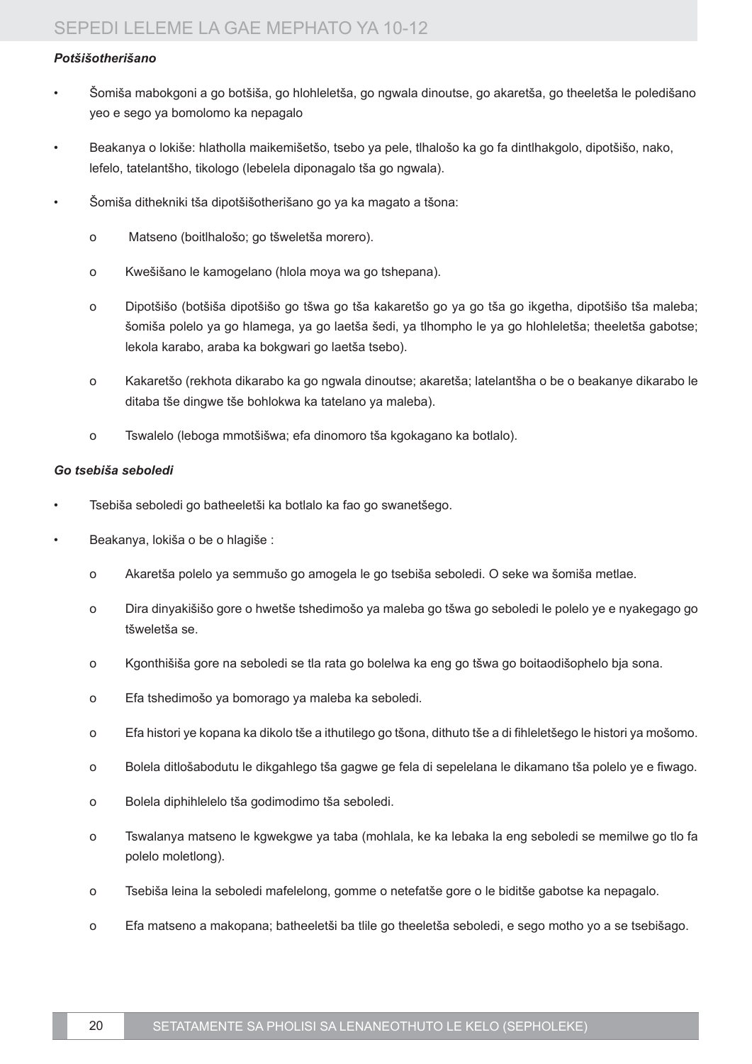***Potšišotherišano***

- Šomiša mabokgoni a go botšiša, go hlohleletša, go ngwala dinoutse, go akaretša, go theeletša le poledišano yeo e sego ya bomolomo ka nepagalo
- Beakanya o lokiše: hlatholla maikemišetšo, tsebo ya pele, tlhalošo ka go fa dintlhakgolo, dipotšišo, nako, lefelo, tatelantšho, tikologo (lebelela diponagalo tša go ngwala).
- Šomiša dithekniki tša dipotšišotherišano go ya ka magato a tšona:
  - Matseno (boitlhalošo; go tšweletša morero).
  - Kwešišano le kamogelano (hlola moya wa go tshepana).
  - Dipotšišo (botšiša dipotšišo go tšwa go tša kakaretšo go ya go tša go ikgetha, dipotšišo tša maleba; šomiša polelo ya go hlamega, ya go laetša šedi, ya tlhompho le ya go hlohleletša; theeletša gabotse; lekola karabo, araba ka bokgwari go laetša tsebo).
  - Kakaretšo (rekhota dikarabo ka go ngwala dinoutse; akaretša; latelantšha o be o beakanye dikarabo le ditaba tše dingwe tše bohlokwa ka tatelano ya maleba).
  - Tswalelo (leboga mmotšišwa; efa dinomoro tša kgokagano ka botlalo).

***Go tsebiša seboledi***

- Tsebiša seboledi go batheeletši ka botlalo ka fao go swanetšego.
- Beakanya, lokiša o be o hlagiše :
  - Akaretša polelo ya semmušo go amogela le go tsebiša seboledi. O seke wa šomiša metlae.
  - Dira dinyakišišo gore o hwetše tshedimošo ya maleba go tšwa go seboledi le polelo ye e nyakegago go tšweletša se.
  - Kgonthišiša gore na seboledi se tla rata go bolelwa ka eng go tšwa go boitaodišophelo bja sona.
  - Efa tshedimošo ya bomorago ya maleba ka seboledi.
  - Efa histori ye kopana ka dikolo tše a ithutilego go tšona, dithuto tše a di fihleletšego le histori ya mošomo.
  - Bolela ditlošabodutu le dikgahlego tša gagwe ge fela di sepelelana le dikamano tša polelo ye e fiwago.
  - Bolela diphihlelelo tša godimodimo tša seboledi.
  - Tswalanya matseno le kgwekgwe ya taba (mohlala, ke ka lebaka la eng seboledi se memilwe go tlo fa polelo moletlong).
  - Tsebiša leina la seboledi mafelelong, gomme o netefatše gore o le biditše gabotse ka nepagalo.
  - Efa matseno a makopana; batheeletši ba tlile go theeletša seboledi, e sego motho yo a se tsebišago.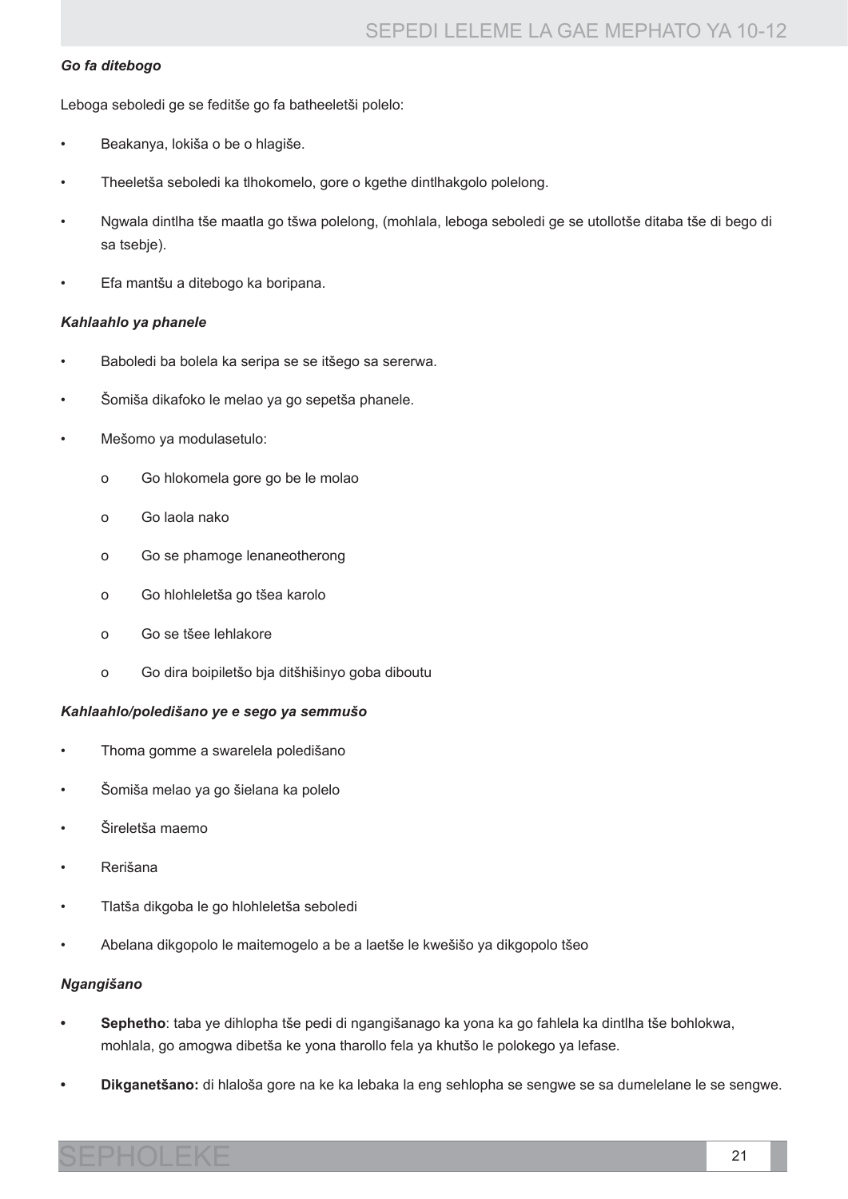#### *Go fa ditebogo*

Leboga seboledi ge se feditše go fa batheeletši polelo:

- Beakanya, lokiša o be o hlagiše.
- Theeletša seboledi ka tlhokomelo, gore o kgethe dintlhakgolo polelong.
- Ngwala dintlha tše maatla go tšwa polelong, (mohlala, leboga seboledi ge se utollotše ditaba tše di bego di sa tsebje).
- Efa mantšu a ditebogo ka boripana.

#### *Kahlaahlo ya phanele*

- Baboledi ba bolela ka seripa se se itšego sa sererwa.
- Šomiša dikafoko le melao ya go sepetša phanele.
- Mešomo ya modulasetulo:
  - o Go hlokomela gore go be le molao
  - o Go laola nako
  - o Go se phamoge lenaneotherong
  - o Go hlohleletša go tšea karolo
  - o Go se tšee lehlakore
  - o Go dira boipiletšo bja ditšhišinyo goba diboutu

#### *Kahlaahlo/poledišano ye e sego ya semmušo*

- Thoma gomme a swarelela poledišano
- Šomiša melao ya go šielana ka polelo
- Šireletša maemo
- Rerišana
- Tlatša dikgoba le go hlohleletša seboledi
- Abelana dikgopolo le maitemogelo a be a laetše le kwešišo ya dikgopolo tšeo

#### *Ngangišano*

- **Sephetho**: taba ye dihlopha tše pedi di ngangišanago ka yona ka go fahlela ka dintlha tše bohlokwa, mohlala, go amogwa dibetša ke yona tharollo fela ya khutšo le polokego ya lefase.
- **Dikganetšano:** di hlaloša gore na ke ka lebaka la eng sehlopha se sengwe se sa dumelelane le se sengwe.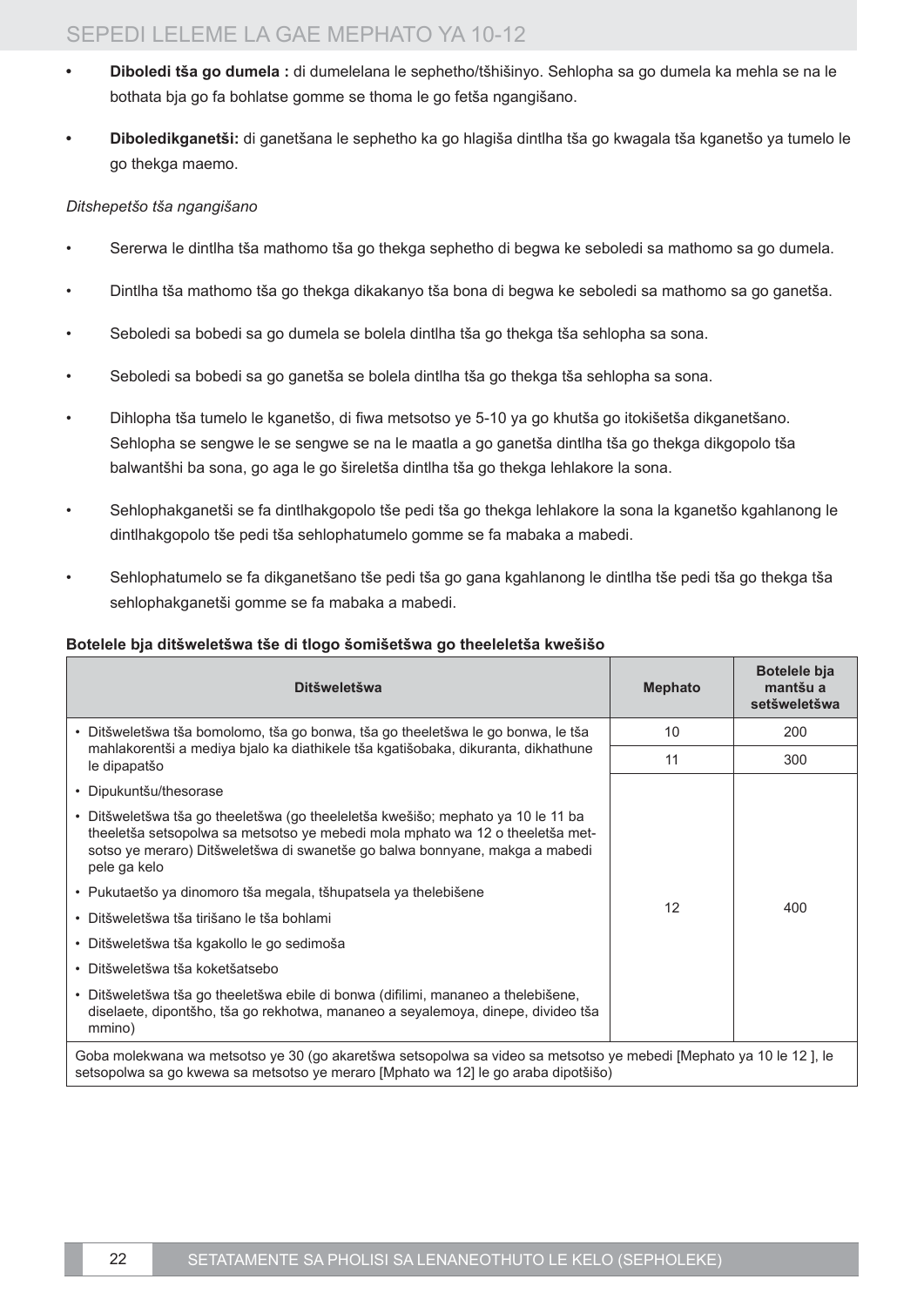- **Diboledi tša go dumela :** di dumelelana le sephetho/tšhišinyo. Sehlopha sa go dumela ka mehla se na le bothata bja go fa bohlatse gomme se thoma le go fetša ngangišano.

- **Diboledikganetši:** di ganetšana le sephetho ka go hlagiša dintlha tša go kwagala tša kganetšo ya tumelo le go thekga maemo.

*Ditshepetšo tša ngangišano*

- Sererwa le dintlha tša mathomo tša go thekga sephetho di begwa ke seboledi sa mathomo sa go dumela.
- Dintlha tša mathomo tša go thekga dikakanyo tša bona di begwa ke seboledi sa mathomo sa go ganetša.
- Seboledi sa bobedi sa go dumela se bolela dintlha tša go thekga tša sehlopha sa sona.
- Seboledi sa bobedi sa go ganetša se bolela dintlha tša go thekga tša sehlopha sa sona.
- Dihlopha tša tumelo le kganetšo, di fiwa metsotso ye 5-10 ya go khutša go itokišetša dikganetšano. Sehlopha se sengwe le se sengwe se na le maatla a go ganetša dintlha tša go thekga dikgopolo tša balwantšhi ba sona, go aga le go šireletša dintlha tša go thekga lehlakore la sona.
- Sehlophakganetši se fa dintlhakgopolo tše pedi tša go thekga lehlakore la sona la kganetšo kgahlanong le dintlhakgopolo tše pedi tša sehlophatumelo gomme se fa mabaka a mabedi.
- Sehlophatumelo se fa dikganetšano tše pedi tša go gana kgahlanong le dintlha tše pedi tša go thekga tša sehlophakganetši gomme se fa mabaka a mabedi.

**Botelele bja ditšweletšwa tše di tlogo šomišetšwa go theeleletša kwešišo**

| Ditšweletšwa | Mephato | Botelele bja mantšu a setšweletšwa |
|---|---|---|
| • Ditšweletšwa tša bomolomo, tša go bonwa, tša go theeletšwa le go bonwa, le tša mahlakorentši a mediya bjalo ka diathikele tša kgatišobaka, dikuranta, dikhathune le dipapatšo | 10 | 200 |
| | 11 | 300 |
| • Dipukuntšu/thesorase<br>• Ditšweletšwa tša go theeletšwa (go theeleletša kwešišo; mephato ya 10 le 11 ba theeletša setsopolwa sa metsotso ye mebedi mola mphato wa 12 o theeletša metsotso ye meraro) Ditšweletšwa di swanetše go balwa bonnyane, makga a mabedi pele ga kelo<br>• Pukutaetšo ya dinomoro tša megala, tšhupatsela ya thelebišene<br>• Ditšweletšwa tša tirišano le tša bohlami<br>• Ditšweletšwa tša kgakollo le go sedimoša<br>• Ditšweletšwa tša koketšatsebo<br>• Ditšweletšwa tša go theeletšwa ebile di bonwa (difilimi, mananeo a thelebišene, diselaete, dipontšho, tša go rekhotwa, mananeo a seyalemoya, dinepe, divideo tša mmino) | 12 | 400 |
| Goba molekwana wa metsotso ye 30 (go akaretšwa setsopolwa sa video sa metsotso ye mebedi [Mephato ya 10 le 12 ], le setsopolwa sa go kwewa sa metsotso ye meraro [Mphato wa 12] le go araba dipotšišo) | | |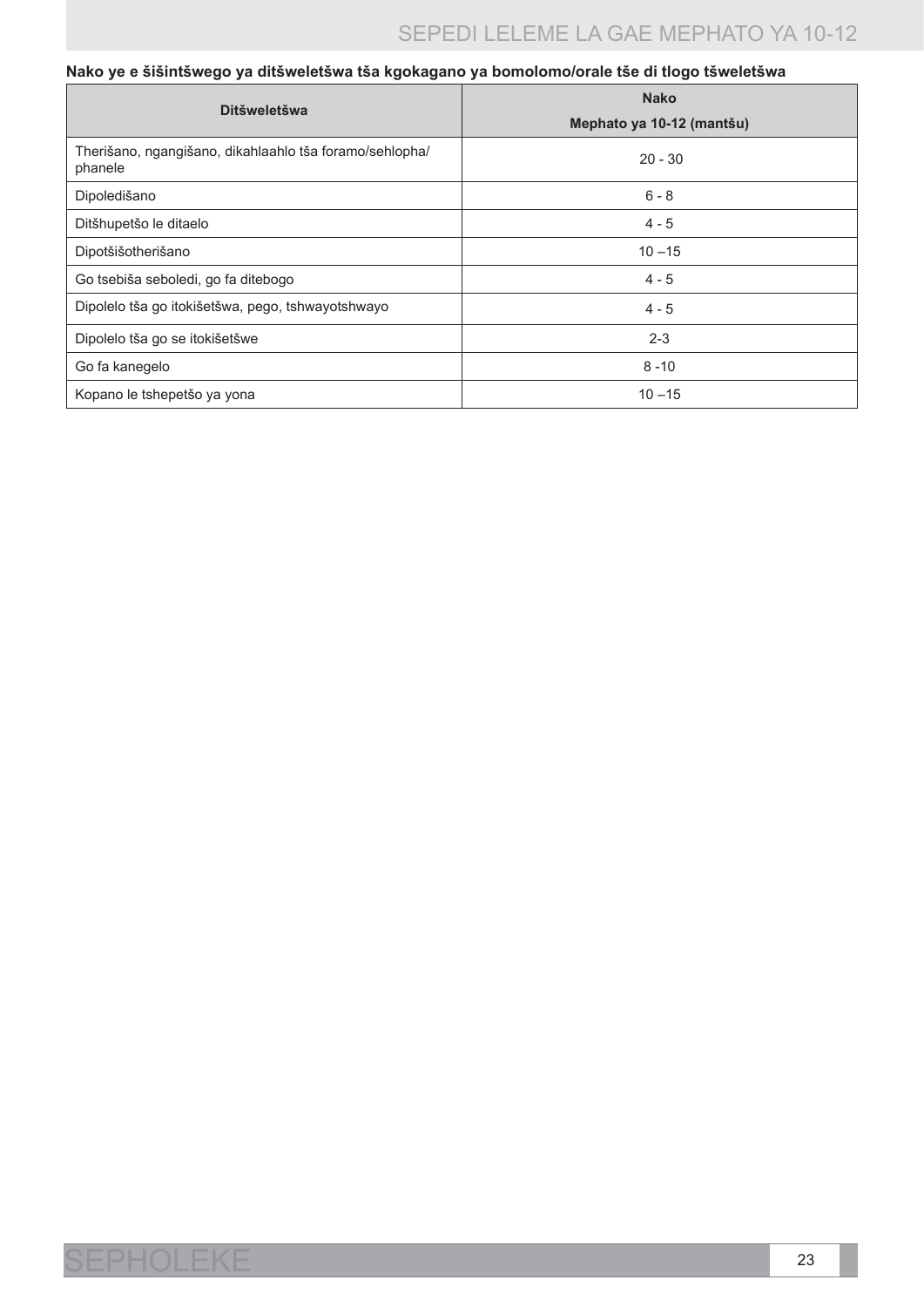**Nako ye e šišintšwego ya ditšweletšwa tša kgokagano ya bomolomo/orale tše di tlogo tšweletšwa**

| Ditšweletšwa | Nako<br>Mephato ya 10-12 (mantšu) |
|---|---|
| Therišano, ngangišano, dikahlaahlo tša foramo/sehlopha/ phanele | 20 - 30 |
| Dipoledišano | 6 - 8 |
| Ditšhupetšo le ditaelo | 4 - 5 |
| Dipotšišotherišano | 10 –15 |
| Go tsebiša seboledi, go fa ditebogo | 4 - 5 |
| Dipolelo tša go itokišetšwa, pego, tshwayotshwayo | 4 - 5 |
| Dipolelo tša go se itokišetšwe | 2-3 |
| Go fa kanegelo | 8 -10 |
| Kopano le tshepetšo ya yona | 10 –15 |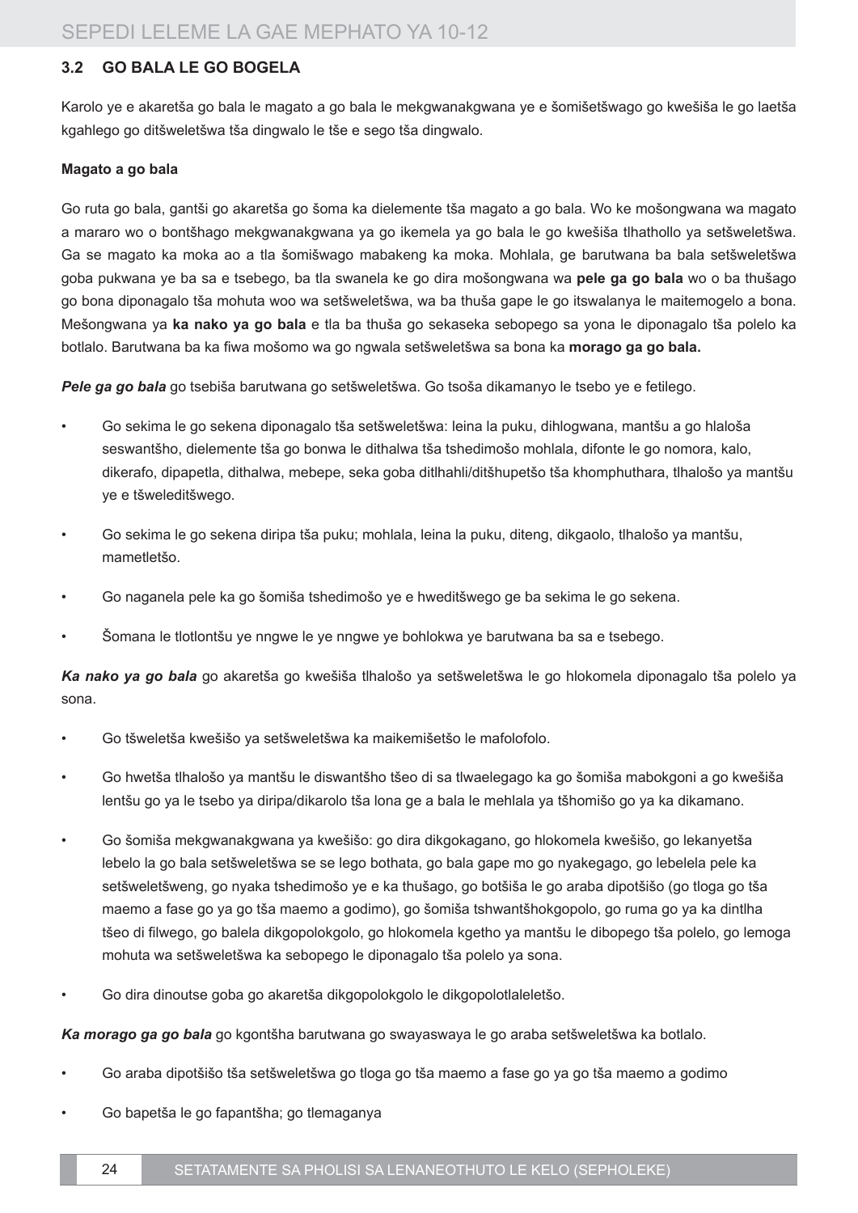## 3.2 GO BALA LE GO BOGELA

Karolo ye e akaretša go bala le magato a go bala le mekgwanakgwana ye e šomišetšwago go kwešiša le go laetša kgahlego go ditšweletšwa tša dingwalo le tše e sego tša dingwalo.

**Magato a go bala**

Go ruta go bala, gantši go akaretša go šoma ka dielemente tša magato a go bala. Wo ke mošongwana wa magato a mararo wo o bontšhago mekgwanakgwana ya go ikemela ya go bala le go kwešiša tlhathollo ya setšweletšwa. Ga se magato ka moka ao a tla šomišwago mabakeng ka moka. Mohlala, ge barutwana ba bala setšweletšwa goba pukwana ye ba sa e tsebego, ba tla swanela ke go dira mošongwana wa **pele ga go bala** wo o ba thušago go bona diponagalo tša mohuta woo wa setšweletšwa, wa ba thuša gape le go itswalanya le maitemogelo a bona. Mešongwana ya **ka nako ya go bala** e tla ba thuša go sekaseka sebopego sa yona le diponagalo tša polelo ka botlalo. Barutwana ba ka fiwa mošomo wa go ngwala setšweletšwa sa bona ka **morago ga go bala.**

***Pele ga go bala*** go tsebiša barutwana go setšweletšwa. Go tsoša dikamanyo le tsebo ye e fetilego.

- Go sekima le go sekena diponagalo tša setšweletšwa: leina la puku, dihlogwana, mantšu a go hlaloša seswantšho, dielemente tša go bonwa le dithalwa tša tshedimošo mohlala, difonte le go nomora, kalo, dikerafo, dipapetla, dithalwa, mebepe, seka goba ditlhahli/ditšhupetšo tša khomphuthara, tlhalošo ya mantšu ye e tšweleditšwego.
- Go sekima le go sekena diripa tša puku; mohlala, leina la puku, diteng, dikgaolo, tlhalošo ya mantšu, mametletšo.
- Go naganela pele ka go šomiša tshedimošo ye e hweditšwego ge ba sekima le go sekena.
- Šomana le tlotlontšu ye nngwe le ye nngwe ye bohlokwa ye barutwana ba sa e tsebego.

***Ka nako ya go bala*** go akaretša go kwešiša tlhalošo ya setšweletšwa le go hlokomela diponagalo tša polelo ya sona.

- Go tšweletša kwešišo ya setšweletšwa ka maikemišetšo le mafolofolo.
- Go hwetša tlhalošo ya mantšu le diswantšho tšeo di sa tlwaelegago ka go šomiša mabokgoni a go kwešiša lentšu go ya le tsebo ya diripa/dikarolo tša lona ge a bala le mehlala ya tšhomišo go ya ka dikamano.
- Go šomiša mekgwanakgwana ya kwešišo: go dira dikgokagano, go hlokomela kwešišo, go lekanyetša lebelo la go bala setšweletšwa se se lego bothata, go bala gape mo go nyakegago, go lebelela pele ka setšweletšweng, go nyaka tshedimošo ye e ka thušago, go botšiša le go araba dipotšišo (go tloga go tša maemo a fase go ya go tša maemo a godimo), go šomiša tshwantšhokgopolo, go ruma go ya ka dintlha tšeo di filwego, go balela dikgopolokgolo, go hlokomela kgetho ya mantšu le dibopego tša polelo, go lemoga mohuta wa setšweletšwa ka sebopego le diponagalo tša polelo ya sona.
- Go dira dinoutse goba go akaretša dikgopolokgolo le dikgopolotlaleletšo.

***Ka morago ga go bala*** go kgontšha barutwana go swayaswaya le go araba setšweletšwa ka botlalo.

- Go araba dipotšišo tša setšweletšwa go tloga go tša maemo a fase go ya go tša maemo a godimo
- Go bapetša le go fapantšha; go tlemaganya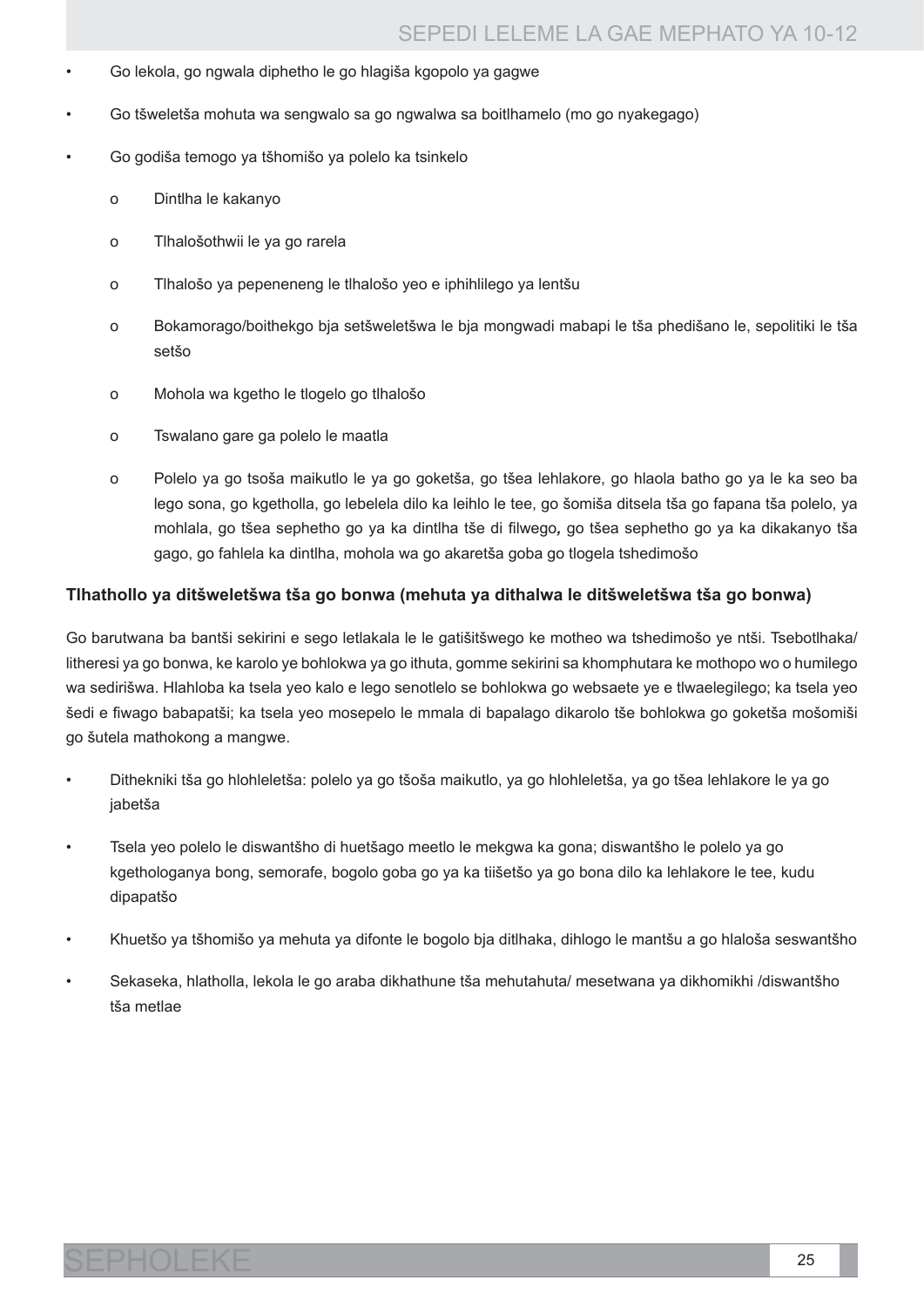- Go lekola, go ngwala diphetho le go hlagiša kgopolo ya gagwe
- Go tšweletša mohuta wa sengwalo sa go ngwalwa sa boitlhamelo (mo go nyakegago)
- Go godiša temogo ya tšhomišo ya polelo ka tsinkelo
  - o Dintlha le kakanyo
  - o Tlhalošothwii le ya go rarela
  - o Tlhalošo ya pepeneneng le tlhalošo yeo e iphihlilego ya lentšu
  - o Bokamorago/boithekgo bja setšweletšwa le bja mongwadi mabapi le tša phedišano le, sepolitiki le tša setšo
  - o Mohola wa kgetho le tlogelo go tlhalošo
  - o Tswalano gare ga polelo le maatla
  - o Polelo ya go tsoša maikutlo le ya go goketša, go tšea lehlakore, go hlaola batho go ya le ka seo ba lego sona, go kgetholla, go lebelela dilo ka leihlo le tee, go šomiša ditsela tša go fapana tša polelo, ya mohlala, go tšea sephetho go ya ka dintlha tše di filwego*,* go tšea sephetho go ya ka dikakanyo tša gago, go fahlela ka dintlha, mohola wa go akaretša goba go tlogela tshedimošo

### Tlhathollo ya ditšweletšwa tša go bonwa (mehuta ya dithalwa le ditšweletšwa tša go bonwa)

Go barutwana ba bantši sekirini e sego letlakala le le gatišitšwego ke motheo wa tshedimošo ye ntši. Tsebotlhaka/litheresi ya go bonwa, ke karolo ye bohlokwa ya go ithuta, gomme sekirini sa khomphutara ke mothopo wo o humilego wa sedirišwa. Hlahloba ka tsela yeo kalo e lego senotlelo se bohlokwa go websaete ye e tlwaelegilego; ka tsela yeo šedi e fiwago babapatši; ka tsela yeo mosepelo le mmala di bapalago dikarolo tše bohlokwa go goketša mošomiši go šutela mathokong a mangwe.

- Dithekniki tša go hlohleletša: polelo ya go tšoša maikutlo, ya go hlohleletša, ya go tšea lehlakore le ya go jabetša
- Tsela yeo polelo le diswantšho di huetšago meetlo le mekgwa ka gona; diswantšho le polelo ya go kgethologanya bong, semorafe, bogolo goba go ya ka tiišetšo ya go bona dilo ka lehlakore le tee, kudu dipapatšo
- Khuetšo ya tšhomišo ya mehuta ya difonte le bogolo bja ditlhaka, dihlogo le mantšu a go hlaloša seswantšho
- Sekaseka, hlatholla, lekola le go araba dikhathune tša mehutahuta/ mesetwana ya dikhomikhi /diswantšho tša metlae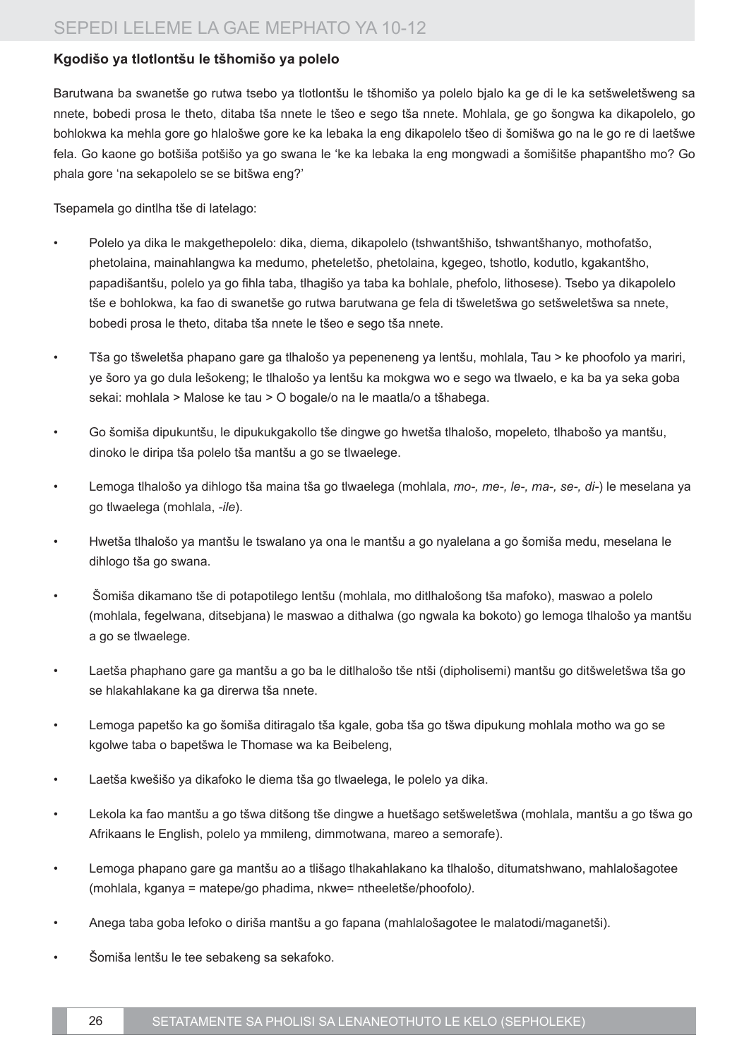### Kgodišo ya tlotlontšu le tšhomišo ya polelo

Barutwana ba swanetše go rutwa tsebo ya tlotlontšu le tšhomišo ya polelo bjalo ka ge di le ka setšweletšweng sa nnete, bobedi prosa le theto, ditaba tša nnete le tšeo e sego tša nnete. Mohlala, ge go šongwa ka dikapolelo, go bohlokwa ka mehla gore go hlalošwe gore ke ka lebaka la eng dikapolelo tšeo di šomišwa go na le go re di laetšwe fela. Go kaone go botšiša potšišo ya go swana le 'ke ka lebaka la eng mongwadi a šomišitše phapantšho mo? Go phala gore 'na sekapolelo se se bitšwa eng?'

Tsepamela go dintlha tše di latelago:

- Polelo ya dika le makgethepolelo: dika, diema, dikapolelo (tshwantšhišo, tshwantšhanyo, mothofatšo, phetolaina, mainahlangwa ka medumo, pheteletšo, phetolaina, kgegeo, tshotlo, kodutlo, kgakantšho, papadišantšu, polelo ya go fihla taba, tlhagišo ya taba ka bohlale, phefolo, lithosese). Tsebo ya dikapolelo tše e bohlokwa, ka fao di swanetše go rutwa barutwana ge fela di tšweletšwa go setšweletšwa sa nnete, bobedi prosa le theto, ditaba tša nnete le tšeo e sego tša nnete.
- Tša go tšweletša phapano gare ga tlhalošo ya pepeneneng ya lentšu, mohlala, Tau > ke phoofolo ya mariri, ye šoro ya go dula lešokeng; le tlhalošo ya lentšu ka mokgwa wo e sego wa tlwaelo, e ka ba ya seka goba sekai: mohlala > Malose ke tau > O bogale/o na le maatla/o a tšhabega.
- Go šomiša dipukuntšu, le dipukukgakollo tše dingwe go hwetša tlhalošo, mopeleto, tlhabošo ya mantšu, dinoko le diripa tša polelo tša mantšu a go se tlwaelege.
- Lemoga tlhalošo ya dihlogo tša maina tša go tlwaelega (mohlala, *mo-, me-, le-, ma-, se-, di-*) le meselana ya go tlwaelega (mohlala, *-ile*).
- Hwetša tlhalošo ya mantšu le tswalano ya ona le mantšu a go nyalelana a go šomiša medu, meselana le dihlogo tša go swana.
- Šomiša dikamano tše di potapotilego lentšu (mohlala, mo ditlhalošong tša mafoko), maswao a polelo (mohlala, fegelwana, ditsebjana) le maswao a dithalwa (go ngwala ka bokoto) go lemoga tlhalošo ya mantšu a go se tlwaelege.
- Laetša phaphano gare ga mantšu a go ba le ditlhalošo tše ntši (dipholisemi) mantšu go ditšweletšwa tša go se hlakahlakane ka ga direrwa tša nnete.
- Lemoga papetšo ka go šomiša ditiragalo tša kgale, goba tša go tšwa dipukung mohlala motho wa go se kgolwe taba o bapetšwa le Thomase wa ka Beibeleng,
- Laetša kwešišo ya dikafoko le diema tša go tlwaelega, le polelo ya dika.
- Lekola ka fao mantšu a go tšwa ditšong tše dingwe a huetšago setšweletšwa (mohlala, mantšu a go tšwa go Afrikaans le English, polelo ya mmileng, dimmotwana, mareo a semorafe).
- Lemoga phapano gare ga mantšu ao a tlišago tlhakahlakano ka tlhalošo, ditumatshwano, mahlalošagotee (mohlala, kganya = matepe/go phadima, nkwe= ntheeletše/phoofolo*)*.
- Anega taba goba lefoko o diriša mantšu a go fapana (mahlalošagotee le malatodi/maganetši).
- Šomiša lentšu le tee sebakeng sa sekafoko.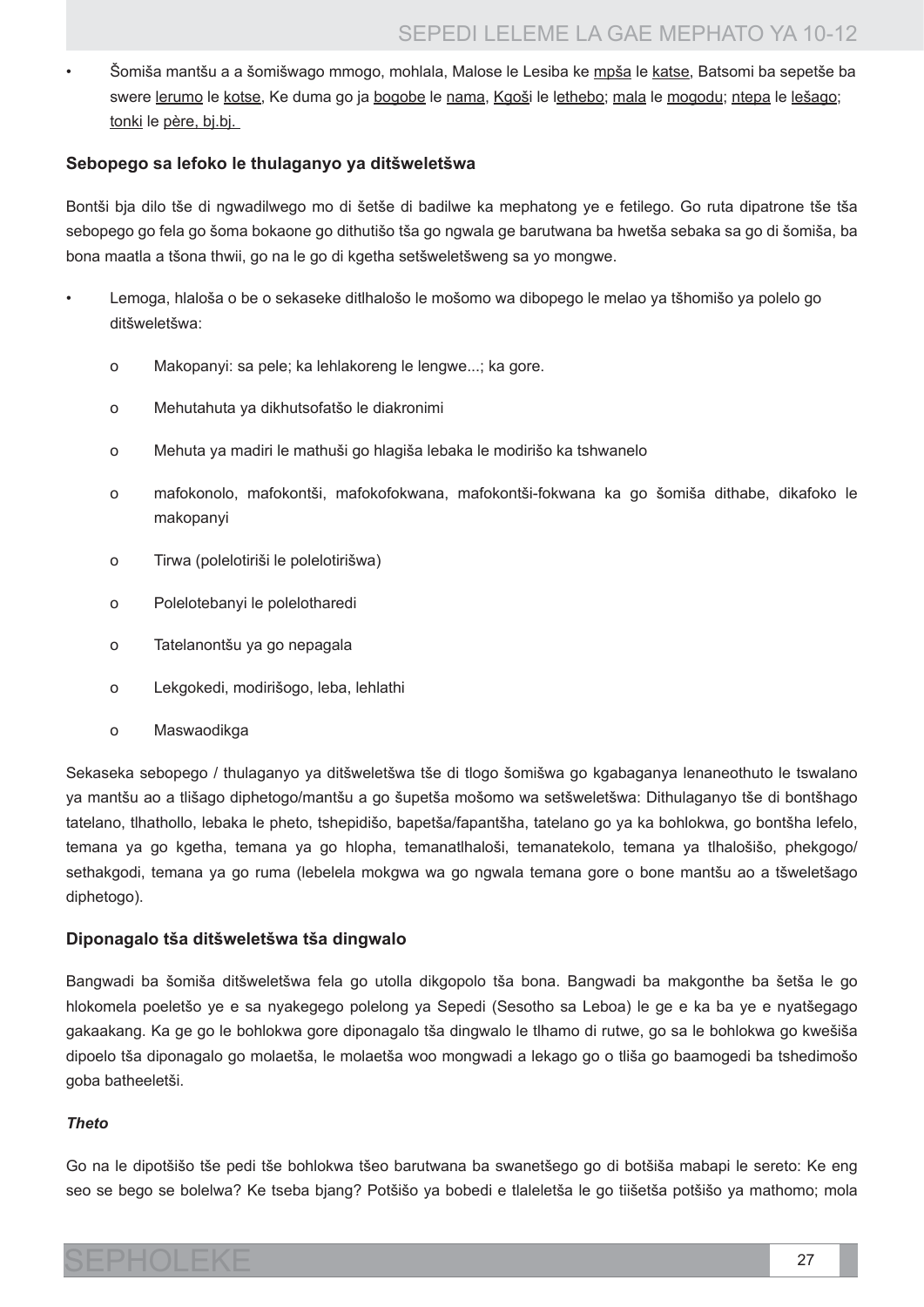- Šomiša mantšu a a šomišwago mmogo, mohlala, Malose le Lesiba ke mpša le katse, Batsomi ba sepetše ba swere lerumo le kotse, Ke duma go ja bogobe le nama, Kgoši le lethebo; mala le mogodu; ntepa le lešago; tonki le père, bj.bj.

### Sebopego sa lefoko le thulaganyo ya ditšweletšwa

Bontši bja dilo tše di ngwadilwego mo di šetše di badilwe ka mephatong ye e fetilego. Go ruta dipatrone tše tša sebopego go fela go šoma bokaone go dithutišo tša go ngwala ge barutwana ba hwetša sebaka sa go di šomiša, ba bona maatla a tšona thwii, go na le go di kgetha setšweletšweng sa yo mongwe.

- Lemoga, hlaloša o be o sekaseke ditlhalošo le mošomo wa dibopego le melao ya tšhomišo ya polelo go ditšweletšwa:
  - Makopanyi: sa pele; ka lehlakoreng le lengwe...; ka gore.
  - Mehutahuta ya dikhutsofatšo le diakronimi
  - Mehuta ya madiri le mathuši go hlagiša lebaka le modirišo ka tshwanelo
  - mafokonolo, mafokontši, mafokofokwana, mafokontši-fokwana ka go šomiša dithabe, dikafoko le makopanyi
  - Tirwa (polelotiriši le polelotirišwa)
  - Polelotebanyi le polelotharedi
  - Tatelanontšu ya go nepagala
  - Lekgokedi, modirišogo, leba, lehlathi
  - Maswaodikga

Sekaseka sebopego / thulaganyo ya ditšweletšwa tše di tlogo šomišwa go kgabaganya lenaneothuto le tswalano ya mantšu ao a tlišago diphetogo/mantšu a go šupetša mošomo wa setšweletšwa: Dithulaganyo tše di bontšhago tatelano, tlhathollo, lebaka le pheto, tshepidišo, bapetša/fapantšha, tatelano go ya ka bohlokwa, go bontšha lefelo, temana ya go kgetha, temana ya go hlopha, temanatlhaloši, temanatekolo, temana ya tlhalošišo, phekgogo/ sethakgodi, temana ya go ruma (lebelela mokgwa wa go ngwala temana gore o bone mantšu ao a tšweletšago diphetogo).

### Diponagalo tša ditšweletšwa tša dingwalo

Bangwadi ba šomiša ditšweletšwa fela go utolla dikgopolo tša bona. Bangwadi ba makgonthe ba šetša le go hlokomela poeletšo ye e sa nyakegego polelong ya Sepedi (Sesotho sa Leboa) le ge e ka ba ye e nyatšegago gakaakang. Ka ge go le bohlokwa gore diponagalo tša dingwalo le tlhamo di rutwe, go sa le bohlokwa go kwešiša dipoelo tša diponagalo go molaetša, le molaetša woo mongwadi a lekago go o tliša go baamogedi ba tshedimošo goba batheeletši.

#### *Theto*

Go na le dipotšišo tše pedi tše bohlokwa tšeo barutwana ba swanetšego go di botšiša mabapi le sereto: Ke eng seo se bego se bolelwa? Ke tseba bjang? Potšišo ya bobedi e tlaleletša le go tiišetša potšišo ya mathomo; mola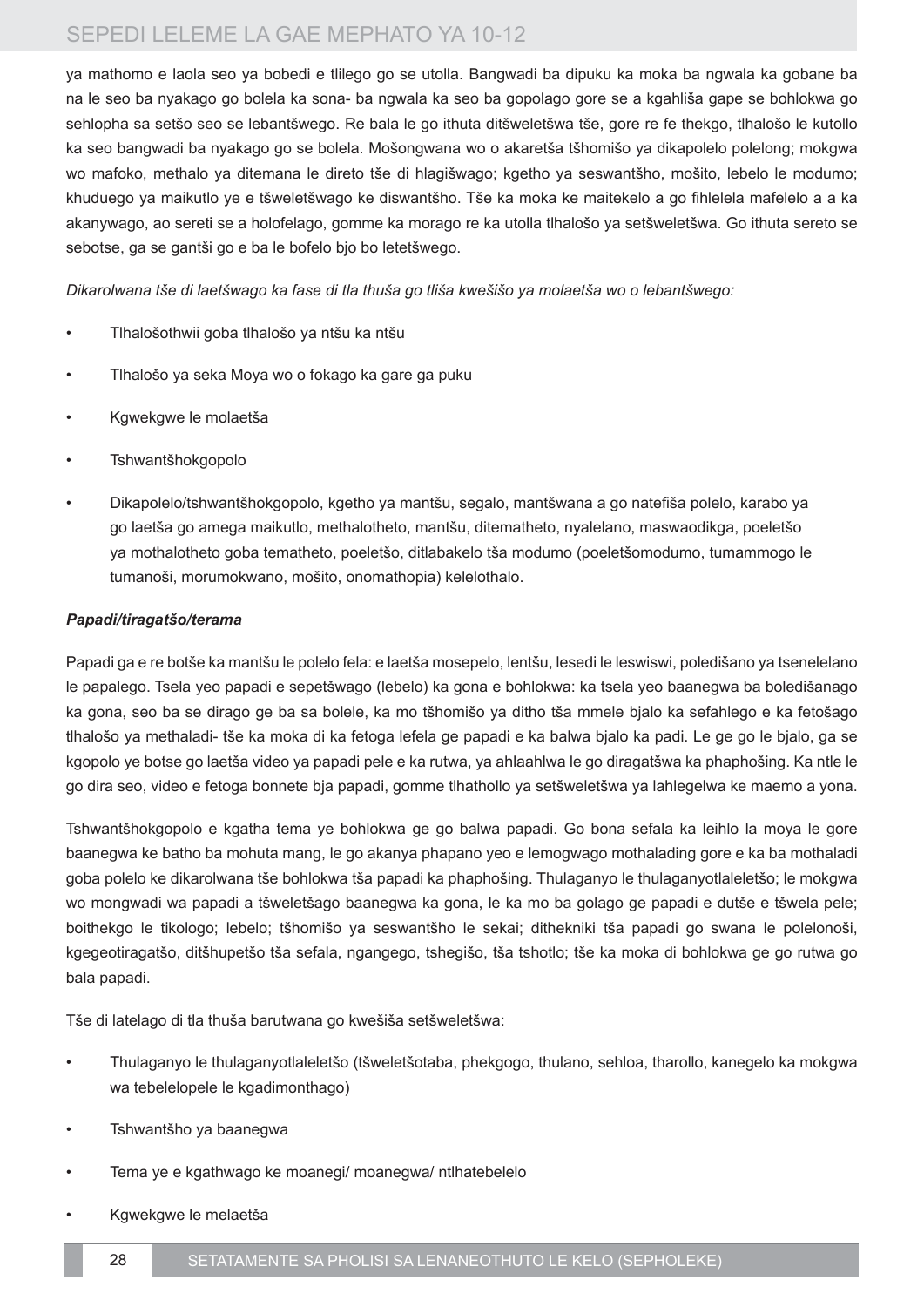ya mathomo e laola seo ya bobedi e tlilego go se utolla. Bangwadi ba dipuku ka moka ba ngwala ka gobane ba na le seo ba nyakago go bolela ka sona- ba ngwala ka seo ba gopolago gore se a kgahliša gape se bohlokwa go sehlopha sa setšo seo se lebantšwego. Re bala le go ithuta ditšweletšwa tše, gore re fe thekgo, tlhalošo le kutollo ka seo bangwadi ba nyakago go se bolela. Mošongwana wo o akaretša tšhomišo ya dikapolelo polelong; mokgwa wo mafoko, methalo ya ditemana le direto tše di hlagišwago; kgetho ya seswantšho, mošito, lebelo le modumo; khuduego ya maikutlo ye e tšweletšwago ke diswantšho. Tše ka moka ke maitekelo a go fihlelela mafelelo a a ka akanywago, ao sereti se a holofelago, gomme ka morago re ka utolla tlhalošo ya setšweletšwa. Go ithuta sereto se sebotse, ga se gantši go e ba le bofelo bjo bo letetšwego.

*Dikarolwana tše di laetšwago ka fase di tla thuša go tliša kwešišo ya molaetša wo o lebantšwego:*

- Tlhalošothwii goba tlhalošo ya ntšu ka ntšu
- Tlhalošo ya seka Moya wo o fokago ka gare ga puku
- Kgwekgwe le molaetša
- Tshwantšhokgopolo
- Dikapolelo/tshwantšhokgopolo, kgetho ya mantšu, segalo, mantšwana a go natefiša polelo, karabo ya go laetša go amega maikutlo, methalotheto, mantšu, ditematheto, nyalelano, maswaodikga, poeletšo ya mothalotheto goba tematheto, poeletšo, ditlabakelo tša modumo (poeletšomodumo, tumammogo le tumanoši, morumokwano, mošito, onomathopia) kelelothalo.

***Papadi/tiragatšo/terama***

Papadi ga e re botše ka mantšu le polelo fela: e laetša mosepelo, lentšu, lesedi le leswiswi, poledišano ya tsenelelano le papalego. Tsela yeo papadi e sepetšwago (lebelo) ka gona e bohlokwa: ka tsela yeo baanegwa ba boledišanago ka gona, seo ba se dirago ge ba sa bolele, ka mo tšhomišo ya ditho tša mmele bjalo ka sefahlego e ka fetošago tlhalošo ya methaladi- tše ka moka di ka fetoga lefela ge papadi e ka balwa bjalo ka padi. Le ge go le bjalo, ga se kgopolo ye botse go laetša video ya papadi pele e ka rutwa, ya ahlaahlwa le go diragatšwa ka phaphošing. Ka ntle le go dira seo, video e fetoga bonnete bja papadi, gomme tlhathollo ya setšweletšwa ya lahlegelwa ke maemo a yona.

Tshwantšhokgopolo e kgatha tema ye bohlokwa ge go balwa papadi. Go bona sefala ka leihlo la moya le gore baanegwa ke batho ba mohuta mang, le go akanya phapano yeo e lemogwago mothalading gore e ka ba mothaladi goba polelo ke dikarolwana tše bohlokwa tša papadi ka phaphošing. Thulaganyo le thulaganyotlaleletšo; le mokgwa wo mongwadi wa papadi a tšweletšago baanegwa ka gona, le ka mo ba golago ge papadi e dutše e tšwela pele; boithekgo le tikologo; lebelo; tšhomišo ya seswantšho le sekai; dithekniki tša papadi go swana le polelonoši, kgegeotiragatšo, ditšhupetšo tša sefala, ngangego, tshegišo, tša tshotlo; tše ka moka di bohlokwa ge go rutwa go bala papadi.

Tše di latelago di tla thuša barutwana go kwešiša setšweletšwa:

- Thulaganyo le thulaganyotlaleletšo (tšweletšotaba, phekgogo, thulano, sehloa, tharollo, kanegelo ka mokgwa wa tebelelopele le kgadimonthago)
- Tshwantšho ya baanegwa
- Tema ye e kgathwago ke moanegi/ moanegwa/ ntlhatebelelo
- Kgwekgwe le melaetša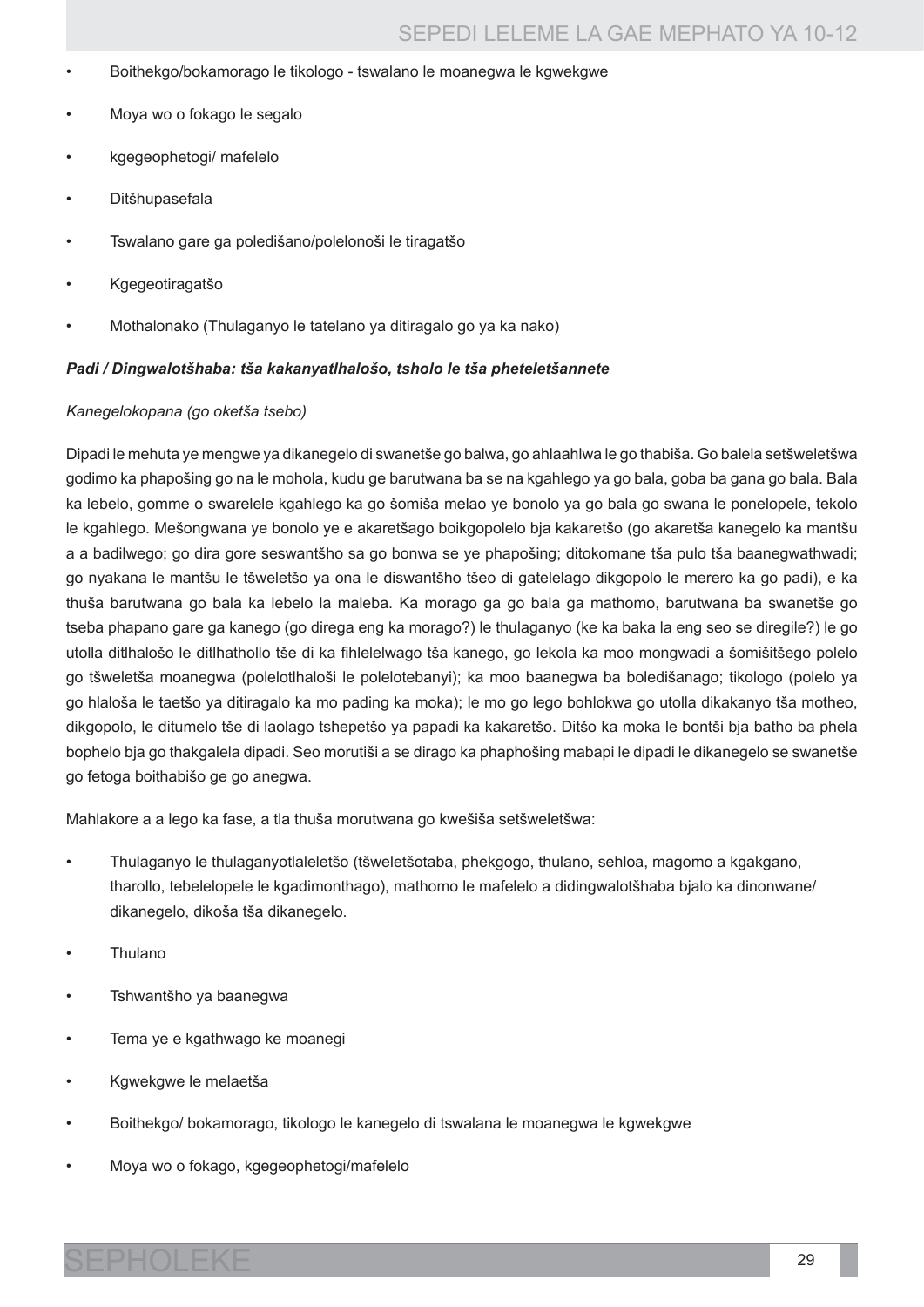- Boithekgo/bokamorago le tikologo - tswalano le moanegwa le kgwekgwe
- Moya wo o fokago le segalo
- kgegeophetogi/ mafelelo
- Ditšhupasefala
- Tswalano gare ga poledišano/polelonoši le tiragatšo
- Kgegeotiragatšo
- Mothalonako (Thulaganyo le tatelano ya ditiragalo go ya ka nako)

***Padi / Dingwalotšhaba: tša kakanyatlhalošo, tsholo le tša pheteletšannete***

*Kanegelokopana (go oketša tsebo)*

Dipadi le mehuta ye mengwe ya dikanegelo di swanetše go balwa, go ahlaahlwa le go thabiša. Go balela setšweletšwa godimo ka phapošing go na le mohola, kudu ge barutwana ba se na kgahlego ya go bala, goba ba gana go bala. Bala ka lebelo, gomme o swarelele kgahlego ka go šomiša melao ye bonolo ya go bala go swana le ponelopele, tekolo le kgahlego. Mešongwana ye bonolo ye e akaretšago boikgopolelo bja kakaretšo (go akaretša kanegelo ka mantšu a a badilwego; go dira gore seswantšho sa go bonwa se ye phapošing; ditokomane tša pulo tša baanegwathwadi; go nyakana le mantšu le tšweletšo ya ona le diswantšho tšeo di gatelelago dikgopolo le merero ka go padi), e ka thuša barutwana go bala ka lebelo la maleba. Ka morago ga go bala ga mathomo, barutwana ba swanetše go tseba phapano gare ga kanego (go direga eng ka morago?) le thulaganyo (ke ka baka la eng seo se diregile?) le go utolla ditlhalošo le ditlhathollo tše di ka fihlelelwago tša kanego, go lekola ka moo mongwadi a šomišitšego polelo go tšweletša moanegwa (polelotlhaloši le polelotebanyi); ka moo baanegwa ba boledišanago; tikologo (polelo ya go hlaloša le taetšo ya ditiragalo ka mo pading ka moka); le mo go lego bohlokwa go utolla dikakanyo tša motheo, dikgopolo, le ditumelo tše di laolago tshepetšo ya papadi ka kakaretšo. Ditšo ka moka le bontši bja batho ba phela bophelo bja go thakgalela dipadi. Seo morutiši a se dirago ka phaphošing mabapi le dipadi le dikanegelo se swanetše go fetoga boithabišo ge go anegwa.

Mahlakore a a lego ka fase, a tla thuša morutwana go kwešiša setšweletšwa:

- Thulaganyo le thulaganyotlaleletšo (tšweletšotaba, phekgogo, thulano, sehloa, magomo a kgakgano, tharollo, tebelelopele le kgadimonthago), mathomo le mafelelo a didingwalotšhaba bjalo ka dinonwane/ dikanegelo, dikoša tša dikanegelo.
- Thulano
- Tshwantšho ya baanegwa
- Tema ye e kgathwago ke moanegi
- Kgwekgwe le melaetša
- Boithekgo/ bokamorago, tikologo le kanegelo di tswalana le moanegwa le kgwekgwe
- Moya wo o fokago, kgegeophetogi/mafelelo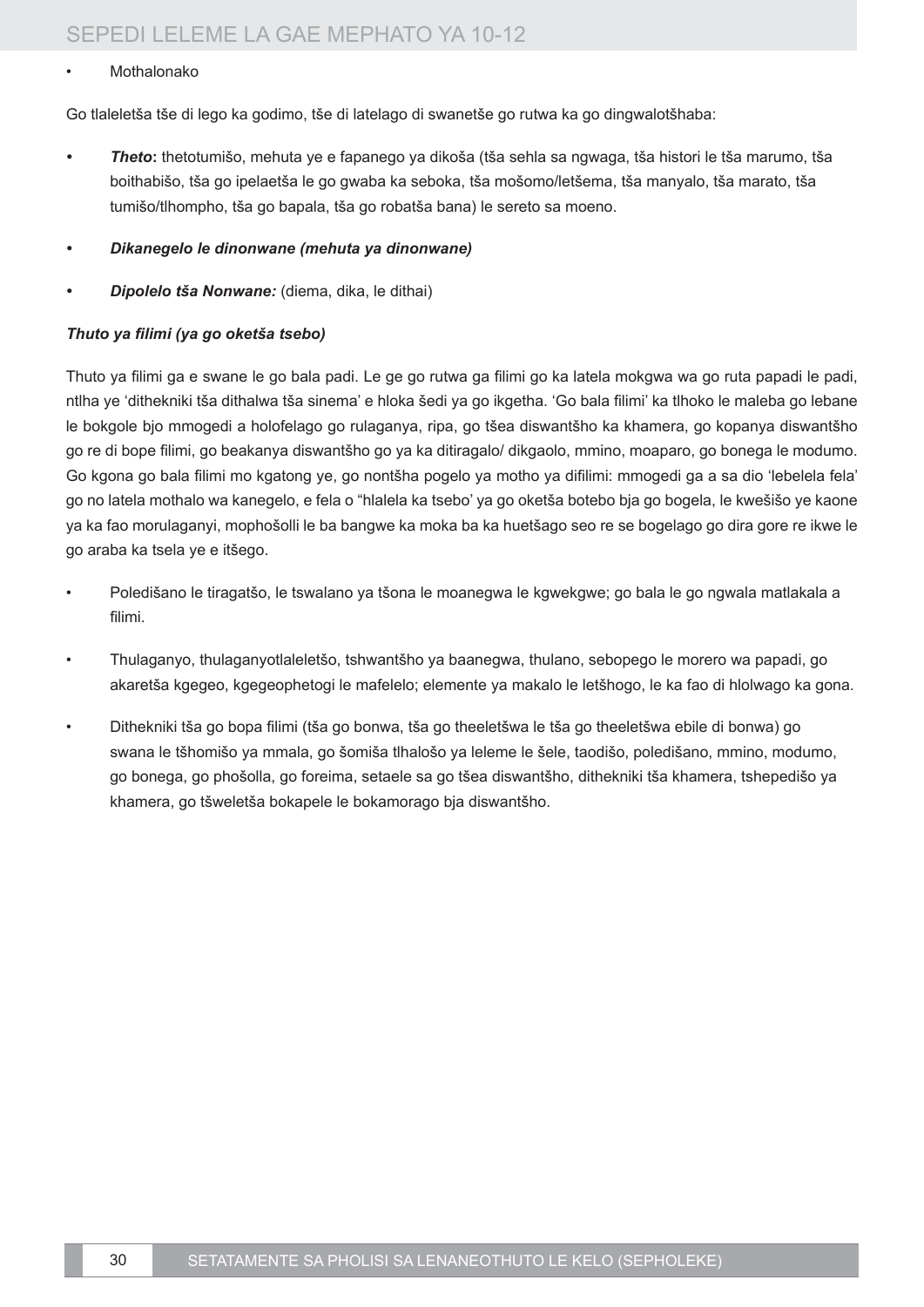- Mothalonako

Go tlaleletša tše di lego ka godimo, tše di latelago di swanetše go rutwa ka go dingwalotšhaba:

- ***Theto*****:** thetotumišo, mehuta ye e fapanego ya dikoša (tša sehla sa ngwaga, tša histori le tša marumo, tša boithabišo, tša go ipelaetša le go gwaba ka seboka, tša mošomo/letšema, tša manyalo, tša marato, tša tumišo/tlhompho, tša go bapala, tša go robatša bana) le sereto sa moeno.
- ***Dikanegelo le dinonwane (mehuta ya dinonwane)***
- ***Dipolelo tša Nonwane:*** (diema, dika, le dithai)

***Thuto ya filimi (ya go oketša tsebo)***

Thuto ya filimi ga e swane le go bala padi. Le ge go rutwa ga filimi go ka latela mokgwa wa go ruta papadi le padi, ntlha ye 'dithekniki tša dithalwa tša sinema' e hloka šedi ya go ikgetha. 'Go bala filimi' ka tlhoko le maleba go lebane le bokgole bjo mmogedi a holofelago go rulaganya, ripa, go tšea diswantšho ka khamera, go kopanya diswantšho go re di bope filimi, go beakanya diswantšho go ya ka ditiragalo/ dikgaolo, mmino, moaparo, go bonega le modumo. Go kgona go bala filimi mo kgatong ye, go nontšha pogelo ya motho ya difilimi: mmogedi ga a sa dio 'lebelela fela' go no latela mothalo wa kanegelo, e fela o "hlalela ka tsebo' ya go oketša botebo bja go bogela, le kwešišo ye kaone ya ka fao morulaganyi, mophošolli le ba bangwe ka moka ba ka huetšago seo re se bogelago go dira gore re ikwe le go araba ka tsela ye e itšego.

- Poledišano le tiragatšo, le tswalano ya tšona le moanegwa le kgwekgwe; go bala le go ngwala matlakala a filimi.
- Thulaganyo, thulaganyotlaleletšo, tshwantšho ya baanegwa, thulano, sebopego le morero wa papadi, go akaretša kgegeo, kgegeophetogi le mafelelo; elemente ya makalo le letšhogo, le ka fao di hlolwago ka gona.
- Dithekniki tša go bopa filimi (tša go bonwa, tša go theeletšwa le tša go theeletšwa ebile di bonwa) go swana le tšhomišo ya mmala, go šomiša tlhalošo ya leleme le šele, taodišo, poledišano, mmino, modumo, go bonega, go phošolla, go foreima, setaele sa go tšea diswantšho, dithekniki tša khamera, tshepedišo ya khamera, go tšweletša bokapele le bokamorago bja diswantšho.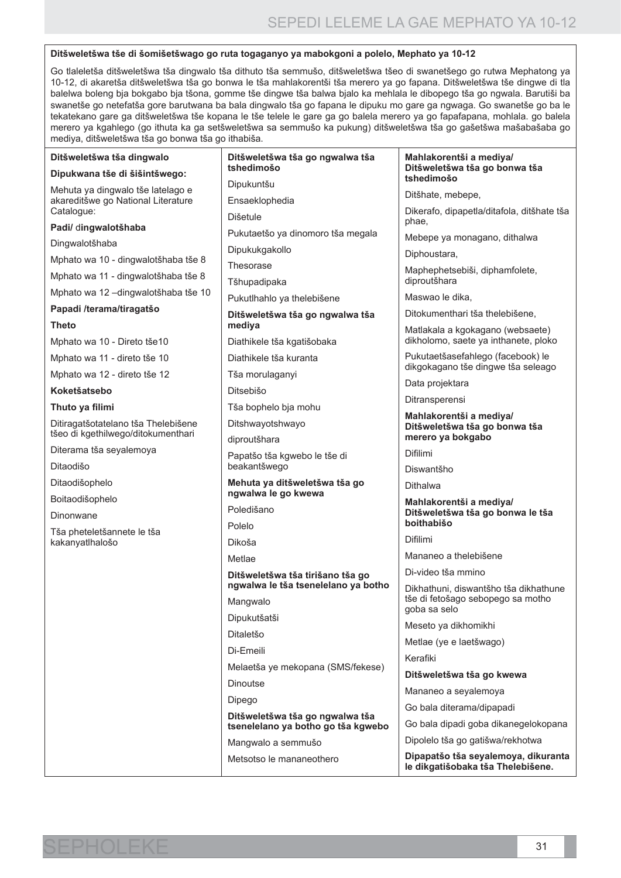**Ditšweletšwa tše di šomišetšwago go ruta togaganyo ya mabokgoni a polelo, Mephato ya 10-12**

Go tlaleletša ditšweletšwa tša dingwalo tša dithuto tša semmušo, ditšweletšwa tšeo di swanetšego go rutwa Mephatong ya 10-12, di akaretša ditšweletšwa tša go bonwa le tša mahlakorentši tša merero ya go fapana. Ditšweletšwa tše dingwe di tla balelwa boleng bja bokgabo bja tšona, gomme tše dingwe tša balwa bjalo ka mehlala le dibopego tša go ngwala. Barutiši ba swanetše go netefatša gore barutwana ba bala dingwalo tša go fapana le dipuku mo gare ga ngwaga. Go swanetše go ba le tekatekano gare ga ditšweletšwa tše kopana le tše telele le gare ga go balela merero ya go fapafapana, mohlala. go balela merero ya kgahlego (go ithuta ka ga setšweletšwa sa semmušo ka pukung) ditšweletšwa tša go gašetšwa mašabašaba go mediya, ditšweletšwa tša go bonwa tša go ithabiša.

**Ditšweletšwa tša dingwalo**

**Dipukwana tše di šišintšwego:**

Mehuta ya dingwalo tše latelago e akareditšwe go National Literature Catalogue:

**Padi/ dingwalotšhaba**

Dingwalotšhaba

Mphato wa 10 - dingwalotšhaba tše 8

Mphato wa 11 - dingwalotšhaba tše 8

Mphato wa 12 –dingwalotšhaba tše 10

**Papadi /terama/tiragatšo**

**Theto**

Mphato wa 10 - Direto tše10

Mphato wa 11 - direto tše 10

Mphato wa 12 - direto tše 12

**Koketšatsebo**

**Thuto ya filimi**

Ditiragatšotatelano tša Thelebišene tšeo di kgethilwego/ditokumenthari

Diterama tša seyalemoya

Ditaodišo

Ditaodišophelo

Boitaodišophelo

Dinonwane

Tša pheteletšannete le tša kakanyatlhalošo

**Ditšweletšwa tša go ngwalwa tša tshedimošo**

Dipukuntšu

Ensaeklophedia

Dišetule

Pukutaetšo ya dinomoro tša megala

Dipukukgakollo

Thesorase

Tšhupadipaka

Pukutlhahlo ya thelebišene

**Ditšweletšwa tša go ngwalwa tša mediya**

Diathikele tša kgatišobaka

Diathikele tša kuranta

Tša morulaganyi

Ditsebišo

Tša bophelo bja mohu

Ditshwayotshwayo

diproutšhara

Papatšo tša kgwebo le tše di beakantšwego

**Mehuta ya ditšweletšwa tša go ngwalwa le go kwewa**

Poledišano

Polelo

Dikoša

Metlae

**Ditšweletšwa tša tirišano tša go ngwalwa le tša tsenelelano ya botho**

Mangwalo

Dipukutšatši

Ditaletšo

Di-Emeili

Melaetša ye mekopana (SMS/fekese)

Dinoutse

Dipego

**Ditšweletšwa tša go ngwalwa tša tsenelelano ya botho go tša kgwebo**

Mangwalo a semmušo

Metsotso le mananeothero

**Mahlakorentši a mediya/ Ditšweletšwa tša go bonwa tša tshedimošo**

Ditšhate, mebepe,

Dikerafo, dipapetla/ditafola, ditšhate tša phae,

Mebepe ya monagano, dithalwa

Diphoustara,

Maphephetsebiši, diphamfolete, diproutšhara

Maswao le dika,

Ditokumenthari tša thelebišene,

Matlakala a kgokagano (websaete) dikholomo, saete ya inthanete, ploko

Pukutaetšasefahlego (facebook) le dikgokagano tše dingwe tša seleago

Data projektara

Ditransperensi

**Mahlakorentši a mediya/ Ditšweletšwa tša go bonwa tša merero ya bokgabo**

Difilimi

Diswantšho

Dithalwa

**Mahlakorentši a mediya/ Ditšweletšwa tša go bonwa le tša boithabišo**

Difilimi

Mananeo a thelebišene

Di-video tša mmino

Dikhathuni, diswantšho tša dikhathune tše di fetošago sebopego sa motho goba sa selo

Meseto ya dikhomikhi

Metlae (ye e laetšwago)

Kerafiki

**Ditšweletšwa tša go kwewa**

Mananeo a seyalemoya

Go bala diterama/dipapadi

Go bala dipadi goba dikanegelokopana

Dipolelo tša go gatišwa/rekhotwa

**Dipapatšo tša seyalemoya, dikuranta le dikgatišobaka tša Thelebišene.**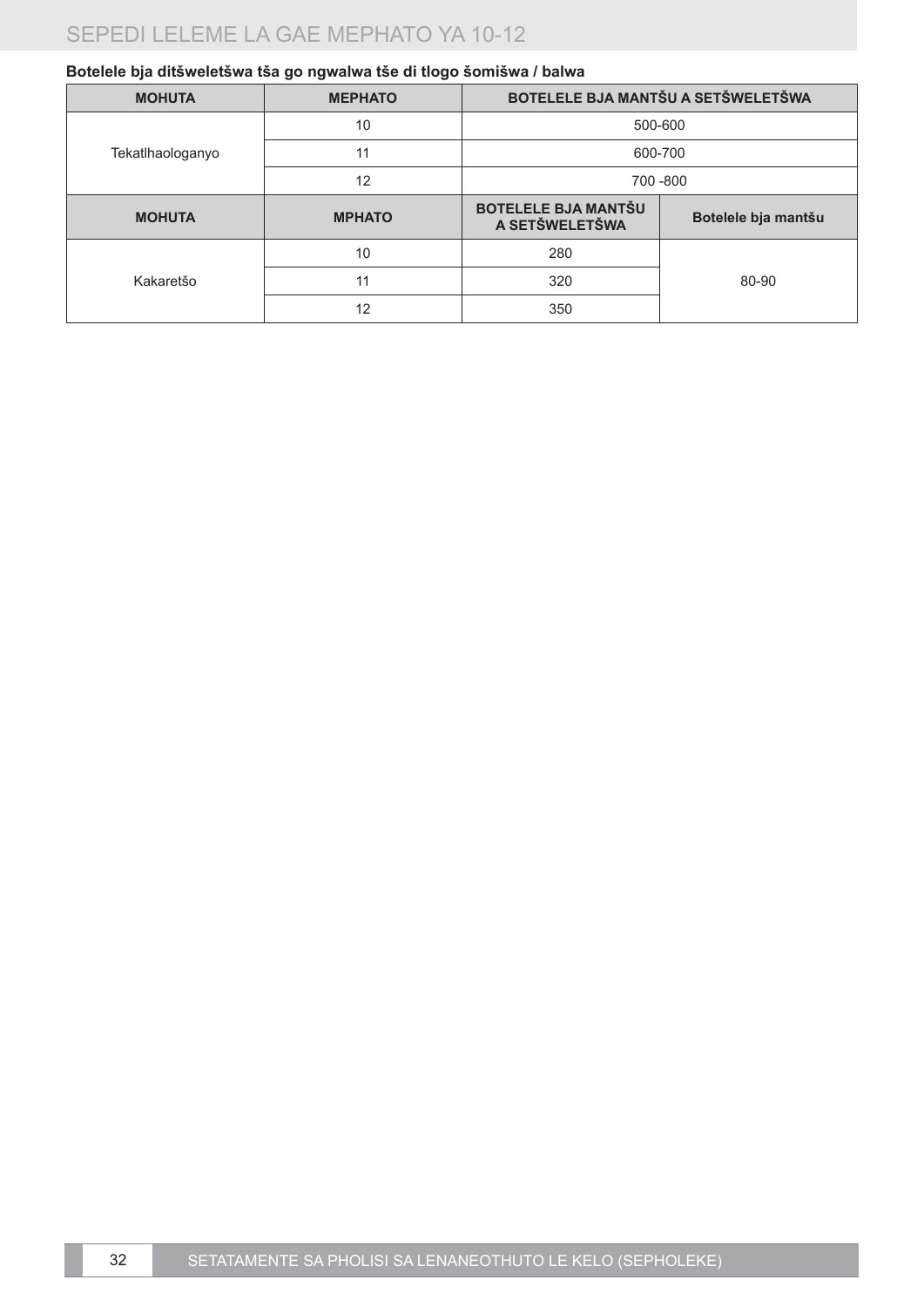**Botelele bja ditšweletšwa tša go ngwalwa tše di tlogo šomišwa / balwa**

| MOHUTA | MEPHATO | BOTELELE BJA MANTŠU A SETŠWELETŠWA | |
|---|---|---|---|
| Tekatlhaologanyo | 10 | 500-600 | |
| | 11 | 600-700 | |
| | 12 | 700 -800 | |
| **MOHUTA** | **MPHATO** | **BOTELELE BJA MANTŠU A SETŠWELETŠWA** | **Botelele bja mantšu** |
| Kakaretšo | 10 | 280 | 80-90 |
| | 11 | 320 | |
| | 12 | 350 | |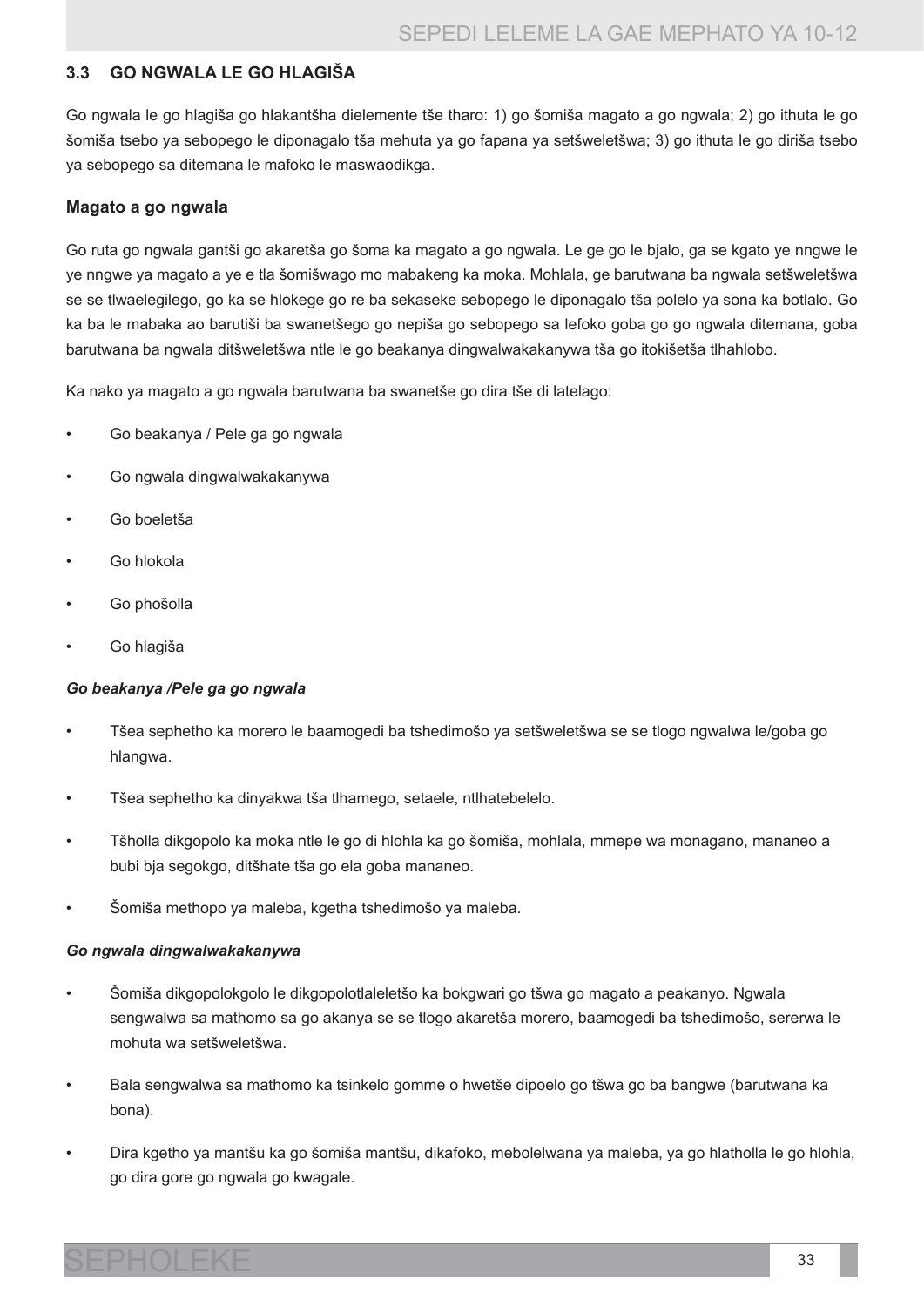## 3.3 GO NGWALA LE GO HLAGIŠA

Go ngwala le go hlagiša go hlakantšha dielemente tše tharo: 1) go šomiša magato a go ngwala; 2) go ithuta le go šomiša tsebo ya sebopego le diponagalo tša mehuta ya go fapana ya setšweletšwa; 3) go ithuta le go diriša tsebo ya sebopego sa ditemana le mafoko le maswaodikga.

### Magato a go ngwala

Go ruta go ngwala gantši go akaretša go šoma ka magato a go ngwala. Le ge go le bjalo, ga se kgato ye nngwe le ye nngwe ya magato a ye e tla šomišwago mo mabakeng ka moka. Mohlala, ge barutwana ba ngwala setšweletšwa se se tlwaelegilego, go ka se hlokege go re ba sekaseke sebopego le diponagalo tša polelo ya sona ka botlalo. Go ka ba le mabaka ao barutiši ba swanetšego go nepiša go sebopego sa lefoko goba go go ngwala ditemana, goba barutwana ba ngwala ditšweletšwa ntle le go beakanya dingwalwakakanywa tša go itokišetša tlhahlobo.

Ka nako ya magato a go ngwala barutwana ba swanetše go dira tše di latelago:

- Go beakanya / Pele ga go ngwala
- Go ngwala dingwalwakakanywa
- Go boeletša
- Go hlokola
- Go phošolla
- Go hlagiša

#### *Go beakanya /Pele ga go ngwala*

- Tšea sephetho ka morero le baamogedi ba tshedimošo ya setšweletšwa se se tlogo ngwalwa le/goba go hlangwa.
- Tšea sephetho ka dinyakwa tša tlhamego, setaele, ntlhatebelelo.
- Tšholla dikgopolo ka moka ntle le go di hlohla ka go šomiša, mohlala, mmepe wa monagano, mananeo a bubi bja segokgo, ditšhate tša go ela goba mananeo.
- Šomiša methopo ya maleba, kgetha tshedimošo ya maleba.

#### *Go ngwala dingwalwakakanywa*

- Šomiša dikgopolokgolo le dikgopolotlaleletšo ka bokgwari go tšwa go magato a peakanyo. Ngwala sengwalwa sa mathomo sa go akanya se se tlogo akaretša morero, baamogedi ba tshedimošo, sererwa le mohuta wa setšweletšwa.
- Bala sengwalwa sa mathomo ka tsinkelo gomme o hwetše dipoelo go tšwa go ba bangwe (barutwana ka bona).
- Dira kgetho ya mantšu ka go šomiša mantšu, dikafoko, mebolelwana ya maleba, ya go hlatholla le go hlohla, go dira gore go ngwala go kwagale.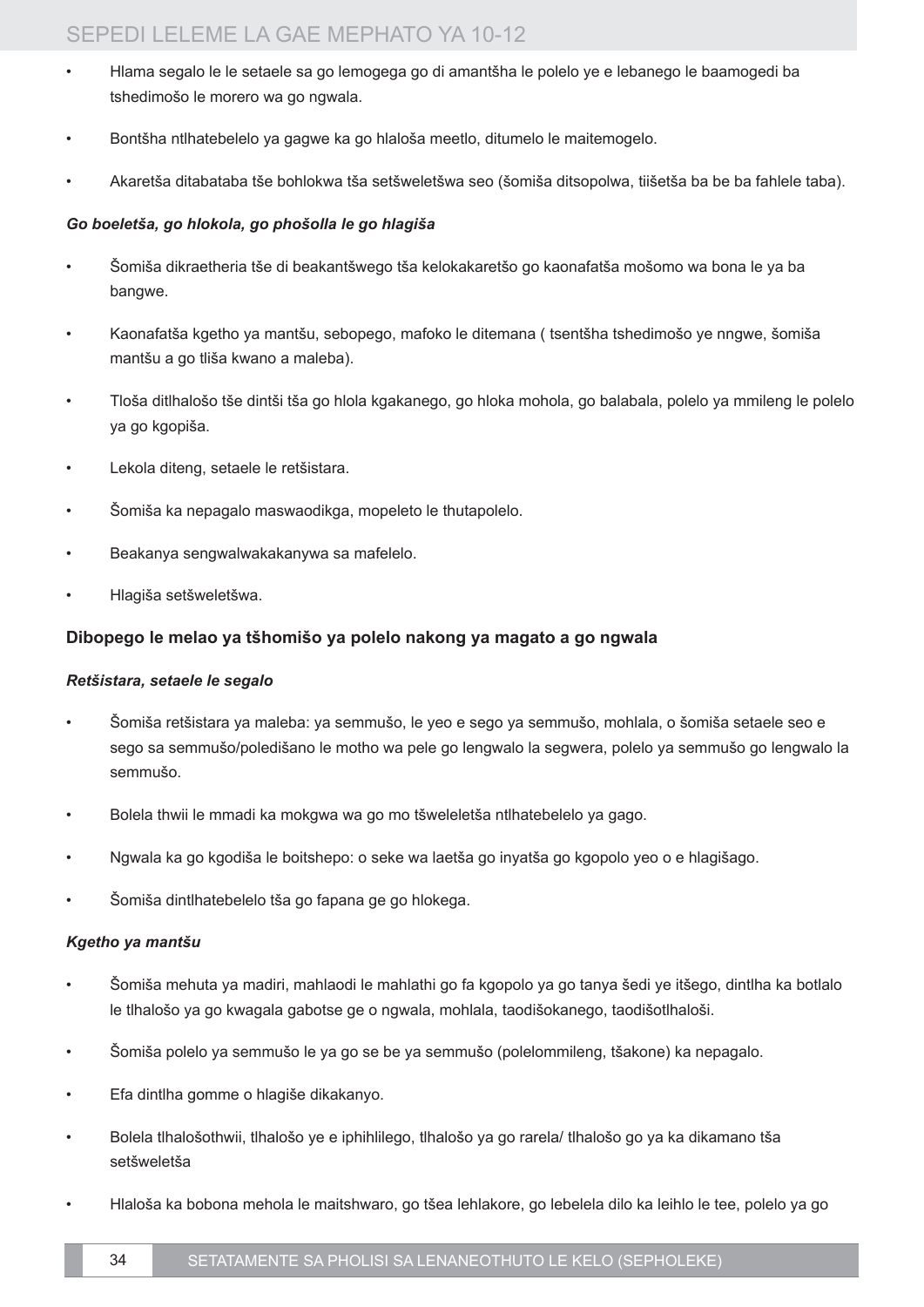- Hlama segalo le le setaele sa go lemogega go di amantšha le polelo ye e lebanego le baamogedi ba tshedimošo le morero wa go ngwala.
- Bontšha ntlhatebelelo ya gagwe ka go hlaloša meetlo, ditumelo le maitemogelo.
- Akaretša ditabataba tše bohlokwa tša setšweletšwa seo (šomiša ditsopolwa, tiišetša ba be ba fahlele taba).

*Go boeletša, go hlokola, go phošolla le go hlagiša*

- Šomiša dikraetheria tše di beakantšwego tša kelokakaretšo go kaonafatša mošomo wa bona le ya ba bangwe.
- Kaonafatša kgetho ya mantšu, sebopego, mafoko le ditemana ( tsentšha tshedimošo ye nngwe, šomiša mantšu a go tliša kwano a maleba).
- Tloša ditlhalošo tše dintši tša go hlola kgakanego, go hloka mohola, go balabala, polelo ya mmileng le polelo ya go kgopiša.
- Lekola diteng, setaele le retšistara.
- Šomiša ka nepagalo maswaodikga, mopeleto le thutapolelo.
- Beakanya sengwalwakakanywa sa mafelelo.
- Hlagiša setšweletšwa.

### Dibopego le melao ya tšhomišo ya polelo nakong ya magato a go ngwala

*Retšistara, setaele le segalo*

- Šomiša retšistara ya maleba: ya semmušo, le yeo e sego ya semmušo, mohlala, o šomiša setaele seo e sego sa semmušo/poledišano le motho wa pele go lengwalo la segwera, polelo ya semmušo go lengwalo la semmušo.
- Bolela thwii le mmadi ka mokgwa wa go mo tšweleletša ntlhatebelelo ya gago.
- Ngwala ka go kgodiša le boitshepo: o seke wa laetša go inyatša go kgopolo yeo o e hlagišago.
- Šomiša dintlhatebelelo tša go fapana ge go hlokega.

*Kgetho ya mantšu*

- Šomiša mehuta ya madiri, mahlaodi le mahlathi go fa kgopolo ya go tanya šedi ye itšego, dintlha ka botlalo le tlhalošo ya go kwagala gabotse ge o ngwala, mohlala, taodišokanego, taodišotlhaloši.
- Šomiša polelo ya semmušo le ya go se be ya semmušo (polelommileng, tšakone) ka nepagalo.
- Efa dintlha gomme o hlagiše dikakanyo.
- Bolela tlhalošothwii, tlhalošo ye e iphihlilego, tlhalošo ya go rarela/ tlhalošo go ya ka dikamano tša setšweletša
- Hlaloša ka bobona mehola le maitshwaro, go tšea lehlakore, go lebelela dilo ka leihlo le tee, polelo ya go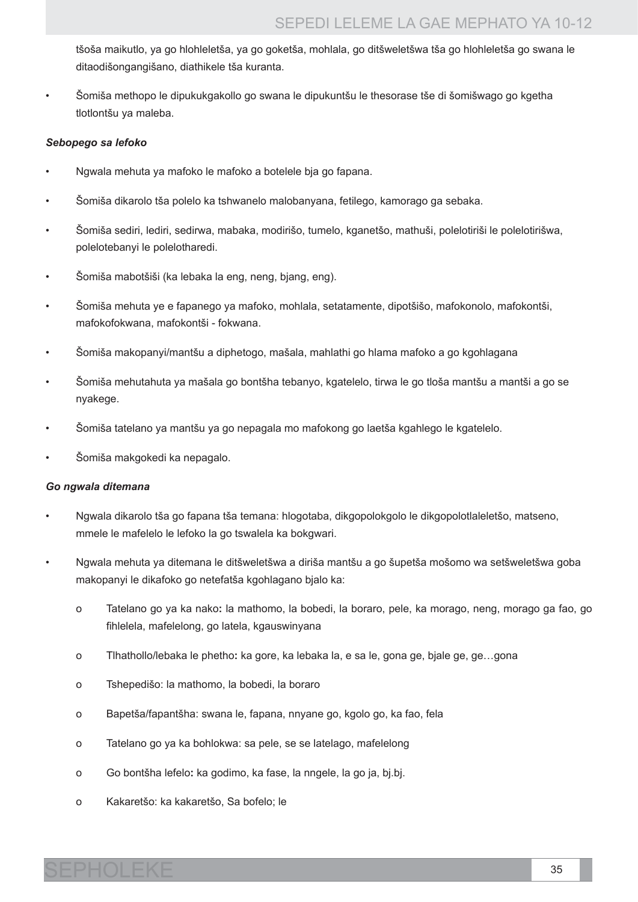tšoša maikutlo, ya go hlohleletša, ya go goketša, mohlala, go ditšweletšwa tša go hlohleletša go swana le ditaodišongangišano, diathikele tša kuranta.

- Šomiša methopo le dipukukgakollo go swana le dipukuntšu le thesorase tše di šomišwago go kgetha tlotlontšu ya maleba.

***Sebopego sa lefoko***

- Ngwala mehuta ya mafoko le mafoko a botelele bja go fapana.
- Šomiša dikarolo tša polelo ka tshwanelo malobanyana, fetilego, kamorago ga sebaka.
- Šomiša sediri, lediri, sedirwa, mabaka, modirišo, tumelo, kganetšo, mathuši, polelotiriši le polelotirišwa, polelotebanyi le polelotharedi.
- Šomiša mabotšiši (ka lebaka la eng, neng, bjang, eng).
- Šomiša mehuta ye e fapanego ya mafoko, mohlala, setatamente, dipotšišo, mafokonolo, mafokontši, mafokofokwana, mafokontši - fokwana.
- Šomiša makopanyi/mantšu a diphetogo, mašala, mahlathi go hlama mafoko a go kgohlagana
- Šomiša mehutahuta ya mašala go bontšha tebanyo, kgatelelo, tirwa le go tloša mantšu a mantši a go se nyakege.
- Šomiša tatelano ya mantšu ya go nepagala mo mafokong go laetša kgahlego le kgatelelo.
- Šomiša makgokedi ka nepagalo.

***Go ngwala ditemana***

- Ngwala dikarolo tša go fapana tša temana: hlogotaba, dikgopolokgolo le dikgopolotlaleletšo, matseno, mmele le mafelelo le lefoko la go tswalela ka bokgwari.
- Ngwala mehuta ya ditemana le ditšweletšwa a diriša mantšu a go šupetša mošomo wa setšweletšwa goba makopanyi le dikafoko go netefatša kgohlagano bjalo ka:
    - o Tatelano go ya ka nako**:** la mathomo, la bobedi, la boraro, pele, ka morago, neng, morago ga fao, go fihlelela, mafelelong, go latela, kgauswinyana
    - o Tlhathollo/lebaka le phetho**:** ka gore, ka lebaka la, e sa le, gona ge, bjale ge, ge…gona
    - o Tshepedišo: la mathomo, la bobedi, la boraro
    - o Bapetša/fapantšha: swana le, fapana, nnyane go, kgolo go, ka fao, fela
    - o Tatelano go ya ka bohlokwa: sa pele, se se latelago, mafelelong
    - o Go bontšha lefelo**:** ka godimo, ka fase, la nngele, la go ja, bj.bj.
    - o Kakaretšo: ka kakaretšo, Sa bofelo; le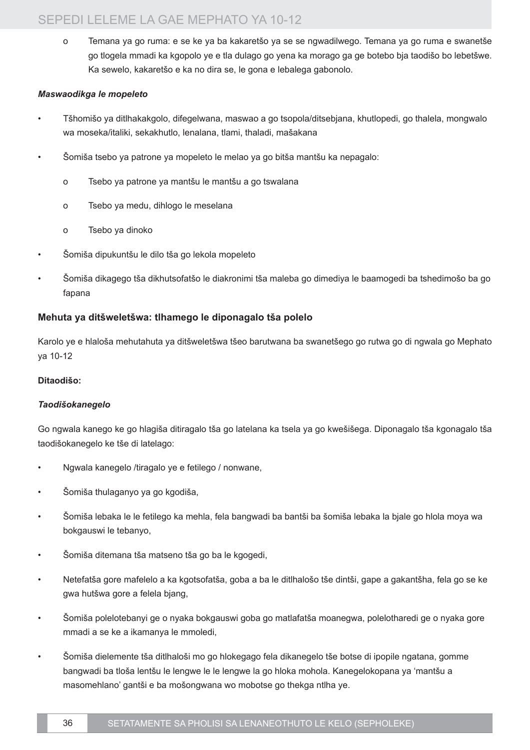- Temana ya go ruma: e se ke ya ba kakaretšo ya se se ngwadilwego. Temana ya go ruma e swanetše go tlogela mmadi ka kgopolo ye e tla dulago go yena ka morago ga ge botebo bja taodišo bo lebetšwe. Ka sewelo, kakaretšo e ka no dira se, le gona e lebalega gabonolo.

***Maswaodikga le mopeleto***

- Tšhomišo ya ditlhakakgolo, difegelwana, maswao a go tsopola/ditsebjana, khutlopedi, go thalela, mongwalo wa moseka/italiki, sekakhutlo, lenalana, tlami, thaladi, mašakana
- Šomiša tsebo ya patrone ya mopeleto le melao ya go bitša mantšu ka nepagalo:
  - Tsebo ya patrone ya mantšu le mantšu a go tswalana
  - Tsebo ya medu, dihlogo le meselana
  - Tsebo ya dinoko
- Šomiša dipukuntšu le dilo tša go lekola mopeleto
- Šomiša dikagego tša dikhutsofatšo le diakronimi tša maleba go dimediya le baamogedi ba tshedimošo ba go fapana

## Mehuta ya ditšweletšwa: tlhamego le diponagalo tša polelo

Karolo ye e hlaloša mehutahuta ya ditšweletšwa tšeo barutwana ba swanetšego go rutwa go di ngwala go Mephato ya 10-12

**Ditaodišo:**

***Taodišokanegelo***

Go ngwala kanego ke go hlagiša ditiragalo tša go latelana ka tsela ya go kwešišega. Diponagalo tša kgonagalo tša taodišokanegelo ke tše di latelago:

- Ngwala kanegelo /tiragalo ye e fetilego / nonwane,
- Šomiša thulaganyo ya go kgodiša,
- Šomiša lebaka le le fetilego ka mehla, fela bangwadi ba bantši ba šomiša lebaka la bjale go hlola moya wa bokgauswi le tebanyo,
- Šomiša ditemana tša matseno tša go ba le kgogedi,
- Netefatša gore mafelelo a ka kgotsofatša, goba a ba le ditlhalošo tše dintši, gape a gakantšha, fela go se ke gwa hutšwa gore a felela bjang,
- Šomiša polelotebanyi ge o nyaka bokgauswi goba go matlafatša moanegwa, polelotharedi ge o nyaka gore mmadi a se ke a ikamanya le mmoledi,
- Šomiša dielemente tša ditlhaloši mo go hlokegago fela dikanegelo tše botse di ipopile ngatana, gomme bangwadi ba tloša lentšu le lengwe le le lengwe la go hloka mohola. Kanegelokopana ya 'mantšu a masomehlano' gantši e ba mošongwana wo mobotse go thekga ntlha ye.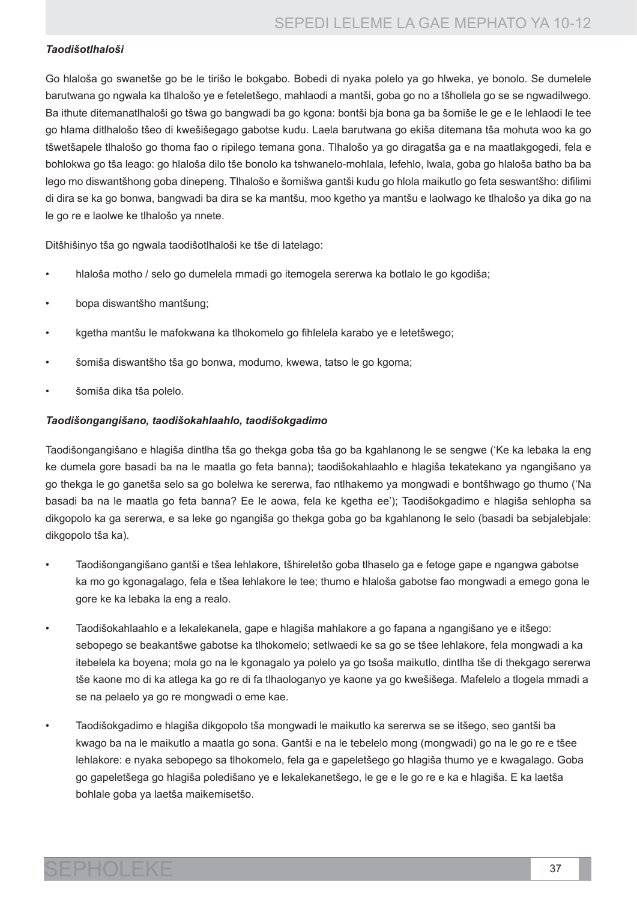*Taodišotlhaloši*

Go hlaloša go swanetše go be le tirišo le bokgabo. Bobedi di nyaka polelo ya go hlweka, ye bonolo. Se dumelele barutwana go ngwala ka tlhalošo ye e feteletšego, mahlaodi a mantši, goba go no a tšhollela go se se ngwadilwego. Ba ithute ditemanatlhaloši go tšwa go bangwadi ba go kgona: bontši bja bona ga ba šomiše le ge e le lehlaodi le tee go hlama ditlhalošo tšeo di kwešišegago gabotse kudu. Laela barutwana go ekiša ditemana tša mohuta woo ka go tšwetšapele tlhalošo go thoma fao o ripilego temana gona. Tlhalošo ya go diragatša ga e na maatlakgogedi, fela e bohlokwa go tša leago: go hlaloša dilo tše bonolo ka tshwanelo-mohlala, lefehlo, lwala, goba go hlaloša batho ba ba lego mo diswantšhong goba dinepeng. Tlhalošo e šomišwa gantši kudu go hlola maikutlo go feta seswantšho: difilimi di dira se ka go bonwa, bangwadi ba dira se ka mantšu, moo kgetho ya mantšu e laolwago ke tlhalošo ya dika go na le go re e laolwe ke tlhalošo ya nnete.

Ditšhišinyo tša go ngwala taodišotlhaloši ke tše di latelago:

- hlaloša motho / selo go dumelela mmadi go itemogela sererwa ka botlalo le go kgodiša;
- bopa diswantšho mantšung;
- kgetha mantšu le mafokwana ka tlhokomelo go fihlelela karabo ye e letetšwego;
- šomiša diswantšho tša go bonwa, modumo, kwewa, tatso le go kgoma;
- šomiša dika tša polelo.

*Taodišongangišano, taodišokahlaahlo, taodišokgadimo*

Taodišongangišano e hlagiša dintlha tša go thekga goba tša go ba kgahlanong le se sengwe ('Ke ka lebaka la eng ke dumela gore basadi ba na le maatla go feta banna); taodišokahlaahlo e hlagiša tekatekano ya ngangišano ya go thekga le go ganetša selo sa go bolelwa ke sererwa, fao ntlhakemo ya mongwadi e bontšhwago go thumo ('Na basadi ba na le maatla go feta banna? Ee le aowa, fela ke kgetha ee'); Taodišokgadimo e hlagiša sehlopha sa dikgopolo ka ga sererwa, e sa leke go ngangiša go thekga goba go ba kgahlanong le selo (basadi ba sebjalebjale: dikgopolo tša ka).

- Taodišongangišano gantši e tšea lehlakore, tšhireletšo goba tlhaselo ga e fetoge gape e ngangwa gabotse ka mo go kgonagalago, fela e tšea lehlakore le tee; thumo e hlaloša gabotse fao mongwadi a emego gona le gore ke ka lebaka la eng a realo.
- Taodišokahlaahlo e a lekalekanela, gape e hlagiša mahlakore a go fapana a ngangišano ye e itšego: sebopego se beakantšwe gabotse ka tlhokomelo; setlwaedi ke sa go se tšee lehlakore, fela mongwadi a ka itebelela ka boyena; mola go na le kgonagalo ya polelo ya go tsoša maikutlo, dintlha tše di thekgago sererwa tše kaone mo di ka atlega ka go re di fa tlhaologanyo ye kaone ya go kwešišega. Mafelelo a tlogela mmadi a se na pelaelo ya go re mongwadi o eme kae.
- Taodišokgadimo e hlagiša dikgopolo tša mongwadi le maikutlo ka sererwa se se itšego, seo gantši ba kwago ba na le maikutlo a maatla go sona. Gantši e na le tebelelo mong (mongwadi) go na le go re e tšee lehlakore: e nyaka sebopego sa tlhokomelo, fela ga e gapeletšego go hlagiša thumo ye e kwagalago. Goba go gapeletšega go hlagiša poledišano ye e lekalekanetšego, le ge e le go re e ka e hlagiša. E ka laetša bohlale goba ya laetša maikemisetšo.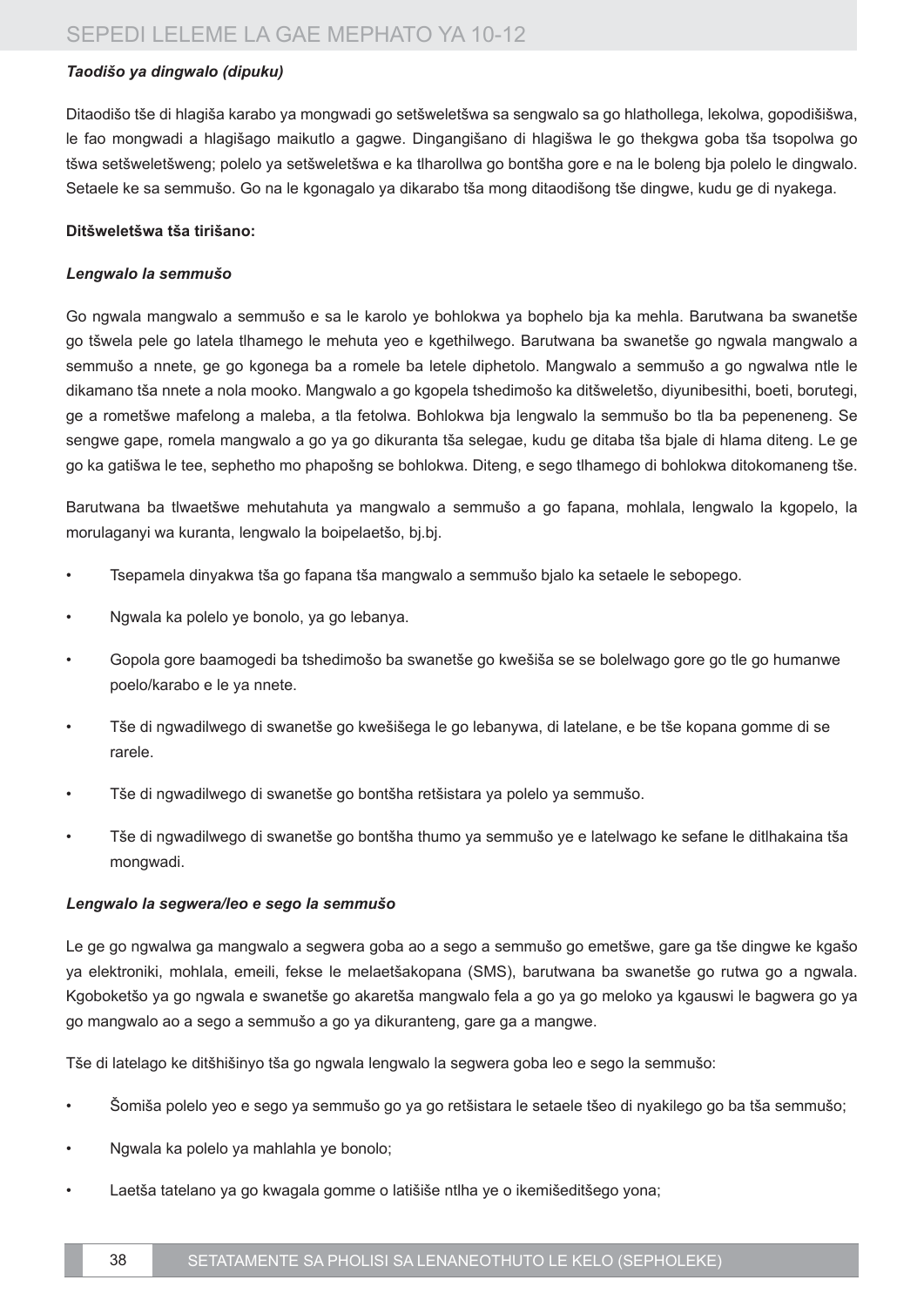***Taodišo ya dingwalo (dipuku)***

Ditaodišo tše di hlagiša karabo ya mongwadi go setšweletšwa sa sengwalo sa go hlathollega, lekolwa, gopodišišwa, le fao mongwadi a hlagišago maikutlo a gagwe. Dingangišano di hlagišwa le go thekgwa goba tša tsopolwa go tšwa setšweletšweng; polelo ya setšweletšwa e ka tlharollwa go bontšha gore e na le boleng bja polelo le dingwalo. Setaele ke sa semmušo. Go na le kgonagalo ya dikarabo tša mong ditaodišong tše dingwe, kudu ge di nyakega.

**Ditšweletšwa tša tirišano:**

***Lengwalo la semmušo***

Go ngwala mangwalo a semmušo e sa le karolo ye bohlokwa ya bophelo bja ka mehla. Barutwana ba swanetše go tšwela pele go latela tlhamego le mehuta yeo e kgethilwego. Barutwana ba swanetše go ngwala mangwalo a semmušo a nnete, ge go kgonega ba a romele ba letele diphetolo. Mangwalo a semmušo a go ngwalwa ntle le dikamano tša nnete a nola mooko. Mangwalo a go kgopela tshedimošo ka ditšweletšo, diyunibesithi, boeti, borutegi, ge a rometšwe mafelong a maleba, a tla fetolwa. Bohlokwa bja lengwalo la semmušo bo tla ba pepeneneng. Se sengwe gape, romela mangwalo a go ya go dikuranta tša selegae, kudu ge ditaba tša bjale di hlama diteng. Le ge go ka gatišwa le tee, sephetho mo phapošng se bohlokwa. Diteng, e sego tlhamego di bohlokwa ditokomaneng tše.

Barutwana ba tlwaetšwe mehutahuta ya mangwalo a semmušo a go fapana, mohlala, lengwalo la kgopelo, la morulaganyi wa kuranta, lengwalo la boipelaetšo, bj.bj.

- Tsepamela dinyakwa tša go fapana tša mangwalo a semmušo bjalo ka setaele le sebopego.
- Ngwala ka polelo ye bonolo, ya go lebanya.
- Gopola gore baamogedi ba tshedimošo ba swanetše go kwešiša se se bolelwago gore go tle go humanwe poelo/karabo e le ya nnete.
- Tše di ngwadilwego di swanetše go kwešišega le go lebanywa, di latelane, e be tše kopana gomme di se rarele.
- Tše di ngwadilwego di swanetše go bontšha retšistara ya polelo ya semmušo.
- Tše di ngwadilwego di swanetše go bontšha thumo ya semmušo ye e latelwago ke sefane le ditlhakaina tša mongwadi.

***Lengwalo la segwera/leo e sego la semmušo***

Le ge go ngwalwa ga mangwalo a segwera goba ao a sego a semmušo go emetšwe, gare ga tše dingwe ke kgašo ya elektroniki, mohlala, emeili, fekse le melaetšakopana (SMS), barutwana ba swanetše go rutwa go a ngwala. Kgoboketšo ya go ngwala e swanetše go akaretša mangwalo fela a go ya go meloko ya kgauswi le bagwera go ya go mangwalo ao a sego a semmušo a go ya dikuranteng, gare ga a mangwe.

Tše di latelago ke ditšhišinyo tša go ngwala lengwalo la segwera goba leo e sego la semmušo:

- Šomiša polelo yeo e sego ya semmušo go ya go retšistara le setaele tšeo di nyakilego go ba tša semmušo;
- Ngwala ka polelo ya mahlahla ye bonolo;
- Laetša tatelano ya go kwagala gomme o latišiše ntlha ye o ikemišeditšego yona;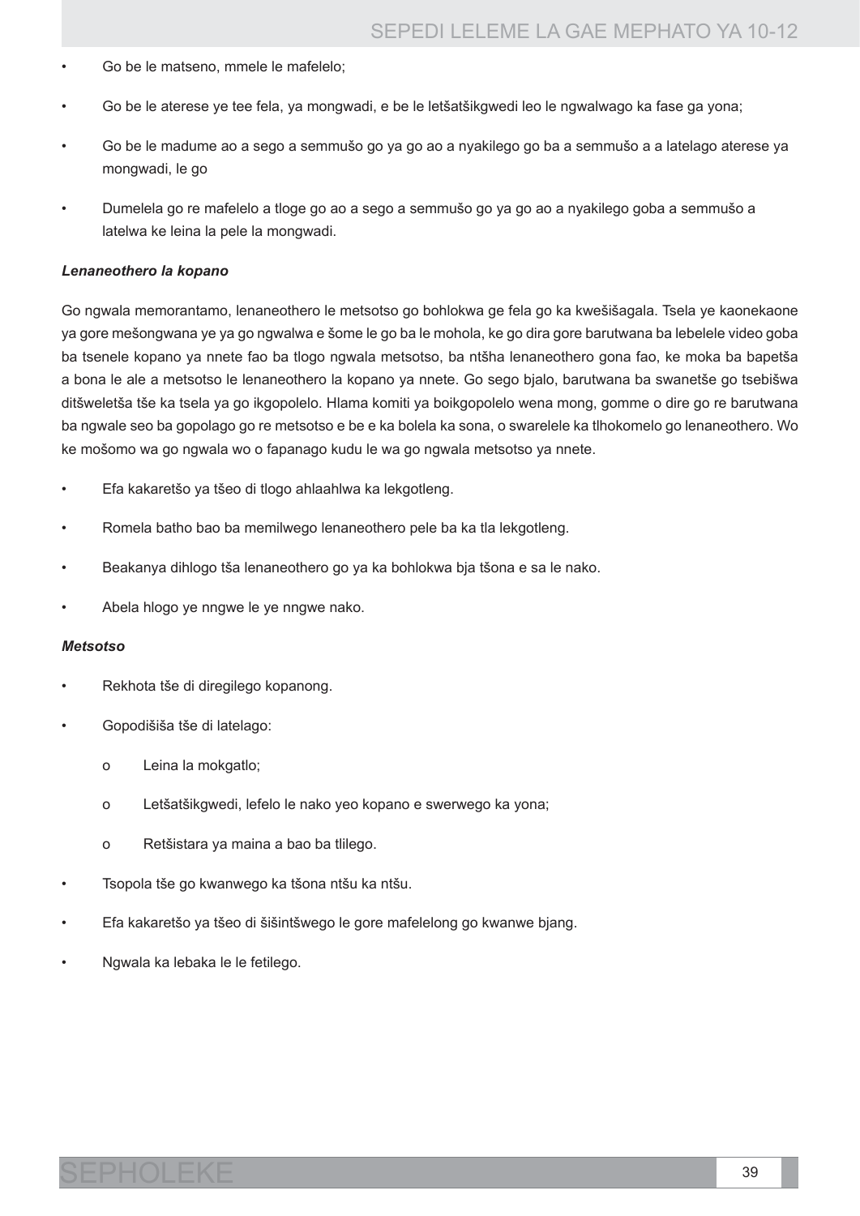- Go be le matseno, mmele le mafelelo;
- Go be le aterese ye tee fela, ya mongwadi, e be le letšatšikgwedi leo le ngwalwago ka fase ga yona;
- Go be le madume ao a sego a semmušo go ya go ao a nyakilego go ba a semmušo a a latelago aterese ya mongwadi, le go
- Dumelela go re mafelelo a tloge go ao a sego a semmušo go ya go ao a nyakilego goba a semmušo a latelwa ke leina la pele la mongwadi.

***Lenaneothero la kopano***

Go ngwala memorantamo, lenaneothero le metsotso go bohlokwa ge fela go ka kwešišagala. Tsela ye kaonekaone ya gore mešongwana ye ya go ngwalwa e šome le go ba le mohola, ke go dira gore barutwana ba lebelele video goba ba tsenele kopano ya nnete fao ba tlogo ngwala metsotso, ba ntšha lenaneothero gona fao, ke moka ba bapetša a bona le ale a metsotso le lenaneothero la kopano ya nnete. Go sego bjalo, barutwana ba swanetše go tsebišwa ditšweletša tše ka tsela ya go ikgopolelo. Hlama komiti ya boikgopolelo wena mong, gomme o dire go re barutwana ba ngwale seo ba gopolago go re metsotso e be e ka bolela ka sona, o swarelele ka tlhokomelo go lenaneothero. Wo ke mošomo wa go ngwala wo o fapanago kudu le wa go ngwala metsotso ya nnete.

- Efa kakaretšo ya tšeo di tlogo ahlaahlwa ka lekgotleng.
- Romela batho bao ba memilwego lenaneothero pele ba ka tla lekgotleng.
- Beakanya dihlogo tša lenaneothero go ya ka bohlokwa bja tšona e sa le nako.
- Abela hlogo ye nngwe le ye nngwe nako.

***Metsotso***

- Rekhota tše di diregilego kopanong.
- Gopodišiša tše di latelago:
    - Leina la mokgatlo;
    - Letšatšikgwedi, lefelo le nako yeo kopano e swerwego ka yona;
    - Retšistara ya maina a bao ba tlilego.
- Tsopola tše go kwanwego ka tšona ntšu ka ntšu.
- Efa kakaretšo ya tšeo di šišintšwego le gore mafelelong go kwanwe bjang.
- Ngwala ka lebaka le le fetilego.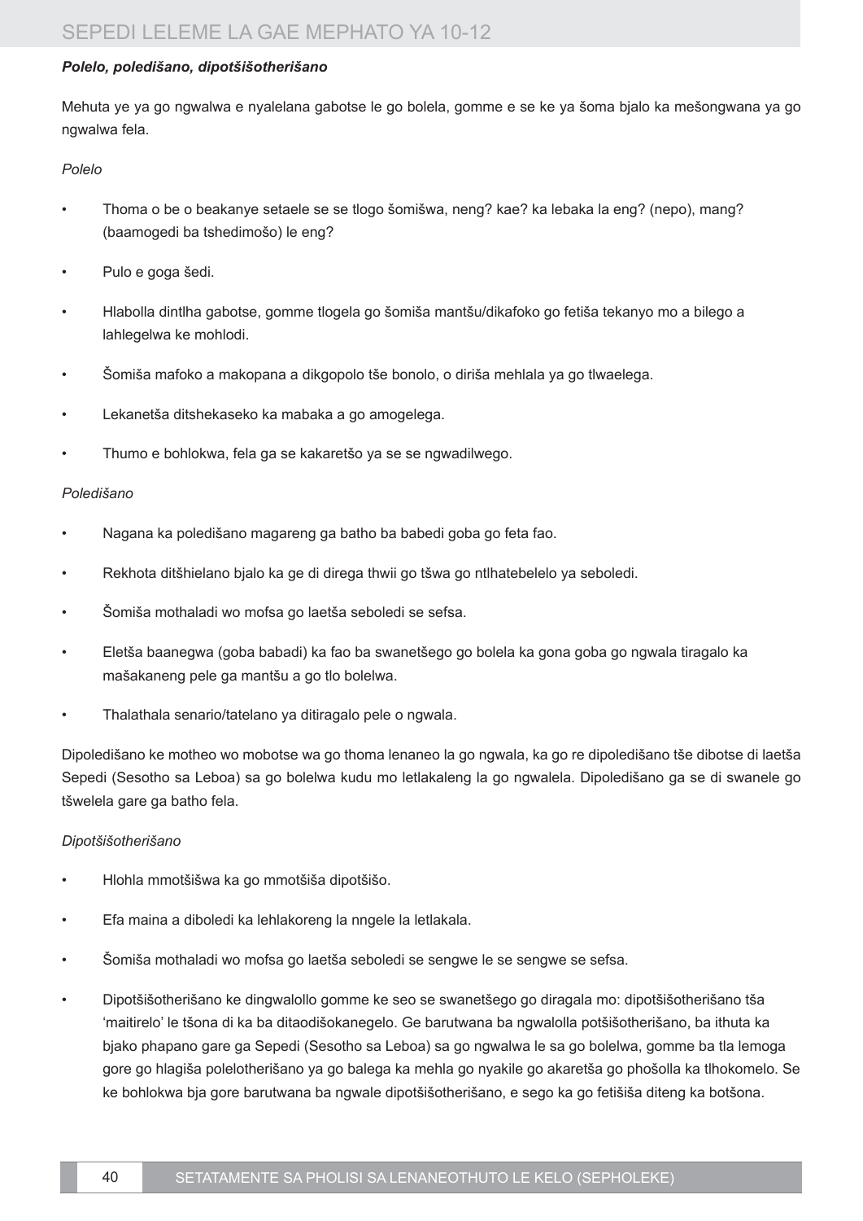***Polelo, poledišano, dipotšišotherišano***

Mehuta ye ya go ngwalwa e nyalelana gabotse le go bolela, gomme e se ke ya šoma bjalo ka mešongwana ya go ngwalwa fela.

*Polelo*

- Thoma o be o beakanye setaele se se tlogo šomišwa, neng? kae? ka lebaka la eng? (nepo), mang? (baamogedi ba tshedimošo) le eng?
- Pulo e goga šedi.
- Hlabolla dintlha gabotse, gomme tlogela go šomiša mantšu/dikafoko go fetiša tekanyo mo a bilego a lahlegelwa ke mohlodi.
- Šomiša mafoko a makopana a dikgopolo tše bonolo, o diriša mehlala ya go tlwaelega.
- Lekanetša ditshekaseko ka mabaka a go amogelega.
- Thumo e bohlokwa, fela ga se kakaretšo ya se se ngwadilwego.

*Poledišano*

- Nagana ka poledišano magareng ga batho ba babedi goba go feta fao.
- Rekhota ditšhielano bjalo ka ge di direga thwii go tšwa go ntlhatebelelo ya seboledi.
- Šomiša mothaladi wo mofsa go laetša seboledi se sefsa.
- Eletša baanegwa (goba babadi) ka fao ba swanetšego go bolela ka gona goba go ngwala tiragalo ka mašakaneng pele ga mantšu a go tlo bolelwa.
- Thalathala senario/tatelano ya ditiragalo pele o ngwala.

Dipoledišano ke motheo wo mobotse wa go thoma lenaneo la go ngwala, ka go re dipoledišano tše dibotse di laetša Sepedi (Sesotho sa Leboa) sa go bolelwa kudu mo letlakaleng la go ngwalela. Dipoledišano ga se di swanele go tšwelela gare ga batho fela.

*Dipotšišotherišano*

- Hlohla mmotšišwa ka go mmotšiša dipotšišo.
- Efa maina a diboledi ka lehlakoreng la nngele la letlakala.
- Šomiša mothaladi wo mofsa go laetša seboledi se sengwe le se sengwe se sefsa.
- Dipotšišotherišano ke dingwalollo gomme ke seo se swanetšego go diragala mo: dipotšišotherišano tša 'maitirelo' le tšona di ka ba ditaodišokanegelo. Ge barutwana ba ngwalolla potšišotherišano, ba ithuta ka bjako phapano gare ga Sepedi (Sesotho sa Leboa) sa go ngwalwa le sa go bolelwa, gomme ba tla lemoga gore go hlagiša polelotherišano ya go balega ka mehla go nyakile go akaretša go phošolla ka tlhokomelo. Se ke bohlokwa bja gore barutwana ba ngwale dipotšišotherišano, e sego ka go fetišiša diteng ka botšona.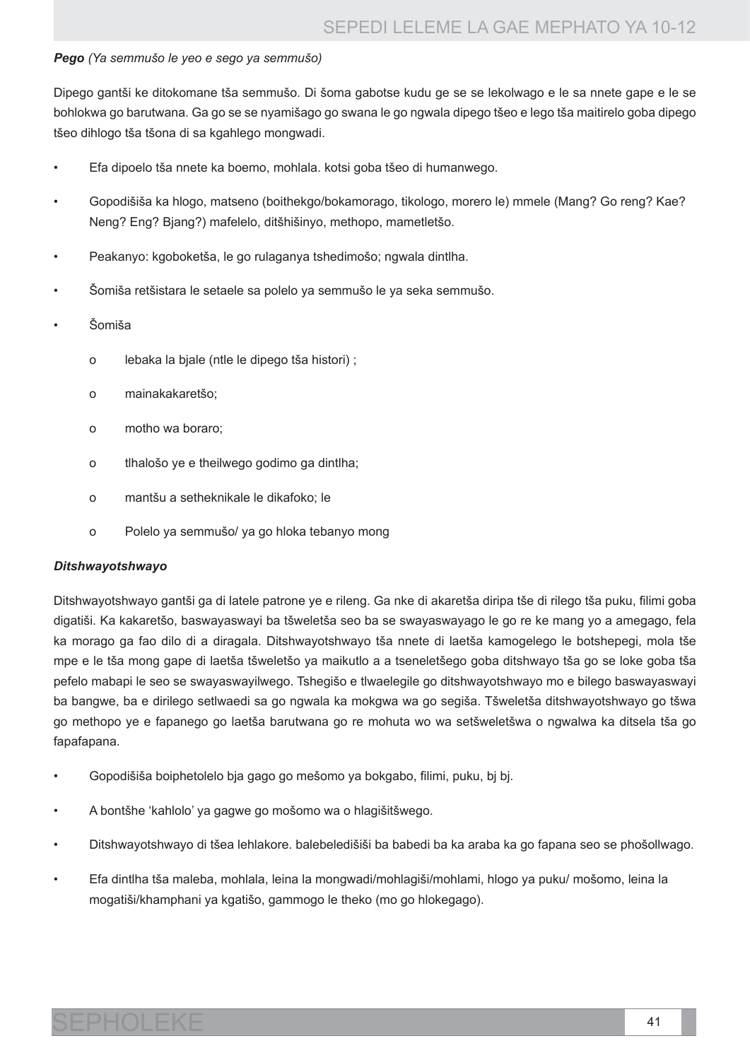***Pego*** *(Ya semmušo le yeo e sego ya semmušo)*

Dipego gantši ke ditokomane tša semmušo. Di šoma gabotse kudu ge se se lekolwago e le sa nnete gape e le se bohlokwa go barutwana. Ga go se se nyamišago go swana le go ngwala dipego tšeo e lego tša maitirelo goba dipego tšeo dihlogo tša tšona di sa kgahlego mongwadi.

- Efa dipoelo tša nnete ka boemo, mohlala. kotsi goba tšeo di humanwego.
- Gopodišiša ka hlogo, matseno (boithekgo/bokamorago, tikologo, morero le) mmele (Mang? Go reng? Kae? Neng? Eng? Bjang?) mafelelo, ditšhišinyo, methopo, mametletšo.
- Peakanyo: kgoboketša, le go rulaganya tshedimošo; ngwala dintlha.
- Šomiša retšistara le setaele sa polelo ya semmušo le ya seka semmušo.
- Šomiša
  - o lebaka la bjale (ntle le dipego tša histori) ;
  - o mainakakaretšo;
  - o motho wa boraro;
  - o tlhalošo ye e theilwego godimo ga dintlha;
  - o mantšu a setheknikale le dikafoko; le
  - o Polelo ya semmušo/ ya go hloka tebanyo mong

***Ditshwayotshwayo***

Ditshwayotshwayo gantši ga di latele patrone ye e rileng. Ga nke di akaretša diripa tše di rilego tša puku, filimi goba digatiši. Ka kakaretšo, baswayaswayi ba tšweletša seo ba se swayaswayago le go re ke mang yo a amegago, fela ka morago ga fao dilo di a diragala. Ditshwayotshwayo tša nnete di laetša kamogelego le botshepegi, mola tše mpe e le tša mong gape di laetša tšweletšo ya maikutlo a a tseneletšego goba ditshwayo tša go se loke goba tša pefelo mabapi le seo se swayaswayilwego. Tshegišo e tlwaelegile go ditshwayotshwayo mo e bilego baswayaswayi ba bangwe, ba e dirilego setlwaedi sa go ngwala ka mokgwa wa go segiša. Tšweletša ditshwayotshwayo go tšwa go methopo ye e fapanego go laetša barutwana go re mohuta wo wa setšweletšwa o ngwalwa ka ditsela tša go fapafapana.

- Gopodišiša boiphetolelo bja gago go mešomo ya bokgabo, filimi, puku, bj bj.
- A bontšhe 'kahlolo' ya gagwe go mošomo wa o hlagišitšwego.
- Ditshwayotshwayo di tšea lehlakore. balebeledišiši ba babedi ba ka araba ka go fapana seo se phošollwago.
- Efa dintlha tša maleba, mohlala, leina la mongwadi/mohlagiši/mohlami, hlogo ya puku/ mošomo, leina la mogatiši/khamphani ya kgatišo, gammogo le theko (mo go hlokegago).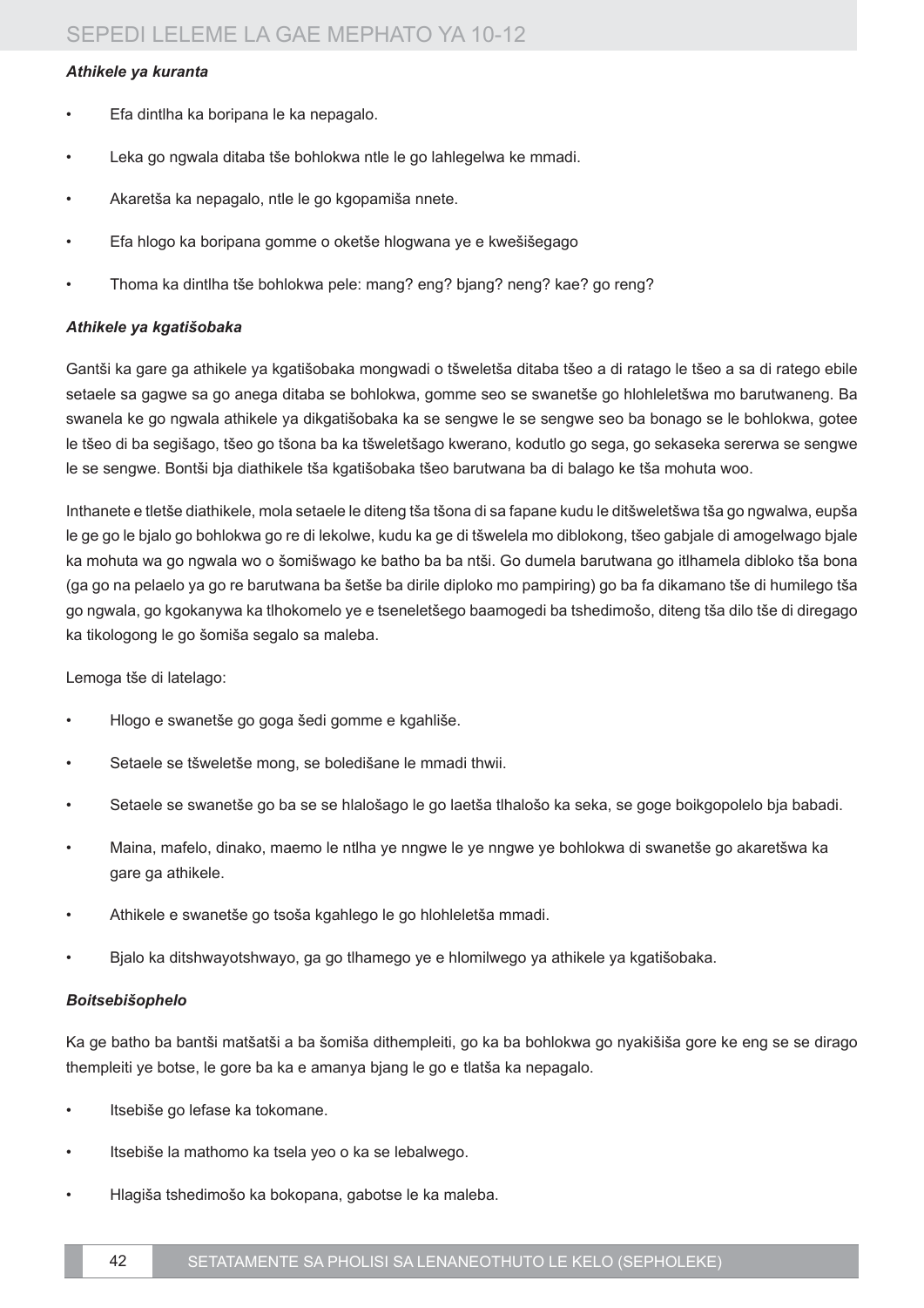***Athikele ya kuranta***

- Efa dintlha ka boripana le ka nepagalo.
- Leka go ngwala ditaba tše bohlokwa ntle le go lahlegelwa ke mmadi.
- Akaretša ka nepagalo, ntle le go kgopamiša nnete.
- Efa hlogo ka boripana gomme o oketše hlogwana ye e kwešišegago
- Thoma ka dintlha tše bohlokwa pele: mang? eng? bjang? neng? kae? go reng?

***Athikele ya kgatišobaka***

Gantši ka gare ga athikele ya kgatišobaka mongwadi o tšweletša ditaba tšeo a di ratago le tšeo a sa di ratego ebile setaele sa gagwe sa go anega ditaba se bohlokwa, gomme seo se swanetše go hlohleletšwa mo barutwaneng. Ba swanela ke go ngwala athikele ya dikgatišobaka ka se sengwe le se sengwe seo ba bonago se le bohlokwa, gotee le tšeo di ba segišago, tšeo go tšona ba ka tšweletšago kwerano, kodutlo go sega, go sekaseka sererwa se sengwe le se sengwe. Bontši bja diathikele tša kgatišobaka tšeo barutwana ba di balago ke tša mohuta woo.

Inthanete e tletše diathikele, mola setaele le diteng tša tšona di sa fapane kudu le ditšweletšwa tša go ngwalwa, eupša le ge go le bjalo go bohlokwa go re di lekolwe, kudu ka ge di tšwelela mo diblokong, tšeo gabjale di amogelwago bjale ka mohuta wa go ngwala wo o šomišwago ke batho ba ba ntši. Go dumela barutwana go itlhamela dibloko tša bona (ga go na pelaelo ya go re barutwana ba šetše ba dirile diploko mo pampiring) go ba fa dikamano tše di humilego tša go ngwala, go kgokanywa ka tlhokomelo ye e tseneletšego baamogedi ba tshedimošo, diteng tša dilo tše di diregago ka tikologong le go šomiša segalo sa maleba.

Lemoga tše di latelago:

- Hlogo e swanetše go goga šedi gomme e kgahliše.
- Setaele se tšweletše mong, se boledišane le mmadi thwii.
- Setaele se swanetše go ba se se hlalošago le go laetša tlhalošo ka seka, se goge boikgopolelo bja babadi.
- Maina, mafelo, dinako, maemo le ntlha ye nngwe le ye nngwe ye bohlokwa di swanetše go akaretšwa ka gare ga athikele.
- Athikele e swanetše go tsoša kgahlego le go hlohleletša mmadi.
- Bjalo ka ditshwayotshwayo, ga go tlhamego ye e hlomilwego ya athikele ya kgatišobaka.

***Boitsebišophelo***

Ka ge batho ba bantši matšatši a ba šomiša dithempleiti, go ka ba bohlokwa go nyakišiša gore ke eng se se dirago thempleiti ye botse, le gore ba ka e amanya bjang le go e tlatša ka nepagalo.

- Itsebiše go lefase ka tokomane.
- Itsebiše la mathomo ka tsela yeo o ka se lebalwego.
- Hlagiša tshedimošo ka bokopana, gabotse le ka maleba.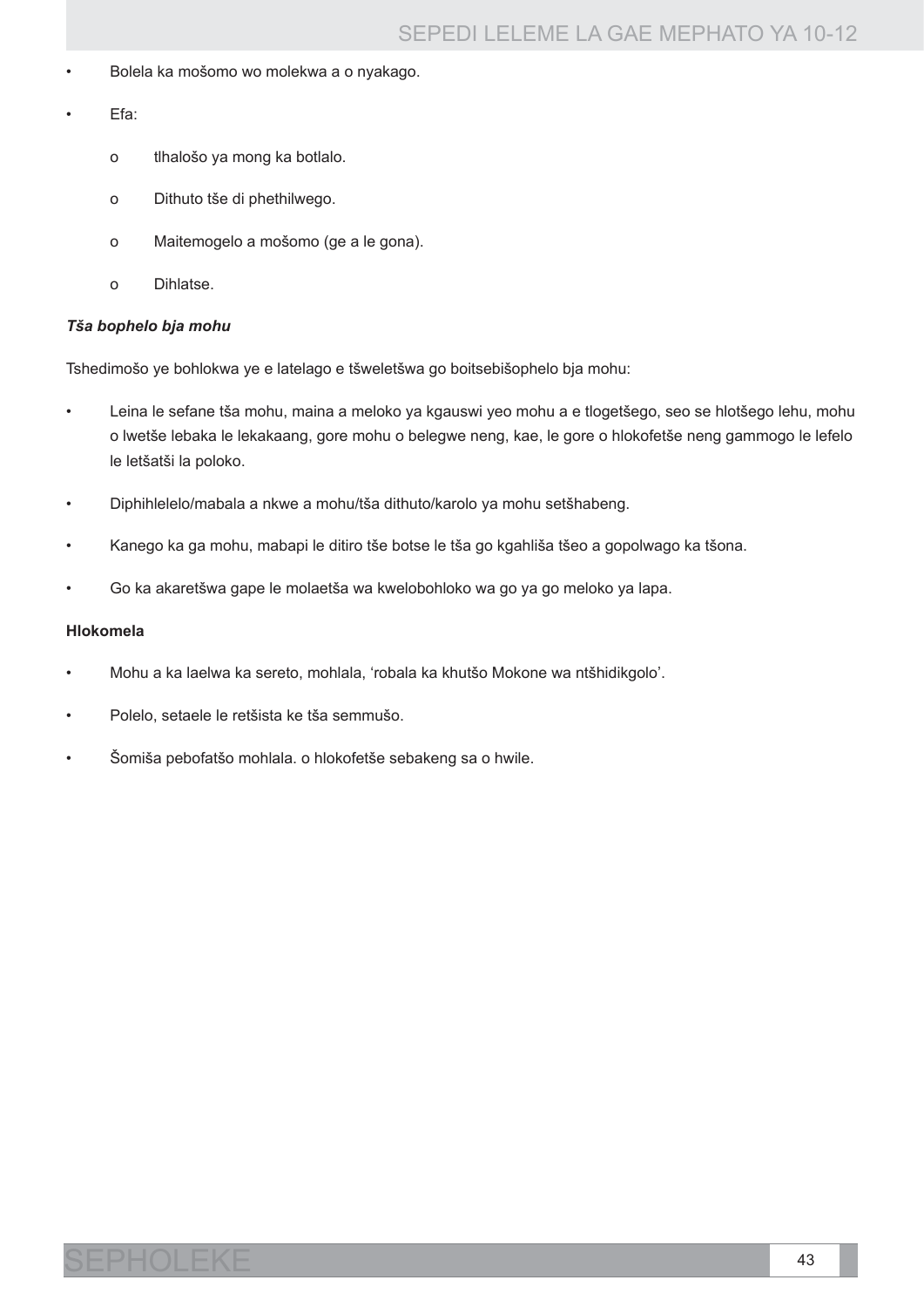- Bolela ka mošomo wo molekwa a o nyakago.
- Efa:
    - tlhalošo ya mong ka botlalo.
    - Dithuto tše di phethilwego.
    - Maitemogelo a mošomo (ge a le gona).
    - Dihlatse.

***Tša bophelo bja mohu***

Tshedimošo ye bohlokwa ye e latelago e tšweletšwa go boitsebišophelo bja mohu:

- Leina le sefane tša mohu, maina a meloko ya kgauswi yeo mohu a e tlogetšego, seo se hlotšego lehu, mohu o lwetše lebaka le lekakaang, gore mohu o belegwe neng, kae, le gore o hlokofetše neng gammogo le lefelo le letšatši la poloko.
- Diphihlelelo/mabala a nkwe a mohu/tša dithuto/karolo ya mohu setšhabeng.
- Kanego ka ga mohu, mabapi le ditiro tše botse le tša go kgahliša tšeo a gopolwago ka tšona.
- Go ka akaretšwa gape le molaetša wa kwelobohloko wa go ya go meloko ya lapa.

**Hlokomela**

- Mohu a ka laelwa ka sereto, mohlala, 'robala ka khutšo Mokone wa ntšhidikgolo'.
- Polelo, setaele le retšista ke tša semmušo.
- Šomiša pebofatšo mohlala. o hlokofetše sebakeng sa o hwile.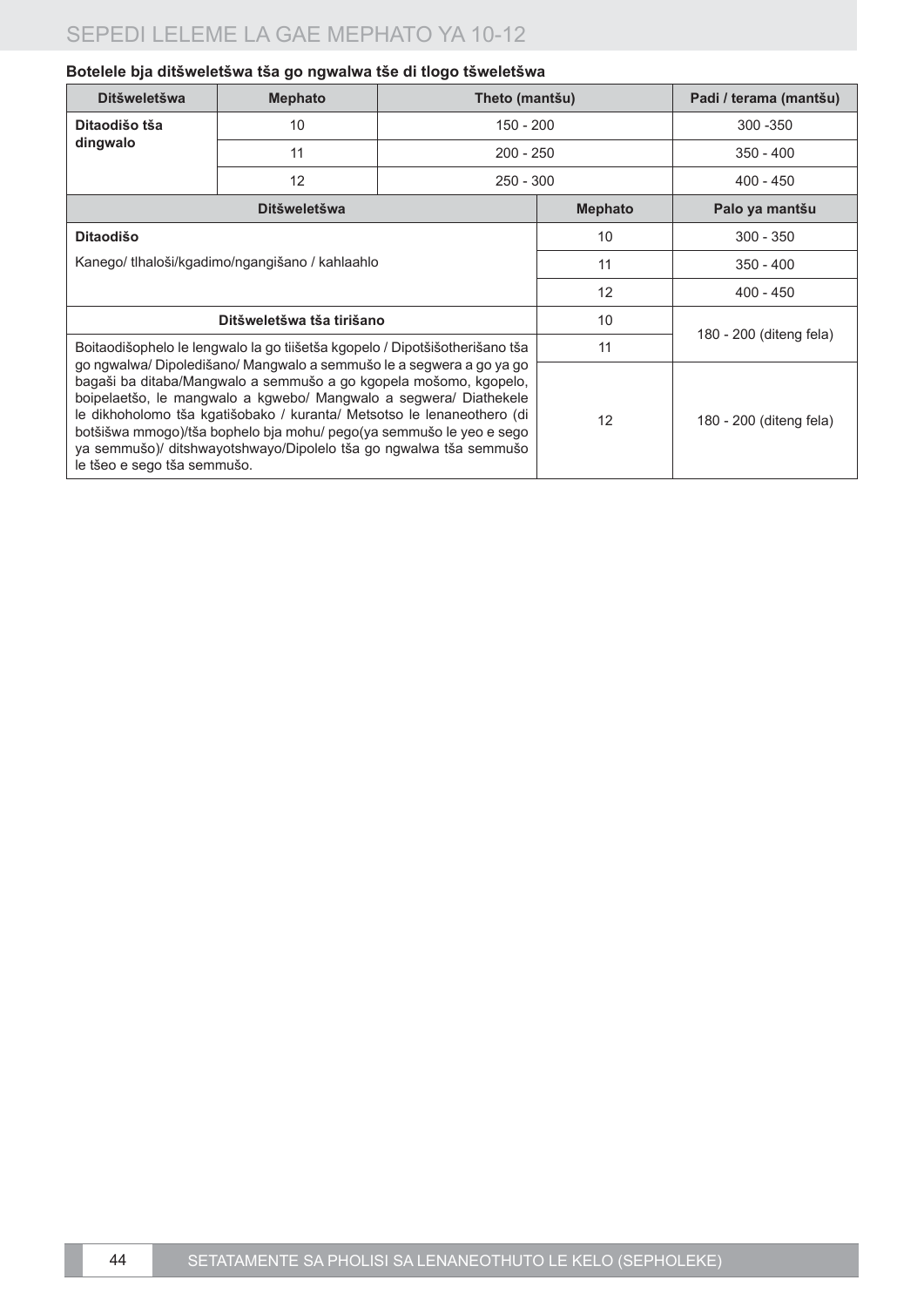**Botelele bja ditšweletšwa tša go ngwalwa tše di tlogo tšweletšwa**

| Ditšweletšwa | Mephato | Theto (mantšu) | Padi / terama (mantšu) |
|---|---|---|---|
| **Ditaodišo tša dingwalo** | 10 | 150 - 200 | 300 -350 |
| | 11 | 200 - 250 | 350 - 400 |
| | 12 | 250 - 300 | 400 - 450 |

| Ditšweletšwa | Mephato | Palo ya mantšu |
|---|---|---|
| **Ditaodišo**<br>Kanego/ tlhaloši/kgadimo/ngangišano / kahlaahlo | 10 | 300 - 350 |
| | 11 | 350 - 400 |
| | 12 | 400 - 450 |
| **Ditšweletšwa tša tirišano** | 10 | 180 - 200 (diteng fela) |
| Boitaodišophelo le lengwalo la go tiišetša kgopelo / Dipotšišotherišano tša go ngwalwa/ Dipoledišano/ Mangwalo a semmušo le a segwera a go ya go bagaši ba ditaba/Mangwalo a semmušo a go kgopela mošomo, kgopelo, boipelaetšo, le mangwalo a kgwebo/ Mangwalo a segwera/ Diathekele le dikhoholomo tša kgatišobako / kuranta/ Metsotso le lenaneothero (di botšišwa mmogo)/tša bophelo bja mohu/ pego(ya semmušo le yeo e sego ya semmušo)/ ditshwayotshwayo/Dipolelo tša go ngwalwa tša semmušo le tšeo e sego tša semmušo. | 11 | |
| | 12 | 180 - 200 (diteng fela) |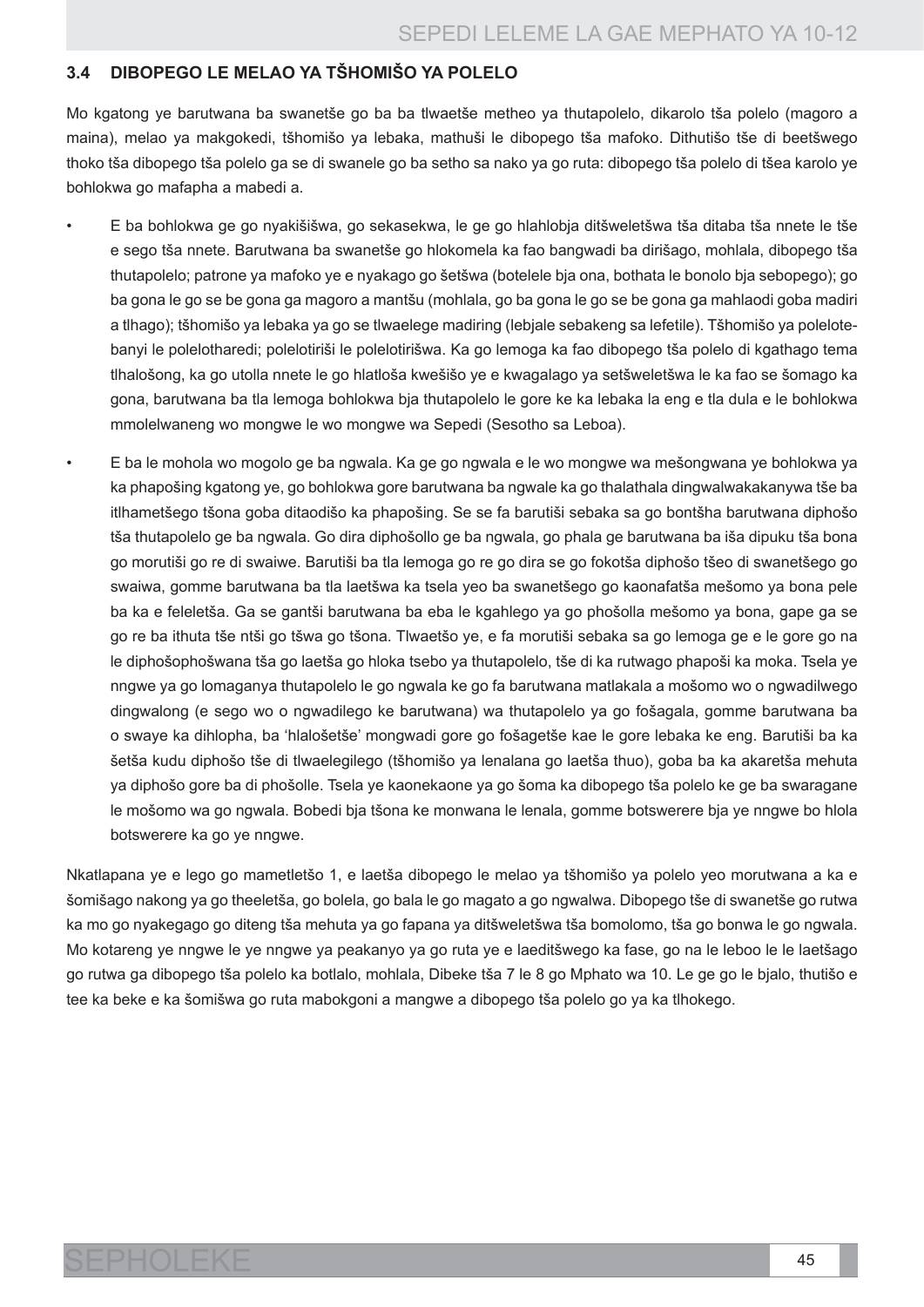### 3.4 DIBOPEGO LE MELAO YA TŠHOMIŠO YA POLELO

Mo kgatong ye barutwana ba swanetše go ba ba tlwaetše metheo ya thutapolelo, dikarolo tša polelo (magoro a maina), melao ya makgokedi, tšhomišo ya lebaka, mathuši le dibopego tša mafoko. Dithutišo tše di beetšwego thoko tša dibopego tša polelo ga se di swanele go ba setho sa nako ya go ruta: dibopego tša polelo di tšea karolo ye bohlokwa go mafapha a mabedi a.

- E ba bohlokwa ge go nyakišišwa, go sekasekwa, le ge go hlahlobja ditšweletšwa tša ditaba tša nnete le tše e sego tša nnete. Barutwana ba swanetše go hlokomela ka fao bangwadi ba dirišago, mohlala, dibopego tša thutapolelo; patrone ya mafoko ye e nyakago go šetšwa (botelele bja ona, bothata le bonolo bja sebopego); go ba gona le go se be gona ga magoro a mantšu (mohlala, go ba gona le go se be gona ga mahlaodi goba madiri a tlhago); tšhomišo ya lebaka ya go se tlwaelege madiring (lebjale sebakeng sa lefetile). Tšhomišo ya polelote-banyi le polelotharedi; polelotiriši le polelotirišwa. Ka go lemoga ka fao dibopego tša polelo di kgathago tema tlhalošong, ka go utolla nnete le go hlatloša kwešišo ye e kwagalago ya setšweletšwa le ka fao se šomago ka gona, barutwana ba tla lemoga bohlokwa bja thutapolelo le gore ke ka lebaka la eng e tla dula e le bohlokwa mmolelwaneng wo mongwe le wo mongwe wa Sepedi (Sesotho sa Leboa).
- E ba le mohola wo mogolo ge ba ngwala. Ka ge go ngwala e le wo mongwe wa mešongwana ye bohlokwa ya ka phapošing kgatong ye, go bohlokwa gore barutwana ba ngwale ka go thalathala dingwalwakakanywa tše ba itlhametšego tšona goba ditaodišo ka phapošing. Se se fa barutiši sebaka sa go bontšha barutwana diphošo tša thutapolelo ge ba ngwala. Go dira diphošollo ge ba ngwala, go phala ge barutwana ba iša dipuku tša bona go morutiši go re di swaiwe. Barutiši ba tla lemoga go re go dira se go fokotša diphošo tšeo di swanetšego go swaiwa, gomme barutwana ba tla laetšwa ka tsela yeo ba swanetšego go kaonafatša mešomo ya bona pele ba ka e feleletša. Ga se gantši barutwana ba eba le kgahlego ya go phošolla mešomo ya bona, gape ga se go re ba ithuta tše ntši go tšwa go tšona. Tlwaetšo ye, e fa morutiši sebaka sa go lemoga ge e le gore go na le diphošophošwana tša go laetša go hloka tsebo ya thutapolelo, tše di ka rutwago phapoši ka moka. Tsela ye nngwe ya go lomaganya thutapolelo le go ngwala ke go fa barutwana matlakala a mošomo wo o ngwadilwego dingwalong (e sego wo o ngwadilego ke barutwana) wa thutapolelo ya go fošagala, gomme barutwana ba o swaye ka dihlopha, ba 'hlalošetše' mongwadi gore go fošagetše kae le gore lebaka ke eng. Barutiši ba ka šetša kudu diphošo tše di tlwaelegilego (tšhomišo ya lenalana go laetša thuo), goba ba ka akaretša mehuta ya diphošo gore ba di phošolle. Tsela ye kaonekaone ya go šoma ka dibopego tša polelo ke ge ba swaragane le mošomo wa go ngwala. Bobedi bja tšona ke monwana le lenala, gomme botswerere bja ye nngwe bo hlola botswerere ka go ye nngwe.

Nkatlapana ye e lego go mametletšo 1, e laetša dibopego le melao ya tšhomišo ya polelo yeo morutwana a ka e šomišago nakong ya go theeletša, go bolela, go bala le go magato a go ngwalwa. Dibopego tše di swanetše go rutwa ka mo go nyakegago go diteng tša mehuta ya go fapana ya ditšweletšwa tša bomolomo, tša go bonwa le go ngwala. Mo kotareng ye nngwe le ye nngwe ya peakanyo ya go ruta ye e laeditšwego ka fase, go na le leboo le le laetšago go rutwa ga dibopego tša polelo ka botlalo, mohlala, Dibeke tša 7 le 8 go Mphato wa 10. Le ge go le bjalo, thutišo e tee ka beke e ka šomišwa go ruta mabokgoni a mangwe a dibopego tša polelo go ya ka tlhokego.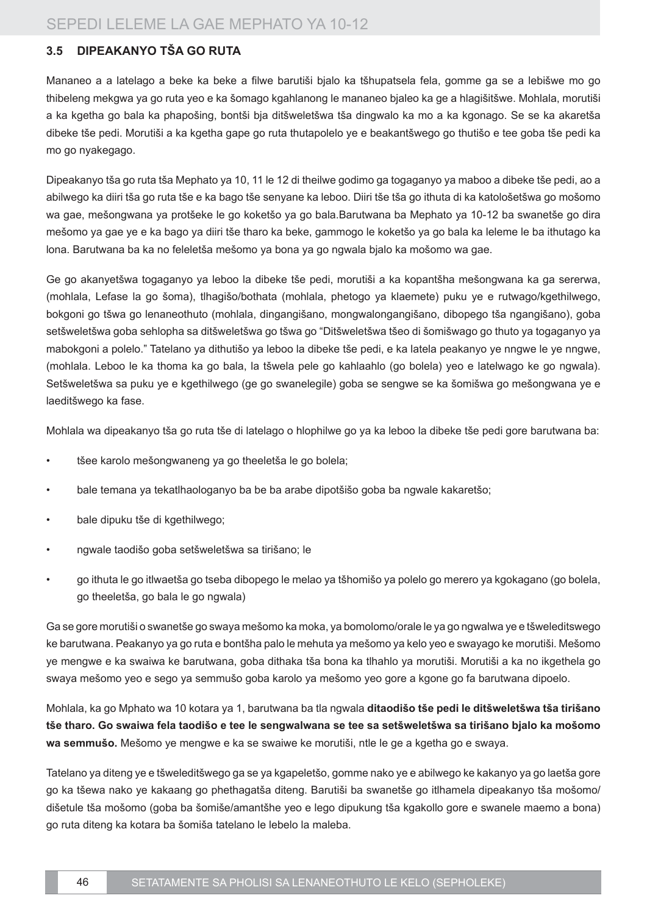### 3.5 DIPEAKANYO TŠA GO RUTA

Mananeo a a latelago a beke ka beke a filwe barutiši bjalo ka tšhupatsela fela, gomme ga se a lebišwe mo go thibeleng mekgwa ya go ruta yeo e ka šomago kgahlanong le mananeo bjaleo ka ge a hlagišitšwe. Mohlala, morutiši a ka kgetha go bala ka phapošing, bontši bja ditšweletšwa tša dingwalo ka mo a ka kgonago. Se se ka akaretša dibeke tše pedi. Morutiši a ka kgetha gape go ruta thutapolelo ye e beakantšwego go thutišo e tee goba tše pedi ka mo go nyakegago.

Dipeakanyo tša go ruta tša Mephato ya 10, 11 le 12 di theilwe godimo ga togaganyo ya maboo a dibeke tše pedi, ao a abilwego ka diiri tša go ruta tše e ka bago tše senyane ka leboo. Diiri tše tša go ithuta di ka katološetšwa go mošomo wa gae, mešongwana ya protšeke le go koketšo ya go bala.Barutwana ba Mephato ya 10-12 ba swanetše go dira mešomo ya gae ye e ka bago ya diiri tše tharo ka beke, gammogo le koketšo ya go bala ka leleme le ba ithutago ka lona. Barutwana ba ka no feleletša mešomo ya bona ya go ngwala bjalo ka mošomo wa gae.

Ge go akanyetšwa togaganyo ya leboo la dibeke tše pedi, morutiši a ka kopantšha mešongwana ka ga sererwa, (mohlala, Lefase la go šoma), tlhagišo/bothata (mohlala, phetogo ya klaemete) puku ye e rutwago/kgethilwego, bokgoni go tšwa go lenaneothuto (mohlala, dingangišano, mongwalongangišano, dibopego tša ngangišano), goba setšweletšwa goba sehlopha sa ditšweletšwa go tšwa go "Ditšweletšwa tšeo di šomišwago go thuto ya togaganyo ya mabokgoni a polelo." Tatelano ya dithutišo ya leboo la dibeke tše pedi, e ka latela peakanyo ye nngwe le ye nngwe, (mohlala. Leboo le ka thoma ka go bala, la tšwela pele go kahlaahlo (go bolela) yeo e latelwago ke go ngwala). Setšweletšwa sa puku ye e kgethilwego (ge go swanelegile) goba se sengwe se ka šomišwa go mešongwana ye e laeditšwego ka fase.

Mohlala wa dipeakanyo tša go ruta tše di latelago o hlophilwe go ya ka leboo la dibeke tše pedi gore barutwana ba:

- tšee karolo mešongwaneng ya go theeletša le go bolela;
- bale temana ya tekatlhaologanyo ba be ba arabe dipotšišo goba ba ngwale kakaretšo;
- bale dipuku tše di kgethilwego;
- ngwale taodišo goba setšweletšwa sa tirišano; le
- go ithuta le go itlwaetša go tseba dibopego le melao ya tšhomišo ya polelo go merero ya kgokagano (go bolela, go theeletša, go bala le go ngwala)

Ga se gore morutiši o swanetše go swaya mešomo ka moka, ya bomolomo/orale le ya go ngwalwa ye e tšweleditswego ke barutwana. Peakanyo ya go ruta e bontšha palo le mehuta ya mešomo ya kelo yeo e swayago ke morutiši. Mešomo ye mengwe e ka swaiwa ke barutwana, goba dithaka tša bona ka tlhahlo ya morutiši. Morutiši a ka no ikgethela go swaya mešomo yeo e sego ya semmušo goba karolo ya mešomo yeo gore a kgone go fa barutwana dipoelo.

Mohlala, ka go Mphato wa 10 kotara ya 1, barutwana ba tla ngwala **ditaodišo tše pedi le ditšweletšwa tša tirišano tše tharo. Go swaiwa fela taodišo e tee le sengwalwana se tee sa setšweletšwa sa tirišano bjalo ka mošomo wa semmušo.** Mešomo ye mengwe e ka se swaiwe ke morutiši, ntle le ge a kgetha go e swaya.

Tatelano ya diteng ye e tšweleditšwego ga se ya kgapeletšo, gomme nako ye e abilwego ke kakanyo ya go laetša gore go ka tšewa nako ye kakaang go phethagatša diteng. Barutiši ba swanetše go itlhamela dipeakanyo tša mošomo/dišetule tša mošomo (goba ba šomiše/amantšhe yeo e lego dipukung tša kgakollo gore e swanele maemo a bona) go ruta diteng ka kotara ba šomiša tatelano le lebelo la maleba.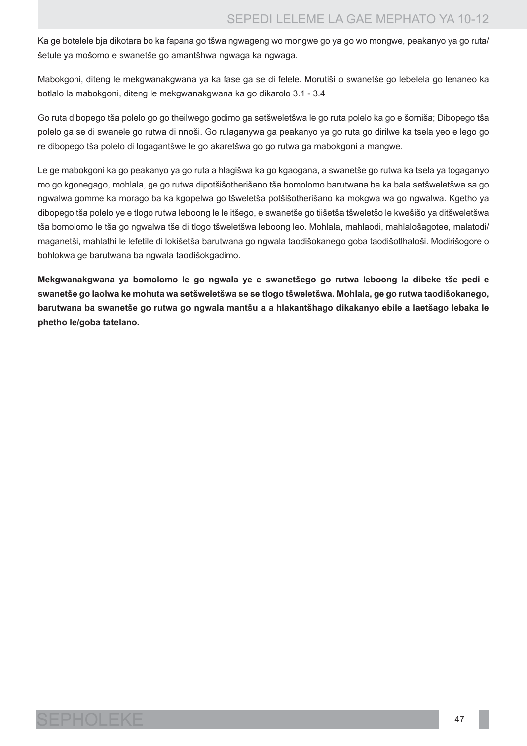Ka ge botelele bja dikotara bo ka fapana go tšwa ngwageng wo mongwe go ya go wo mongwe, peakanyo ya go ruta/šetule ya mošomo e swanetše go amantšhwa ngwaga ka ngwaga.

Mabokgoni, diteng le mekgwanakgwana ya ka fase ga se di felele. Morutiši o swanetše go lebelela go lenaneo ka botlalo la mabokgoni, diteng le mekgwanakgwana ka go dikarolo 3.1 - 3.4

Go ruta dibopego tša polelo go go theilwego godimo ga setšweletšwa le go ruta polelo ka go e šomiša; Dibopego tša polelo ga se di swanele go rutwa di nnoši. Go rulaganywa ga peakanyo ya go ruta go dirilwe ka tsela yeo e lego go re dibopego tša polelo di logagantšwe le go akaretšwa go go rutwa ga mabokgoni a mangwe.

Le ge mabokgoni ka go peakanyo ya go ruta a hlagišwa ka go kgaogana, a swanetše go rutwa ka tsela ya togaganyo mo go kgonegago, mohlala, ge go rutwa dipotšišotherišano tša bomolomo barutwana ba ka bala setšweletšwa sa go ngwalwa gomme ka morago ba ka kgopelwa go tšweletša potšišotherišano ka mokgwa wa go ngwalwa. Kgetho ya dibopego tša polelo ye e tlogo rutwa leboong le le itšego, e swanetše go tiišetša tšweletšo le kwešišo ya ditšweletšwa tša bomolomo le tša go ngwalwa tše di tlogo tšweletšwa leboong leo. Mohlala, mahlaodi, mahlalošagotee, malatodi/maganetši, mahlathi le lefetile di lokišetša barutwana go ngwala taodišokanego goba taodišotlhaloši. Modirišogore o bohlokwa ge barutwana ba ngwala taodišokgadimo.

**Mekgwanakgwana ya bomolomo le go ngwala ye e swanetšego go rutwa leboong la dibeke tše pedi e swanetše go laolwa ke mohuta wa setšweletšwa se se tlogo tšweletšwa. Mohlala, ge go rutwa taodišokanego, barutwana ba swanetše go rutwa go ngwala mantšu a a hlakantšhago dikakanyo ebile a laetšago lebaka le phetho le/goba tatelano.**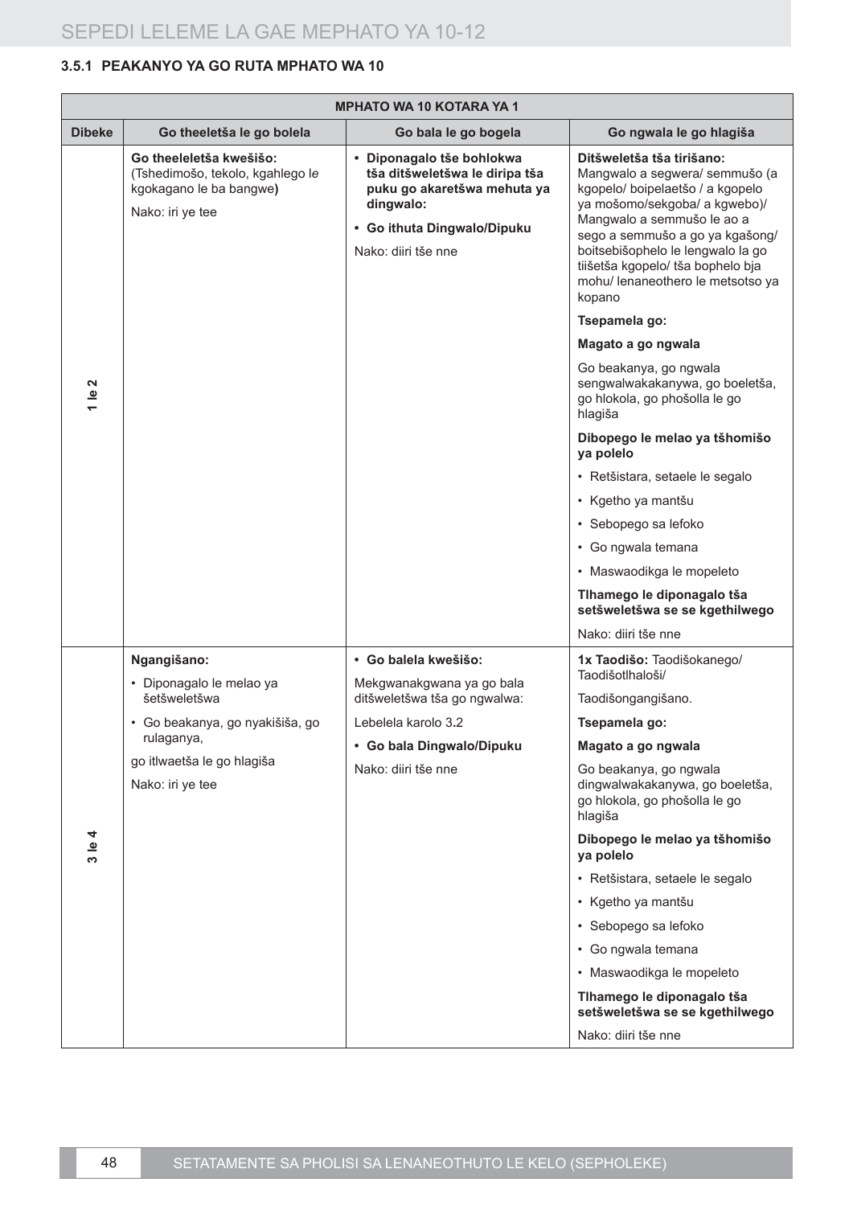### 3.5.1 PEAKANYO YA GO RUTA MPHATO WA 10

| MPHATO WA 10 KOTARA YA 1 | | | |
|---|---|---|---|
| **Dibeke** | **Go theeletša le go bolela** | **Go bala le go bogela** | **Go ngwala le go hlagiša** |
| 1 le 2 | **Go theeleletša kwešišo:** (Tshedimošo, tekolo, kgahlego le kgokagano le ba bangwe**)**<br><br>Nako: iri ye tee | • **Diponagalo tše bohlokwa tša ditšweletšwa le diripa tša puku go akaretšwa mehuta ya dingwalo:**<br>• **Go ithuta Dingwalo/Dipuku**<br><br>Nako: diiri tše nne | **Ditšweletša tša tirišano:** Mangwalo a segwera/ semmušo (a kgopelo/ boipelaetšo / a kgopelo ya mošomo/sekgoba/ a kgwebo)/ Mangwalo a semmušo le ao a sego a semmušo a go ya kgašong/ boitsebišophelo le lengwalo la go tiišetša kgopelo/ tša bophelo bja mohu/ lenaneothero le metsotso ya kopano<br><br>**Tsepamela go:**<br><br>**Magato a go ngwala**<br><br>Go beakanya, go ngwala sengwalwakakanywa, go boeletša, go hlokola, go phošolla le go hlagiša<br><br>**Dibopego le melao ya tšhomišo ya polelo**<br>• Retšistara, setaele le segalo<br>• Kgetho ya mantšu<br>• Sebopego sa lefoko<br>• Go ngwala temana<br>• Maswaodikga le mopeleto<br><br>**Tlhamego le diponagalo tša setšweletšwa se se kgethilwego**<br><br>Nako: diiri tše nne |
| 3 le 4 | **Ngangišano:**<br>• Diponagalo le melao ya šetšweletšwa<br>• Go beakanya, go nyakišiša, go rulaganya,<br><br>go itlwaetša le go hlagiša<br><br>Nako: iri ye tee | • **Go balela kwešišo:**<br><br>Mekgwanakgwana ya go bala ditšweletšwa tša go ngwalwa:<br><br>Lebelela karolo 3**.**2<br>• **Go bala Dingwalo/Dipuku**<br><br>Nako: diiri tše nne | **1x Taodišo:** Taodišokanego/ Taodišotlhaloši/<br><br>Taodišongangišano.<br><br>**Tsepamela go:**<br><br>**Magato a go ngwala**<br><br>Go beakanya, go ngwala dingwalwakakanywa, go boeletša, go hlokola, go phošolla le go hlagiša<br><br>**Dibopego le melao ya tšhomišo ya polelo**<br>• Retšistara, setaele le segalo<br>• Kgetho ya mantšu<br>• Sebopego sa lefoko<br>• Go ngwala temana<br>• Maswaodikga le mopeleto<br><br>**Tlhamego le diponagalo tša setšweletšwa se se kgethilwego**<br><br>Nako: diiri tše nne |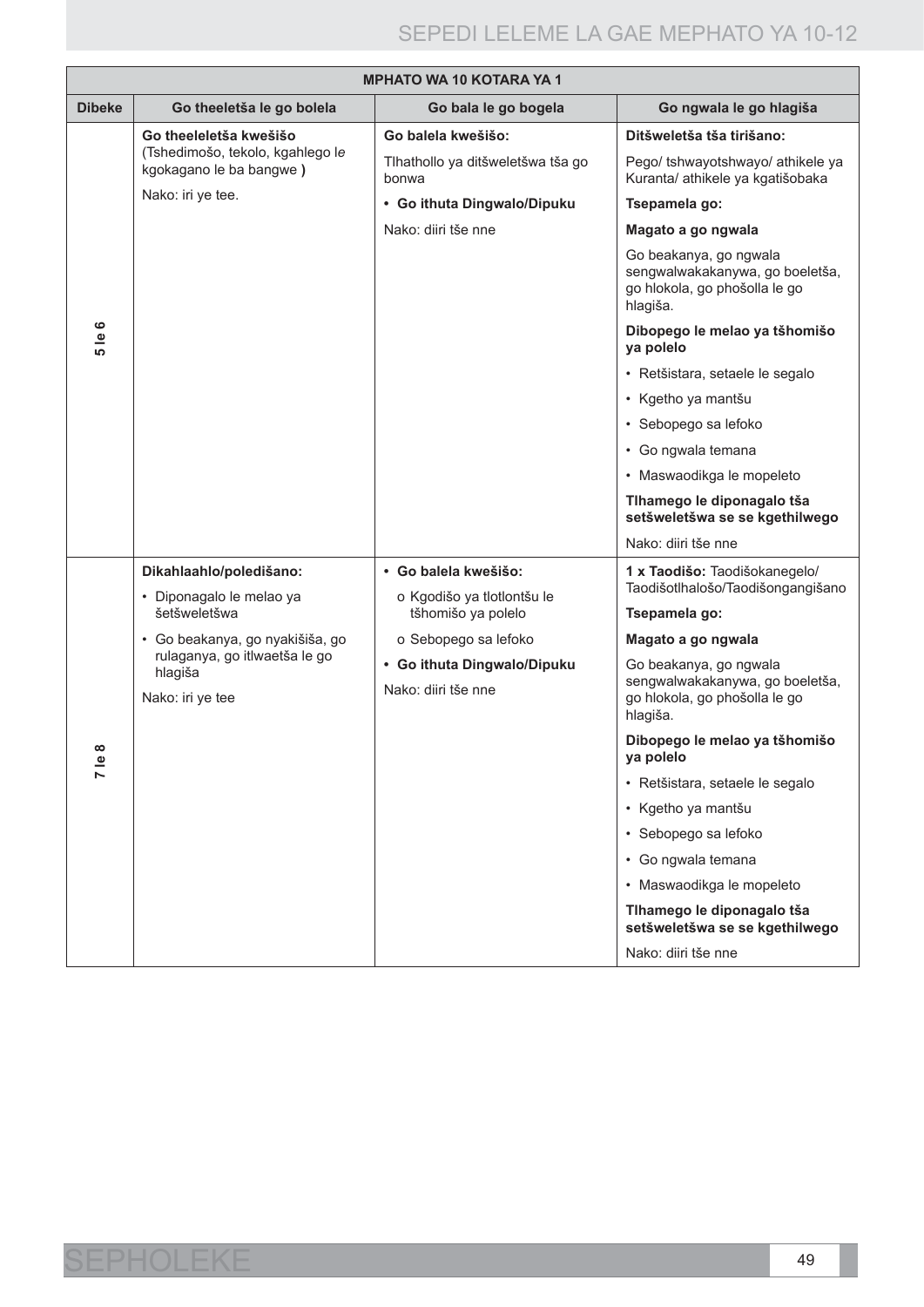| MPHATO WA 10 KOTARA YA 1 | | | |
|---|---|---|---|
| **Dibeke** | **Go theeletša le go bolela** | **Go bala le go bogela** | **Go ngwala le go hlagiša** |
| **5 le 6** | **Go theeleletša kwešišo** (Tshedimošo, tekolo, kgahlego le kgokagano le ba bangwe **)**<br><br>Nako: iri ye tee. | **Go balela kwešišo:**<br><br>Tlhathollo ya ditšweletšwa tša go bonwa<br><br>**• Go ithuta Dingwalo/Dipuku**<br><br>Nako: diiri tše nne | **Ditšweletša tša tirišano:**<br><br>Pego/ tshwayotshwayo/ athikele ya Kuranta/ athikele ya kgatišobaka<br><br>**Tsepamela go:**<br><br>**Magato a go ngwala**<br><br>Go beakanya, go ngwala sengwalwakakanywa, go boeletša, go hlokola, go phošolla le go hlagiša.<br><br>**Dibopego le melao ya tšhomišo ya polelo**<br><br>• Retšistara, setaele le segalo<br>• Kgetho ya mantšu<br>• Sebopego sa lefoko<br>• Go ngwala temana<br>• Maswaodikga le mopeleto<br><br>**Tlhamego le diponagalo tša setšweletšwa se se kgethilwego**<br><br>Nako: diiri tše nne |
| **7 le 8** | **Dikahlaahlo/poledišano:**<br><br>• Diponagalo le melao ya šetšweletšwa<br>• Go beakanya, go nyakišiša, go rulaganya, go itlwaetša le go hlagiša<br><br>Nako: iri ye tee | **• Go balela kwešišo:**<br><br>o Kgodišo ya tlotlontšu le tšhomišo ya polelo<br>o Sebopego sa lefoko<br><br>**• Go ithuta Dingwalo/Dipuku**<br><br>Nako: diiri tše nne | **1 x Taodišo:** Taodišokanegelo/ Taodišotlhalošo/Taodišongangišano<br><br>**Tsepamela go:**<br><br>**Magato a go ngwala**<br><br>Go beakanya, go ngwala sengwalwakakanywa, go boeletša, go hlokola, go phošolla le go hlagiša.<br><br>**Dibopego le melao ya tšhomišo ya polelo**<br><br>• Retšistara, setaele le segalo<br>• Kgetho ya mantšu<br>• Sebopego sa lefoko<br>• Go ngwala temana<br>• Maswaodikga le mopeleto<br><br>**Tlhamego le diponagalo tša setšweletšwa se se kgethilwego**<br><br>Nako: diiri tše nne |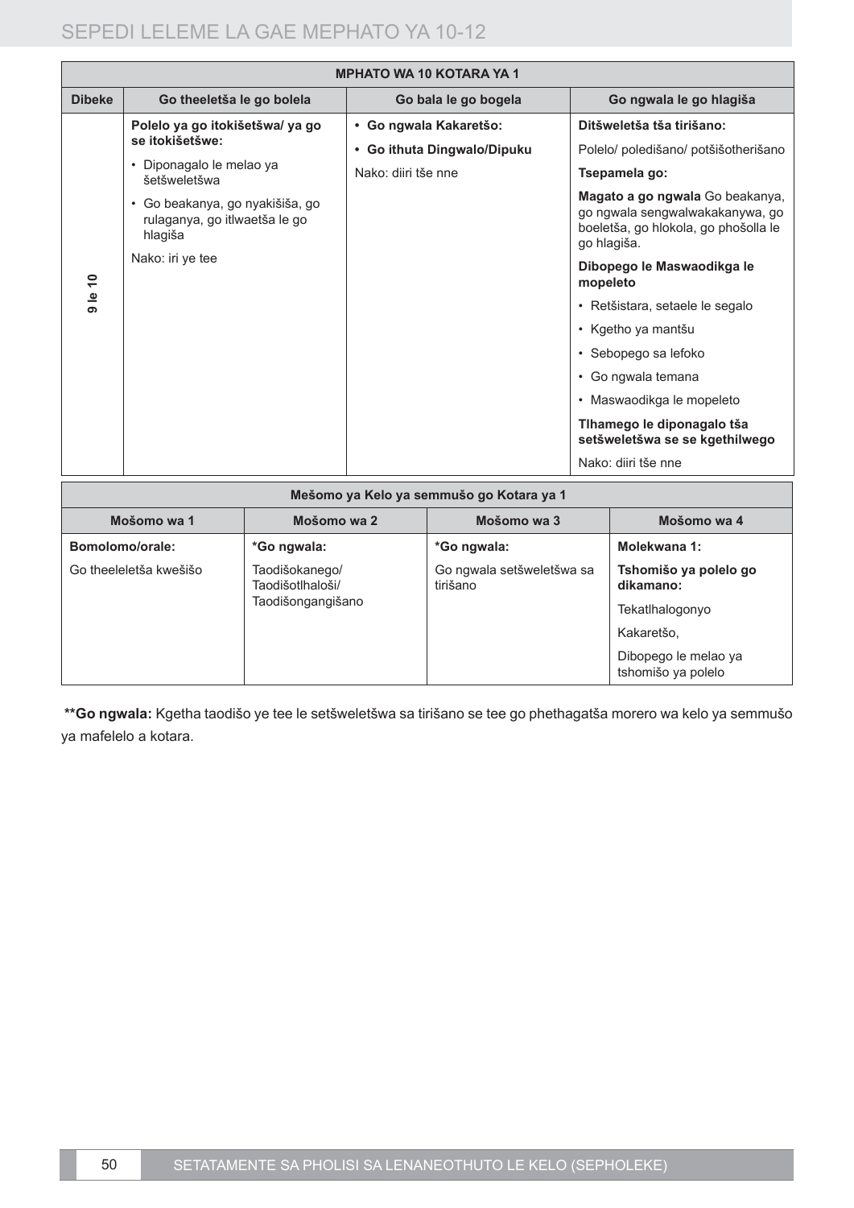| MPHATO WA 10 KOTARA YA 1 | | | |
|---|---|---|---|
| **Dibeke** | **Go theeletša le go bolela** | **Go bala le go bogela** | **Go ngwala le go hlagiša** |
| 9 le 10 | **Polelo ya go itokišetšwa/ ya go se itokišetšwe:**<br>• Diponagalo le melao ya šetšweletšwa<br>• Go beakanya, go nyakišiša, go rulaganya, go itlwaetša le go hlagiša<br>Nako: iri ye tee | **• Go ngwala Kakaretšo:**<br>**• Go ithuta Dingwalo/Dipuku**<br>Nako: diiri tše nne | **Ditšweletša tša tirišano:**<br>Polelo/ poledišano/ potšišotherišano<br>**Tsepamela go:**<br>**Magato a go ngwala** Go beakanya, go ngwala sengwalwakakanywa, go boeletša, go hlokola, go phošolla le go hlagiša.<br>**Dibopego le Maswaodikga le mopeleto**<br>• Retšistara, setaele le segalo<br>• Kgetho ya mantšu<br>• Sebopego sa lefoko<br>• Go ngwala temana<br>• Maswaodikga le mopeleto<br>**Tlhamego le diponagalo tša setšweletšwa se se kgethilwego**<br>Nako: diiri tše nne |

| Mešomo ya Kelo ya semmušo go Kotara ya 1 | | | |
|---|---|---|---|
| **Mošomo wa 1** | **Mošomo wa 2** | **Mošomo wa 3** | **Mošomo wa 4** |
| **Bomolomo/orale:**<br>Go theeleletša kwešišo | **\*Go ngwala:**<br>Taodišokanego/ Taodišotlhaloši/ Taodišongangišano | **\*Go ngwala:**<br>Go ngwala setšweletšwa sa tirišano | **Molekwana 1:**<br>**Tshomišo ya polelo go dikamano:**<br>Tekatlhalogonyo<br>Kakaretšo,<br>Dibopego le melao ya tshomišo ya polelo |

**\*\*Go ngwala:** Kgetha taodišo ye tee le setšweletšwa sa tirišano se tee go phethagatša morero wa kelo ya semmušo ya mafelelo a kotara.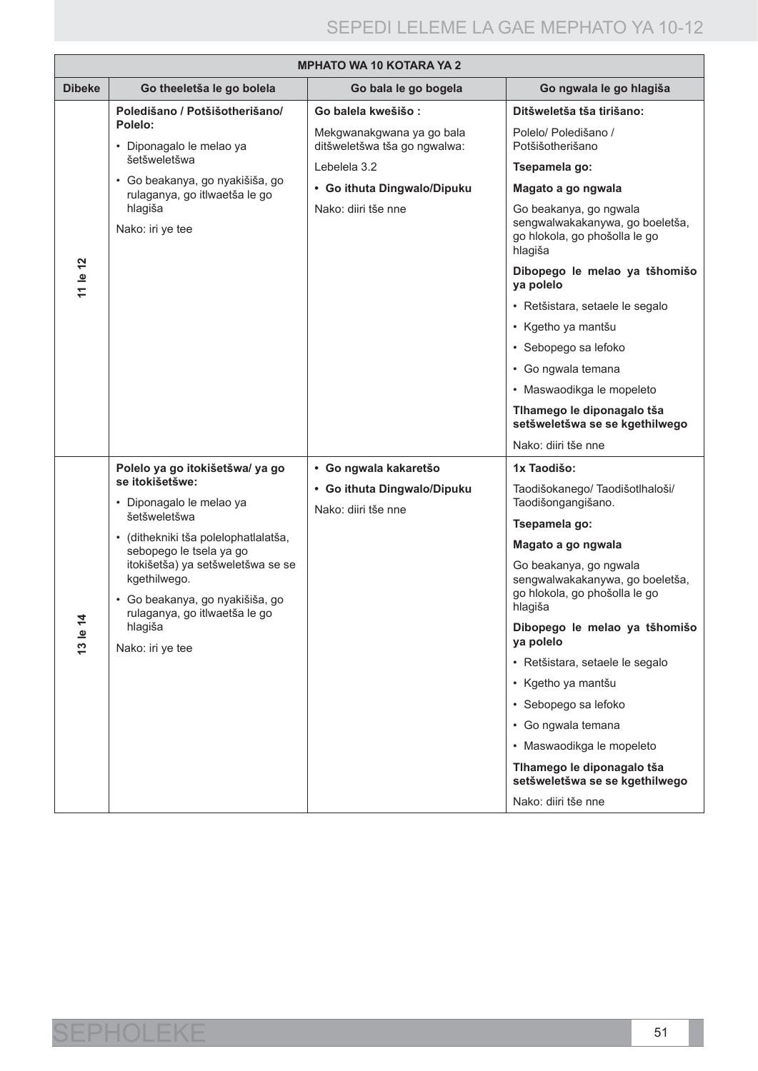| MPHATO WA 10 KOTARA YA 2 | | | |
|---|---|---|---|
| **Dibeke** | **Go theeletša le go bolela** | **Go bala le go bogela** | **Go ngwala le go hlagiša** |
| **11 le 12** | **Poledišano / Potšišotherišano/ Polelo:**<br>• Diponagalo le melao ya šetšweletšwa<br>• Go beakanya, go nyakišiša, go rulaganya, go itlwaetša le go hlagiša<br>Nako: iri ye tee | **Go balela kwešišo :**<br>Mekgwanakgwana ya go bala ditšweletšwa tša go ngwalwa:<br>Lebelela 3.2<br>**• Go ithuta Dingwalo/Dipuku**<br>Nako: diiri tše nne | **Ditšweletša tša tirišano:**<br>Polelo/ Poledišano / Potšišotherišano<br>**Tsepamela go:**<br>**Magato a go ngwala**<br>Go beakanya, go ngwala sengwalwakakanywa, go boeletša, go hlokola, go phošolla le go hlagiša<br>**Dibopego le melao ya tšhomišo ya polelo**<br>• Retšistara, setaele le segalo<br>• Kgetho ya mantšu<br>• Sebopego sa lefoko<br>• Go ngwala temana<br>• Maswaodikga le mopeleto<br>**Tlhamego le diponagalo tša setšweletšwa se se kgethilwego**<br>Nako: diiri tše nne |
| **13 le 14** | **Polelo ya go itokišetšwa/ ya go se itokišetšwe:**<br>• Diponagalo le melao ya šetšweletšwa<br>• (dithekniki tša polelophatlalatša, sebopego le tsela ya go itokišetša) ya setšweletšwa se se kgethilwego.<br>• Go beakanya, go nyakišiša, go rulaganya, go itlwaetša le go hlagiša<br>Nako: iri ye tee | **• Go ngwala kakaretšo**<br>**• Go ithuta Dingwalo/Dipuku**<br>Nako: diiri tše nne | **1x Taodišo:**<br>Taodišokanego/ Taodišotlhaloši/ Taodišongangišano.<br>**Tsepamela go:**<br>**Magato a go ngwala**<br>Go beakanya, go ngwala sengwalwakakanywa, go boeletša, go hlokola, go phošolla le go hlagiša<br>**Dibopego le melao ya tšhomišo ya polelo**<br>• Retšistara, setaele le segalo<br>• Kgetho ya mantšu<br>• Sebopego sa lefoko<br>• Go ngwala temana<br>• Maswaodikga le mopeleto<br>**Tlhamego le diponagalo tša setšweletšwa se se kgethilwego**<br>Nako: diiri tše nne |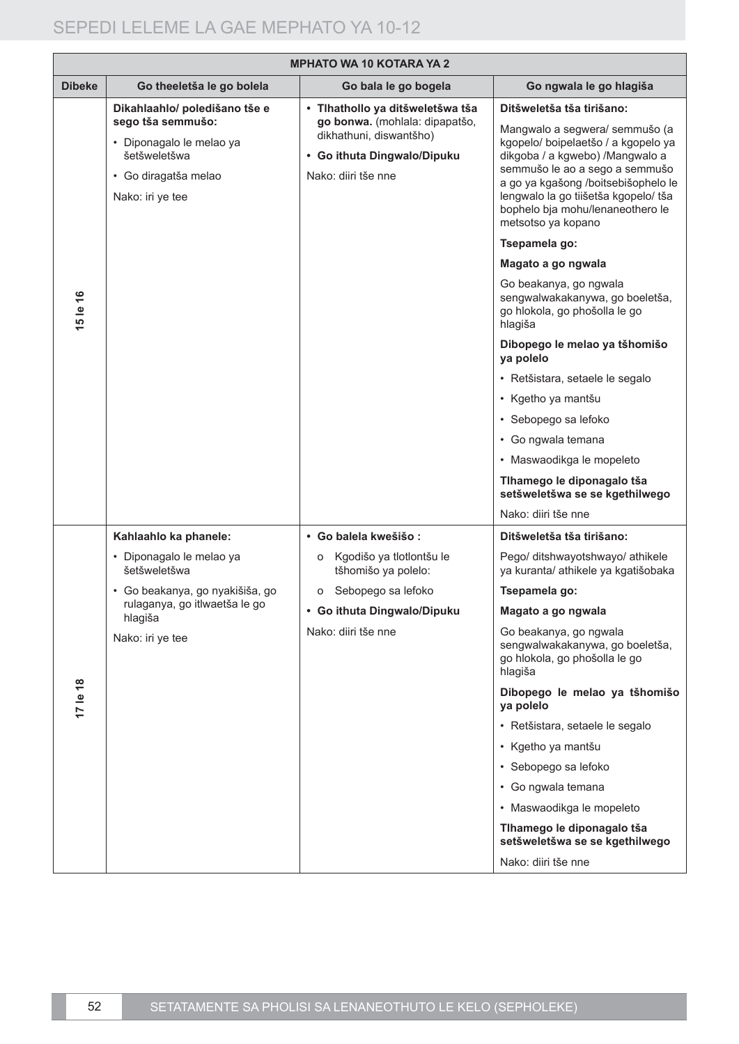| MPHATO WA 10 KOTARA YA 2 | | | |
|---|---|---|---|
| **Dibeke** | **Go theeletša le go bolela** | **Go bala le go bogela** | **Go ngwala le go hlagiša** |
| **15 le 16** | **Dikahlaahlo/ poledišano tše e sego tša semmušo:**<br>• Diponagalo le melao ya šetšweletšwa<br>• Go diragatša melao<br>Nako: iri ye tee | • **Tlhathollo ya ditšweletšwa tša go bonwa.** (mohlala: dipapatšo, dikhathuni, diswantšho)<br>• **Go ithuta Dingwalo/Dipuku**<br>Nako: diiri tše nne | **Ditšweletša tša tirišano:**<br>Mangwalo a segwera/ semmušo (a kgopelo/ boipelaetšo / a kgopelo ya dikgoba / a kgwebo) /Mangwalo a semmušo le ao a sego a semmušo a go ya kgašong /boitsebišophelo le lengwalo la go tiišetša kgopelo/ tša bophelo bja mohu/lenaneothero le metsotso ya kopano<br>**Tsepamela go:**<br>**Magato a go ngwala**<br>Go beakanya, go ngwala sengwalwakakanywa, go boeletša, go hlokola, go phošolla le go hlagiša<br>**Dibopego le melao ya tšhomišo ya polelo**<br>• Retšistara, setaele le segalo<br>• Kgetho ya mantšu<br>• Sebopego sa lefoko<br>• Go ngwala temana<br>• Maswaodikga le mopeleto<br>**Tlhamego le diponagalo tša setšweletšwa se se kgethilwego**<br>Nako: diiri tše nne |
| **17 le 18** | **Kahlaahlo ka phanele:**<br>• Diponagalo le melao ya šetšweletšwa<br>• Go beakanya, go nyakišiša, go rulaganya, go itlwaetša le go hlagiša<br>Nako: iri ye tee | • **Go balela kwešišo :**<br>o Kgodišo ya tlotlontšu le tšhomišo ya polelo:<br>o Sebopego sa lefoko<br>• **Go ithuta Dingwalo/Dipuku**<br>Nako: diiri tše nne | **Ditšweletša tša tirišano:**<br>Pego/ ditshwayotshwayo/ athikele ya kuranta/ athikele ya kgatišobaka<br>**Tsepamela go:**<br>**Magato a go ngwala**<br>Go beakanya, go ngwala sengwalwakakanywa, go boeletša, go hlokola, go phošolla le go hlagiša<br>**Dibopego le melao ya tšhomišo ya polelo**<br>• Retšistara, setaele le segalo<br>• Kgetho ya mantšu<br>• Sebopego sa lefoko<br>• Go ngwala temana<br>• Maswaodikga le mopeleto<br>**Tlhamego le diponagalo tša setšweletšwa se se kgethilwego**<br>Nako: diiri tše nne |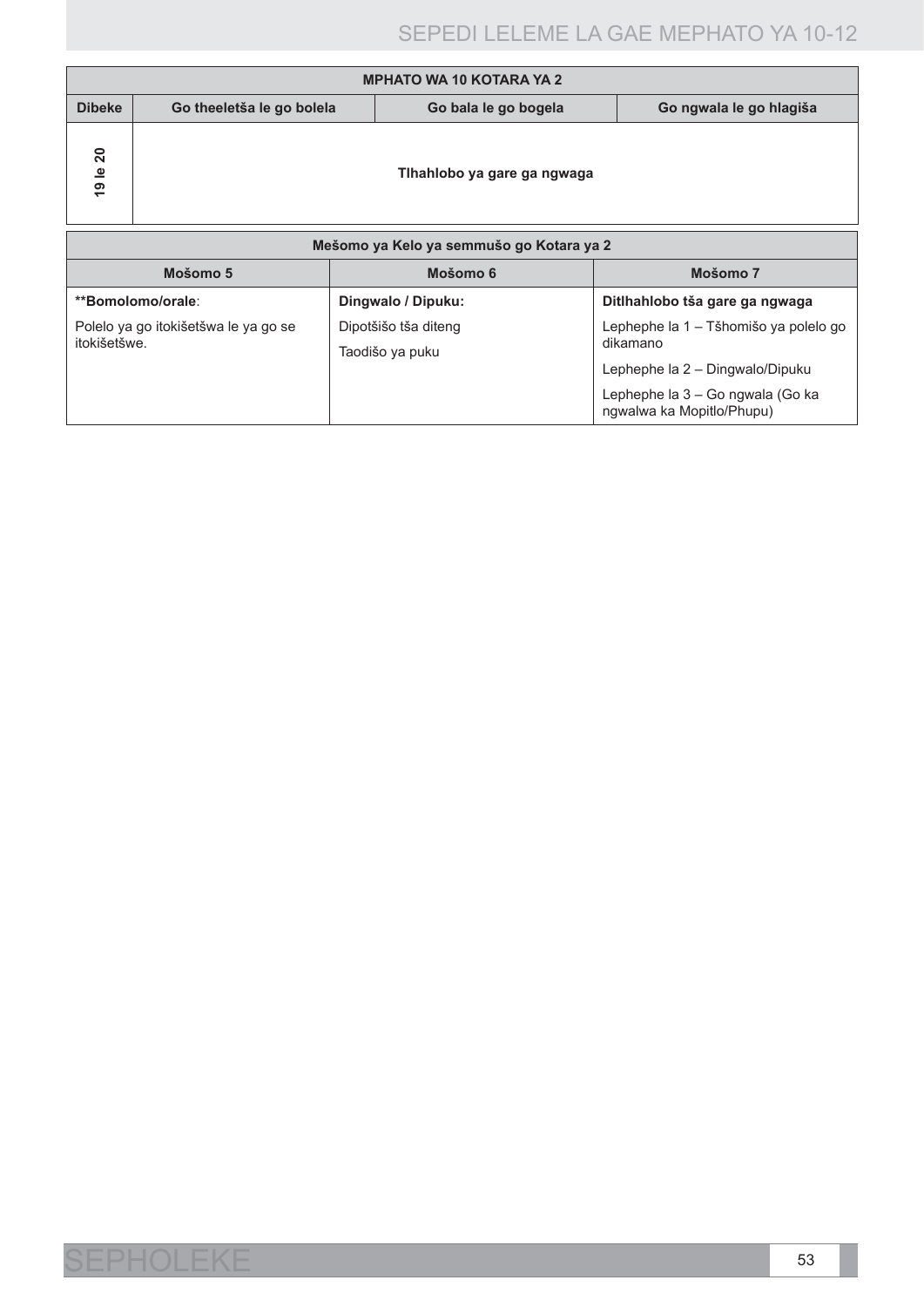| MPHATO WA 10 KOTARA YA 2 | | | |
|---|---|---|---|
| **Dibeke** | **Go theeletša le go bolela** | **Go bala le go bogela** | **Go ngwala le go hlagiša** |
| **19 le 20** | **Tlhahlobo ya gare ga ngwaga** | | |

| Mešomo ya Kelo ya semmušo go Kotara ya 2 | | |
|---|---|---|
| **Mošomo 5** | **Mošomo 6** | **Mošomo 7** |
| **\*\*Bomolomo/orale**:<br>Polelo ya go itokišetšwa le ya go se itokišetšwe. | **Dingwalo / Dipuku:**<br>Dipotšišo tša diteng<br>Taodišo ya puku | **Ditlhahlobo tša gare ga ngwaga**<br>Lephephe la 1 – Tšhomišo ya polelo go dikamano<br>Lephephe la 2 – Dingwalo/Dipuku<br>Lephephe la 3 – Go ngwala (Go ka ngwalwa ka Mopitlo/Phupu) |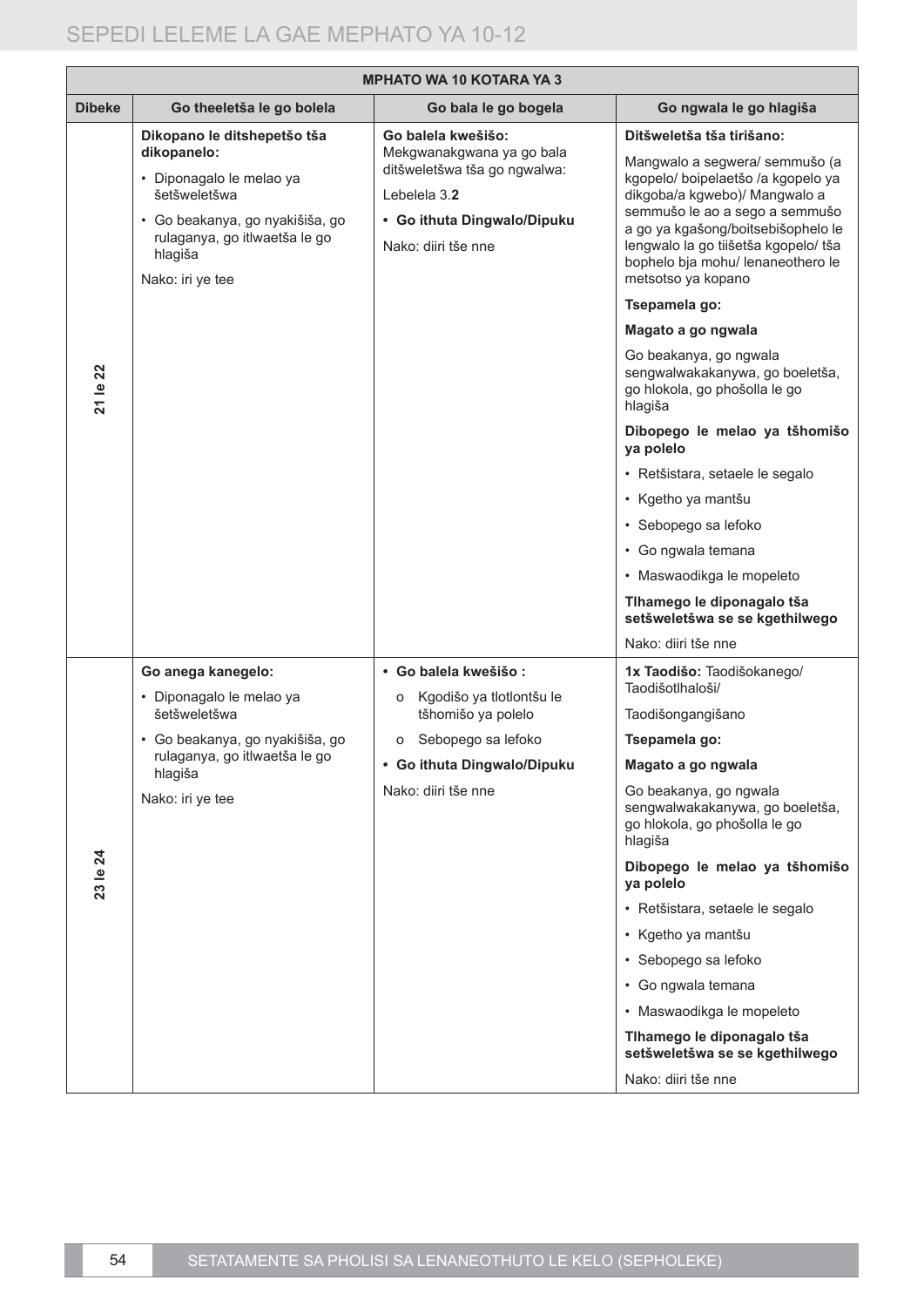| MPHATO WA 10 KOTARA YA 3 | | | |
|---|---|---|---|
| **Dibeke** | **Go theeletša le go bolela** | **Go bala le go bogela** | **Go ngwala le go hlagiša** |
| **21 le 22** | **Dikopano le ditshepetšo tša dikopanelo:**<br>• Diponagalo le melao ya šetšweletšwa<br>• Go beakanya, go nyakišiša, go rulaganya, go itlwaetša le go hlagiša<br>Nako: iri ye tee | **Go balela kwešišo:**<br>Mekgwanakgwana ya go bala ditšweletšwa tša go ngwalwa:<br>Lebelela 3.**2**<br>• **Go ithuta Dingwalo/Dipuku**<br>Nako: diiri tše nne | **Ditšweletša tša tirišano:**<br>Mangwalo a segwera/ semmušo (a kgopelo/ boipelaetšo /a kgopelo ya dikgoba/a kgwebo)/ Mangwalo a semmušo le ao a sego a semmušo a go ya kgašong/boitsebišophelo le lengwalo la go tiišetša kgopelo/ tša bophelo bja mohu/ lenaneothero le metsotso ya kopano<br>**Tsepamela go:**<br>**Magato a go ngwala**<br>Go beakanya, go ngwala sengwalwakakanywa, go boeletša, go hlokola, go phošolla le go hlagiša<br>**Dibopego le melao ya tšhomišo ya polelo**<br>• Retšistara, setaele le segalo<br>• Kgetho ya mantšu<br>• Sebopego sa lefoko<br>• Go ngwala temana<br>• Maswaodikga le mopeleto<br>**Tlhamego le diponagalo tša setšweletšwa se se kgethilwego**<br>Nako: diiri tše nne |
| **23 le 24** | **Go anega kanegelo:**<br>• Diponagalo le melao ya šetšweletšwa<br>• Go beakanya, go nyakišiša, go rulaganya, go itlwaetša le go hlagiša<br>Nako: iri ye tee | • **Go balela kwešišo :**<br>o Kgodišo ya tlotlontšu le tšhomišo ya polelo<br>o Sebopego sa lefoko<br>• **Go ithuta Dingwalo/Dipuku**<br>Nako: diiri tše nne | **1x Taodišo:** Taodišokanego/ Taodišotlhaloši/<br>Taodišongangišano<br>**Tsepamela go:**<br>**Magato a go ngwala**<br>Go beakanya, go ngwala sengwalwakakanywa, go boeletša, go hlokola, go phošolla le go hlagiša<br>**Dibopego le melao ya tšhomišo ya polelo**<br>• Retšistara, setaele le segalo<br>• Kgetho ya mantšu<br>• Sebopego sa lefoko<br>• Go ngwala temana<br>• Maswaodikga le mopeleto<br>**Tlhamego le diponagalo tša setšweletšwa se se kgethilwego**<br>Nako: diiri tše nne |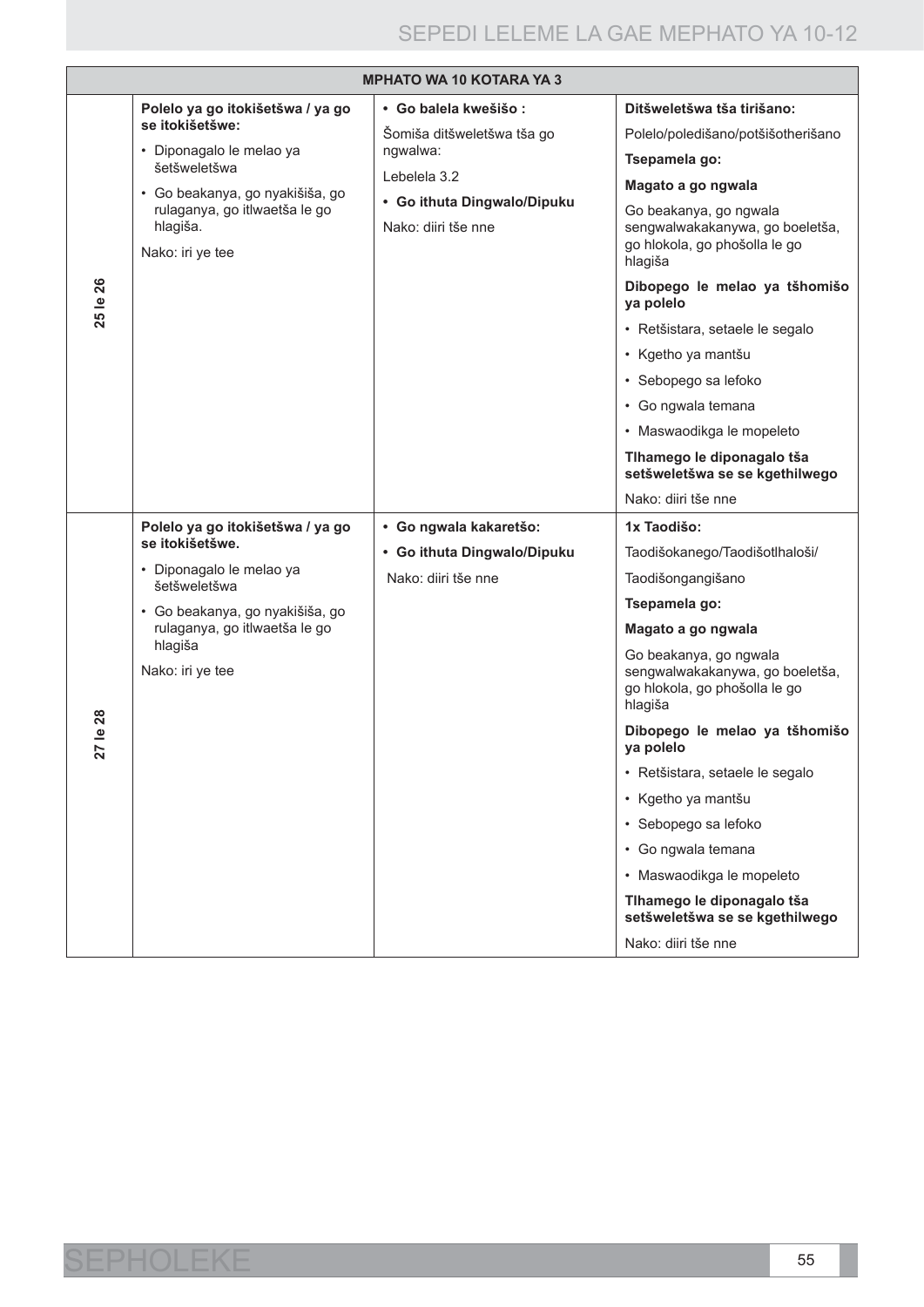| MPHATO WA 10 KOTARA YA 3 | | | |
|---|---|---|---|
| 25 le 26 | **Polelo ya go itokišetšwa / ya go se itokišetšwe:**<br>• Diponagalo le melao ya šetšweletšwa<br>• Go beakanya, go nyakišiša, go rulaganya, go itlwaetša le go hlagiša.<br>Nako: iri ye tee | **• Go balela kwešišo :**<br>Šomiša ditšweletšwa tša go ngwalwa:<br>Lebelela 3.2<br>**• Go ithuta Dingwalo/Dipuku**<br>Nako: diiri tše nne | **Ditšweletšwa tša tirišano:**<br>Polelo/poledišano/potšišotherišano<br>**Tsepamela go:**<br>**Magato a go ngwala**<br>Go beakanya, go ngwala sengwalwakakanywa, go boeletša, go hlokola, go phošolla le go hlagiša<br>**Dibopego le melao ya tšhomišo ya polelo**<br>• Retšistara, setaele le segalo<br>• Kgetho ya mantšu<br>• Sebopego sa lefoko<br>• Go ngwala temana<br>• Maswaodikga le mopeleto<br>**Tlhamego le diponagalo tša setšweletšwa se se kgethilwego**<br>Nako: diiri tše nne |
| 27 le 28 | **Polelo ya go itokišetšwa / ya go se itokišetšwe.**<br>• Diponagalo le melao ya šetšweletšwa<br>• Go beakanya, go nyakišiša, go rulaganya, go itlwaetša le go hlagiša<br>Nako: iri ye tee | **• Go ngwala kakaretšo:**<br>**• Go ithuta Dingwalo/Dipuku**<br>Nako: diiri tše nne | **1x Taodišo:**<br>Taodišokanego/Taodišotlhaloši/<br>Taodišongangišano<br>**Tsepamela go:**<br>**Magato a go ngwala**<br>Go beakanya, go ngwala sengwalwakakanywa, go boeletša, go hlokola, go phošolla le go hlagiša<br>**Dibopego le melao ya tšhomišo ya polelo**<br>• Retšistara, setaele le segalo<br>• Kgetho ya mantšu<br>• Sebopego sa lefoko<br>• Go ngwala temana<br>• Maswaodikga le mopeleto<br>**Tlhamego le diponagalo tša setšweletšwa se se kgethilwego**<br>Nako: diiri tše nne |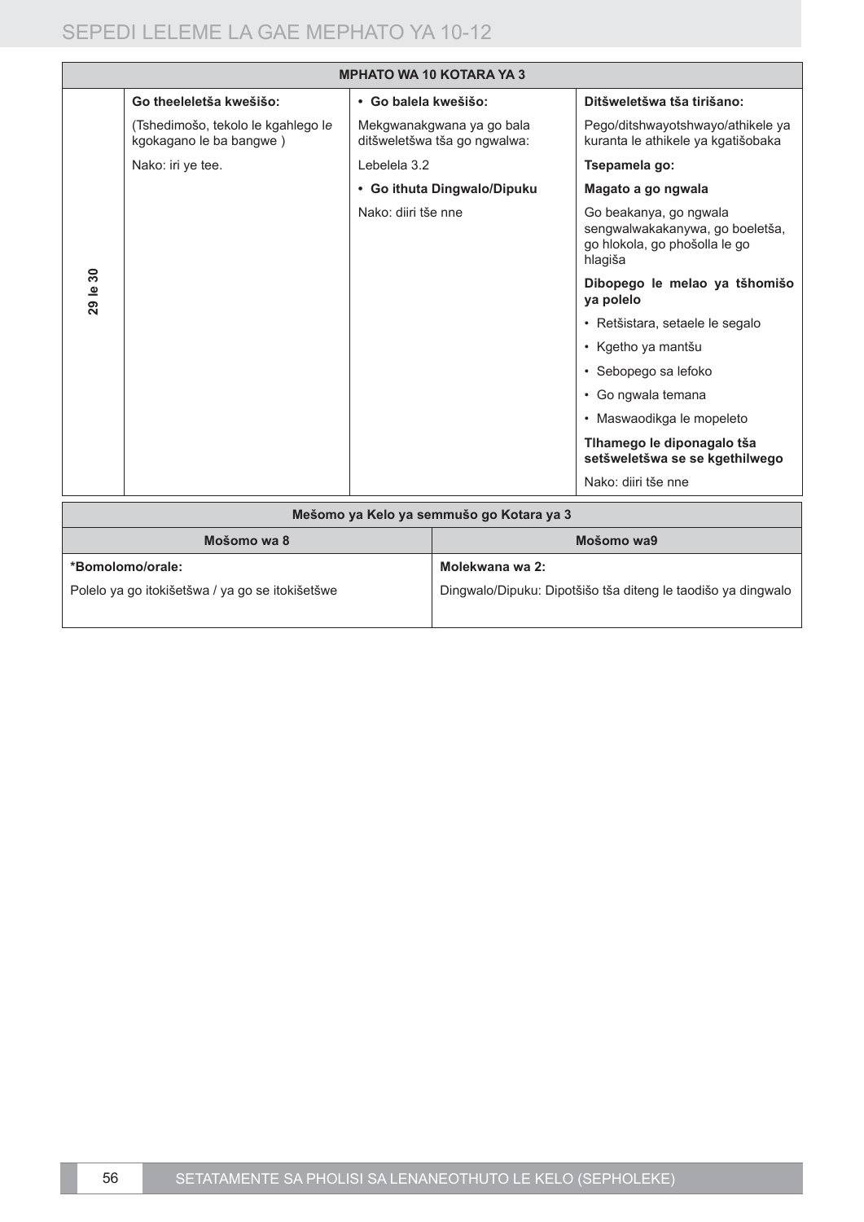| MPHATO WA 10 KOTARA YA 3 | | | |
|---|---|---|---|
| **29 le 30** | **Go theeleletša kwešišo:**<br><br>(Tshedimošo, tekolo le kgahlego le kgokagano le ba bangwe )<br><br>Nako: iri ye tee. | **• Go balela kwešišo:**<br><br>Mekgwanakgwana ya go bala ditšweletšwa tša go ngwalwa:<br><br>Lebelela 3.2<br><br>**• Go ithuta Dingwalo/Dipuku**<br><br>Nako: diiri tše nne | **Ditšweletšwa tša tirišano:**<br><br>Pego/ditshwayotshwayo/athikele ya kuranta le athikele ya kgatišobaka<br><br>**Tsepamela go:**<br><br>**Magato a go ngwala**<br><br>Go beakanya, go ngwala sengwalwakakanywa, go boeletša, go hlokola, go phošolla le go hlagiša<br><br>**Dibopego le melao ya tšhomišo ya polelo**<br><br>• Retšistara, setaele le segalo<br>• Kgetho ya mantšu<br>• Sebopego sa lefoko<br>• Go ngwala temana<br>• Maswaodikga le mopeleto<br><br>**Tlhamego le diponagalo tša setšweletšwa se se kgethilwego**<br><br>Nako: diiri tše nne |

| Mešomo ya Kelo ya semmušo go Kotara ya 3 | |
|---|---|
| **Mošomo wa 8** | **Mošomo wa9** |
| **\*Bomolomo/orale:**<br><br>Polelo ya go itokišetšwa / ya go se itokišetšwe | **Molekwana wa 2:**<br><br>Dingwalo/Dipuku: Dipotšišo tša diteng le taodišo ya dingwalo |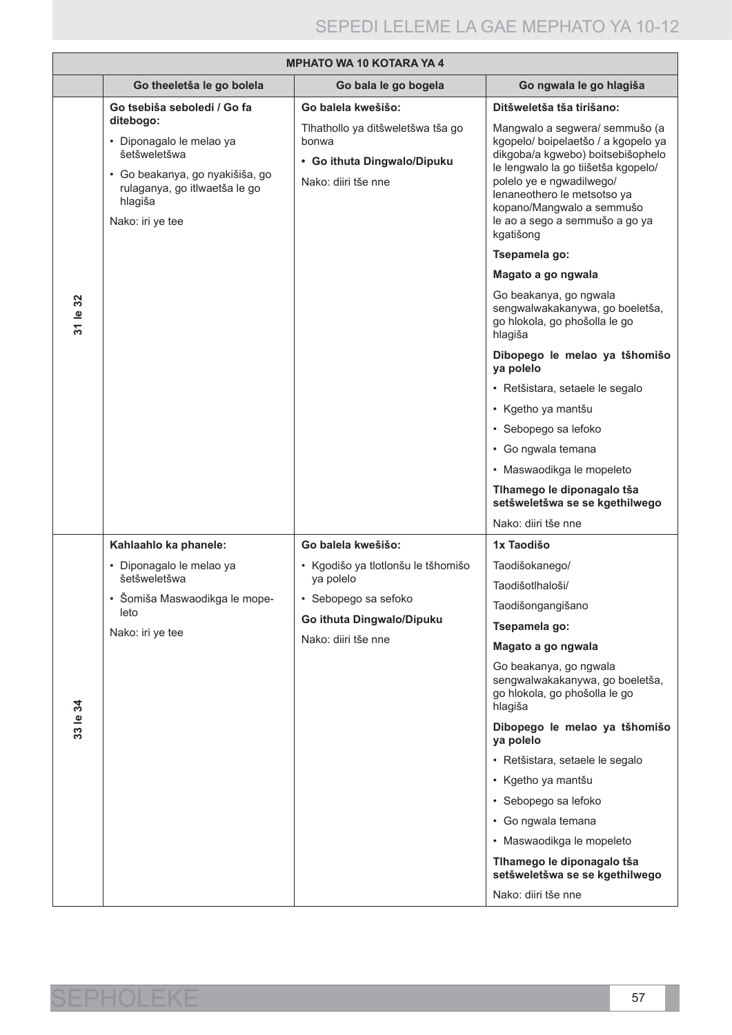| MPHATO WA 10 KOTARA YA 4 | | | |
|---|---|---|---|
| | **Go theeletša le go bolela** | **Go bala le go bogela** | **Go ngwala le go hlagiša** |
| **31 le 32** | **Go tsebiša seboledi / Go fa ditebogo:**<br>• Diponagalo le melao ya šetšweletšwa<br>• Go beakanya, go nyakišiša, go rulaganya, go itlwaetša le go hlagiša<br>Nako: iri ye tee | **Go balela kwešišo:**<br>Tlhathollo ya ditšweletšwa tša go bonwa<br>• **Go ithuta Dingwalo/Dipuku**<br>Nako: diiri tše nne | **Ditšweletša tša tirišano:**<br>Mangwalo a segwera/ semmušo (a kgopelo/ boipelaetšo / a kgopelo ya dikgoba/a kgwebo) boitsebišophelo le lengwalo la go tiišetša kgopelo/ polelo ye e ngwadilwego/ lenaneothero le metsotso ya kopano/Mangwalo a semmušo le ao a sego a semmušo a go ya kgatišong<br>**Tsepamela go:**<br>**Magato a go ngwala**<br>Go beakanya, go ngwala sengwalwakakanywa, go boeletša, go hlokola, go phošolla le go hlagiša<br>**Dibopego le melao ya tšhomišo ya polelo**<br>• Retšistara, setaele le segalo<br>• Kgetho ya mantšu<br>• Sebopego sa lefoko<br>• Go ngwala temana<br>• Maswaodikga le mopeleto<br>**Tlhamego le diponagalo tša setšweletšwa se se kgethilwego**<br>Nako: diiri tše nne |
| **33 le 34** | **Kahlaahlo ka phanele:**<br>• Diponagalo le melao ya šetšweletšwa<br>• Šomiša Maswaodikga le mope-leto<br>Nako: iri ye tee | **Go balela kwešišo:**<br>• Kgodišo ya tlotlonšu le tšhomišo ya polelo<br>• Sebopego sa sefoko<br>**Go ithuta Dingwalo/Dipuku**<br>Nako: diiri tše nne | **1x Taodišo**<br>Taodišokanego/<br>Taodišotlhaloši/<br>Taodišongangišano<br>**Tsepamela go:**<br>**Magato a go ngwala**<br>Go beakanya, go ngwala sengwalwakakanywa, go boeletša, go hlokola, go phošolla le go hlagiša<br>**Dibopego le melao ya tšhomišo ya polelo**<br>• Retšistara, setaele le segalo<br>• Kgetho ya mantšu<br>• Sebopego sa lefoko<br>• Go ngwala temana<br>• Maswaodikga le mopeleto<br>**Tlhamego le diponagalo tša setšweletšwa se se kgethilwego**<br>Nako: diiri tše nne |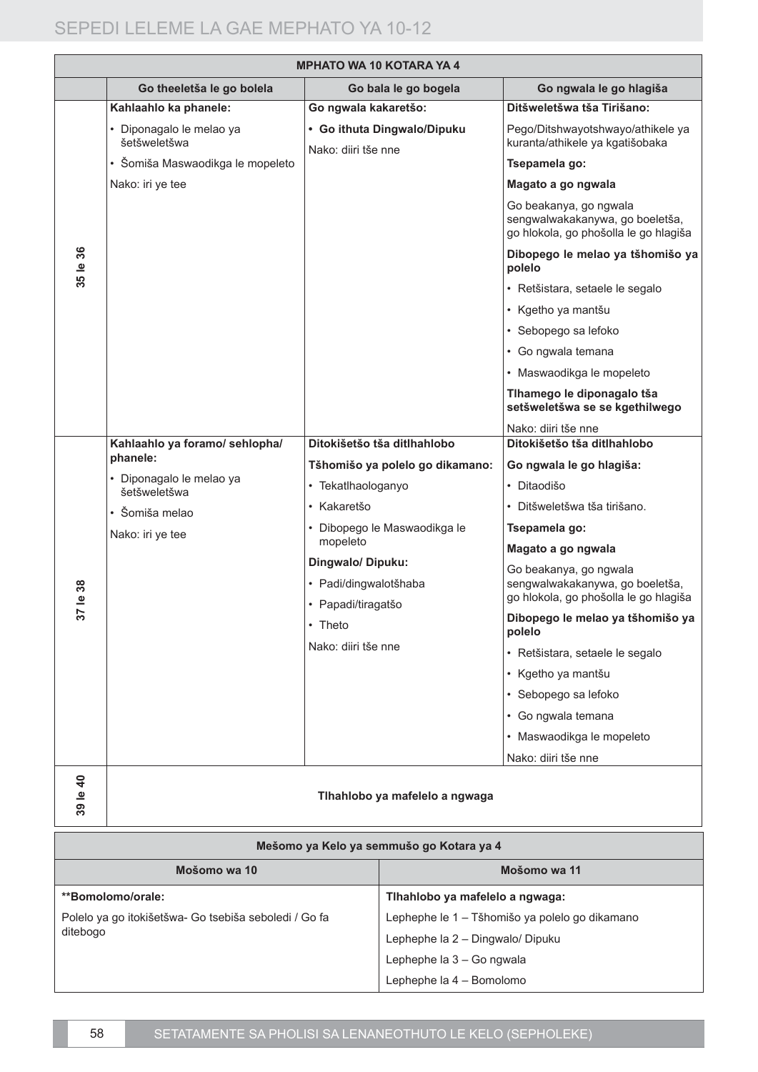| MPHATO WA 10 KOTARA YA 4 | | | |
|---|---|---|---|
| | **Go theeletša le go bolela** | **Go bala le go bogela** | **Go ngwala le go hlagiša** |
| **35 le 36** | **Kahlaahlo ka phanele:**<br>• Diponagalo le melao ya šetšweletšwa<br>• Šomiša Maswaodikga le mopeleto<br>Nako: iri ye tee | **Go ngwala kakaretšo:**<br>• **Go ithuta Dingwalo/Dipuku**<br>Nako: diiri tše nne | **Ditšweletšwa tša Tirišano:**<br>Pego/Ditshwayotshwayo/athikele ya kuranta/athikele ya kgatišobaka<br>**Tsepamela go:**<br>**Magato a go ngwala**<br>Go beakanya, go ngwala sengwalwakakanywa, go boeletša, go hlokola, go phošolla le go hlagiša<br>**Dibopego le melao ya tšhomišo ya polelo**<br>• Retšistara, setaele le segalo<br>• Kgetho ya mantšu<br>• Sebopego sa lefoko<br>• Go ngwala temana<br>• Maswaodikga le mopeleto<br>**Tlhamego le diponagalo tša setšweletšwa se se kgethilwego**<br>Nako: diiri tše nne |
| **37 le 38** | **Kahlaahlo ya foramo/ sehlopha/ phanele:**<br>• Diponagalo le melao ya šetšweletšwa<br>• Šomiša melao<br>Nako: iri ye tee | **Ditokišetšo tša ditlhahlobo**<br>**Tšhomišo ya polelo go dikamano:**<br>• Tekatlhaologanyo<br>• Kakaretšo<br>• Dibopego le Maswaodikga le mopeleto<br>**Dingwalo/ Dipuku:**<br>• Padi/dingwalotšhaba<br>• Papadi/tiragatšo<br>• Theto<br>Nako: diiri tše nne | **Ditokišetšo tša ditlhahlobo**<br>**Go ngwala le go hlagiša:**<br>• Ditaodišo<br>• Ditšweletšwa tša tirišano.<br>**Tsepamela go:**<br>**Magato a go ngwala**<br>Go beakanya, go ngwala sengwalwakakanywa, go boeletša, go hlokola, go phošolla le go hlagiša<br>**Dibopego le melao ya tšhomišo ya polelo**<br>• Retšistara, setaele le segalo<br>• Kgetho ya mantšu<br>• Sebopego sa lefoko<br>• Go ngwala temana<br>• Maswaodikga le mopeleto<br>Nako: diiri tše nne |
| **39 le 40** | **Tlhahlobo ya mafelelo a ngwaga** | | |

| Mešomo ya Kelo ya semmušo go Kotara ya 4 | |
|---|---|
| **Mošomo wa 10** | **Mošomo wa 11** |
| **\*\*Bomolomo/orale:**<br>Polelo ya go itokišetšwa- Go tsebiša seboledi / Go fa ditebogo | **Tlhahlobo ya mafelelo a ngwaga:**<br>Lephephe le 1 – Tšhomišo ya polelo go dikamano<br>Lephephe la 2 – Dingwalo/ Dipuku<br>Lephephe la 3 – Go ngwala<br>Lephephe la 4 – Bomolomo |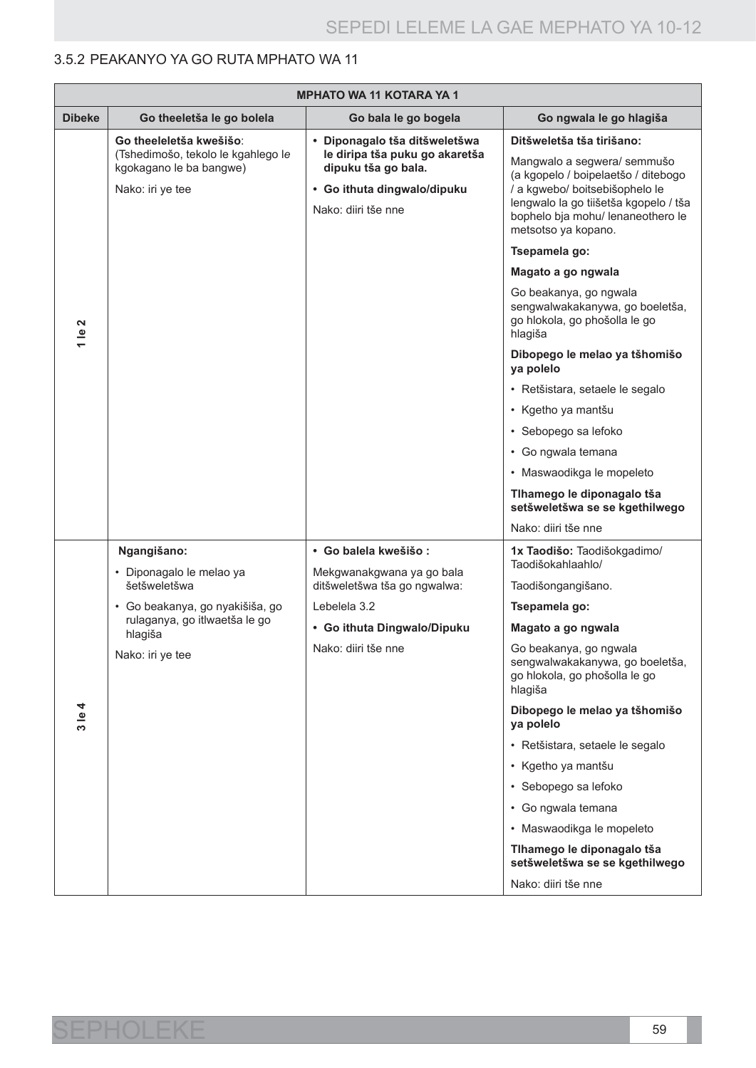### 3.5.2 PEAKANYO YA GO RUTA MPHATO WA 11

| MPHATO WA 11 KOTARA YA 1 | | | |
|---|---|---|---|
| **Dibeke** | **Go theeletša le go bolela** | **Go bala le go bogela** | **Go ngwala le go hlagiša** |
| 1 le 2 | **Go theeleletša kwešišo**: (Tshedimošo, tekolo le kgahlego le kgokagano le ba bangwe)<br><br>Nako: iri ye tee | • **Diponagalo tša ditšweletšwa le diripa tša puku go akaretša dipuku tša go bala.**<br>• **Go ithuta dingwalo/dipuku**<br><br>Nako: diiri tše nne | **Ditšweletša tša tirišano:**<br>Mangwalo a segwera/ semmušo (a kgopelo / boipelaetšo / ditebogo / a kgwebo/ boitsebišophelo le lengwalo la go tiišetša kgopelo / tša bophelo bja mohu/ lenaneothero le metsotso ya kopano.<br><br>**Tsepamela go:**<br>**Magato a go ngwala**<br>Go beakanya, go ngwala sengwalwakakanywa, go boeletša, go hlokola, go phošolla le go hlagiša<br><br>**Dibopego le melao ya tšhomišo ya polelo**<br>• Retšistara, setaele le segalo<br>• Kgetho ya mantšu<br>• Sebopego sa lefoko<br>• Go ngwala temana<br>• Maswaodikga le mopeleto<br><br>**Tlhamego le diponagalo tša setšweletšwa se se kgethilwego**<br><br>Nako: diiri tše nne |
| 3 le 4 | **Ngangišano:**<br>• Diponagalo le melao ya šetšweletšwa<br>• Go beakanya, go nyakišiša, go rulaganya, go itlwaetša le go hlagiša<br><br>Nako: iri ye tee | • **Go balela kwešišo :**<br>Mekgwanakgwana ya go bala ditšweletšwa tša go ngwalwa:<br>Lebelela 3.2<br>• **Go ithuta Dingwalo/Dipuku**<br><br>Nako: diiri tše nne | **1x Taodišo:** Taodišokgadimo/ Taodišokahlaahlo/ Taodišongangišano.<br><br>**Tsepamela go:**<br>**Magato a go ngwala**<br>Go beakanya, go ngwala sengwalwakakanywa, go boeletša, go hlokola, go phošolla le go hlagiša<br><br>**Dibopego le melao ya tšhomišo ya polelo**<br>• Retšistara, setaele le segalo<br>• Kgetho ya mantšu<br>• Sebopego sa lefoko<br>• Go ngwala temana<br>• Maswaodikga le mopeleto<br><br>**Tlhamego le diponagalo tša setšweletšwa se se kgethilwego**<br><br>Nako: diiri tše nne |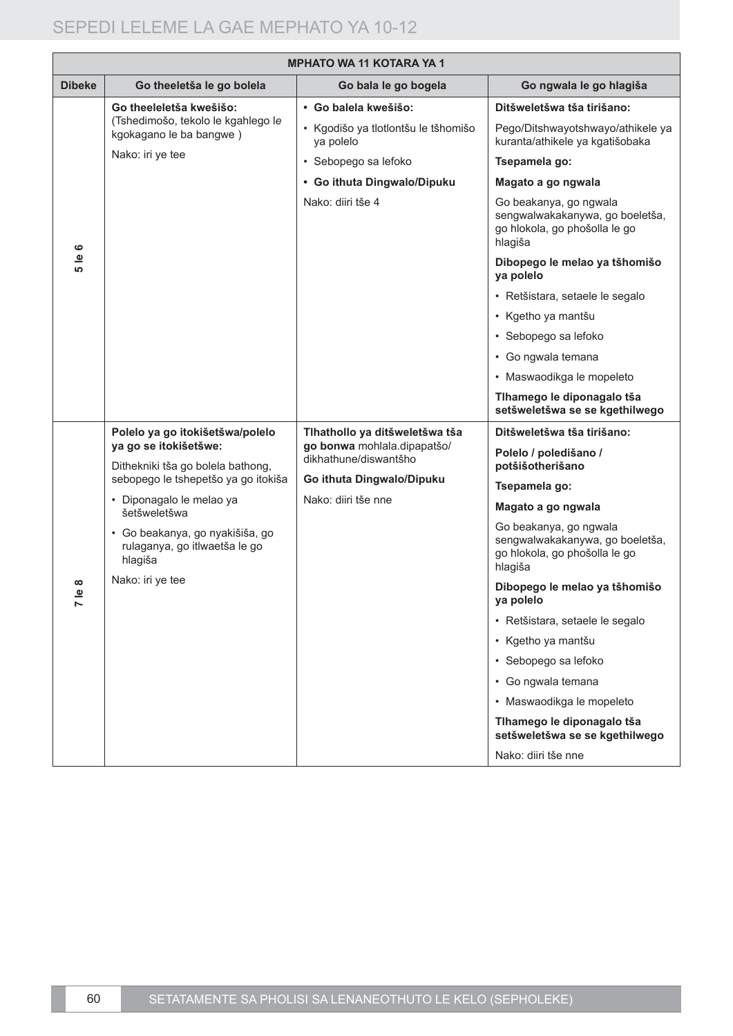| MPHATO WA 11 KOTARA YA 1 | | | |
|---|---|---|---|
| **Dibeke** | **Go theeletša le go bolela** | **Go bala le go bogela** | **Go ngwala le go hlagiša** |
| **5 le 6** | **Go theeleletša kwešišo:** (Tshedimošo, tekolo le kgahlego le kgokagano le ba bangwe )<br><br>Nako: iri ye tee | **• Go balela kwešišo:**<br>• Kgodišo ya tlotlontšu le tšhomišo ya polelo<br>• Sebopego sa lefoko<br>**• Go ithuta Dingwalo/Dipuku**<br><br>Nako: diiri tše 4 | **Ditšweletšwa tša tirišano:**<br>Pego/Ditshwayotshwayo/athikele ya kuranta/athikele ya kgatišobaka<br>**Tsepamela go:**<br>**Magato a go ngwala**<br>Go beakanya, go ngwala sengwalwakakanywa, go boeletša, go hlokola, go phošolla le go hlagiša<br>**Dibopego le melao ya tšhomišo ya polelo**<br>• Retšistara, setaele le segalo<br>• Kgetho ya mantšu<br>• Sebopego sa lefoko<br>• Go ngwala temana<br>• Maswaodikga le mopeleto<br>**Tlhamego le diponagalo tša setšweletšwa se se kgethilwego** |
| **7 le 8** | **Polelo ya go itokišetšwa/polelo ya go se itokišetšwe:**<br>Dithekniki tša go bolela bathong, sebopego le tshepetšo ya go itokiša<br>• Diponagalo le melao ya šetšweletšwa<br>• Go beakanya, go nyakišiša, go rulaganya, go itlwaetša le go hlagiša<br><br>Nako: iri ye tee | **Tlhathollo ya ditšweletšwa tša go bonwa** mohlala.dipapatšo/dikhathune/diswantšho<br>**Go ithuta Dingwalo/Dipuku**<br><br>Nako: diiri tše nne | **Ditšweletšwa tša tirišano:**<br>**Polelo / poledišano / potšišotherišano**<br>**Tsepamela go:**<br>**Magato a go ngwala**<br>Go beakanya, go ngwala sengwalwakakanywa, go boeletša, go hlokola, go phošolla le go hlagiša<br>**Dibopego le melao ya tšhomišo ya polelo**<br>• Retšistara, setaele le segalo<br>• Kgetho ya mantšu<br>• Sebopego sa lefoko<br>• Go ngwala temana<br>• Maswaodikga le mopeleto<br>**Tlhamego le diponagalo tša setšweletšwa se se kgethilwego**<br><br>Nako: diiri tše nne |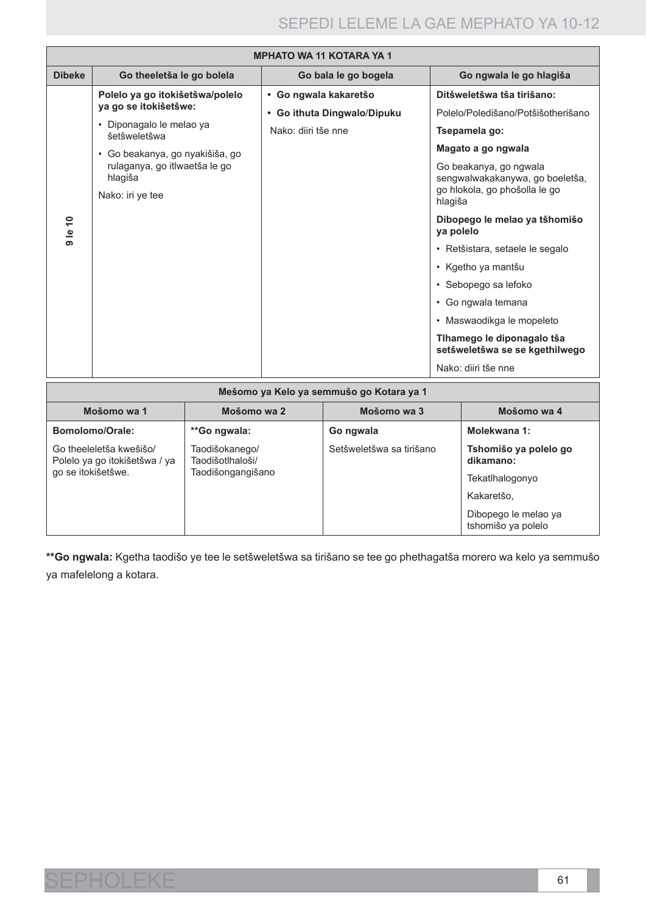| MPHATO WA 11 KOTARA YA 1 | | | |
|---|---|---|---|
| **Dibeke** | **Go theeletša le go bolela** | **Go bala le go bogela** | **Go ngwala le go hlagiša** |
| 9 le 10 | **Polelo ya go itokišetšwa/polelo ya go se itokišetšwe:**<br>• Diponagalo le melao ya šetšweletšwa<br>• Go beakanya, go nyakišiša, go rulaganya, go itlwaetša le go hlagiša<br>Nako: iri ye tee | • **Go ngwala kakaretšo**<br>• **Go ithuta Dingwalo/Dipuku**<br>Nako: diiri tše nne | **Ditšweletšwa tša tirišano:**<br>Polelo/Poledišano/Potšišotherišano<br>**Tsepamela go:**<br>**Magato a go ngwala**<br>Go beakanya, go ngwala sengwalwakakanywa, go boeletša, go hlokola, go phošolla le go hlagiša<br>**Dibopego le melao ya tšhomišo ya polelo**<br>• Retšistara, setaele le segalo<br>• Kgetho ya mantšu<br>• Sebopego sa lefoko<br>• Go ngwala temana<br>• Maswaodikga le mopeleto<br>**Tlhamego le diponagalo tša setšweletšwa se se kgethilwego**<br>Nako: diiri tše nne |

| Mešomo ya Kelo ya semmušo go Kotara ya 1 | | | |
|---|---|---|---|
| **Mošomo wa 1** | **Mošomo wa 2** | **Mošomo wa 3** | **Mošomo wa 4** |
| **Bomolomo/Orale:**<br>Go theeleletša kwešišo/ Polelo ya go itokišetšwa / ya go se itokišetšwe. | **\*\*Go ngwala:**<br>Taodišokanego/ Taodišotlhaloši/ Taodišongangišano | **Go ngwala**<br>Setšweletšwa sa tirišano | **Molekwana 1:**<br>**Tshomišo ya polelo go dikamano:**<br>Tekatlhalogonyo<br>Kakaretšo,<br>Dibopego le melao ya tshomišo ya polelo |

**\*\*Go ngwala:** Kgetha taodišo ye tee le setšweletšwa sa tirišano se tee go phethagatša morero wa kelo ya semmušo ya mafelelong a kotara.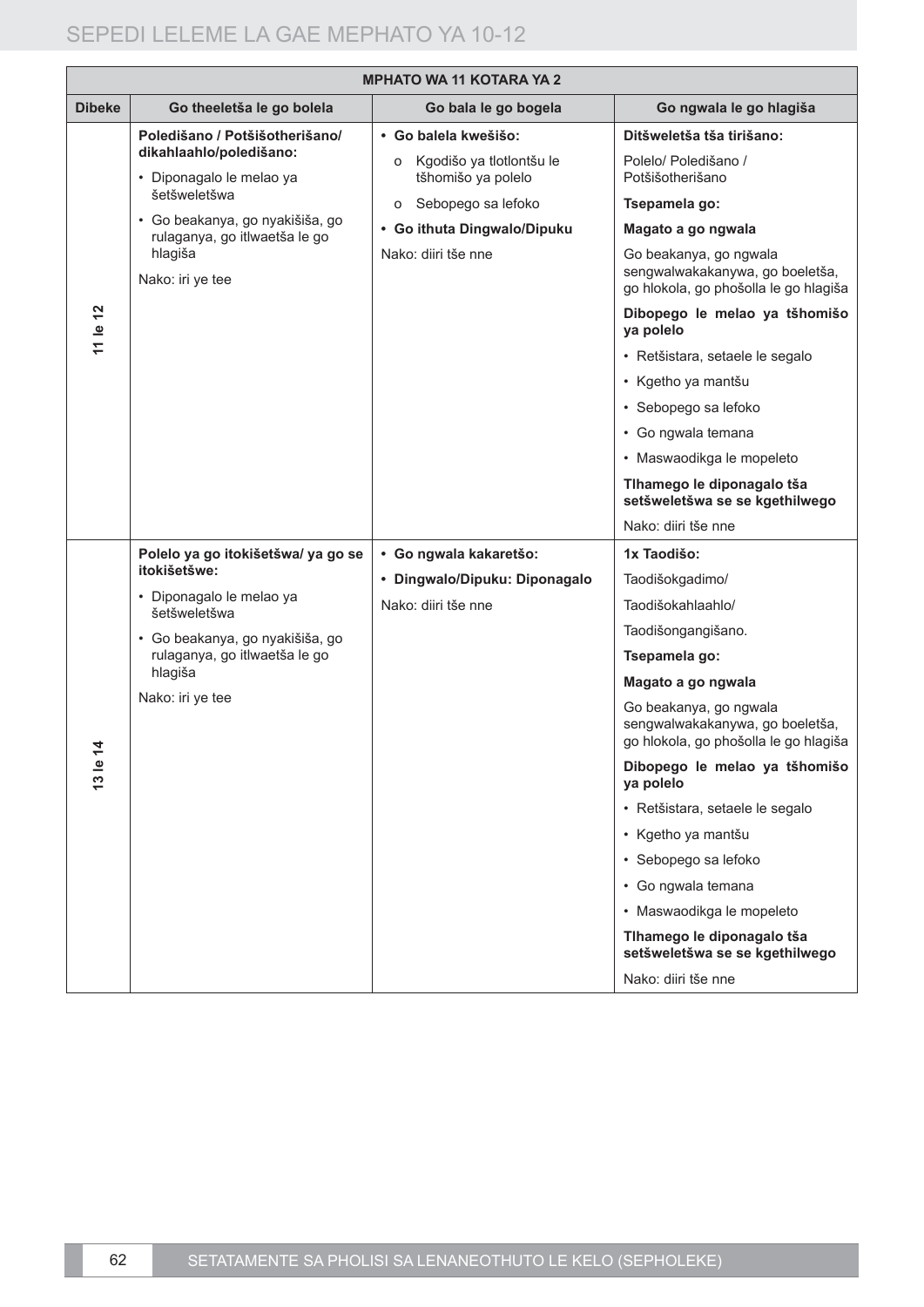| MPHATO WA 11 KOTARA YA 2 | | | |
|---|---|---|---|
| **Dibeke** | **Go theeletša le go bolela** | **Go bala le go bogela** | **Go ngwala le go hlagiša** |
| 11 le 12 | **Poledišano / Potšišotherišano/ dikahlaahlo/poledišano:**<br>• Diponagalo le melao ya šetšweletšwa<br>• Go beakanya, go nyakišiša, go rulaganya, go itlwaetša le go hlagiša<br>Nako: iri ye tee | **• Go balela kwešišo:**<br>o Kgodišo ya tlotlontšu le tšhomišo ya polelo<br>o Sebopego sa lefoko<br>**• Go ithuta Dingwalo/Dipuku**<br>Nako: diiri tše nne | **Ditšweletša tša tirišano:**<br>Polelo/ Poledišano / Potšišotherišano<br>**Tsepamela go:**<br>**Magato a go ngwala**<br>Go beakanya, go ngwala sengwalwakakanywa, go boeletša, go hlokola, go phošolla le go hlagiša<br>**Dibopego le melao ya tšhomišo ya polelo**<br>• Retšistara, setaele le segalo<br>• Kgetho ya mantšu<br>• Sebopego sa lefoko<br>• Go ngwala temana<br>• Maswaodikga le mopeleto<br>**Tlhamego le diponagalo tša setšweletšwa se se kgethilwego**<br>Nako: diiri tše nne |
| 13 le 14 | **Polelo ya go itokišetšwa/ ya go se itokišetšwe:**<br>• Diponagalo le melao ya šetšweletšwa<br>• Go beakanya, go nyakišiša, go rulaganya, go itlwaetša le go hlagiša<br>Nako: iri ye tee | **• Go ngwala kakaretšo:**<br>**• Dingwalo/Dipuku: Diponagalo**<br>Nako: diiri tše nne | **1x Taodišo:**<br>Taodišokgadimo/<br>Taodišokahlaahlo/<br>Taodišongangišano.<br>**Tsepamela go:**<br>**Magato a go ngwala**<br>Go beakanya, go ngwala sengwalwakakanywa, go boeletša, go hlokola, go phošolla le go hlagiša<br>**Dibopego le melao ya tšhomišo ya polelo**<br>• Retšistara, setaele le segalo<br>• Kgetho ya mantšu<br>• Sebopego sa lefoko<br>• Go ngwala temana<br>• Maswaodikga le mopeleto<br>**Tlhamego le diponagalo tša setšweletšwa se se kgethilwego**<br>Nako: diiri tše nne |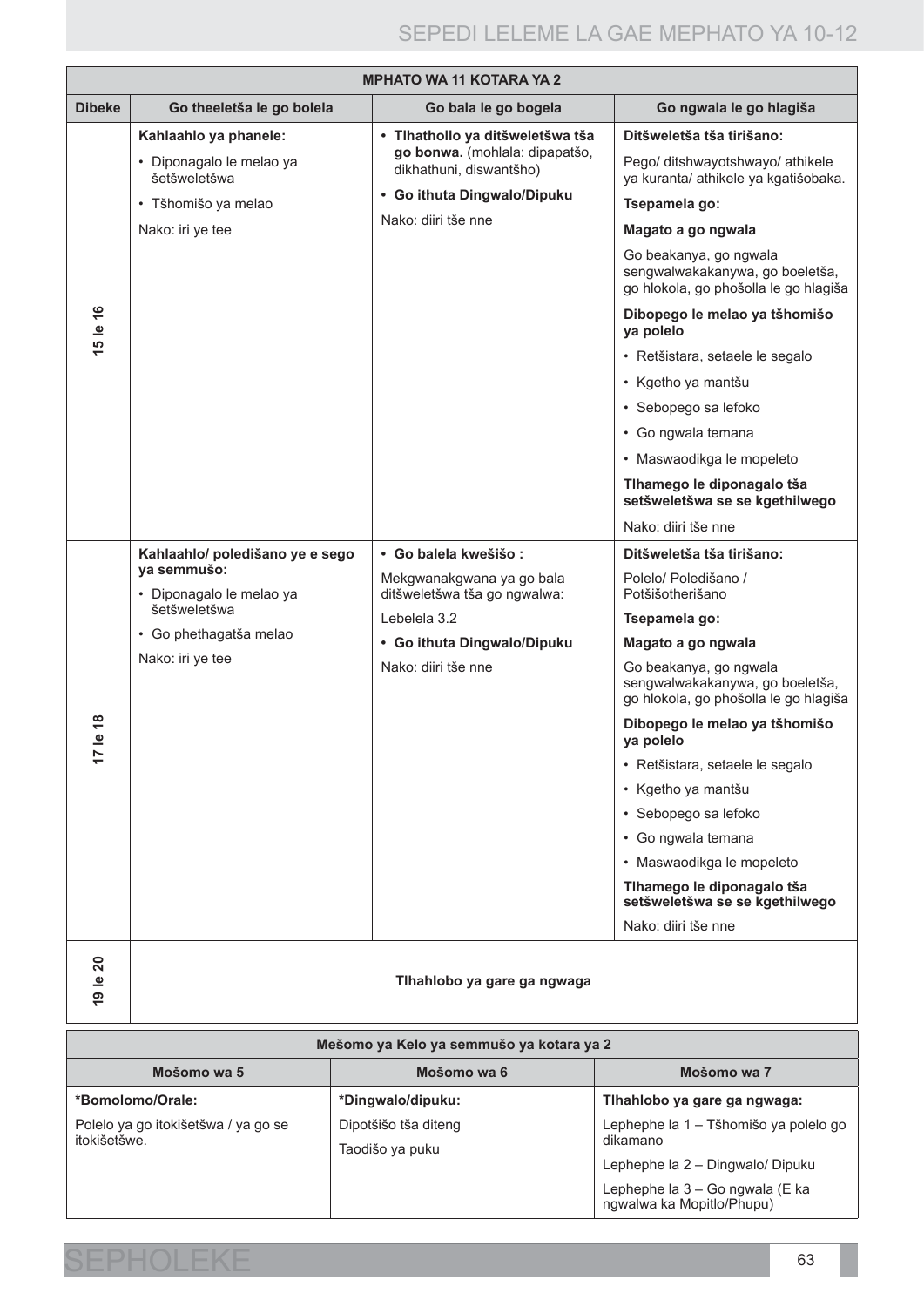| MPHATO WA 11 KOTARA YA 2 | | | |
|---|---|---|---|
| **Dibeke** | **Go theeletša le go bolela** | **Go bala le go bogela** | **Go ngwala le go hlagiša** |
| **15 le 16** | **Kahlaahlo ya phanele:**<br>• Diponagalo le melao ya šetšweletšwa<br>• Tšhomišo ya melao<br>Nako: iri ye tee | • **Tlhathollo ya ditšweletšwa tša go bonwa.** (mohlala: dipapatšo, dikhathuni, diswantšho)<br>• **Go ithuta Dingwalo/Dipuku**<br>Nako: diiri tše nne | **Ditšweletšwa tša tirišano:**<br>Pego/ ditshwayotshwayo/ athikele ya kuranta/ athikele ya kgatišobaka.<br>**Tsepamela go:**<br>**Magato a go ngwala**<br>Go beakanya, go ngwala sengwalwakakanywa, go boeletša, go hlokola, go phošolla le go hlagiša<br>**Dibopego le melao ya tšhomišo ya polelo**<br>• Retšistara, setaele le segalo<br>• Kgetho ya mantšu<br>• Sebopego sa lefoko<br>• Go ngwala temana<br>• Maswaodikga le mopeleto<br>**Tlhamego le diponagalo tša setšweletšwa se se kgethilwego**<br>Nako: diiri tše nne |
| **17 le 18** | **Kahlaahlo/ poledišano ye e sego ya semmušo:**<br>• Diponagalo le melao ya šetšweletšwa<br>• Go phethagatša melao<br>Nako: iri ye tee | • **Go balela kwešišo :**<br>Mekgwanakgwana ya go bala ditšweletšwa tša go ngwalwa:<br>Lebelela 3.2<br>• **Go ithuta Dingwalo/Dipuku**<br>Nako: diiri tše nne | **Ditšweletšwa tša tirišano:**<br>Polelo/ Poledišano / Potšišotherišano<br>**Tsepamela go:**<br>**Magato a go ngwala**<br>Go beakanya, go ngwala sengwalwakakanywa, go boeletša, go hlokola, go phošolla le go hlagiša<br>**Dibopego le melao ya tšhomišo ya polelo**<br>• Retšistara, setaele le segalo<br>• Kgetho ya mantšu<br>• Sebopego sa lefoko<br>• Go ngwala temana<br>• Maswaodikga le mopeleto<br>**Tlhamego le diponagalo tša setšweletšwa se se kgethilwego**<br>Nako: diiri tše nne |
| **19 le 20** | **Tlhahlobo ya gare ga ngwaga** | | |

| Mešomo ya Kelo ya semmušo ya kotara ya 2 | | |
|---|---|---|
| **Mošomo wa 5** | **Mošomo wa 6** | **Mošomo wa 7** |
| **\*Bomolomo/Orale:**<br>Polelo ya go itokišetšwa / ya go se itokišetšwe. | **\*Dingwalo/dipuku:**<br>Dipotšišo tša diteng<br>Taodišo ya puku | **Tlhahlobo ya gare ga ngwaga:**<br>Lephephe la 1 – Tšhomišo ya polelo go dikamano<br>Lephephe la 2 – Dingwalo/ Dipuku<br>Lephephe la 3 – Go ngwala (E ka ngwalwa ka Mopitlo/Phupu) |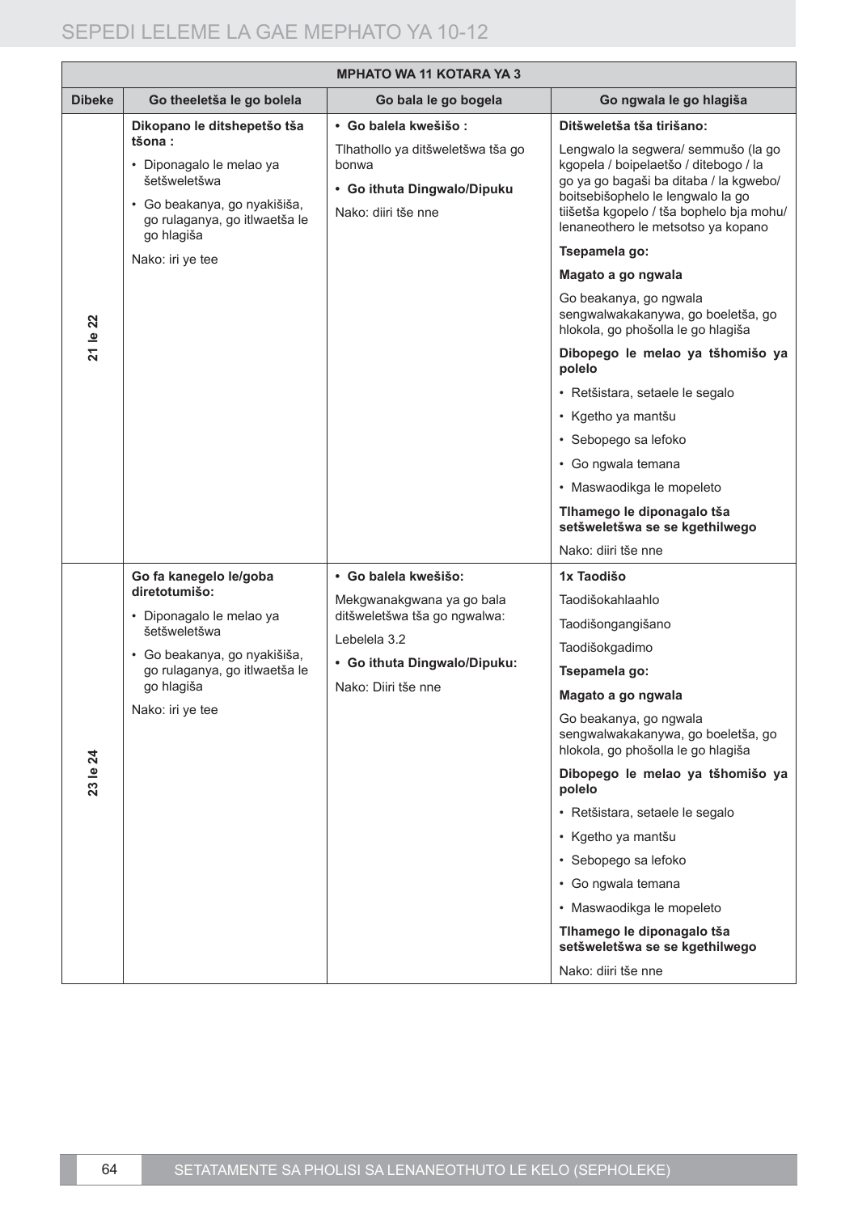| MPHATO WA 11 KOTARA YA 3 | | | |
|---|---|---|---|
| **Dibeke** | **Go theeletša le go bolela** | **Go bala le go bogela** | **Go ngwala le go hlagiša** |
| **21 le 22** | **Dikopano le ditshepetšo tša tšona :**<br>• Diponagalo le melao ya šetšweletšwa<br>• Go beakanya, go nyakišiša, go rulaganya, go itlwaetša le go hlagiša<br>Nako: iri ye tee | **• Go balela kwešišo :**<br>Tlhathollo ya ditšweletšwa tša go bonwa<br>**• Go ithuta Dingwalo/Dipuku**<br>Nako: diiri tše nne | **Ditšweletša tša tirišano:**<br>Lengwalo la segwera/ semmušo (la go kgopela / boipelaetšo / ditebogo / la go ya go bagaši ba ditaba / la kgwebo/ boitsebišophelo le lengwalo la go tiišetša kgopelo / tša bophelo bja mohu/ lenaneothero le metsotso ya kopano<br>**Tsepamela go:**<br>**Magato a go ngwala**<br>Go beakanya, go ngwala sengwalwakakanywa, go boeletša, go hlokola, go phošolla le go hlagiša<br>**Dibopego le melao ya tšhomišo ya polelo**<br>• Retšistara, setaele le segalo<br>• Kgetho ya mantšu<br>• Sebopego sa lefoko<br>• Go ngwala temana<br>• Maswaodikga le mopeleto<br>**Tlhamego le diponagalo tša setšweletšwa se se kgethilwego**<br>Nako: diiri tše nne |
| **23 le 24** | **Go fa kanegelo le/goba diretotumišo:**<br>• Diponagalo le melao ya šetšweletšwa<br>• Go beakanya, go nyakišiša, go rulaganya, go itlwaetša le go hlagiša<br>Nako: iri ye tee | **• Go balela kwešišo:**<br>Mekgwanakgwana ya go bala ditšweletšwa tša go ngwalwa:<br>Lebelela 3.2<br>**• Go ithuta Dingwalo/Dipuku:**<br>Nako: Diiri tše nne | **1x Taodišo**<br>Taodišokahlaahlo<br>Taodišongangišano<br>Taodišokgadimo<br>**Tsepamela go:**<br>**Magato a go ngwala**<br>Go beakanya, go ngwala sengwalwakakanywa, go boeletša, go hlokola, go phošolla le go hlagiša<br>**Dibopego le melao ya tšhomišo ya polelo**<br>• Retšistara, setaele le segalo<br>• Kgetho ya mantšu<br>• Sebopego sa lefoko<br>• Go ngwala temana<br>• Maswaodikga le mopeleto<br>**Tlhamego le diponagalo tša setšweletšwa se se kgethilwego**<br>Nako: diiri tše nne |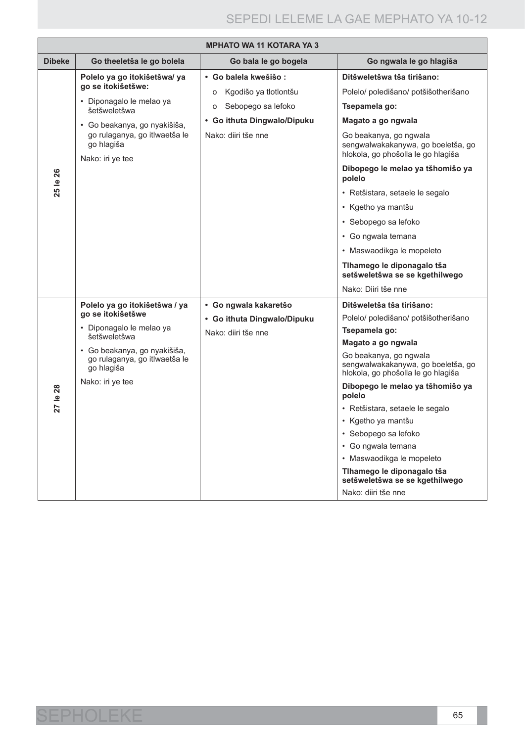| MPHATO WA 11 KOTARA YA 3 | | | |
|---|---|---|---|
| **Dibeke** | **Go theeletša le go bolela** | **Go bala le go bogela** | **Go ngwala le go hlagiša** |
| **25 le 26** | **Polelo ya go itokišetšwa/ ya go se itokišetšwe:**<br>• Diponagalo le melao ya šetšweletšwa<br>• Go beakanya, go nyakišiša, go rulaganya, go itlwaetša le go hlagiša<br>Nako: iri ye tee | **• Go balela kwešišo :**<br>o Kgodišo ya tlotlontšu<br>o Sebopego sa lefoko<br>**• Go ithuta Dingwalo/Dipuku**<br>Nako: diiri tše nne | **Ditšweletšwa tša tirišano:**<br>Polelo/ poledišano/ potšišotherišano<br>**Tsepamela go:**<br>**Magato a go ngwala**<br>Go beakanya, go ngwala sengwalwakakanywa, go boeletša, go hlokola, go phošolla le go hlagiša<br>**Dibopego le melao ya tšhomišo ya polelo**<br>• Retšistara, setaele le segalo<br>• Kgetho ya mantšu<br>• Sebopego sa lefoko<br>• Go ngwala temana<br>• Maswaodikga le mopeleto<br>**Tlhamego le diponagalo tša setšweletšwa se se kgethilwego**<br>Nako: Diiri tše nne |
| **27 le 28** | **Polelo ya go itokišetšwa / ya go se itokišetšwe**<br>• Diponagalo le melao ya šetšweletšwa<br>• Go beakanya, go nyakišiša, go rulaganya, go itlwaetša le go hlagiša<br>Nako: iri ye tee | **• Go ngwala kakaretšo**<br>**• Go ithuta Dingwalo/Dipuku**<br>Nako: diiri tše nne | **Ditšweletšа tša tirišano:**<br>Polelo/ poledišano/ potšišotherišano<br>**Tsepamela go:**<br>**Magato a go ngwala**<br>Go beakanya, go ngwala sengwalwakakanywa, go boeletša, go hlokola, go phošolla le go hlagiša<br>**Dibopego le melao ya tšhomišo ya polelo**<br>• Retšistara, setaele le segalo<br>• Kgetho ya mantšu<br>• Sebopego sa lefoko<br>• Go ngwala temana<br>• Maswaodikga le mopeleto<br>**Tlhamego le diponagalo tša setšweletšwa se se kgethilwego**<br>Nako: diiri tše nne |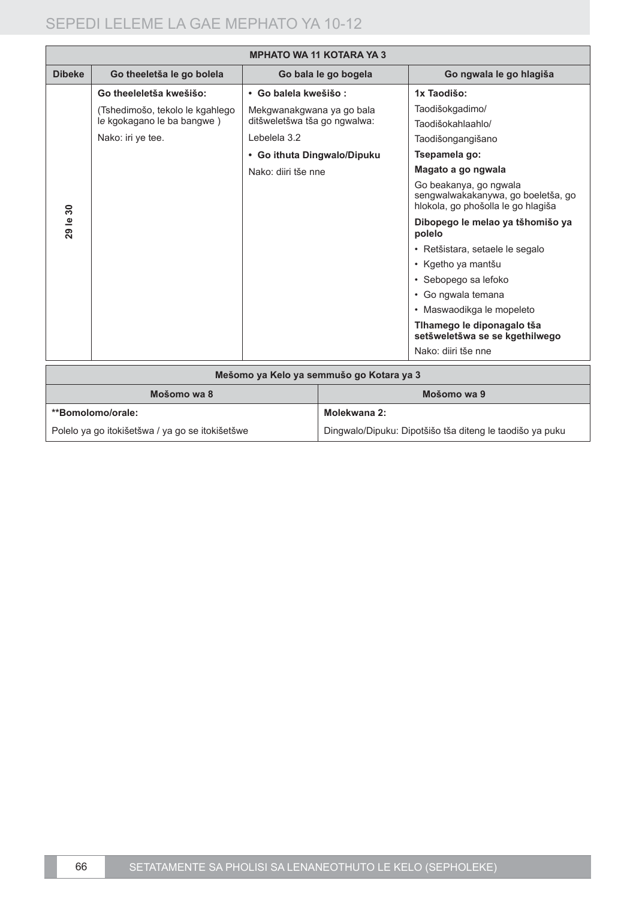| MPHATO WA 11 KOTARA YA 3 | | | |
|---|---|---|---|
| **Dibeke** | **Go theeletša le go bolela** | **Go bala le go bogela** | **Go ngwala le go hlagiša** |
| 29 le 30 | **Go theeleletša kwešišo:**<br><br>(Tshedimošo, tekolo le kgahlego le kgokagano le ba bangwe )<br><br>Nako: iri ye tee. | • **Go balela kwešišo :**<br><br>Mekgwanakgwana ya go bala ditšweletšwa tša go ngwalwa:<br><br>Lebelela 3.2<br><br>• **Go ithuta Dingwalo/Dipuku**<br><br>Nako: diiri tše nne | **1x Taodišo:**<br><br>Taodišokgadimo/<br>Taodišokahlaahlo/<br>Taodišongangišano<br><br>**Tsepamela go:**<br><br>**Magato a go ngwala**<br><br>Go beakanya, go ngwala sengwalwakakanywa, go boeletša, go hlokola, go phošolla le go hlagiša<br><br>**Dibopego le melao ya tšhomišo ya polelo**<br><br>• Retšistara, setaele le segalo<br>• Kgetho ya mantšu<br>• Sebopego sa lefoko<br>• Go ngwala temana<br>• Maswaodikga le mopeleto<br><br>**Tlhamego le diponagalo tša setšweletšwa se se kgethilwego**<br><br>Nako: diiri tše nne |

| Mešomo ya Kelo ya semmušo go Kotara ya 3 | |
|---|---|
| **Mošomo wa 8** | **Mošomo wa 9** |
| **\*\*Bomolomo/orale:** | **Molekwana 2:** |
| Polelo ya go itokišetšwa / ya go se itokišetšwe | Dingwalo/Dipuku: Dipotšišo tša diteng le taodišo ya puku |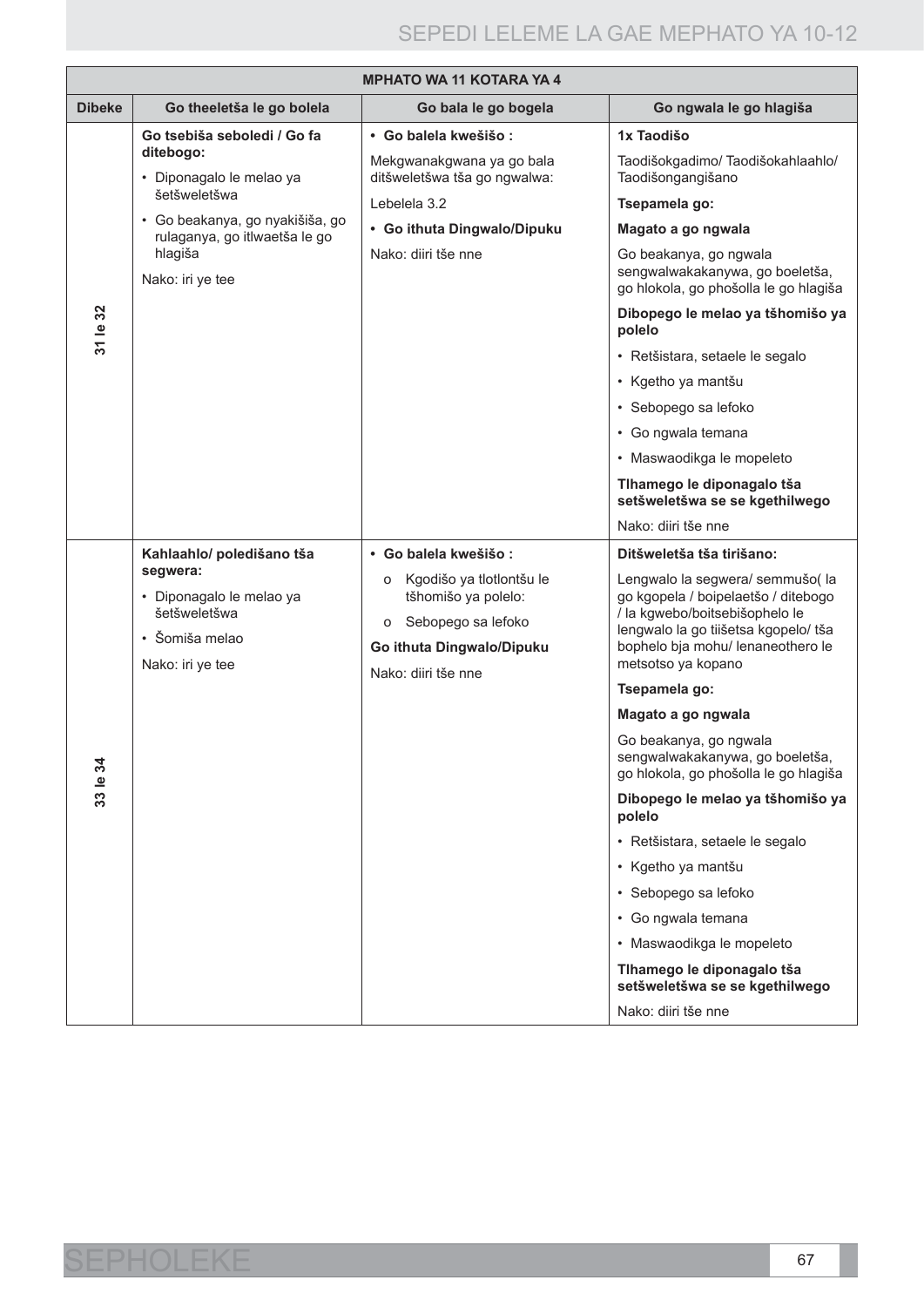| MPHATO WA 11 KOTARA YA 4 | | | |
|---|---|---|---|
| **Dibeke** | **Go theeletša le go bolela** | **Go bala le go bogela** | **Go ngwala le go hlagiša** |
| 31 le 32 | **Go tsebiša seboledi / Go fa ditebogo:**<br>• Diponagalo le melao ya šetšweletšwa<br>• Go beakanya, go nyakišiša, go rulaganya, go itlwaetša le go hlagiša<br>Nako: iri ye tee | **• Go balela kwešišo :**<br>Mekgwanakgwana ya go bala ditšweletšwa tša go ngwalwa:<br>Lebelela 3.2<br>**• Go ithuta Dingwalo/Dipuku**<br>Nako: diiri tše nne | **1x Taodišo**<br>Taodišokgadimo/ Taodišokahlaahlo/ Taodišongangišano<br>**Tsepamela go:**<br>**Magato a go ngwala**<br>Go beakanya, go ngwala sengwalwakakanywa, go boeletša, go hlokola, go phošolla le go hlagiša<br>**Dibopego le melao ya tšhomišo ya polelo**<br>• Retšistara, setaele le segalo<br>• Kgetho ya mantšu<br>• Sebopego sa lefoko<br>• Go ngwala temana<br>• Maswaodikga le mopeleto<br>**Tlhamego le diponagalo tša setšweletšwa se se kgethilwego**<br>Nako: diiri tše nne |
| 33 le 34 | **Kahlaahlo/ poledišano tša segwera:**<br>• Diponagalo le melao ya šetšweletšwa<br>• Šomiša melao<br>Nako: iri ye tee | **• Go balela kwešišo :**<br>o Kgodišo ya tlotlontšu le tšhomišo ya polelo:<br>o Sebopego sa lefoko<br>**Go ithuta Dingwalo/Dipuku**<br>Nako: diiri tše nne | **Ditšweletša tša tirišano:**<br>Lengwalo la segwera/ semmušo( la go kgopela / boipelaetšo / ditebogo / la kgwebo/boitsebišophelo le lengwalo la go tiišetsa kgopelo/ tša bophelo bja mohu/ lenaneothero le metsotso ya kopano<br>**Tsepamela go:**<br>**Magato a go ngwala**<br>Go beakanya, go ngwala sengwalwakakanywa, go boeletša, go hlokola, go phošolla le go hlagiša<br>**Dibopego le melao ya tšhomišo ya polelo**<br>• Retšistara, setaele le segalo<br>• Kgetho ya mantšu<br>• Sebopego sa lefoko<br>• Go ngwala temana<br>• Maswaodikga le mopeleto<br>**Tlhamego le diponagalo tša setšweletšwa se se kgethilwego**<br>Nako: diiri tše nne |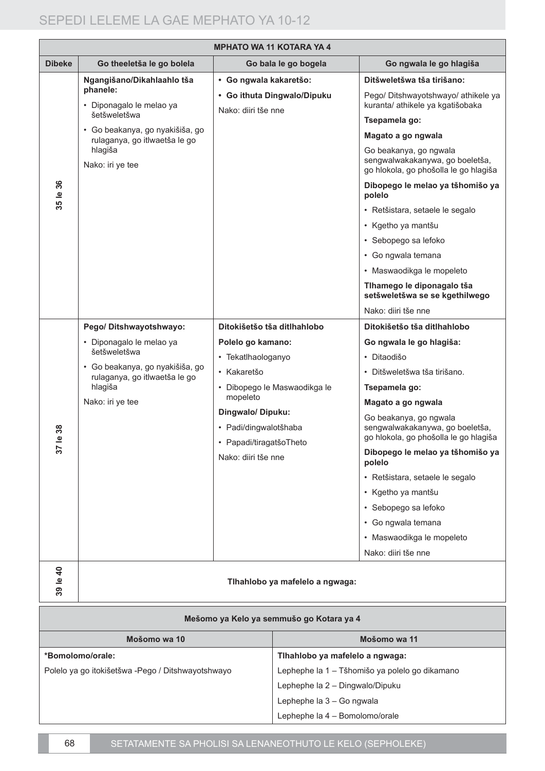| MPHATO WA 11 KOTARA YA 4 | | | |
|---|---|---|---|
| **Dibeke** | **Go theeletša le go bolela** | **Go bala le go bogela** | **Go ngwala le go hlagiša** |
| 35 le 36 | **Ngangišano/Dikahlaahlo tša phanele:**<br>• Diponagalo le melao ya šetšweletšwa<br>• Go beakanya, go nyakišiša, go rulaganya, go itlwaetša le go hlagiša<br>Nako: iri ye tee | **• Go ngwala kakaretšo:**<br>**• Go ithuta Dingwalo/Dipuku**<br>Nako: diiri tše nne | **Ditšweletšwa tša tirišano:**<br>Pego/ Ditshwayotshwayo/ athikele ya kuranta/ athikele ya kgatišobaka<br>**Tsepamela go:**<br>**Magato a go ngwala**<br>Go beakanya, go ngwala sengwalwakakanywa, go boeletša, go hlokola, go phošolla le go hlagiša<br>**Dibopego le melao ya tšhomišo ya polelo**<br>• Retšistara, setaele le segalo<br>• Kgetho ya mantšu<br>• Sebopego sa lefoko<br>• Go ngwala temana<br>• Maswaodikga le mopeleto<br>**Tlhamego le diponagalo tša setšweletšwa se se kgethilwego**<br>Nako: diiri tše nne |
| 37 le 38 | **Pego/ Ditshwayotshwayo:**<br>• Diponagalo le melao ya šetšweletšwa<br>• Go beakanya, go nyakišiša, go rulaganya, go itlwaetša le go hlagiša<br>Nako: iri ye tee | **Ditokišetšo tša ditlhahlobo**<br>**Polelo go kamano:**<br>• Tekatlhaologanyo<br>• Kakaretšo<br>• Dibopego le Maswaodikga le mopeleto<br>**Dingwalo/ Dipuku:**<br>• Padi/dingwalotšhaba<br>• Papadi/tiragatšoTheto<br>Nako: diiri tše nne | **Ditokišetšo tša ditlhahlobo**<br>**Go ngwala le go hlagiša:**<br>• Ditaodišo<br>• Ditšweletšwa tša tirišano.<br>**Tsepamela go:**<br>**Magato a go ngwala**<br>Go beakanya, go ngwala sengwalwakakanywa, go boeletša, go hlokola, go phošolla le go hlagiša<br>**Dibopego le melao ya tšhomišo ya polelo**<br>• Retšistara, setaele le segalo<br>• Kgetho ya mantšu<br>• Sebopego sa lefoko<br>• Go ngwala temana<br>• Maswaodikga le mopeleto<br>Nako: diiri tše nne |
| 39 le 40 | **Tlhahlobo ya mafelelo a ngwaga:** | | |

| Mešomo ya Kelo ya semmušo go Kotara ya 4 | |
|---|---|
| **Mošomo wa 10** | **Mošomo wa 11** |
| **\*Bomolomo/orale:** | **Tlhahlobo ya mafelelo a ngwaga:** |
| Polelo ya go itokišetšwa -Pego / Ditshwayotshwayo | Lephephe la 1 – Tšhomišo ya polelo go dikamano |
| | Lephephe la 2 – Dingwalo/Dipuku |
| | Lephephe la 3 – Go ngwala |
| | Lephephe la 4 – Bomolomo/orale |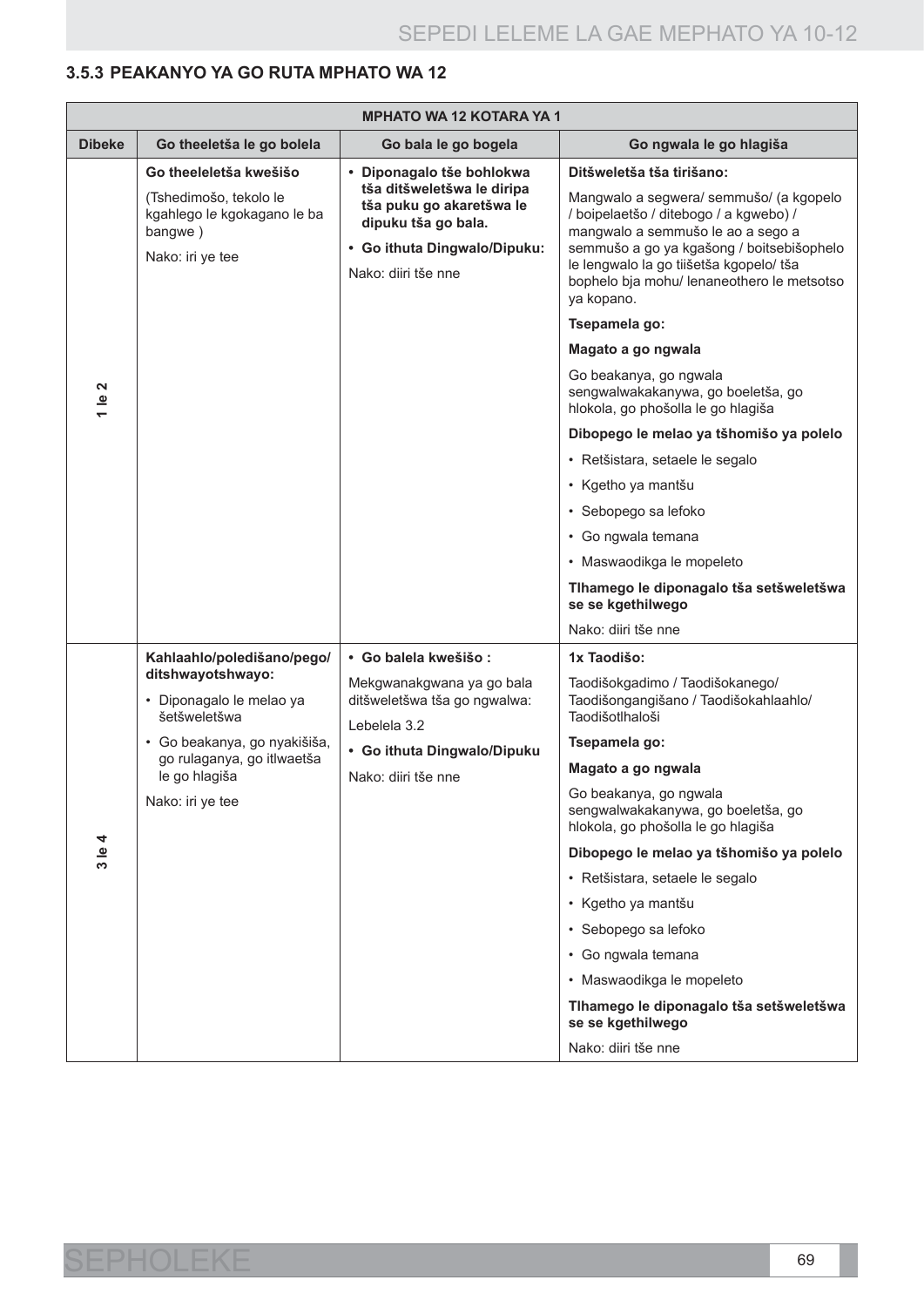### 3.5.3 PEAKANYO YA GO RUTA MPHATO WA 12

| MPHATO WA 12 KOTARA YA 1 | | | |
|---|---|---|---|
| **Dibeke** | **Go theeletša le go bolela** | **Go bala le go bogela** | **Go ngwala le go hlagiša** |
| 1 le 2 | **Go theeleletša kwešišo**<br>(Tshedimošo, tekolo le kgahlego le kgokagano le ba bangwe )<br>Nako: iri ye tee | • **Diponagalo tše bohlokwa tša ditšweletšwa le diripa tša puku go akaretšwa le dipuku tša go bala.**<br>• **Go ithuta Dingwalo/Dipuku:**<br>Nako: diiri tše nne | **Ditšweletša tša tirišano:**<br>Mangwalo a segwera/ semmušo/ (a kgopelo / boipelaetšo / ditebogo / a kgwebo) / mangwalo a semmušo le ao a sego a semmušo a go ya kgašong / boitsebišophelo le lengwalo la go tiišetša kgopelo/ tša bophelo bja mohu/ lenaneothero le metsotso ya kopano.<br>**Tsepamela go:**<br>**Magato a go ngwala**<br>Go beakanya, go ngwala sengwalwakakanywa, go boeletša, go hlokola, go phošolla le go hlagiša<br>**Dibopego le melao ya tšhomišo ya polelo**<br>• Retšistara, setaele le segalo<br>• Kgetho ya mantšu<br>• Sebopego sa lefoko<br>• Go ngwala temana<br>• Maswaodikga le mopeleto<br>**Tlhamego le diponagalo tša setšweletšwa se se kgethilwego**<br>Nako: diiri tše nne |
| 3 le 4 | **Kahlaahlo/poledišano/pego/ ditshwayotshwayo:**<br>• Diponagalo le melao ya šetšweletšwa<br>• Go beakanya, go nyakišiša, go rulaganya, go itlwaetša le go hlagiša<br>Nako: iri ye tee | • **Go balela kwešišo :**<br>Mekgwanakgwana ya go bala ditšweletšwa tša go ngwalwa:<br>Lebelela 3.2<br>• **Go ithuta Dingwalo/Dipuku**<br>Nako: diiri tše nne | **1x Taodišo:**<br>Taodišokgadimo / Taodišokanego/ Taodišongangišano / Taodišokahlaahlo/ Taodišotlhaloši<br>**Tsepamela go:**<br>**Magato a go ngwala**<br>Go beakanya, go ngwala sengwalwakakanywa, go boeletša, go hlokola, go phošolla le go hlagiša<br>**Dibopego le melao ya tšhomišo ya polelo**<br>• Retšistara, setaele le segalo<br>• Kgetho ya mantšu<br>• Sebopego sa lefoko<br>• Go ngwala temana<br>• Maswaodikga le mopeleto<br>**Tlhamego le diponagalo tša setšweletšwa se se kgethilwego**<br>Nako: diiri tše nne |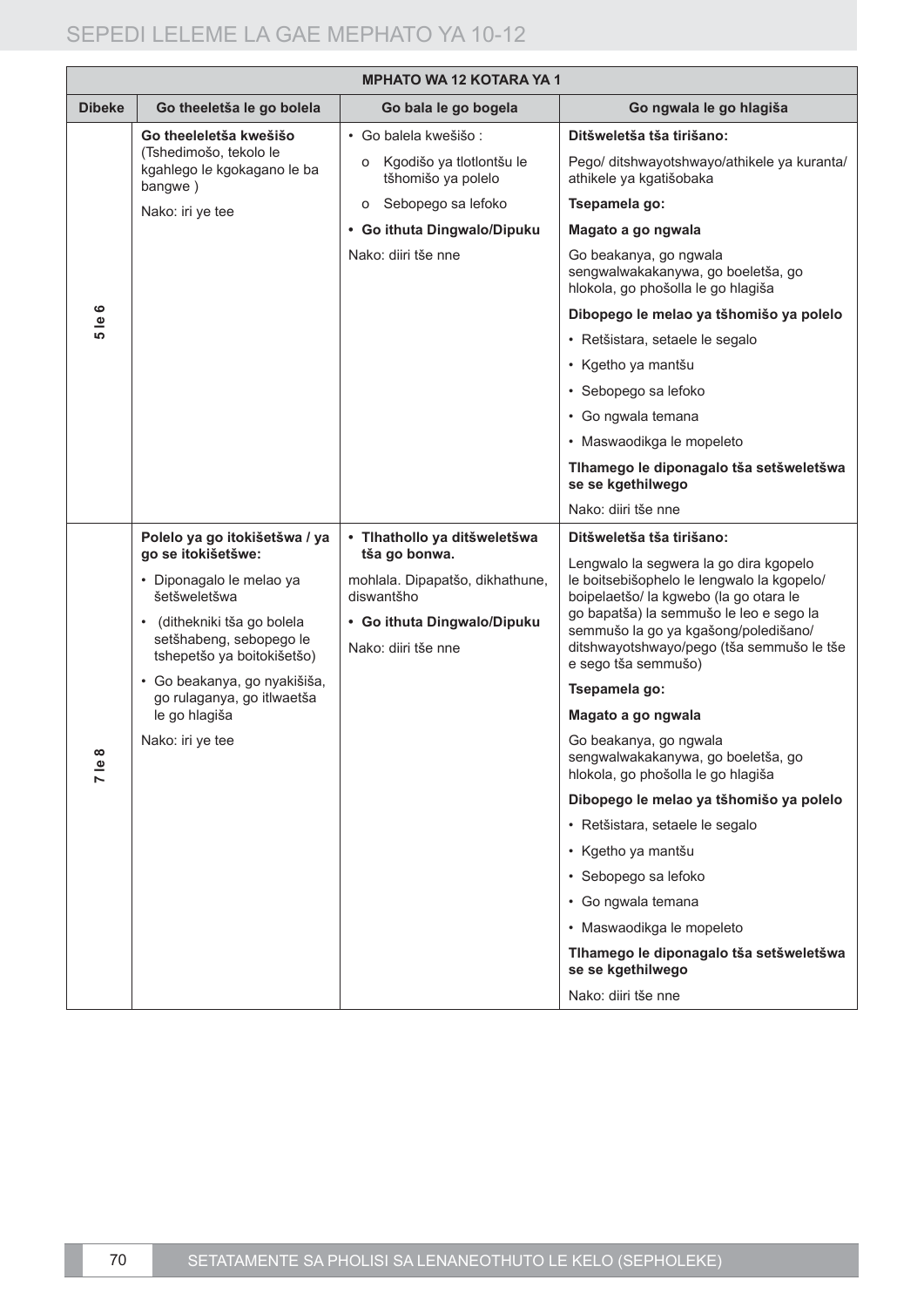| MPHATO WA 12 KOTARA YA 1 | | | |
|---|---|---|---|
| **Dibeke** | **Go theeletša le go bolela** | **Go bala le go bogela** | **Go ngwala le go hlagiša** |
| 5 le 6 | **Go theeleletša kwešišo** (Tshedimošo, tekolo le kgahlego le kgokagano le ba bangwe )<br><br>Nako: iri ye tee | • Go balela kwešišo :<br>o Kgodišo ya tlotlontšu le tšhomišo ya polelo<br>o Sebopego sa lefoko<br>• **Go ithuta Dingwalo/Dipuku**<br><br>Nako: diiri tše nne | **Ditšweletša tša tirišano:**<br><br>Pego/ ditshwayotshwayo/athikele ya kuranta/ athikele ya kgatišobaka<br><br>**Tsepamela go:**<br><br>**Magato a go ngwala**<br><br>Go beakanya, go ngwala sengwalwakakanywa, go boeletša, go hlokola, go phošolla le go hlagiša<br><br>**Dibopego le melao ya tšhomišo ya polelo**<br>• Retšistara, setaele le segalo<br>• Kgetho ya mantšu<br>• Sebopego sa lefoko<br>• Go ngwala temana<br>• Maswaodikga le mopeleto<br><br>**Tlhamego le diponagalo tša setšweletšwa se se kgethilwego**<br><br>Nako: diiri tše nne |
| 7 le 8 | **Polelo ya go itokišetšwa / ya go se itokišetšwe:**<br>• Diponagalo le melao ya šetšweletšwa<br>• (dithekniki tša go bolela setšhabeng, sebopego le tshepetšo ya boitokišetšo)<br>• Go beakanya, go nyakišiša, go rulaganya, go itlwaetša le go hlagiša<br><br>Nako: iri ye tee | • **Tlhathollo ya ditšweletšwa tša go bonwa.**<br><br>mohlala. Dipapatšo, dikhathune, diswantšho<br>• **Go ithuta Dingwalo/Dipuku**<br><br>Nako: diiri tše nne | **Ditšweletša tša tirišano:**<br><br>Lengwalo la segwera la go dira kgopelo le boitsebišophelo le lengwalo la kgopelo/ boipelaetšo/ la kgwebo (la go otara le go bapatša) la semmušo le leo e sego la semmušo la go ya kgašong/poledišano/ ditshwayotshwayo/pego (tša semmušo le tše e sego tša semmušo)<br><br>**Tsepamela go:**<br><br>**Magato a go ngwala**<br><br>Go beakanya, go ngwala sengwalwakakanywa, go boeletša, go hlokola, go phošolla le go hlagiša<br><br>**Dibopego le melao ya tšhomišo ya polelo**<br>• Retšistara, setaele le segalo<br>• Kgetho ya mantšu<br>• Sebopego sa lefoko<br>• Go ngwala temana<br>• Maswaodikga le mopeleto<br><br>**Tlhamego le diponagalo tša setšweletšwa se se kgethilwego**<br><br>Nako: diiri tše nne |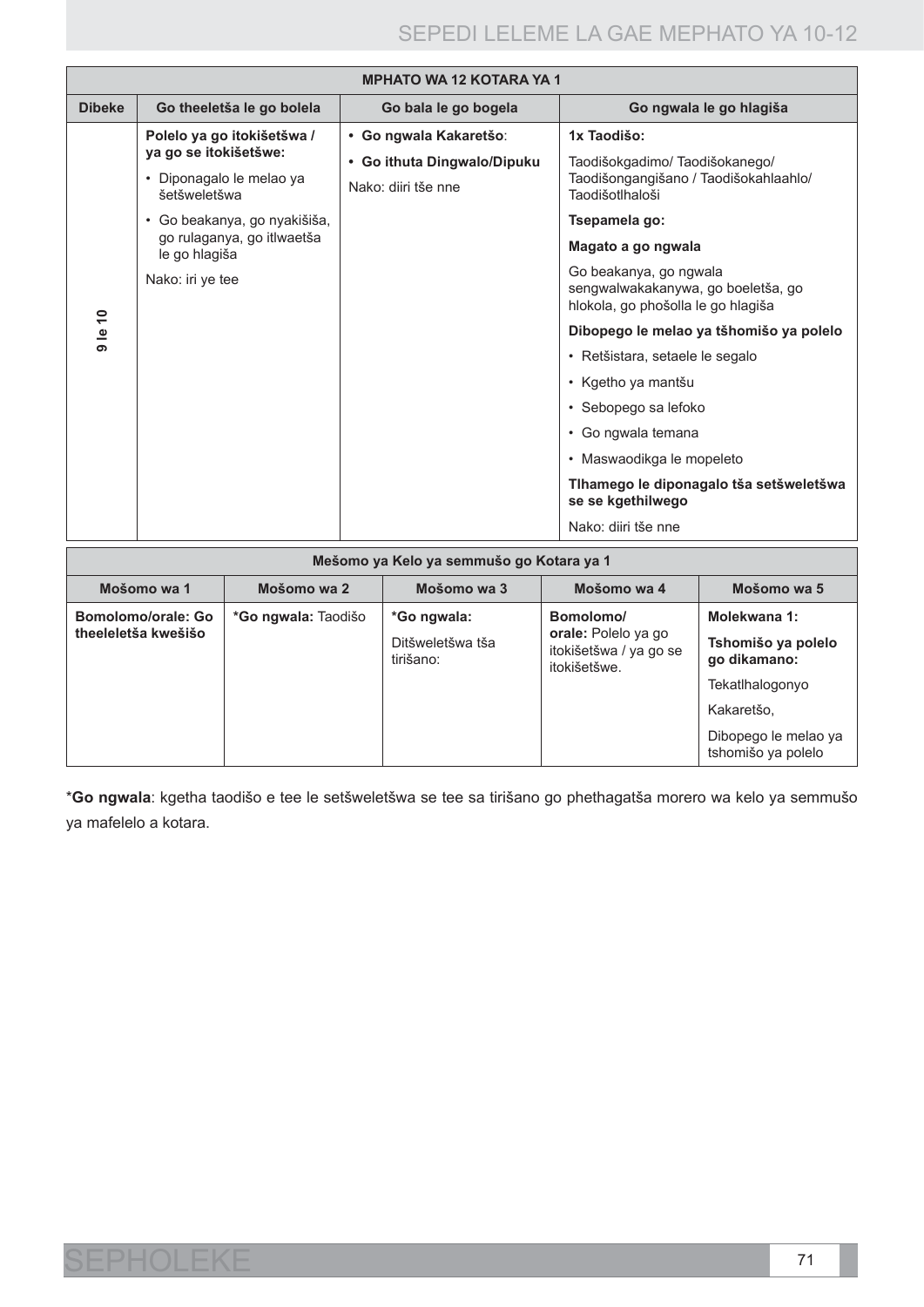| MPHATO WA 12 KOTARA YA 1 | | | |
|---|---|---|---|
| **Dibeke** | **Go theeletša le go bolela** | **Go bala le go bogela** | **Go ngwala le go hlagiša** |
| **9 le 10** | **Polelo ya go itokišetšwa / ya go se itokišetšwe:**<br>• Diponagalo le melao ya šetšweletšwa<br>• Go beakanya, go nyakišiša, go rulaganya, go itlwaetša le go hlagiša<br>Nako: iri ye tee | • **Go ngwala Kakaretšo**:<br>• **Go ithuta Dingwalo/Dipuku**<br>Nako: diiri tše nne | **1x Taodišo:**<br>Taodišokgadimo/ Taodišokanego/ Taodišongangišano / Taodišokahlaahlo/ Taodišotlhaloši<br>**Tsepamela go:**<br>**Magato a go ngwala**<br>Go beakanya, go ngwala sengwalwakakanywa, go boeletša, go hlokola, go phošolla le go hlagiša<br>**Dibopego le melao ya tšhomišo ya polelo**<br>• Retšistara, setaele le segalo<br>• Kgetho ya mantšu<br>• Sebopego sa lefoko<br>• Go ngwala temana<br>• Maswaodikga le mopeleto<br>**Tlhamego le diponagalo tša setšweletšwa se se kgethilwego**<br>Nako: diiri tše nne |

| Mešomo ya Kelo ya semmušo go Kotara ya 1 | | | | |
|---|---|---|---|---|
| **Mošomo wa 1** | **Mošomo wa 2** | **Mošomo wa 3** | **Mošomo wa 4** | **Mošomo wa 5** |
| **Bomolomo/orale: Go theeleletša kwešišo** | **\*Go ngwala:** Taodišo | **\*Go ngwala:**<br>Ditšweletšwa tša tirišano: | **Bomolomo/ orale:** Polelo ya go itokišetšwa / ya go se itokišetšwe. | **Molekwana 1:**<br>**Tshomišo ya polelo go dikamano:**<br>Tekatlhalogonyo<br>Kakaretšo,<br>Dibopego le melao ya tshomišo ya polelo |

\***Go ngwala**: kgetha taodišo e tee le setšweletšwa se tee sa tirišano go phethagatša morero wa kelo ya semmušo ya mafelelo a kotara.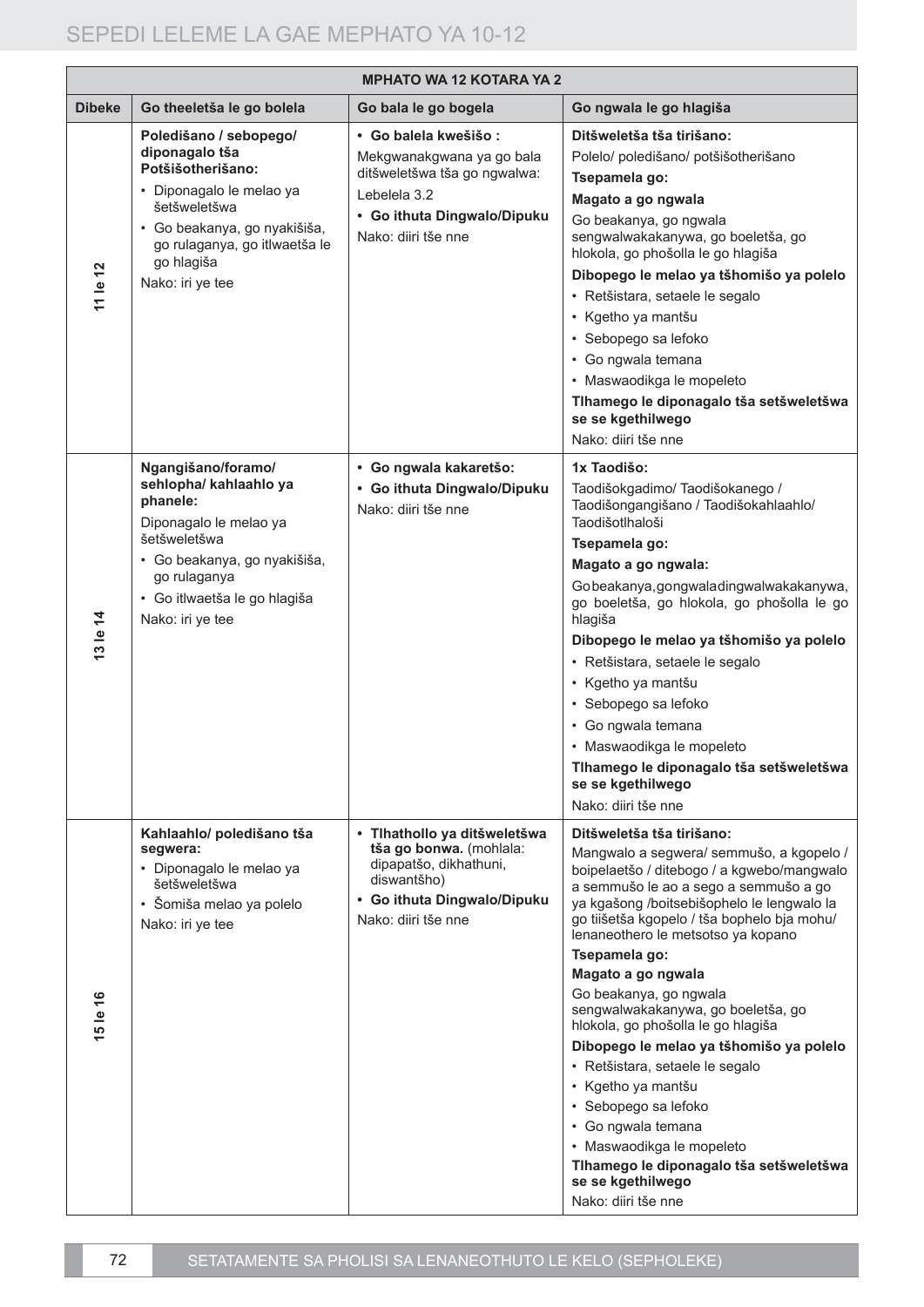| MPHATO WA 12 KOTARA YA 2 | | | |
|---|---|---|---|
| **Dibeke** | **Go theeletša le go bolela** | **Go bala le go bogela** | **Go ngwala le go hlagiša** |
| **11 le 12** | **Poledišano / sebopego/ diponagalo tša Potšišotherišano:**<br>• Diponagalo le melao ya šetšweletšwa<br>• Go beakanya, go nyakišiša, go rulaganya, go itlwaetša le go hlagiša<br>Nako: iri ye tee | • **Go balela kwešišo :**<br>Mekgwanakgwana ya go bala ditšweletšwa tša go ngwalwa:<br>Lebelela 3.2<br>• **Go ithuta Dingwalo/Dipuku**<br>Nako: diiri tše nne | **Ditšweletša tša tirišano:**<br>Polelo/ poledišano/ potšišotherišano<br>**Tsepamela go:**<br>**Magato a go ngwala**<br>Go beakanya, go ngwala sengwalwakakanywa, go boeletša, go hlokola, go phošolla le go hlagiša<br>**Dibopego le melao ya tšhomišo ya polelo**<br>• Retšistara, setaele le segalo<br>• Kgetho ya mantšu<br>• Sebopego sa lefoko<br>• Go ngwala temana<br>• Maswaodikga le mopeleto<br>**Tlhamego le diponagalo tša setšweletšwa se se kgethilwego**<br>Nako: diiri tše nne |
| **13 le 14** | **Ngangišano/foramo/ sehlopha/ kahlaahlo ya phanele:**<br>Diponagalo le melao ya šetšweletšwa<br>• Go beakanya, go nyakišiša, go rulaganya<br>• Go itlwaetša le go hlagiša<br>Nako: iri ye tee | • **Go ngwala kakaretšo:**<br>• **Go ithuta Dingwalo/Dipuku**<br>Nako: diiri tše nne | **1x Taodišo:**<br>Taodišokgadimo/ Taodišokanego / Taodišongangišano / Taodišokahlaahlo/ Taodišotlhaloši<br>**Tsepamela go:**<br>**Magato a go ngwala:**<br>Go beakanya, go ngwala dingwalwakakanywa, go boeletša, go hlokola, go phošolla le go hlagiša<br>**Dibopego le melao ya tšhomišo ya polelo**<br>• Retšistara, setaele le segalo<br>• Kgetho ya mantšu<br>• Sebopego sa lefoko<br>• Go ngwala temana<br>• Maswaodikga le mopeleto<br>**Tlhamego le diponagalo tša setšweletšwa se se kgethilwego**<br>Nako: diiri tše nne |
| **15 le 16** | **Kahlaahlo/ poledišano tša segwera:**<br>• Diponagalo le melao ya šetšweletšwa<br>• Šomiša melao ya polelo<br>Nako: iri ye tee | • **Tlhathollo ya ditšweletšwa tša go bonwa.** (mohlala: dipapatšo, dikhathuni, diswantšho)<br>• **Go ithuta Dingwalo/Dipuku**<br>Nako: diiri tše nne | **Ditšweletša tša tirišano:**<br>Mangwalo a segwera/ semmušo, a kgopelo / boipelaetšo / ditebogo / a kgwebo/mangwalo a semmušo le ao a sego a semmušo a go ya kgašong /boitsebišophelo le lengwalo la go tiišetša kgopelo / tša bophelo bja mohu/ lenaneothero le metsotso ya kopano<br>**Tsepamela go:**<br>**Magato a go ngwala**<br>Go beakanya, go ngwala sengwalwakakanywa, go boeletša, go hlokola, go phošolla le go hlagiša<br>**Dibopego le melao ya tšhomišo ya polelo**<br>• Retšistara, setaele le segalo<br>• Kgetho ya mantšu<br>• Sebopego sa lefoko<br>• Go ngwala temana<br>• Maswaodikga le mopeleto<br>**Tlhamego le diponagalo tša setšweletšwa se se kgethilwego**<br>Nako: diiri tše nne |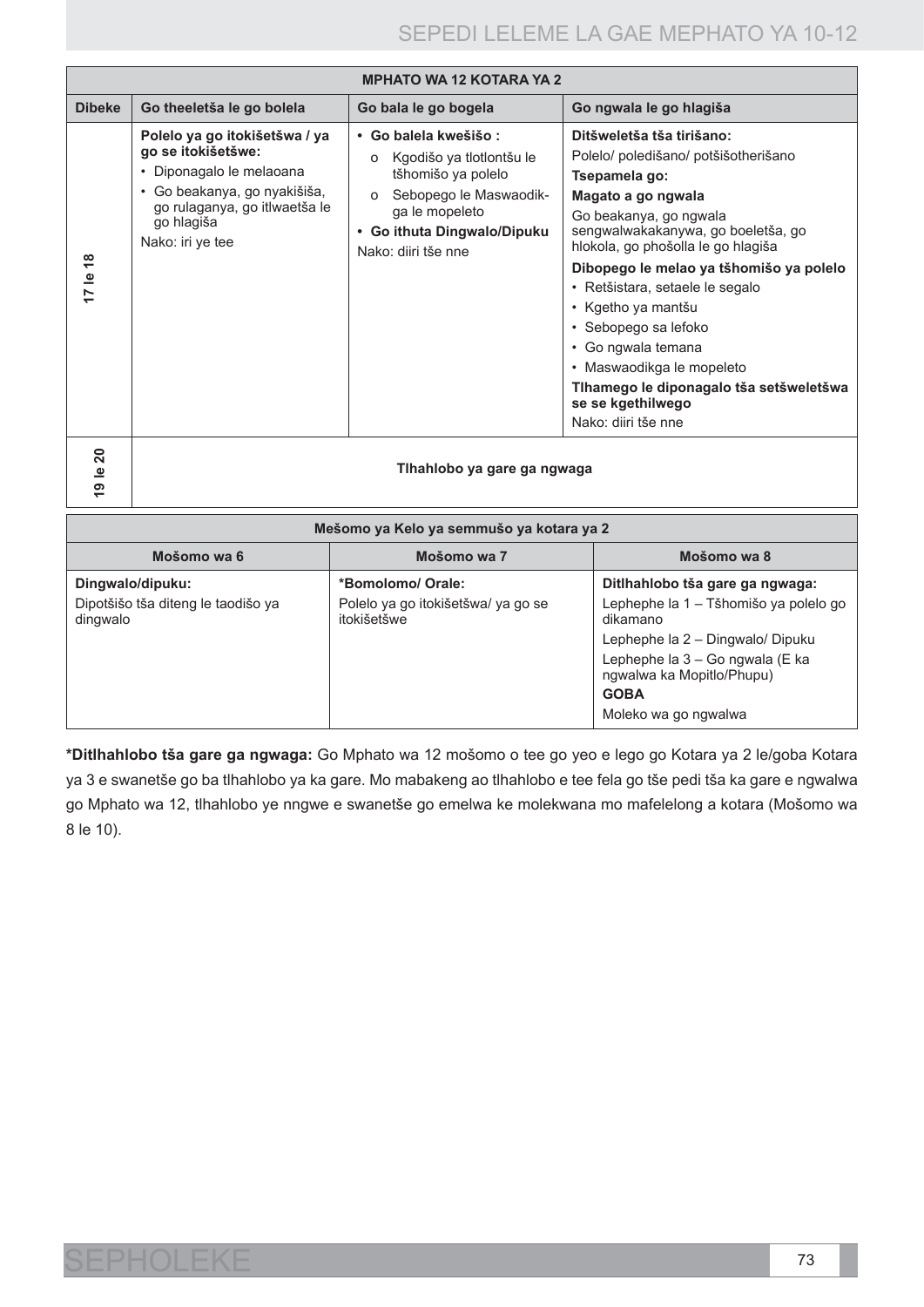| MPHATO WA 12 KOTARA YA 2 | | | |
|---|---|---|---|
| **Dibeke** | **Go theeletša le go bolela** | **Go bala le go bogela** | **Go ngwala le go hlagiša** |
| **17 le 18** | **Polelo ya go itokišetšwa / ya go se itokišetšwe:**<br>• Diponagalo le melaoana<br>• Go beakanya, go nyakišiša, go rulaganya, go itlwaetša le go hlagiša<br>Nako: iri ye tee | • **Go balela kwešišo :**<br>o Kgodišo ya tlotlontšu le tšhomišo ya polelo<br>o Sebopego le Maswaodikga le mopeleto<br>• **Go ithuta Dingwalo/Dipuku**<br>Nako: diiri tše nne | **Ditšweletša tša tirišano:**<br>Polelo/ poledišano/ potšišotherišano<br>**Tsepamela go:**<br>**Magato a go ngwala**<br>Go beakanya, go ngwala sengwalwakakanywa, go boeletša, go hlokola, go phošolla le go hlagiša<br>**Dibopego le melao ya tšhomišo ya polelo**<br>• Retšistara, setaele le segalo<br>• Kgetho ya mantšu<br>• Sebopego sa lefoko<br>• Go ngwala temana<br>• Maswaodikga le mopeleto<br>**Tlhamego le diponagalo tša setšweletšwa se se kgethilwego**<br>Nako: diiri tše nne |
| **19 le 20** | **Tlhahlobo ya gare ga ngwaga** | | |

| Mešomo ya Kelo ya semmušo ya kotara ya 2 | | |
|---|---|---|
| **Mošomo wa 6** | **Mošomo wa 7** | **Mošomo wa 8** |
| **Dingwalo/dipuku:**<br>Dipotšišo tša diteng le taodišo ya dingwalo | **\*Bomolomo/ Orale:**<br>Polelo ya go itokišetšwa/ ya go se itokišetšwe | **Ditlhahlobo tša gare ga ngwaga:**<br>Lephephe la 1 – Tšhomišo ya polelo go dikamano<br>Lephephe la 2 – Dingwalo/ Dipuku<br>Lephephe la 3 – Go ngwala (E ka ngwalwa ka Mopitlo/Phupu)<br>**GOBA**<br>Moleko wa go ngwalwa |

**\*Ditlhahlobo tša gare ga ngwaga:** Go Mphato wa 12 mošomo o tee go yeo e lego go Kotara ya 2 le/goba Kotara ya 3 e swanetše go ba tlhahlobo ya ka gare. Mo mabakeng ao tlhahlobo e tee fela go tše pedi tša ka gare e ngwalwa go Mphato wa 12, tlhahlobo ye nngwe e swanetše go emelwa ke molekwana mo mafelelong a kotara (Mošomo wa 8 le 10).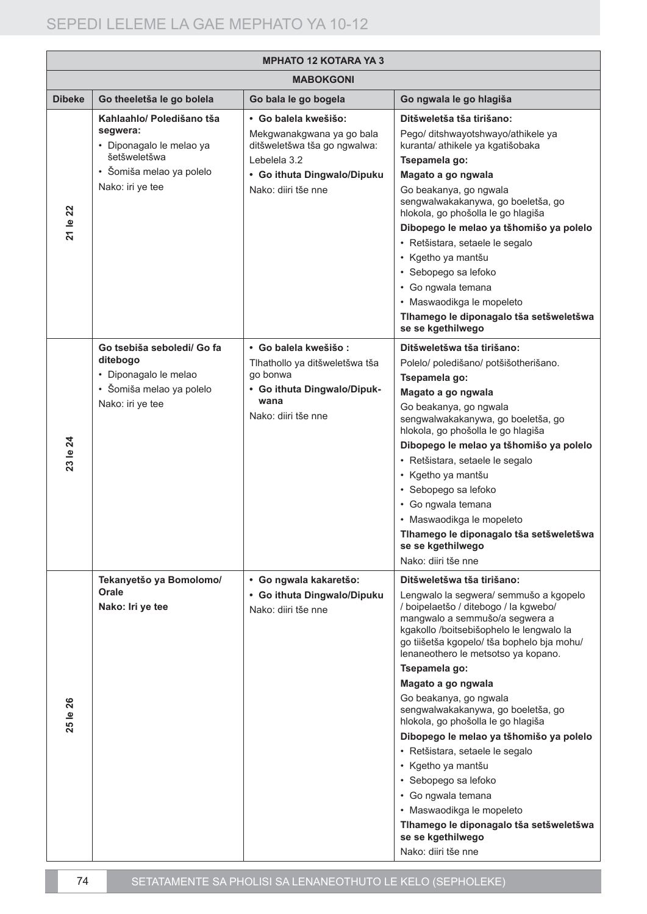| MPHATO 12 KOTARA YA 3 | | | |
|---|---|---|---|
| **MABOKGONI** | | | |
| **Dibeke** | **Go theeletša le go bolela** | **Go bala le go bogela** | **Go ngwala le go hlagiša** |
| **21 le 22** | **Kahlaahlo/ Poledišano tša segwera:**<br>• Diponagalo le melao ya šetšweletšwa<br>• Šomiša melao ya polelo<br>Nako: iri ye tee | **• Go balela kwešišo:**<br>Mekgwanakgwana ya go bala ditšweletšwa tša go ngwalwa: Lebelela 3.2<br>**• Go ithuta Dingwalo/Dipuku**<br>Nako: diiri tše nne | **Ditšweletša tša tirišano:**<br>Pego/ ditshwayotshwayo/athikele ya kuranta/ athikele ya kgatišobaka<br>**Tsepamela go:**<br>**Magato a go ngwala**<br>Go beakanya, go ngwala sengwalwakakanywa, go boeletša, go hlokola, go phošolla le go hlagiša<br>**Dibopego le melao ya tšhomišo ya polelo**<br>• Retšistara, setaele le segalo<br>• Kgetho ya mantšu<br>• Sebopego sa lefoko<br>• Go ngwala temana<br>• Maswaodikga le mopeleto<br>**Tlhamego le diponagalo tša setšweletšwa se se kgethilwego** |
| **23 le 24** | **Go tsebiša seboledi/ Go fa ditebogo**<br>• Diponagalo le melao<br>• Šomiša melao ya polelo<br>Nako: iri ye tee | **• Go balela kwešišo :**<br>Tlhathollo ya ditšweletšwa tša go bonwa<br>**• Go ithuta Dingwalo/Dipukwana**<br>Nako: diiri tše nne | **Ditšweletšwa tša tirišano:**<br>Polelo/ poledišano/ potšišotherišano.<br>**Tsepamela go:**<br>**Magato a go ngwala**<br>Go beakanya, go ngwala sengwalwakakanywa, go boeletša, go hlokola, go phošolla le go hlagiša<br>**Dibopego le melao ya tšhomišo ya polelo**<br>• Retšistara, setaele le segalo<br>• Kgetho ya mantšu<br>• Sebopego sa lefoko<br>• Go ngwala temana<br>• Maswaodikga le mopeleto<br>**Tlhamego le diponagalo tša setšweletšwa se se kgethilwego**<br>Nako: diiri tše nne |
| **25 le 26** | **Tekanyetšo ya Bomolomo/ Orale**<br>**Nako: Iri ye tee** | **• Go ngwala kakaretšo:**<br>**• Go ithuta Dingwalo/Dipuku**<br>Nako: diiri tše nne | **Ditšweletšwa tša tirišano:**<br>Lengwalo la segwera/ semmušo a kgopelo / boipelaetšo / ditebogo / la kgwebo/ mangwalo a semmušo/a segwera a kgakollo /boitsebišophelo le lengwalo la go tiišetša kgopelo/ tša bophelo bja mohu/ lenaneothero le metsotso ya kopano.<br>**Tsepamela go:**<br>**Magato a go ngwala**<br>Go beakanya, go ngwala sengwalwakakanywa, go boeletša, go hlokola, go phošolla le go hlagiša<br>**Dibopego le melao ya tšhomišo ya polelo**<br>• Retšistara, setaele le segalo<br>• Kgetho ya mantšu<br>• Sebopego sa lefoko<br>• Go ngwala temana<br>• Maswaodikga le mopeleto<br>**Tlhamego le diponagalo tša setšweletšwa se se kgethilwego**<br>Nako: diiri tše nne |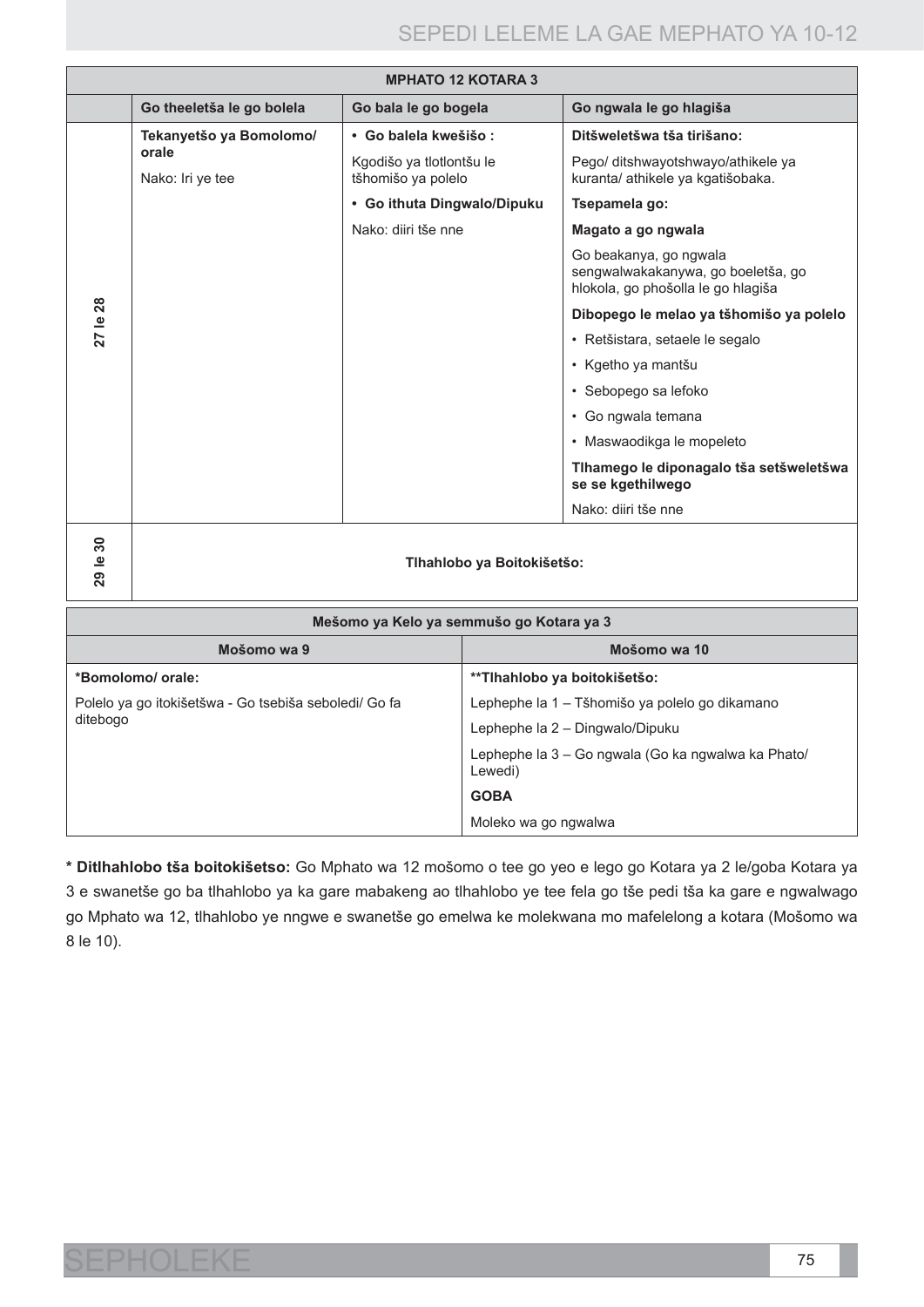| MPHATO 12 KOTARA 3 | | | |
|---|---|---|---|
| | **Go theeletša le go bolela** | **Go bala le go bogela** | **Go ngwala le go hlagiša** |
| **27 le 28** | **Tekanyetšo ya Bomolomo/ orale**<br><br>Nako: Iri ye tee | **• Go balela kwešišo :**<br><br>Kgodišo ya tlotlontšu le tšhomišo ya polelo<br><br>**• Go ithuta Dingwalo/Dipuku**<br><br>Nako: diiri tše nne | **Ditšweletšwa tša tirišano:**<br><br>Pego/ ditshwayotshwayo/athikele ya kuranta/ athikele ya kgatišobaka.<br><br>**Tsepamela go:**<br><br>**Magato a go ngwala**<br><br>Go beakanya, go ngwala sengwalwakakanywa, go boeletša, go hlokola, go phošolla le go hlagiša<br><br>**Dibopego le melao ya tšhomišo ya polelo**<br><br>• Retšistara, setaele le segalo<br>• Kgetho ya mantšu<br>• Sebopego sa lefoko<br>• Go ngwala temana<br>• Maswaodikga le mopeleto<br><br>**Tlhamego le diponagalo tša setšweletšwa se se kgethilwego**<br><br>Nako: diiri tše nne |
| **29 le 30** | **Tlhahlobo ya Boitokišetšo:** | | |

| Mešomo ya Kelo ya semmušo go Kotara ya 3 | |
|---|---|
| **Mošomo wa 9** | **Mošomo wa 10** |
| **\*Bomolomo/ orale:**<br><br>Polelo ya go itokišetšwa - Go tsebiša seboledi/ Go fa ditebogo | **\*\*Tlhahlobo ya boitokišetšo:**<br><br>Lephephe la 1 – Tšhomišo ya polelo go dikamano<br><br>Lephephe la 2 – Dingwalo/Dipuku<br><br>Lephephe la 3 – Go ngwala (Go ka ngwalwa ka Phato/ Lewedi)<br><br>**GOBA**<br><br>Moleko wa go ngwalwa |

**\* Ditlhahlobo tša boitokišetso:** Go Mphato wa 12 mošomo o tee go yeo e lego go Kotara ya 2 le/goba Kotara ya 3 e swanetše go ba tlhahlobo ya ka gare mabakeng ao tlhahlobo ye tee fela go tše pedi tša ka gare e ngwalwago go Mphato wa 12, tlhahlobo ye nngwe e swanetše go emelwa ke molekwana mo mafelelong a kotara (Mošomo wa 8 le 10).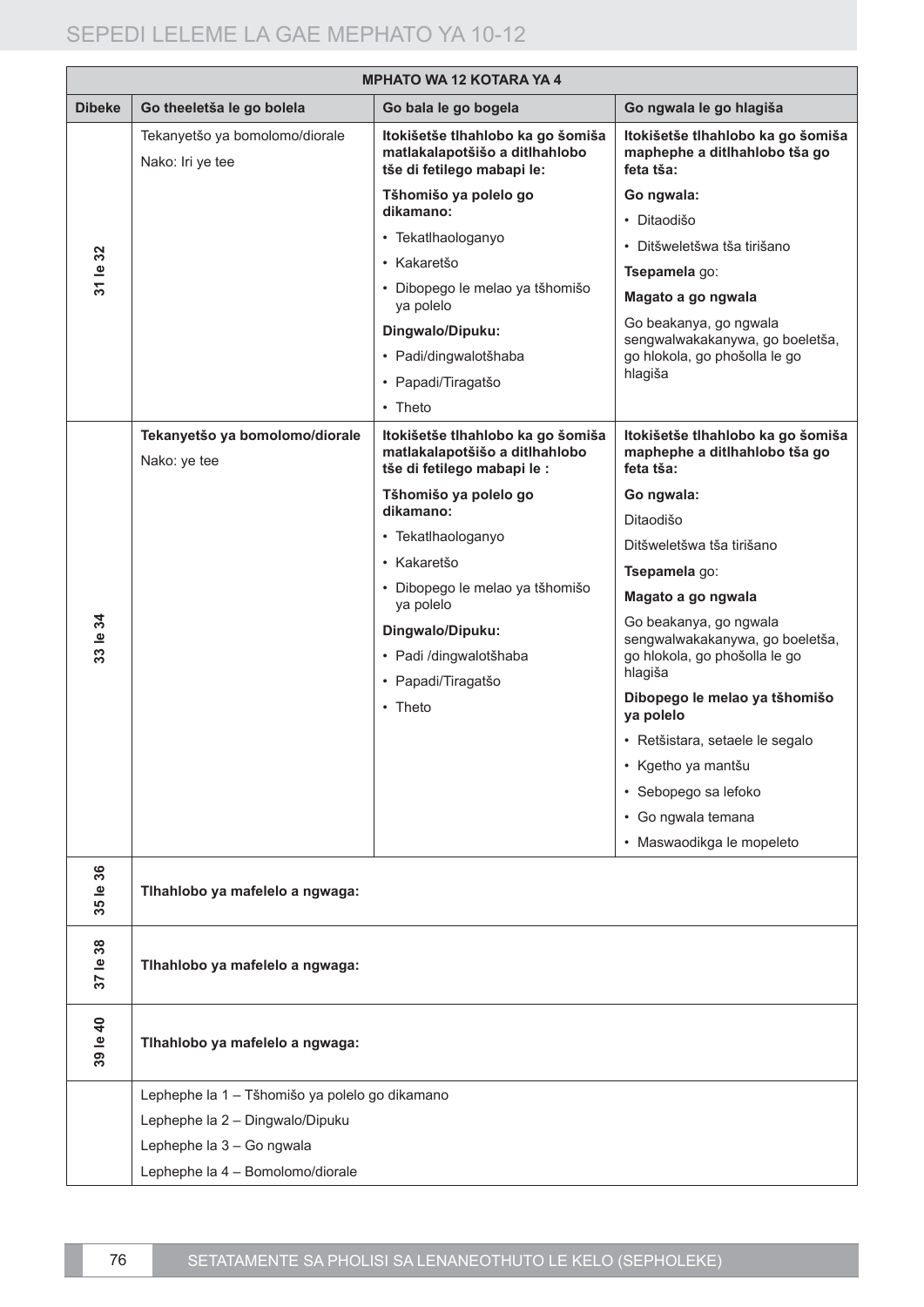| MPHATO WA 12 KOTARA YA 4 | | | |
|---|---|---|---|
| **Dibeke** | **Go theeletša le go bolela** | **Go bala le go bogela** | **Go ngwala le go hlagiša** |
| **31 le 32** | Tekanyetšo ya bomolomo/diorale<br><br>Nako: Iri ye tee | **Itokišetše tlhahlobo ka go šomiša matlakalapotšišo a ditlhahlobo tše di fetilego mabapi le:**<br><br>**Tšhomišo ya polelo go dikamano:**<br><br>• Tekatlhaologanyo<br>• Kakaretšo<br>• Dibopego le melao ya tšhomišo ya polelo<br><br>**Dingwalo/Dipuku:**<br><br>• Padi/dingwalotšhaba<br>• Papadi/Tiragatšo<br>• Theto | **Itokišetše tlhahlobo ka go šomiša maphephe a ditlhahlobo tša go feta tša:**<br><br>**Go ngwala:**<br><br>• Ditaodišo<br>• Ditšweletšwa tša tirišano<br><br>**Tsepamela** go:<br><br>**Magato a go ngwala**<br><br>Go beakanya, go ngwala sengwalwakakanywa, go boeletša, go hlokola, go phošolla le go hlagiša |
| **33 le 34** | **Tekanyetšo ya bomolomo/diorale**<br><br>Nako: ye tee | **Itokišetše tlhahlobo ka go šomiša matlakalapotšišo a ditlhahlobo tše di fetilego mabapi le :**<br><br>**Tšhomišo ya polelo go dikamano:**<br><br>• Tekatlhaologanyo<br>• Kakaretšo<br>• Dibopego le melao ya tšhomišo ya polelo<br><br>**Dingwalo/Dipuku:**<br><br>• Padi /dingwalotšhaba<br>• Papadi/Tiragatšo<br>• Theto | **Itokišetše tlhahlobo ka go šomiša maphephe a ditlhahlobo tša go feta tša:**<br><br>**Go ngwala:**<br><br>Ditaodišo<br><br>Ditšweletšwa tša tirišano<br><br>**Tsepamela** go:<br><br>**Magato a go ngwala**<br><br>Go beakanya, go ngwala sengwalwakakanywa, go boeletša, go hlokola, go phošolla le go hlagiša<br><br>**Dibopego le melao ya tšhomišo ya polelo**<br><br>• Retšistara, setaele le segalo<br>• Kgetho ya mantšu<br>• Sebopego sa lefoko<br>• Go ngwala temana<br>• Maswaodikga le mopeleto |
| **35 le 36** | **Tlhahlobo ya mafelelo a ngwaga:** | | |
| **37 le 38** | **Tlhahlobo ya mafelelo a ngwaga:** | | |
| **39 le 40** | **Tlhahlobo ya mafelelo a ngwaga:** | | |
| | Lephephe la 1 – Tšhomišo ya polelo go dikamano<br><br>Lephephe la 2 – Dingwalo/Dipuku<br><br>Lephephe la 3 – Go ngwala<br><br>Lephephe la 4 – Bomolomo/diorale | | |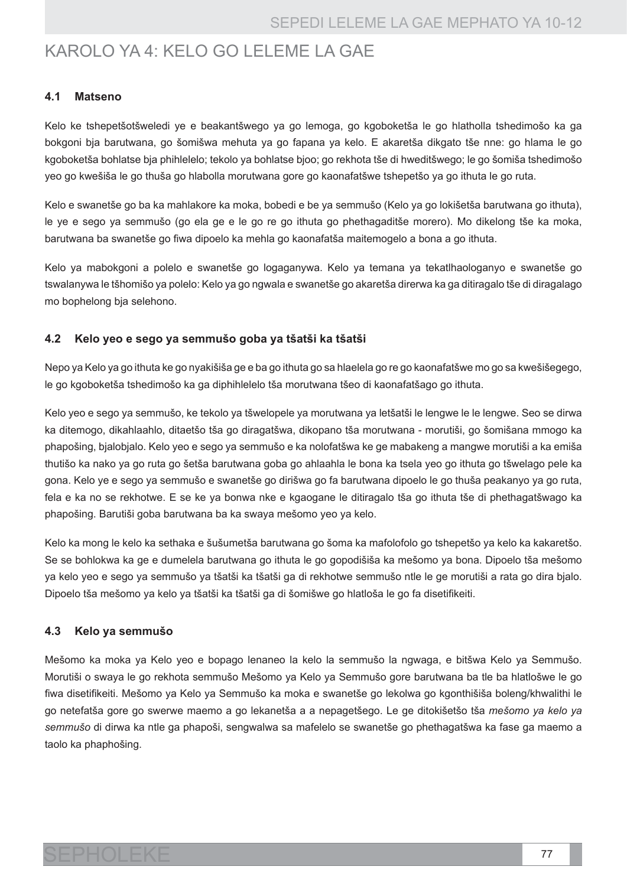# KAROLO YA 4: KELO GO LELEME LA GAE

## 4.1 Matseno

Kelo ke tshepetšotšweledi ye e beakantšwego ya go lemoga, go kgoboketša le go hlatholla tshedimošo ka ga bokgoni bja barutwana, go šomišwa mehuta ya go fapana ya kelo. E akaretša dikgato tše nne: go hlama le go kgoboketša bohlatse bja phihlelelo; tekolo ya bohlatse bjoo; go rekhota tše di hweditšwego; le go šomiša tshedimošo yeo go kwešiša le go thuša go hlabolla morutwana gore go kaonafatšwe tshepetšo ya go ithuta le go ruta.

Kelo e swanetše go ba ka mahlakore ka moka, bobedi e be ya semmušo (Kelo ya go lokišetša barutwana go ithuta), le ye e sego ya semmušo (go ela ge e le go re go ithuta go phethagaditše morero). Mo dikelong tše ka moka, barutwana ba swanetše go fiwa dipoelo ka mehla go kaonafatša maitemogelo a bona a go ithuta.

Kelo ya mabokgoni a polelo e swanetše go logaganywa. Kelo ya temana ya tekatlhaologanyo e swanetše go tswalanywa le tšhomišo ya polelo: Kelo ya go ngwala e swanetše go akaretša direrwa ka ga ditiragalo tše di diragalago mo bophelong bja selehono.

## 4.2 Kelo yeo e sego ya semmušo goba ya tšatši ka tšatši

Nepo ya Kelo ya go ithuta ke go nyakišiša ge e ba go ithuta go sa hlaelela go re go kaonafatšwe mo go sa kwešišegego, le go kgoboketša tshedimošo ka ga diphihlelelo tša morutwana tšeo di kaonafatšago go ithuta.

Kelo yeo e sego ya semmušo, ke tekolo ya tšwelopele ya morutwana ya letšatši le lengwe le le lengwe. Seo se dirwa ka ditemogo, dikahlaahlo, ditaetšo tša go diragatšwa, dikopano tša morutwana - morutiši, go šomišana mmogo ka phapošing, bjalobjalo. Kelo yeo e sego ya semmušo e ka nolofatšwa ke ge mabakeng a mangwe morutiši a ka emiša thutišo ka nako ya go ruta go šetša barutwana goba go ahlaahla le bona ka tsela yeo go ithuta go tšwelago pele ka gona. Kelo ye e sego ya semmušo e swanetše go dirišwa go fa barutwana dipoelo le go thuša peakanyo ya go ruta, fela e ka no se rekhotwe. E se ke ya bonwa nke e kgaogane le ditiragalo tša go ithuta tše di phethagatšwago ka phapošing. Barutiši goba barutwana ba ka swaya mešomo yeo ya kelo.

Kelo ka mong le kelo ka sethaka e šušumetša barutwana go šoma ka mafolofolo go tshepetšo ya kelo ka kakaretšo. Se se bohlokwa ka ge e dumelela barutwana go ithuta le go gopodišiša ka mešomo ya bona. Dipoelo tša mešomo ya kelo yeo e sego ya semmušo ya tšatši ka tšatši ga di rekhotwe semmušo ntle le ge morutiši a rata go dira bjalo. Dipoelo tša mešomo ya kelo ya tšatši ka tšatši ga di šomišwe go hlatloša le go fa disetifikeiti.

## 4.3 Kelo ya semmušo

Mešomo ka moka ya Kelo yeo e bopago lenaneo la kelo la semmušo la ngwaga, e bitšwa Kelo ya Semmušo. Morutiši o swaya le go rekhota semmušo Mešomo ya Kelo ya Semmušo gore barutwana ba tle ba hlatlošwe le go fiwa disetifikeiti. Mešomo ya Kelo ya Semmušo ka moka e swanetše go lekolwa go kgonthišiša boleng/khwalithi le go netefatša gore go swerwe maemo a go lekanetša a a nepagetšego. Le ge ditokišetšo tša *mešomo ya kelo ya semmušo* di dirwa ka ntle ga phapoši, sengwalwa sa mafelelo se swanetše go phethagatšwa ka fase ga maemo a taolo ka phaphošing.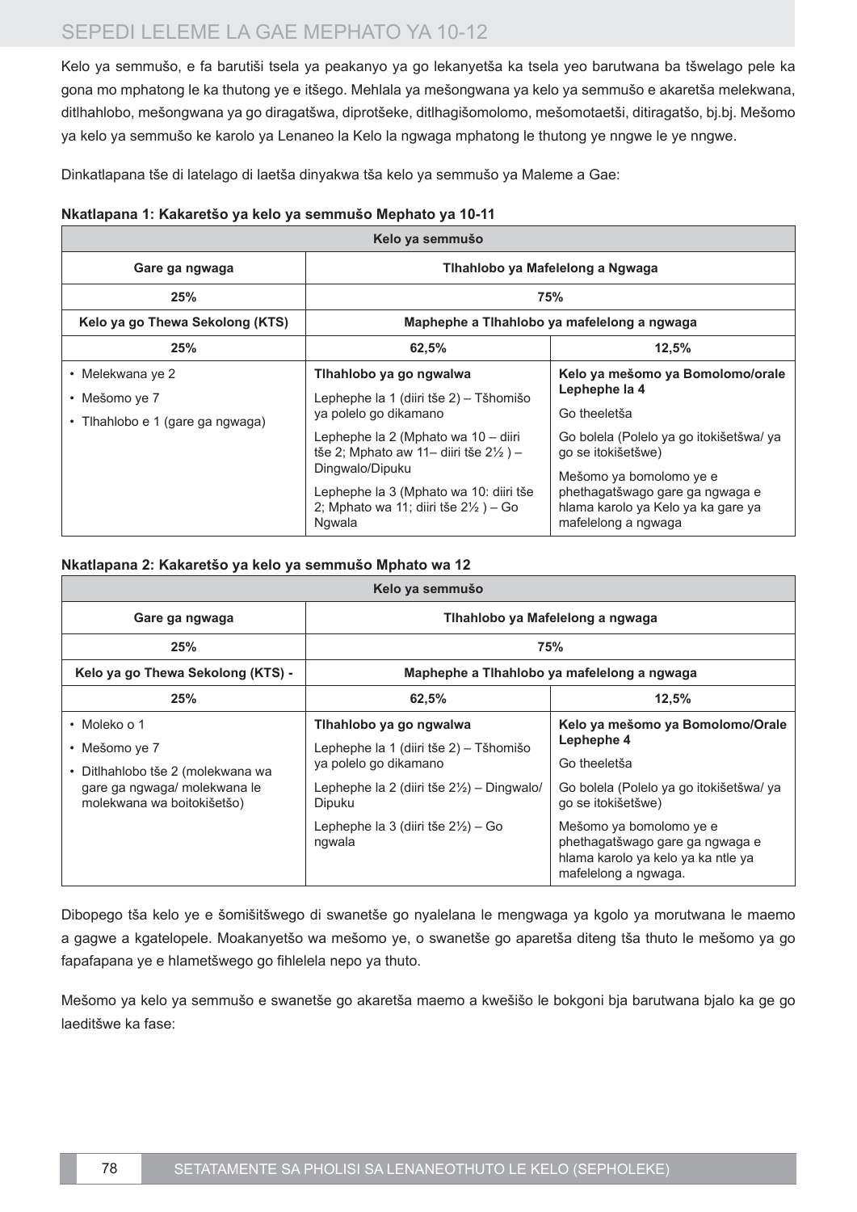Kelo ya semmušo, e fa barutiši tsela ya peakanyo ya go lekanyetša ka tsela yeo barutwana ba tšwelago pele ka gona mo mphatong le ka thutong ye e itšego. Mehlala ya mešongwana ya kelo ya semmušo e akaretša melekwana, ditlhahlobo, mešongwana ya go diragatšwa, diprotšeke, ditlhagišomolomo, mešomotaetši, ditiragatšo, bj.bj. Mešomo ya kelo ya semmušo ke karolo ya Lenaneo la Kelo la ngwaga mphatong le thutong ye nngwe le ye nngwe.

Dinkatlapana tše di latelago di laetša dinyakwa tša kelo ya semmušo ya Maleme a Gae:

**Nkatlapana 1: Kakaretšo ya kelo ya semmušo Mephato ya 10-11**

| Kelo ya semmušo | | |
|---|---|---|
| **Gare ga ngwaga** | **Tlhahlobo ya Mafelelong a Ngwaga** | |
| **25%** | **75%** | |
| **Kelo ya go Thewa Sekolong (KTS)** | **Maphephe a Tlhahlobo ya mafelelong a ngwaga** | |
| **25%** | **62,5%** | **12,5%** |
| • Melekwana ye 2<br>• Mešomo ye 7<br>• Tlhahlobo e 1 (gare ga ngwaga) | **Tlhahlobo ya go ngwalwa**<br>Lephephe la 1 (diiri tše 2) – Tšhomišo ya polelo go dikamano<br>Lephephe la 2 (Mphato wa 10 – diiri tše 2; Mphato aw 11– diiri tše 2½ ) – Dingwalo/Dipuku<br>Lephephe la 3 (Mphato wa 10: diiri tše 2; Mphato wa 11; diiri tše 2½ ) – Go Ngwala | **Kelo ya mešomo ya Bomolomo/orale Lephephe la 4**<br>Go theeletša<br>Go bolela (Polelo ya go itokišetšwa/ ya go se itokišetšwe)<br>Mešomo ya bomolomo ye e phethagatšwago gare ga ngwaga e hlama karolo ya Kelo ya ka gare ya mafelelong a ngwaga |

**Nkatlapana 2: Kakaretšo ya kelo ya semmušo Mphato wa 12**

| Kelo ya semmušo | | |
|---|---|---|
| **Gare ga ngwaga** | **Tlhahlobo ya Mafelelong a ngwaga** | |
| **25%** | **75%** | |
| **Kelo ya go Thewa Sekolong (KTS) -** | **Maphephe a Tlhahlobo ya mafelelong a ngwaga** | |
| **25%** | **62,5%** | **12,5%** |
| • Moleko o 1<br>• Mešomo ye 7<br>• Ditlhahlobo tše 2 (molekwana wa gare ga ngwaga/ molekwana le molekwana wa boitokišetšo) | **Tlhahlobo ya go ngwalwa**<br>Lephephe la 1 (diiri tše 2) – Tšhomišo ya polelo go dikamano<br>Lephephe la 2 (diiri tše 2½) – Dingwalo/ Dipuku<br>Lephephe la 3 (diiri tše 2½) – Go ngwala | **Kelo ya mešomo ya Bomolomo/Orale Lephephe 4**<br>Go theeletša<br>Go bolela (Polelo ya go itokišetšwa/ ya go se itokišetšwe)<br>Mešomo ya bomolomo ye e phethagatšwago gare ga ngwaga e hlama karolo ya kelo ya ka ntle ya mafelelong a ngwaga. |

Dibopego tša kelo ye e šomišitšwego di swanetše go nyalelana le mengwaga ya kgolo ya morutwana le maemo a gagwe a kgatelopele. Moakanyetšo wa mešomo ye, o swanetše go aparetša diteng tša thuto le mešomo ya go fapafapana ye e hlametšwego go fihlelela nepo ya thuto.

Mešomo ya kelo ya semmušo e swanetše go akaretša maemo a kwešišo le bokgoni bja barutwana bjalo ka ge go laeditšwe ka fase: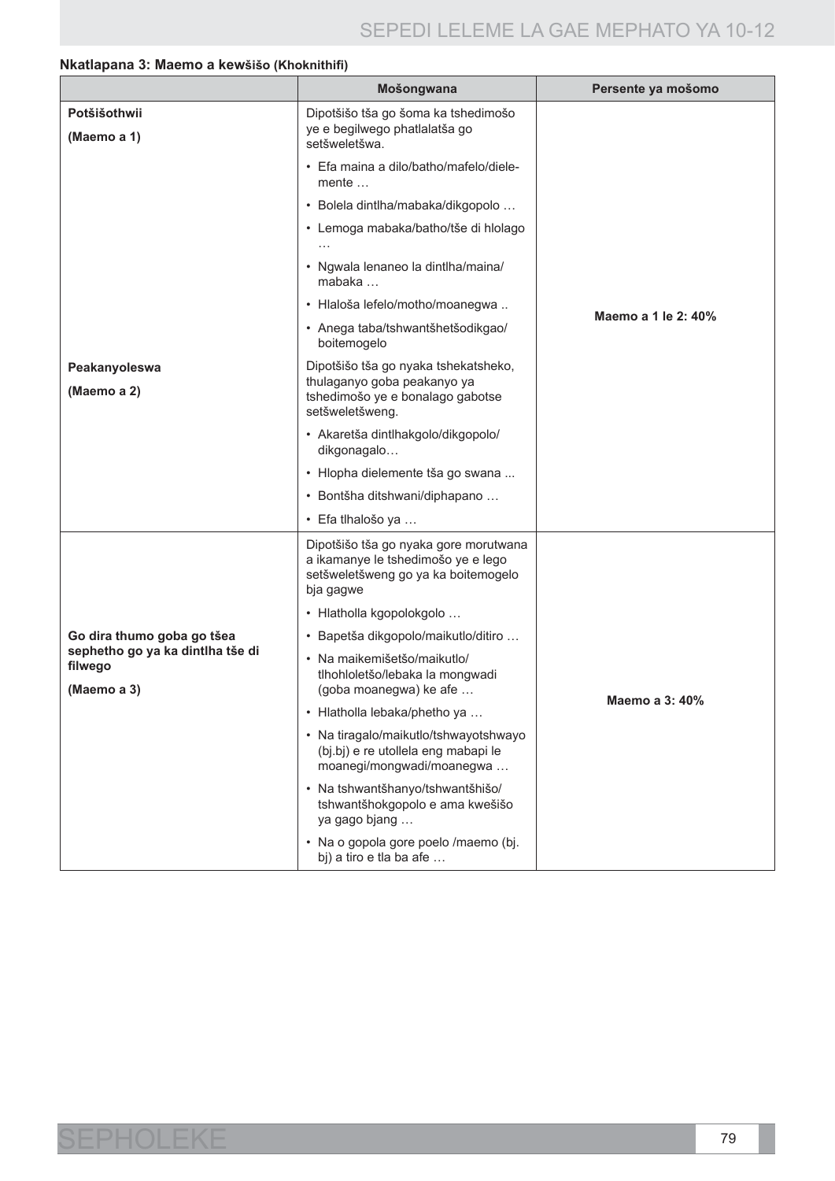**Nkatlapana 3: Maemo a kewšišo (Khoknithifi)**

| | Mošongwana | Persente ya mošomo |
|---|---|---|
| **Potšišothwii**<br><br>**(Maemo a 1)** | Dipotšišo tša go šoma ka tshedimošo ye e begilwego phatlalatša go setšweletšwa.<br>• Efa maina a dilo/batho/mafelo/dielemente …<br>• Bolela dintlha/mabaka/dikgopolo …<br>• Lemoga mabaka/batho/tše di hlolago …<br>• Ngwala lenaneo la dintlha/maina/mabaka …<br>• Hlaloša lefelo/motho/moanegwa ..<br>• Anega taba/tshwantšhetšodikgao/boitemogelo | **Maemo a 1 le 2: 40%** |
| **Peakanyoleswa**<br><br>**(Maemo a 2)** | Dipotšišo tša go nyaka tshekatsheko, thulaganyo goba peakanyo ya tshedimošo ye e bonalago gabotse setšweletšweng.<br>• Akaretša dintlhakgolo/dikgopolo/dikgonagalo…<br>• Hlopha dielemente tša go swana ...<br>• Bontšha ditshwani/diphapano …<br>• Efa tlhalošo ya … | |
| **Go dira thumo goba go tšea sephetho go ya ka dintlha tše di filwego**<br><br>**(Maemo a 3)** | Dipotšišo tša go nyaka gore morutwana a ikamanye le tshedimošo ye e lego setšweletšweng go ya ka boitemogelo bja gagwe<br>• Hlatholla kgopolokgolo …<br>• Bapetša dikgopolo/maikutlo/ditiro …<br>• Na maikemišetšo/maikutlo/tlhohloletšo/lebaka la mongwadi (goba moanegwa) ke afe …<br>• Hlatholla lebaka/phetho ya …<br>• Na tiragalo/maikutlo/tshwayotshwayo (bj.bj) e re utollela eng mabapi le moanegi/mongwadi/moanegwa …<br>• Na tshwantšhanyo/tshwantšhišo/tshwantšhokgopolo e ama kwešišo ya gago bjang …<br>• Na o gopola gore poelo /maemo (bj. bj) a tiro e tla ba afe … | **Maemo a 3: 40%** |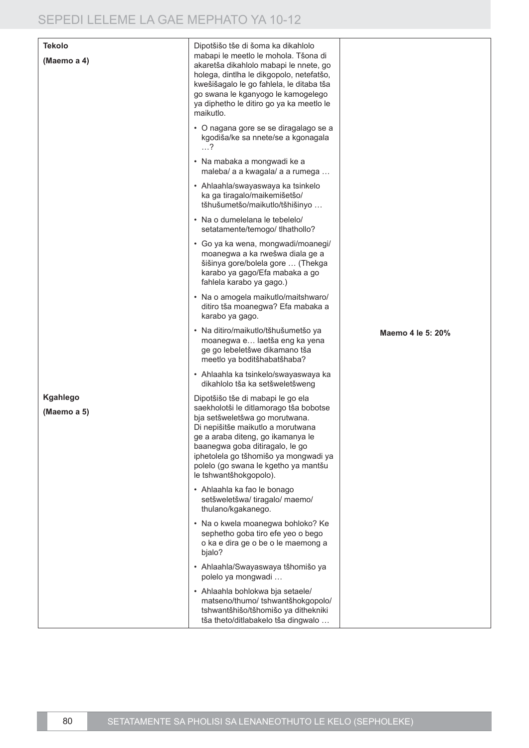| | | |
|---|---|---|
| **Tekolo**<br><br>**(Maemo a 4)** | Dipotšišo tše di šoma ka dikahlolo mabapi le meetlo le mohola. Tšona di akaretša dikahlolo mabapi le nnete, go holega, dintlha le dikgopolo, netefatšo, kwešišagalo le go fahlela, le ditaba tša go swana le kganyogo le kamogelego ya diphetho le ditiro go ya ka meetlo le maikutlo.<br><br>• O nagana gore se se diragalago se a kgodiša/ke sa nnete/se a kgonagala …?<br>• Na mabaka a mongwadi ke a maleba/ a a kwagala/ a a rumega …<br>• Ahlaahla/swayaswaya ka tsinkelo ka ga tiragalo/maikemišetšo/ tšhušumetšo/maikutlo/tšhišinyo …<br>• Na o dumelelana le tebelelo/ setatamente/temogo/ tlhathollo?<br>• Go ya ka wena, mongwadi/moanegi/ moanegwa a ka rwešwa diala ge a šišinya gore/bolela gore … (Thekga karabo ya gago/Efa mabaka a go fahlela karabo ya gago.)<br>• Na o amogela maikutlo/maitshwaro/ ditiro tša moanegwa? Efa mabaka a karabo ya gago.<br>• Na ditiro/maikutlo/tšhušumetšo ya moanegwa e… laetša eng ka yena ge go lebeletšwe dikamano tša meetlo ya boditšhabatšhaba?<br>• Ahlaahla ka tsinkelo/swayaswaya ka dikahlolo tša ka setšweletšweng | **Maemo 4 le 5: 20%** |
| **Kgahlego**<br><br>**(Maemo a 5)** | Dipotšišo tše di mabapi le go ela saekholotši le ditlamorago tša bobotse bja setšweletšwa go morutwana. Di nepišitše maikutlo a morutwana ge a araba diteng, go ikamanya le baanegwa goba ditiragalo, le go iphetolela go tšhomišo ya mongwadi ya polelo (go swana le kgetho ya mantšu le tshwantšhokgopolo).<br><br>• Ahlaahla ka fao le bonago setšweletšwa/ tiragalo/ maemo/ thulano/kgakanego.<br>• Na o kwela moanegwa bohloko? Ke sephetho goba tiro efe yeo o bego o ka e dira ge o be o le maemong a bjalo?<br>• Ahlaahla/Swayaswaya tšhomišo ya polelo ya mongwadi …<br>• Ahlaahla bohlokwa bja setaele/ matseno/thumo/ tshwantšhokgopolo/ tshwantšhišo/tšhomišo ya dithekniki tša theto/ditlabakelo tša dingwalo … | |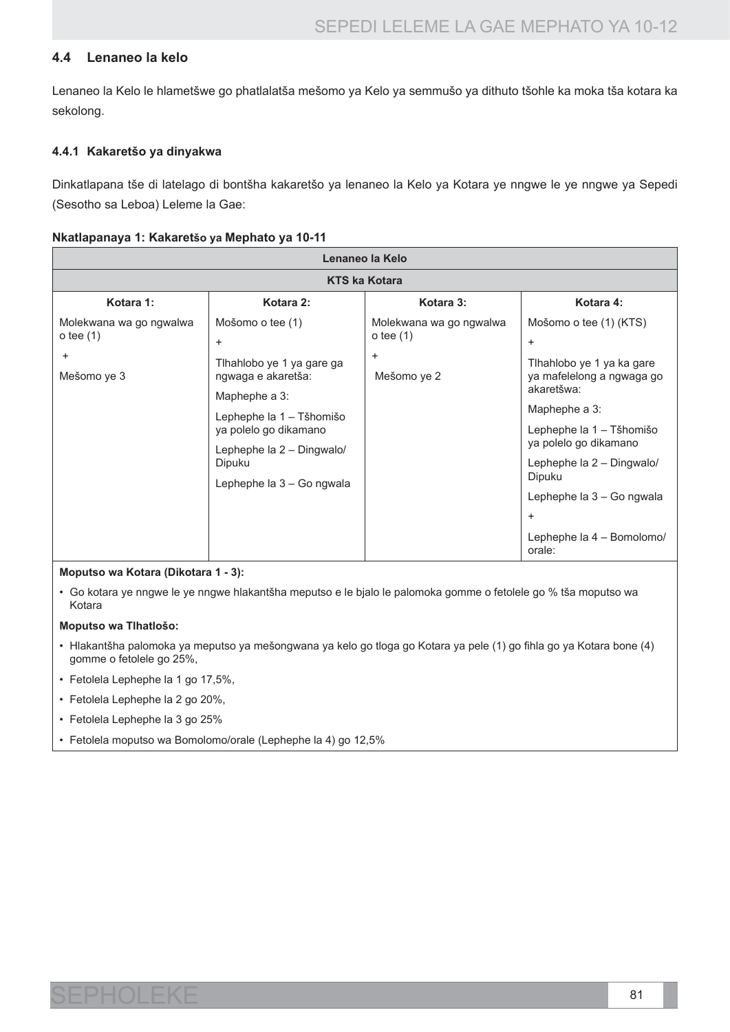### 4.4 Lenaneo la kelo

Lenaneo la Kelo le hlametšwe go phatlalatša mešomo ya Kelo ya semmušo ya dithuto tšohle ka moka tša kotara ka sekolong.

#### 4.4.1 Kakaretšo ya dinyakwa

Dinkatlapana tše di latelago di bontšha kakaretšo ya lenaneo la Kelo ya Kotara ye nngwe le ye nngwe ya Sepedi (Sesotho sa Leboa) Leleme la Gae:

**Nkatlapanaya 1: Kakaretšo ya Mephato ya 10-11**

| Lenaneo la Kelo | | | |
|---|---|---|---|
| **KTS ka Kotara** | | | |
| **Kotara 1:** | **Kotara 2:** | **Kotara 3:** | **Kotara 4:** |
| Molekwana wa go ngwalwa o tee (1)<br>+<br>Mešomo ye 3 | Mošomo o tee (1)<br>+<br>Tlhahlobo ye 1 ya gare ga ngwaga e akaretša:<br>Maphephe a 3:<br>Lephephe la 1 – Tšhomišo ya polelo go dikamano<br>Lephephe la 2 – Dingwalo/ Dipuku<br>Lephephe la 3 – Go ngwala | Molekwana wa go ngwalwa o tee (1)<br>+<br>Mešomo ye 2 | Mošomo o tee (1) (KTS)<br>+<br>Tlhahlobo ye 1 ya ka gare ya mafelelong a ngwaga go akaretšwa:<br>Maphephe a 3:<br>Lephephe la 1 – Tšhomišo ya polelo go dikamano<br>Lephephe la 2 – Dingwalo/ Dipuku<br>Lephephe la 3 – Go ngwala<br>+<br>Lephephe la 4 – Bomolomo/ orale: |

**Moputso wa Kotara (Dikotara 1 - 3):**

- Go kotara ye nngwe le ye nngwe hlakantšha meputso e le bjalo le palomoka gomme o fetolele go % tša moputso wa Kotara

**Moputso wa Tlhatlošo:**

- Hlakantšha palomoka ya meputso ya mešongwana ya kelo go tloga go Kotara ya pele (1) go fihla go ya Kotara bone (4) gomme o fetolele go 25%,
- Fetolela Lephephe la 1 go 17,5%,
- Fetolela Lephephe la 2 go 20%,
- Fetolela Lephephe la 3 go 25%
- Fetolela moputso wa Bomolomo/orale (Lephephe la 4) go 12,5%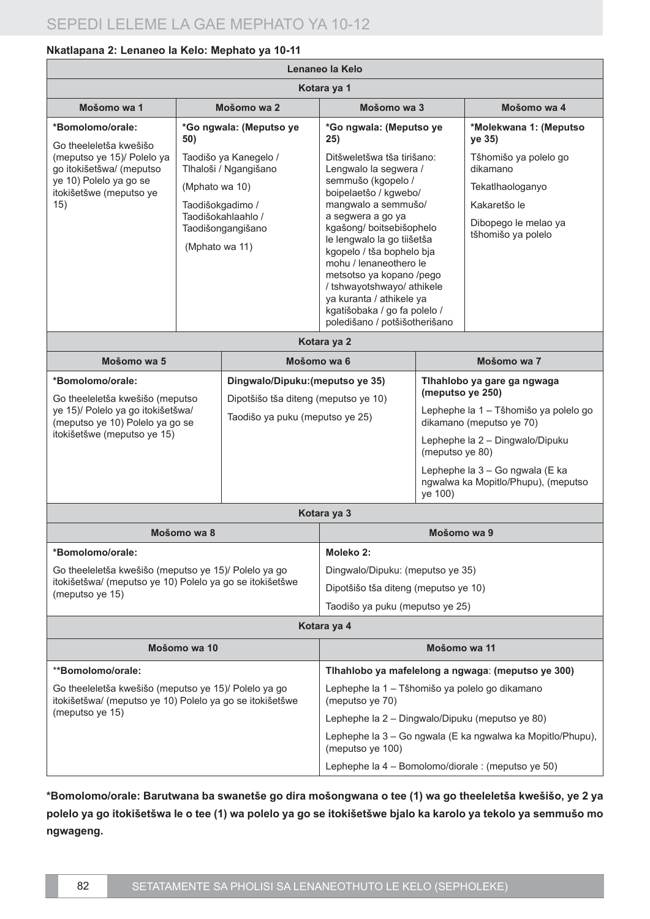**Nkatlapana 2: Lenaneo la Kelo: Mephato ya 10-11**

| Lenaneo la Kelo | | | |
|---|---|---|---|
| **Kotara ya 1** | | | |
| **Mošomo wa 1** | **Mošomo wa 2** | **Mošomo wa 3** | **Mošomo wa 4** |
| **\*Bomolomo/orale:** Go theeleletša kwešišo (meputso ye 15)/ Polelo ya go itokišetšwa/ (meputso ye 10) Polelo ya go se itokišetšwe (meputso ye 15) | **\*Go ngwala: (Meputso ye 50)** Taodišo ya Kanegelo / Tlhaloši / Ngangišano (Mphato wa 10) Taodišokgadimo / Taodišokahlaahlo / Taodišongangišano (Mphato wa 11) | **\*Go ngwala: (Meputso ye 25)** Ditšweletšwa tša tirišano: Lengwalo la segwera / semmušo (kgopelo / boipelaetšo / kgwebo/ mangwalo a semmušo/ a segwera a go ya kgašong/ boitsebišophelo le lengwalo la go tiišetša kgopelo / tša bophelo bja mohu / lenaneothero le metsotso ya kopano /pego / tshwayotshwayo/ athikele ya kuranta / athikele ya kgatišobaka / go fa polelo / poledišano / potšišotherišano | **\*Molekwana 1: (Meputso ye 35)** Tšhomišo ya polelo go dikamano Tekatlhaologanyo Kakaretšo le Dibopego le melao ya tšhomišo ya polelo |

| **Kotara ya 2** | | |
|---|---|---|
| **Mošomo wa 5** | **Mošomo wa 6** | **Mošomo wa 7** |
| **\*Bomolomo/orale:** Go theeleletša kwešišo (meputso ye 15)/ Polelo ya go itokišetšwa/ (meputso ye 10) Polelo ya go se itokišetšwe (meputso ye 15) | **Dingwalo/Dipuku:(meputso ye 35)** Dipotšišo tša diteng (meputso ye 10) Taodišo ya puku (meputso ye 25) | **Tlhahlobo ya gare ga ngwaga (meputso ye 250)** Lephephe la 1 – Tšhomišo ya polelo go dikamano (meputso ye 70) Lephephe la 2 – Dingwalo/Dipuku (meputso ye 80) Lephephe la 3 – Go ngwala (E ka ngwalwa ka Mopitlo/Phupu), (meputso ye 100) |

| **Kotara ya 3** | |
|---|---|
| **Mošomo wa 8** | **Mošomo wa 9** |
| **\*Bomolomo/orale:** Go theeleletša kwešišo (meputso ye 15)/ Polelo ya go itokišetšwa/ (meputso ye 10) Polelo ya go se itokišetšwe (meputso ye 15) | **Moleko 2:** Dingwalo/Dipuku: (meputso ye 35) Dipotšišo tša diteng (meputso ye 10) Taodišo ya puku (meputso ye 25) |

| **Kotara ya 4** | |
|---|---|
| **Mošomo wa 10** | **Mošomo wa 11** |
| **\*\*Bomolomo/orale:** Go theeleletša kwešišo (meputso ye 15)/ Polelo ya go itokišetšwa/ (meputso ye 10) Polelo ya go se itokišetšwe (meputso ye 15) | **Tlhahlobo ya mafelelong a ngwaga: (meputso ye 300)** Lephephe la 1 – Tšhomišo ya polelo go dikamano (meputso ye 70) Lephephe la 2 – Dingwalo/Dipuku (meputso ye 80) Lephephe la 3 – Go ngwala (E ka ngwalwa ka Mopitlo/Phupu), (meputso ye 100) Lephephe la 4 – Bomolomo/diorale : (meputso ye 50) |

**\*Bomolomo/orale: Barutwana ba swanetše go dira mošongwana o tee (1) wa go theeleletša kwešišo, ye 2 ya polelo ya go itokišetšwa le o tee (1) wa polelo ya go se itokišetšwe bjalo ka karolo ya tekolo ya semmušo mo ngwageng.**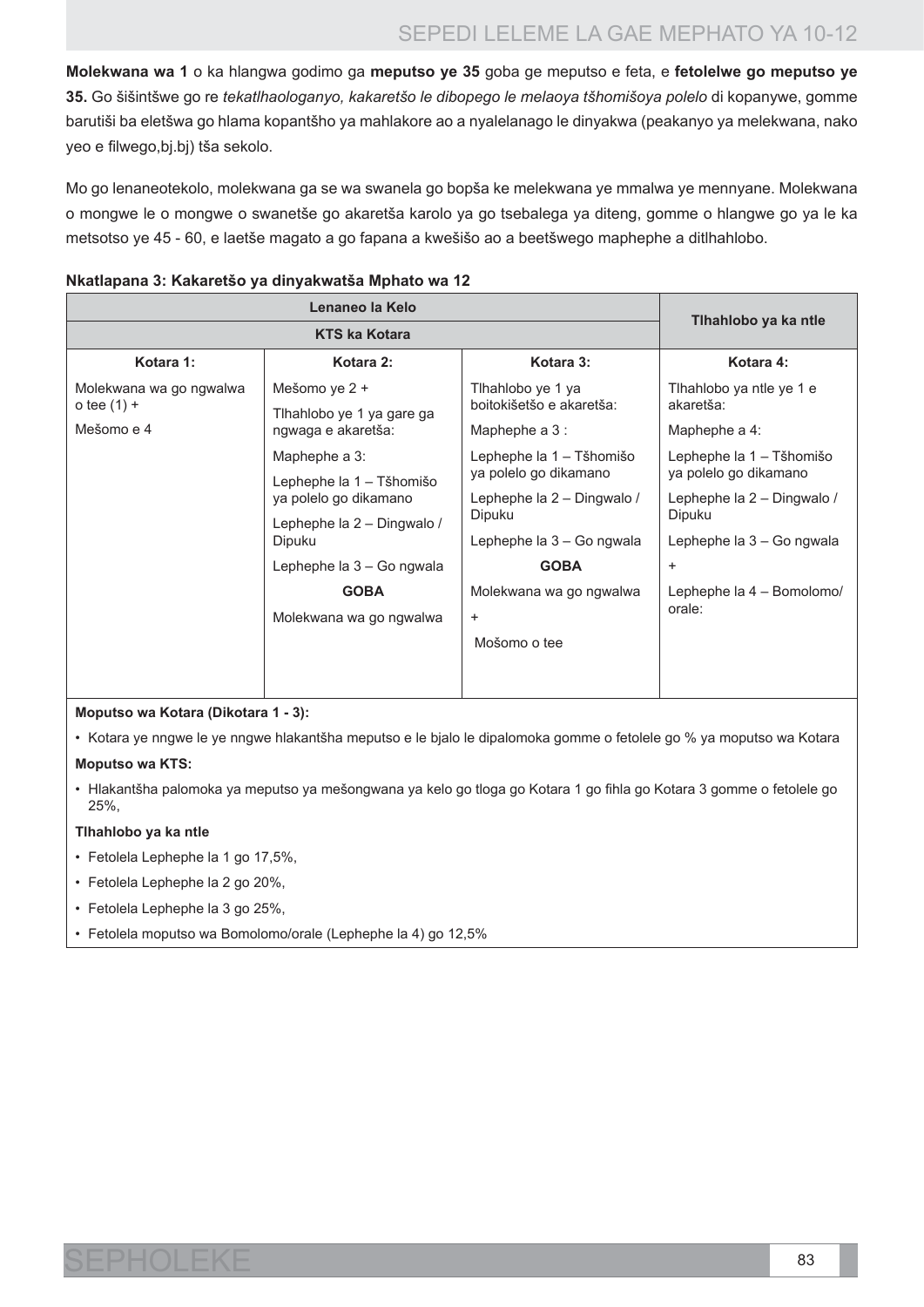**Molekwana wa 1** o ka hlangwa godimo ga **meputso ye 35** goba ge meputso e feta, e **fetolelwe go meputso ye 35.** Go šišintšwe go re *tekatlhaologanyo, kakaretšo le dibopego le melaoya tšhomišoya polelo* di kopanywe, gomme barutiši ba eletšwa go hlama kopantšho ya mahlakore ao a nyalelanago le dinyakwa (peakanyo ya melekwana, nako yeo e filwego,bj.bj) tša sekolo.

Mo go lenaneotekolo, molekwana ga se wa swanela go bopša ke melekwana ye mmalwa ye mennyane. Molekwana o mongwe le o mongwe o swanetše go akaretša karolo ya go tsebalega ya diteng, gomme o hlangwe go ya le ka metsotso ye 45 - 60, e laetše magato a go fapana a kwešišo ao a beetšwego maphephe a ditlhahlobo.

**Nkatlapana 3: Kakaretšo ya dinyakwatša Mphato wa 12**

| Lenaneo la Kelo | | | Tlhahlobo ya ka ntle |
|---|---|---|---|
| KTS ka Kotara | | | |
| **Kotara 1:** | **Kotara 2:** | **Kotara 3:** | **Kotara 4:** |
| Molekwana wa go ngwalwa o tee (1) +<br>Mešomo e 4 | Mešomo ye 2 +<br>Tlhahlobo ye 1 ya gare ga ngwaga e akaretša:<br>Maphephe a 3:<br>Lephephe la 1 – Tšhomišo ya polelo go dikamano<br>Lephephe la 2 – Dingwalo / Dipuku<br>Lephephe la 3 – Go ngwala<br>**GOBA**<br>Molekwana wa go ngwalwa | Tlhahlobo ye 1 ya boitokišetšo e akaretša:<br>Maphephe a 3 :<br>Lephephe la 1 – Tšhomišo ya polelo go dikamano<br>Lephephe la 2 – Dingwalo / Dipuku<br>Lephephe la 3 – Go ngwala<br>**GOBA**<br>Molekwana wa go ngwalwa<br>+<br>Mošomo o tee | Tlhahlobo ya ntle ye 1 e akaretša:<br>Maphephe a 4:<br>Lephephe la 1 – Tšhomišo ya polelo go dikamano<br>Lephephe la 2 – Dingwalo / Dipuku<br>Lephephe la 3 – Go ngwala<br>+<br>Lephephe la 4 – Bomolomo/ orale: |

**Moputso wa Kotara (Dikotara 1 - 3):**

- Kotara ye nngwe le ye nngwe hlakantšha meputso e le bjalo le dipalomoka gomme o fetolele go % ya moputso wa Kotara

**Moputso wa KTS:**

- Hlakantšha palomoka ya meputso ya mešongwana ya kelo go tloga go Kotara 1 go fihla go Kotara 3 gomme o fetolele go 25%,

**Tlhahlobo ya ka ntle**

- Fetolela Lephephe la 1 go 17,5%,
- Fetolela Lephephe la 2 go 20%,
- Fetolela Lephephe la 3 go 25%,
- Fetolela moputso wa Bomolomo/orale (Lephephe la 4) go 12,5%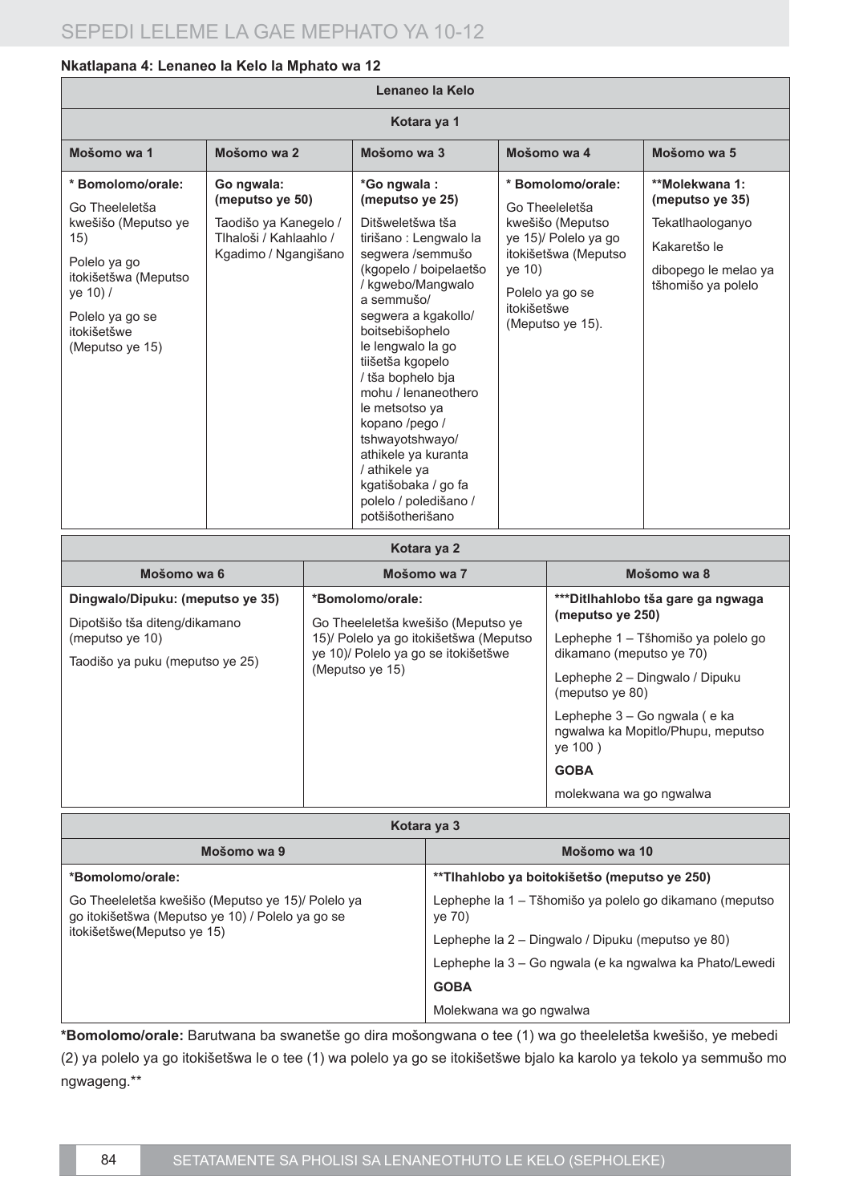**Nkatlapana 4: Lenaneo la Kelo la Mphato wa 12**

| Lenaneo la Kelo | | | | |
|---|---|---|---|---|
| **Kotara ya 1** | | | | |
| **Mošomo wa 1** | **Mošomo wa 2** | **Mošomo wa 3** | **Mošomo wa 4** | **Mošomo wa 5** |
| **\* Bomolomo/orale:** Go Theeleletša kwešišo (Meputso ye 15) Polelo ya go itokišetšwa (Meputso ye 10) / Polelo ya go se itokišetšwe (Meputso ye 15) | **Go ngwala: (meputso ye 50)** Taodišo ya Kanegelo / Tlhaloši / Kahlaahlo / Kgadimo / Ngangišano | **\*Go ngwala : (meputso ye 25)** Ditšweletšwa tša tirišano : Lengwalo la segwera /semmušo (kgopelo / boipelaetšo / kgwebo/Mangwalo a semmušo/ segwera a kgakollo/ boitsebišophelo le lengwalo la go tiišetša kgopelo / tša bophelo bja mohu / lenaneothero le metsotso ya kopano /pego / tshwayotshwayo/ athikele ya kuranta / athikele ya kgatišobaka / go fa polelo / poledišano / potšišotherišano | **\* Bomolomo/orale:** Go Theeleletša kwešišo (Meputso ye 15)/ Polelo ya go itokišetšwa (Meputso ye 10) Polelo ya go se itokišetšwe (Meputso ye 15). | **\*\*Molekwana 1: (meputso ye 35)** Tekatlhaologanyo Kakaretšo le dibopego le melao ya tšhomišo ya polelo |

| Kotara ya 2 | | |
|---|---|---|
| **Mošomo wa 6** | **Mošomo wa 7** | **Mošomo wa 8** |
| **Dingwalo/Dipuku: (meputso ye 35)** Dipotšišo tša diteng/dikamano (meputso ye 10) Taodišo ya puku (meputso ye 25) | **\*Bomolomo/orale:** Go Theeleletša kwešišo (Meputso ye 15)/ Polelo ya go itokišetšwa (Meputso ye 10)/ Polelo ya go se itokišetšwe (Meputso ye 15) | **\*\*\*Ditlhahlobo tša gare ga ngwaga (meputso ye 250)** Lephephe 1 – Tšhomišo ya polelo go dikamano (meputso ye 70) Lephephe 2 – Dingwalo / Dipuku (meputso ye 80) Lephephe 3 – Go ngwala ( e ka ngwalwa ka Mopitlo/Phupu, meputso ye 100 ) **GOBA** molekwana wa go ngwalwa |

| Kotara ya 3 | |
|---|---|
| **Mošomo wa 9** | **Mošomo wa 10** |
| **\*Bomolomo/orale:** Go Theeleletša kwešišo (Meputso ye 15)/ Polelo ya go itokišetšwa (Meputso ye 10) / Polelo ya go se itokišetšwe(Meputso ye 15) | **\*\*Tlhahlobo ya boitokišetšo (meputso ye 250)** Lephephe la 1 – Tšhomišo ya polelo go dikamano (meputso ye 70) Lephephe la 2 – Dingwalo / Dipuku (meputso ye 80) Lephephe la 3 – Go ngwala (e ka ngwalwa ka Phato/Lewedi **GOBA** Molekwana wa go ngwalwa |

**\*Bomolomo/orale:** Barutwana ba swanetše go dira mošongwana o tee (1) wa go theeleletša kwešišo, ye mebedi (2) ya polelo ya go itokišetšwa le o tee (1) wa polelo ya go se itokišetšwe bjalo ka karolo ya tekolo ya semmušo mo ngwageng.\*\*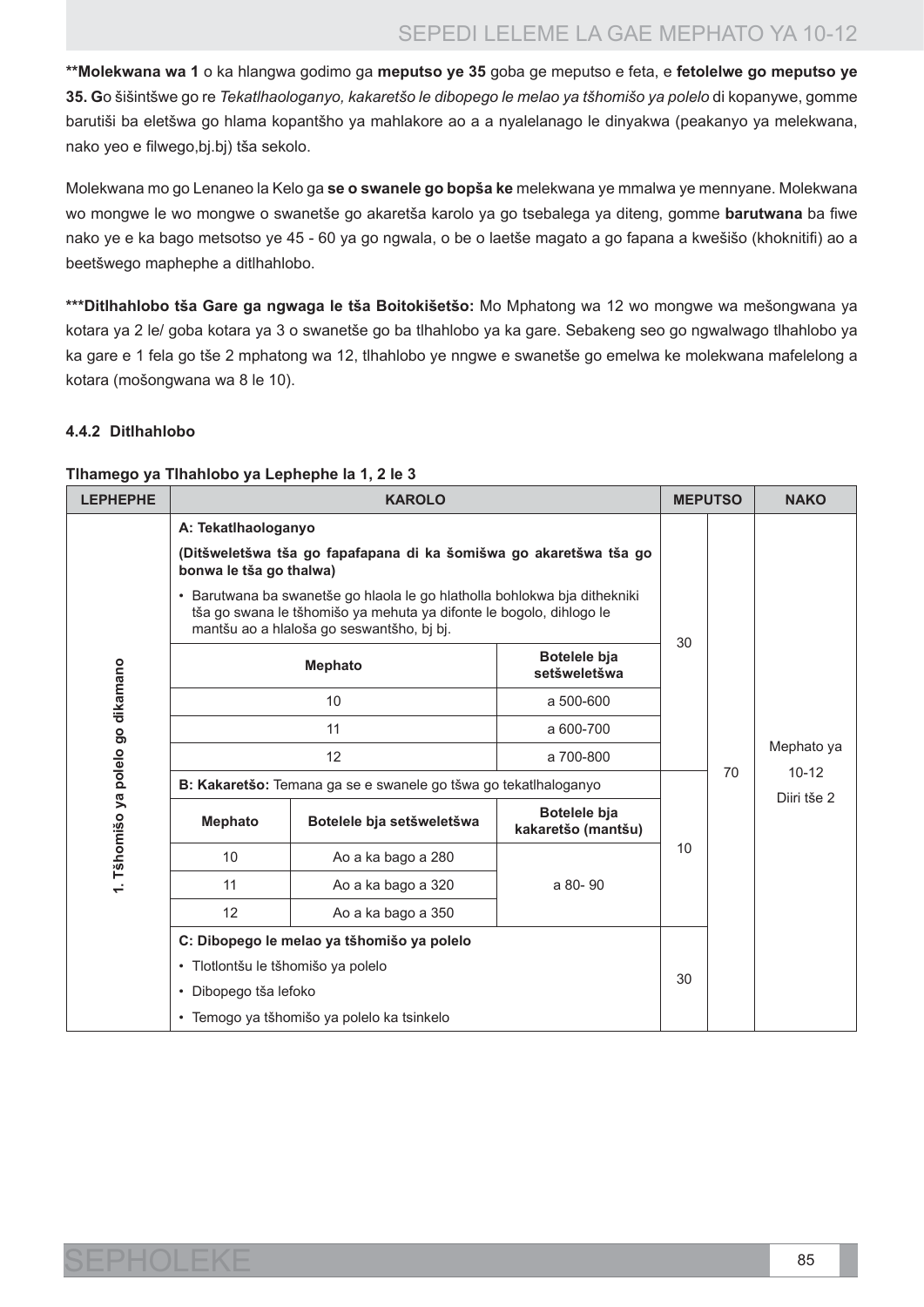**\*\*Molekwana wa 1** o ka hlangwa godimo ga **meputso ye 35** goba ge meputso e feta, e **fetolelwe go meputso ye 35. G**o šišintšwe go re *Tekatlhaologanyo, kakaretšo le dibopego le melao ya tšhomišo ya polelo* di kopanywe, gomme barutiši ba eletšwa go hlama kopantšho ya mahlakore ao a a nyalelanago le dinyakwa (peakanyo ya melekwana, nako yeo e filwego,bj.bj) tša sekolo.

Molekwana mo go Lenaneo la Kelo ga **se o swanele go bopša ke** melekwana ye mmalwa ye mennyane. Molekwana wo mongwe le wo mongwe o swanetše go akaretša karolo ya go tsebalega ya diteng, gomme **barutwana** ba fiwe nako ye e ka bago metsotso ye 45 - 60 ya go ngwala, o be o laetše magato a go fapana a kwešišo (khoknitifi) ao a beetšwego maphephe a ditlhahlobo.

**\*\*\*Ditlhahlobo tša Gare ga ngwaga le tša Boitokišetšo:** Mo Mphatong wa 12 wo mongwe wa mešongwana ya kotara ya 2 le/ goba kotara ya 3 o swanetše go ba tlhahlobo ya ka gare. Sebakeng seo go ngwalwago tlhahlobo ya ka gare e 1 fela go tše 2 mphatong wa 12, tlhahlobo ye nngwe e swanetše go emelwa ke molekwana mafelelong a kotara (mošongwana wa 8 le 10).

#### 4.4.2 Ditlhahlobo

**Tlhamego ya Tlhahlobo ya Lephephe la 1, 2 le 3**

| LEPHEPHE | KAROLO | | | MEPUTSO | | NAKO |
|---|---|---|---|---|---|---|
| 1. Tšhomišo ya polelo go dikamano | **A: Tekatlhaologanyo**<br>**(Ditšweletšwa tša go fapafapana di ka šomišwa go akaretšwa tša go bonwa le tša go thalwa)**<br>• Barutwana ba swanetše go hlaola le go hlatholla bohlokwa bja dithekniki tša go swana le tšhomišo ya mehuta ya difonte le bogolo, dihlogo le mantšu ao a hlaloša go seswantšho, bj bj. | | | 30 | 70 | Mephato ya 10-12 Diiri tše 2 |
| | **Mephato** | | **Botelele bja setšweletšwa** | | | |
| | 10 | | a 500-600 | | | |
| | 11 | | a 600-700 | | | |
| | 12 | | a 700-800 | | | |
| | **B: Kakaretšo:** Temana ga se e swanele go tšwa go tekatlhaloganyo | | | 10 | | |
| | **Mephato** | **Botelele bja setšweletšwa** | **Botelele bja kakaretšo (mantšu)** | | | |
| | 10 | Ao a ka bago a 280 | a 80- 90 | | | |
| | 11 | Ao a ka bago a 320 | | | | |
| | 12 | Ao a ka bago a 350 | | | | |
| | **C: Dibopego le melao ya tšhomišo ya polelo**<br>• Tlotlontšu le tšhomišo ya polelo<br>• Dibopego tša lefoko<br>• Temogo ya tšhomišo ya polelo ka tsinkelo | | | 30 | | |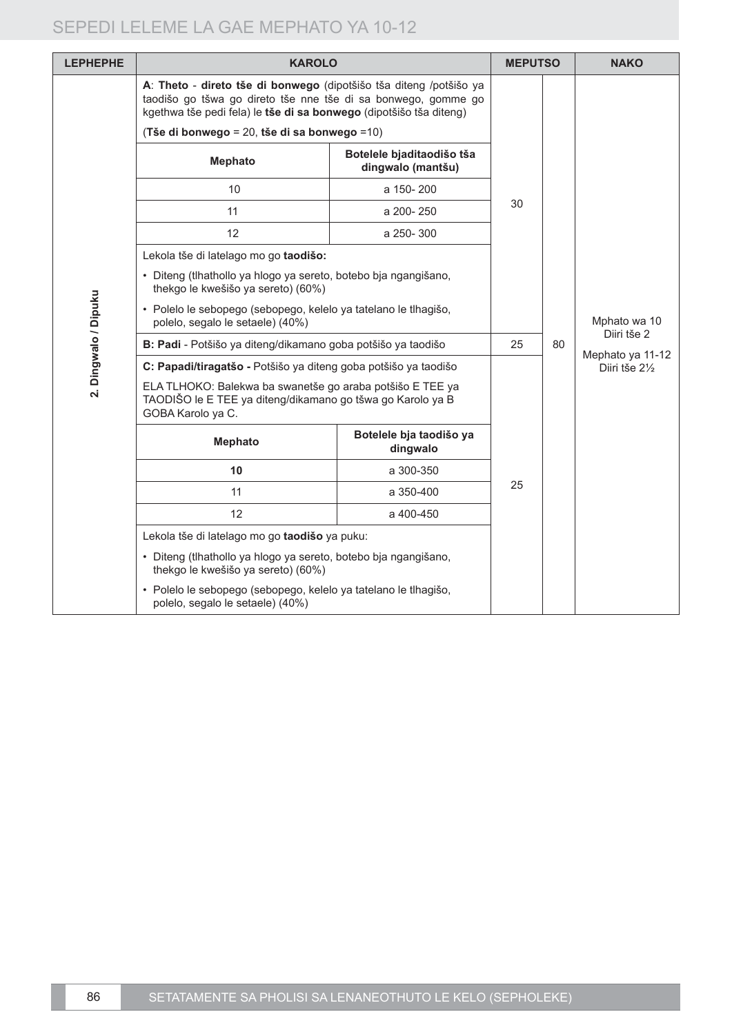| LEPHEPHE | KAROLO | | MEPUTSO | | NAKO |
|---|---|---|---|---|---|
| 2. Dingwalo / Dipuku | **A**: **Theto** - **direto tše di bonwego** (dipotšišo tša diteng /potšišo ya taodišo go tšwa go direto tše nne tše di sa bonwego, gomme go kgethwa tše pedi fela) le **tše di sa bonwego** (dipotšišo tša diteng)<br><br>(**Tše di bonwego** = 20, **tše di sa bonwego** =10) | | 30 | 80 | Mphato wa 10 Diiri tše 2<br><br>Mephato ya 11-12 Diiri tše 2½ |
| | **Mephato** | **Botelele bjaditaodišo tša dingwalo (mantšu)** | | | |
| | 10 | a 150- 200 | | | |
| | 11 | a 200- 250 | | | |
| | 12 | a 250- 300 | | | |
| | Lekola tše di latelago mo go **taodišo:**<br>• Diteng (tlhathollo ya hlogo ya sereto, botebo bja ngangišano, thekgo le kwešišo ya sereto) (60%)<br>• Polelo le sebopego (sebopego, kelelo ya tatelano le tlhagišo, polelo, segalo le setaele) (40%) | | | | |
| | **B: Padi** - Potšišo ya diteng/dikamano goba potšišo ya taodišo | | 25 | | |
| | **C: Papadi/tiragatšo -** Potšišo ya diteng goba potšišo ya taodišo<br><br>ELA TLHOKO: Balekwa ba swanetše go araba potšišo E TEE ya TAODIŠO le E TEE ya diteng/dikamano go tšwa go Karolo ya B GOBA Karolo ya C. | | 25 | | |
| | **Mephato** | **Botelele bja taodišo ya dingwalo** | | | |
| | **10** | a 300-350 | | | |
| | 11 | a 350-400 | | | |
| | 12 | a 400-450 | | | |
| | Lekola tše di latelago mo go **taodišo** ya puku:<br>• Diteng (tlhathollo ya hlogo ya sereto, botebo bja ngangišano, thekgo le kwešišo ya sereto) (60%)<br>• Polelo le sebopego (sebopego, kelelo ya tatelano le tlhagišo, polelo, segalo le setaele) (40%) | | | | |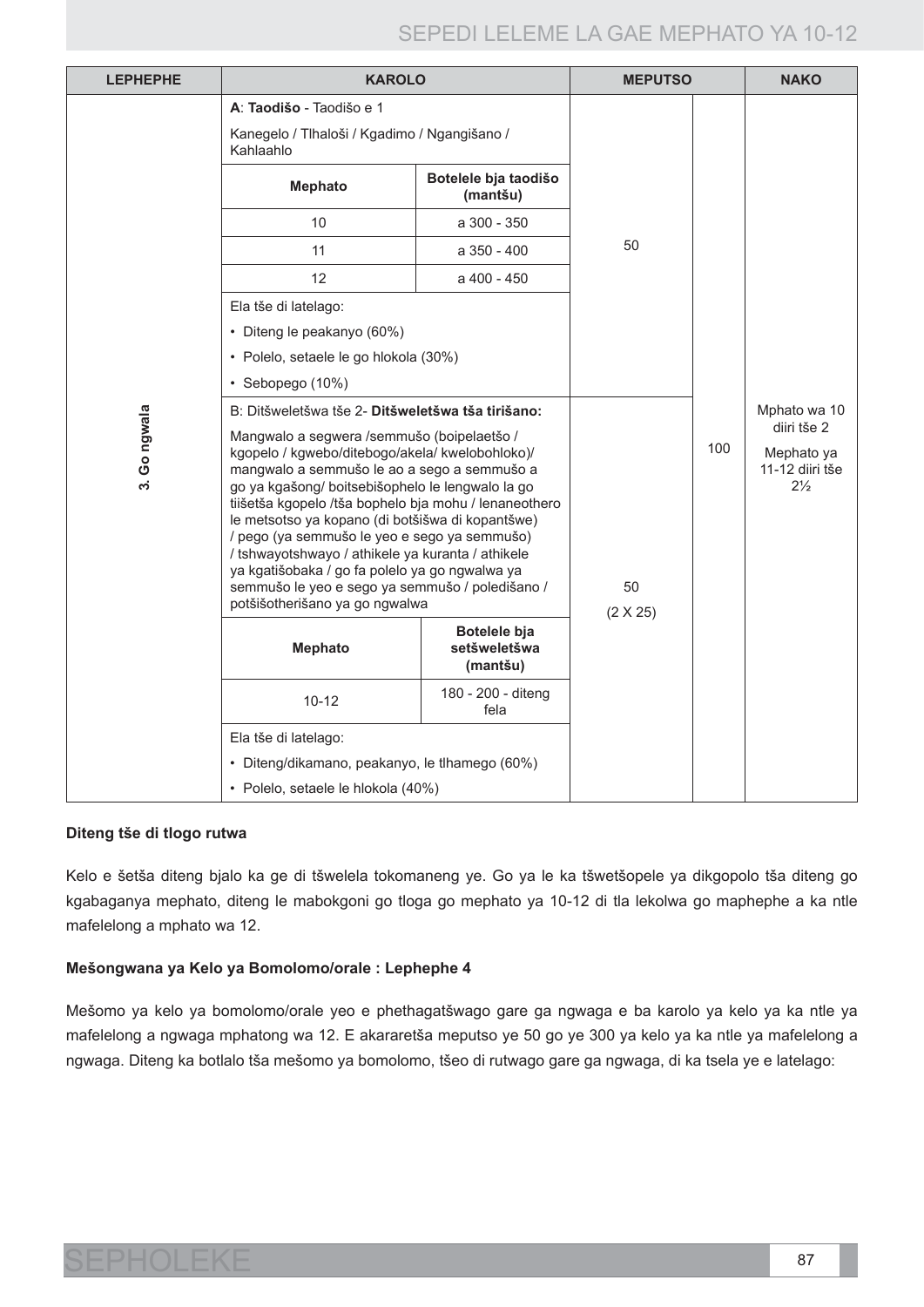| LEPHEPHE | KAROLO | | MEPUTSO | | NAKO |
|---|---|---|---|---|---|
| 3. Go ngwala | **A**: **Taodišo** - Taodišo e 1<br><br>Kanegelo / Tlhaloši / Kgadimo / Ngangišano / Kahlaahlo | | 50 | 100 | Mphato wa 10 diiri tše 2<br><br>Mephato ya 11-12 diiri tše 2½ |
| | **Mephato** | **Botelele bja taodišo (mantšu)** | | | |
| | 10 | a 300 - 350 | | | |
| | 11 | a 350 - 400 | | | |
| | 12 | a 400 - 450 | | | |
| | Ela tše di latelago:<br>• Diteng le peakanyo (60%)<br>• Polelo, setaele le go hlokola (30%)<br>• Sebopego (10%) | | | | |
| | B: Ditšweletšwa tše 2- **Ditšweletšwa tša tirišano:**<br><br>Mangwalo a segwera /semmušo (boipelaetšo / kgopelo / kgwebo/ditebogo/akela/ kwelobohloko)/ mangwalo a semmušo le ao a sego a semmušo a go ya kgašong/ boitsebišophelo le lengwalo la go tiišetša kgopelo /tša bophelo bja mohu / lenaneothero le metsotso ya kopano (di botšišwa di kopantšwe) / pego (ya semmušo le yeo e sego ya semmušo) / tshwayotshwayo / athikele ya kuranta / athikele ya kgatišobaka / go fa polelo ya go ngwalwa ya semmušo le yeo e sego ya semmušo / poledišano / potšišotherišano ya go ngwalwa | | 50<br><br>(2 X 25) | | |
| | **Mephato** | **Botelele bja setšweletšwa (mantšu)** | | | |
| | 10-12 | 180 - 200 - diteng fela | | | |
| | Ela tše di latelago:<br>• Diteng/dikamano, peakanyo, le tlhamego (60%)<br>• Polelo, setaele le hlokola (40%) | | | | |

**Diteng tše di tlogo rutwa**

Kelo e šetša diteng bjalo ka ge di tšwelela tokomaneng ye. Go ya le ka tšwetšopele ya dikgopolo tša diteng go kgabaganya mephato, diteng le mabokgoni go tloga go mephato ya 10-12 di tla lekolwa go maphephe a ka ntle mafelelong a mphato wa 12.

**Mešongwana ya Kelo ya Bomolomo/orale : Lephephe 4**

Mešomo ya kelo ya bomolomo/orale yeo e phethagatšwago gare ga ngwaga e ba karolo ya kelo ya ka ntle ya mafelelong a ngwaga mphatong wa 12. E akararetša meputso ye 50 go ye 300 ya kelo ya ka ntle ya mafelelong a ngwaga. Diteng ka botlalo tša mešomo ya bomolomo, tšeo di rutwago gare ga ngwaga, di ka tsela ye e latelago: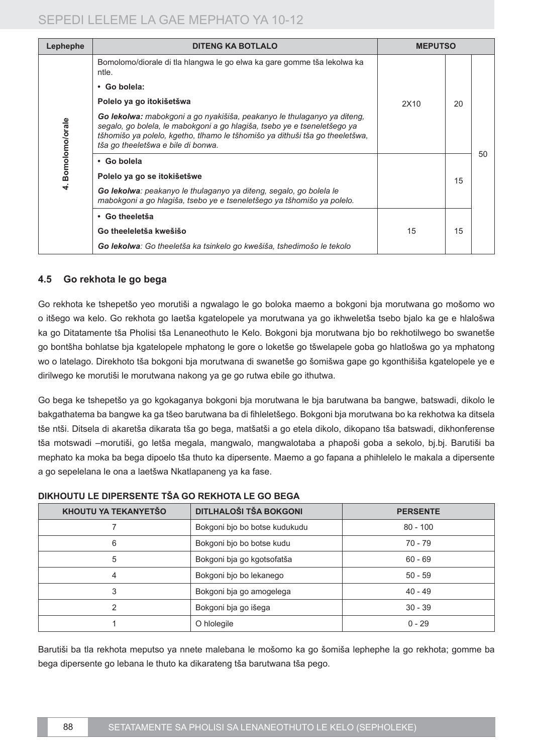| Lephephe | DITENG KA BOTLALO | MEPUTSO | | |
|---|---|---|---|---|
| 4. Bomolomo/orale | Bomolomo/diorale di tla hlangwa le go elwa ka gare gomme tša lekolwa ka ntle.<br>• **Go bolela:**<br>**Polelo ya go itokišetšwa**<br>***Go lekolwa:*** *mabokgoni a go nyakišiša, peakanyo le thulaganyo ya diteng, segalo, go bolela, le mabokgoni a go hlagiša, tsebo ye e tseneletšego ya tšhomišo ya polelo, kgetho, tlhamo le tšhomišo ya dithuši tša go theeletšwa, tša go theeletšwa e bile di bonwa.* | 2X10 | 20 | 50 |
| | • **Go bolela**<br>**Polelo ya go se itokišetšwe**<br>***Go lekolwa****: peakanyo le thulaganyo ya diteng, segalo, go bolela le mabokgoni a go hlagiša, tsebo ye e tseneletšego ya tšhomišo ya polelo.* | | 15 | |
| | • **Go theeletša**<br>**Go theeleletša kwešišo**<br>***Go lekolwa****: Go theeletša ka tsinkelo go kwešiša, tshedimošo le tekolo* | 15 | 15 | |

### 4.5 Go rekhota le go bega

Go rekhota ke tshepetšo yeo morutiši a ngwalago le go boloka maemo a bokgoni bja morutwana go mošomo wo o itšego wa kelo. Go rekhota go laetša kgatelopele ya morutwana ya go ikhweletša tsebo bjalo ka ge e hlalošwa ka go Ditatamente tša Pholisi tša Lenaneothuto le Kelo. Bokgoni bja morutwana bjo bo rekhotilwego bo swanetše go bontšha bohlatse bja kgatelopele mphatong le gore o loketše go tšwelapele goba go hlatlošwa go ya mphatong wo o latelago. Direkhoto tša bokgoni bja morutwana di swanetše go šomišwa gape go kgonthišiša kgatelopele ye e dirilwego ke morutiši le morutwana nakong ya ge go rutwa ebile go ithutwa.

Go bega ke tshepetšo ya go kgokaganya bokgoni bja morutwana le bja barutwana ba bangwe, batswadi, dikolo le bakgathatema ba bangwe ka ga tšeo barutwana ba di fihleletšego. Bokgoni bja morutwana bo ka rekhotwa ka ditsela tše ntši. Ditsela di akaretša dikarata tša go bega, matšatši a go etela dikolo, dikopano tša batswadi, dikhonferense tša motswadi –morutiši, go letša megala, mangwalo, mangwalotaba a phapoši goba a sekolo, bj.bj. Barutiši ba mephato ka moka ba bega dipoelo tša thuto ka dipersente. Maemo a go fapana a phihlelelo le makala a dipersente a go sepelelana le ona a laetšwa Nkatlapaneng ya ka fase.

**DIKHOUTU LE DIPERSENTE TŠA GO REKHOTA LE GO BEGA**

| KHOUTU YA TEKANYETŠO | DITLHALOŠI TŠA BOKGONI | PERSENTE |
|---|---|---|
| 7 | Bokgoni bjo bo botse kudukudu | 80 - 100 |
| 6 | Bokgoni bjo bo botse kudu | 70 - 79 |
| 5 | Bokgoni bja go kgotsofatša | 60 - 69 |
| 4 | Bokgoni bjo bo lekanego | 50 - 59 |
| 3 | Bokgoni bja go amogelega | 40 - 49 |
| 2 | Bokgoni bja go išega | 30 - 39 |
| 1 | O hlolegile | 0 - 29 |

Barutiši ba tla rekhota meputso ya nnete malebana le mošomo ka go šomiša lephephe la go rekhota; gomme ba bega dipersente go lebana le thuto ka dikarateng tša barutwana tša pego.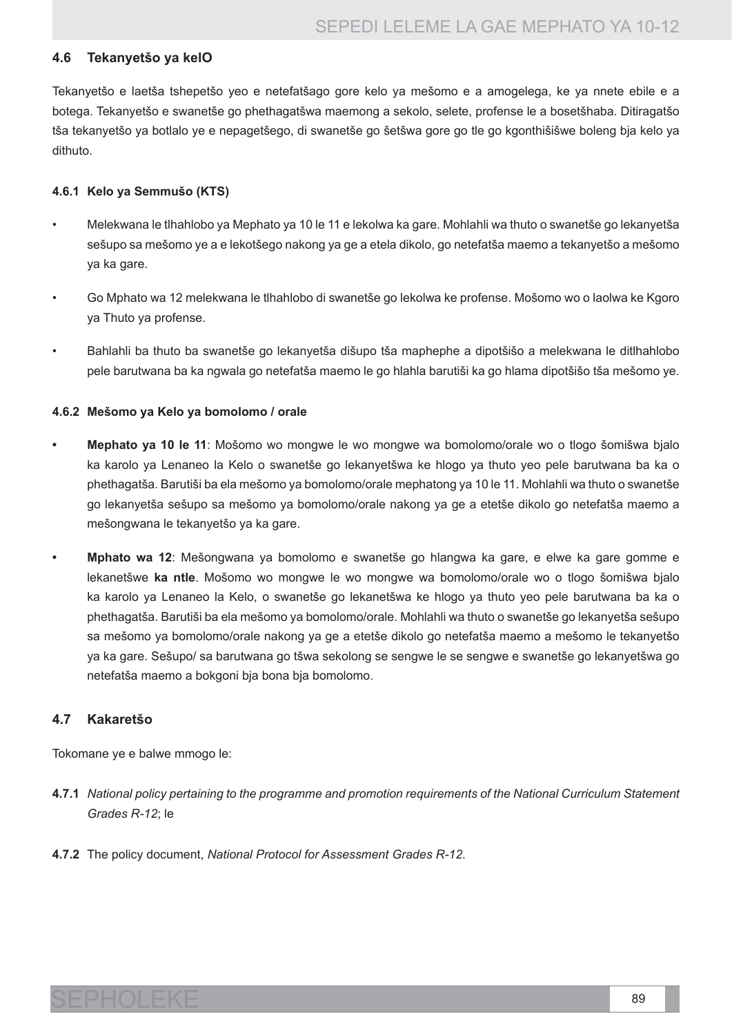## 4.6 Tekanyetšo ya kelO

Tekanyetšo e laetša tshepetšo yeo e netefatšago gore kelo ya mešomo e a amogelega, ke ya nnete ebile e a botega. Tekanyetšo e swanetše go phethagatšwa maemong a sekolo, selete, profense le a bosetšhaba. Ditiragatšo tša tekanyetšo ya botlalo ye e nepagetšego, di swanetše go šetšwa gore go tle go kgonthišišwe boleng bja kelo ya dithuto.

### 4.6.1 Kelo ya Semmušo (KTS)

- Melekwana le tlhahlobo ya Mephato ya 10 le 11 e lekolwa ka gare. Mohlahli wa thuto o swanetše go lekanyetša sešupo sa mešomo ye a e lekotšego nakong ya ge a etela dikolo, go netefatša maemo a tekanyetšo a mešomo ya ka gare.
- Go Mphato wa 12 melekwana le tlhahlobo di swanetše go lekolwa ke profense. Mošomo wo o laolwa ke Kgoro ya Thuto ya profense.
- Bahlahli ba thuto ba swanetše go lekanyetša dišupo tša maphephe a dipotšišo a melekwana le ditlhahlobo pele barutwana ba ka ngwala go netefatša maemo le go hlahla barutiši ka go hlama dipotšišo tša mešomo ye.

### 4.6.2 Mešomo ya Kelo ya bomolomo / orale

- **Mephato ya 10 le 11**: Mošomo wo mongwe le wo mongwe wa bomolomo/orale wo o tlogo šomišwa bjalo ka karolo ya Lenaneo la Kelo o swanetše go lekanyetšwa ke hlogo ya thuto yeo pele barutwana ba ka o phethagatša. Barutiši ba ela mešomo ya bomolomo/orale mephatong ya 10 le 11. Mohlahli wa thuto o swanetše go lekanyetša sešupo sa mešomo ya bomolomo/orale nakong ya ge a etetše dikolo go netefatša maemo a mešongwana le tekanyetšo ya ka gare.
- **Mphato wa 12**: Mešongwana ya bomolomo e swanetše go hlangwa ka gare, e elwe ka gare gomme e lekanetšwe **ka ntle**. Mošomo wo mongwe le wo mongwe wa bomolomo/orale wo o tlogo šomišwa bjalo ka karolo ya Lenaneo la Kelo, o swanetše go lekanetšwa ke hlogo ya thuto yeo pele barutwana ba ka o phethagatša. Barutiši ba ela mešomo ya bomolomo/orale. Mohlahli wa thuto o swanetše go lekanyetša sešupo sa mešomo ya bomolomo/orale nakong ya ge a etetše dikolo go netefatša maemo a mešomo le tekanyetšo ya ka gare. Sešupo/ sa barutwana go tšwa sekolong se sengwe le se sengwe e swanetše go lekanyetšwa go netefatša maemo a bokgoni bja bona bja bomolomo.

## 4.7 Kakaretšo

Tokomane ye e balwe mmogo le:

**4.7.1** *National policy pertaining to the programme and promotion requirements of the National Curriculum Statement Grades R-12*; le

**4.7.2** The policy document, *National Protocol for Assessment Grades R-12.*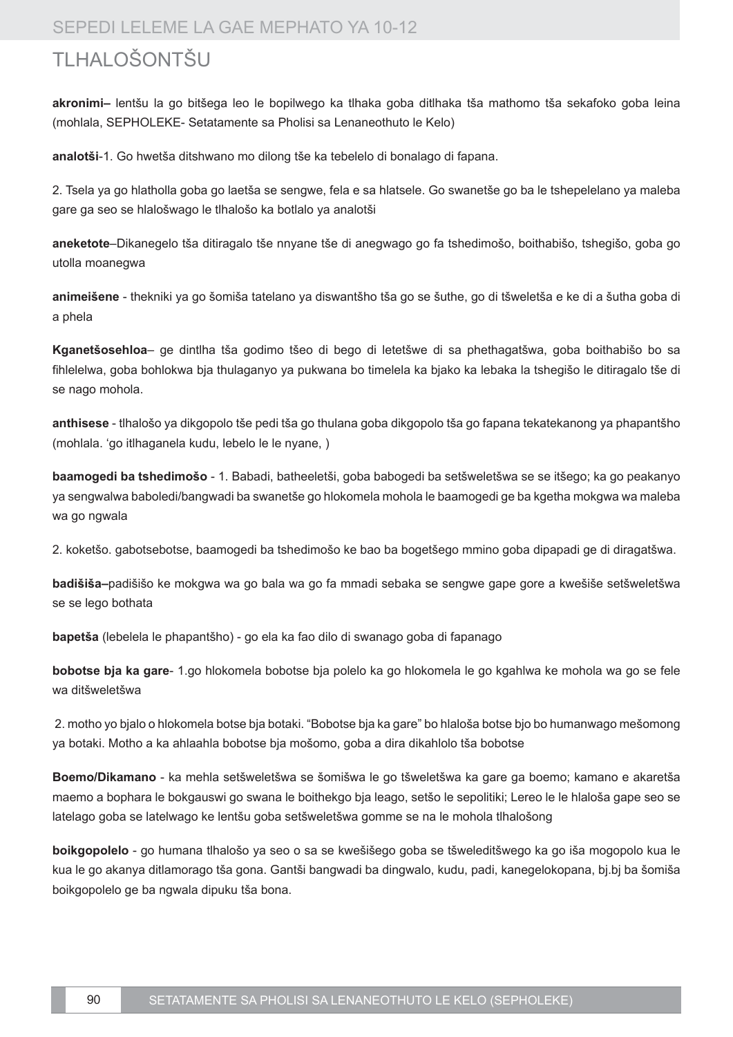# TLHALOŠONTŠU

**akronimi–** lentšu la go bitšega leo le bopilwego ka tlhaka goba ditlhaka tša mathomo tša sekafoko goba leina (mohlala, SEPHOLEKE- Setatamente sa Pholisi sa Lenaneothuto le Kelo)

**analotši**-1. Go hwetša ditshwano mo dilong tše ka tebelelo di bonalago di fapana.

2. Tsela ya go hlatholla goba go laetša se sengwe, fela e sa hlatsele. Go swanetše go ba le tshepelelano ya maleba gare ga seo se hlalošwago le tlhalošo ka botlalo ya analotši

**aneketote**–Dikanegelo tša ditiragalo tše nnyane tše di anegwago go fa tshedimošo, boithabišo, tshegišo, goba go utolla moanegwa

**animeišene** - thekniki ya go šomiša tatelano ya diswantšho tša go se šuthe, go di tšweletša e ke di a šutha goba di a phela

**Kganetšosehloa**– ge dintlha tša godimo tšeo di bego di letetšwe di sa phethagatšwa, goba boithabišo bo sa fihlelelwa, goba bohlokwa bja thulaganyo ya pukwana bo timelela ka bjako ka lebaka la tshegišo le ditiragalo tše di se nago mohola.

**anthisese** - tlhalošo ya dikgopolo tše pedi tša go thulana goba dikgopolo tša go fapana tekatekanong ya phapantšho (mohlala. 'go itlhaganela kudu, lebelo le le nyane, )

**baamogedi ba tshedimošo** - 1. Babadi, batheeletši, goba babogedi ba setšweletšwa se se itšego; ka go peakanyo ya sengwalwa baboledi/bangwadi ba swanetše go hlokomela mohola le baamogedi ge ba kgetha mokgwa wa maleba wa go ngwala

2. koketšo. gabotsebotse, baamogedi ba tshedimošo ke bao ba bogetšego mmino goba dipapadi ge di diragatšwa.

**badišiša–**padišišo ke mokgwa wa go bala wa go fa mmadi sebaka se sengwe gape gore a kwešiše setšweletšwa se se lego bothata

**bapetša** (lebelela le phapantšho) - go ela ka fao dilo di swanago goba di fapanago

**bobotse bja ka gare**- 1.go hlokomela bobotse bja polelo ka go hlokomela le go kgahlwa ke mohola wa go se fele wa ditšweletšwa

2. motho yo bjalo o hlokomela botse bja botaki. "Bobotse bja ka gare" bo hlaloša botse bjo bo humanwago mešomong ya botaki. Motho a ka ahlaahla bobotse bja mošomo, goba a dira dikahlolo tša bobotse

**Boemo/Dikamano** - ka mehla setšweletšwa se šomišwa le go tšweletšwa ka gare ga boemo; kamano e akaretša maemo a bophara le bokgauswi go swana le boithekgo bja leago, setšo le sepolitiki; Lereo le le hlaloša gape seo se latelago goba se latelwago ke lentšu goba setšweletšwa gomme se na le mohola tlhalošong

**boikgopolelo** - go humana tlhalošo ya seo o sa se kwešišego goba se tšweleditšwego ka go iša mogopolo kua le kua le go akanya ditlamorago tša gona. Gantši bangwadi ba dingwalo, kudu, padi, kanegelokopana, bj.bj ba šomiša boikgopolelo ge ba ngwala dipuku tša bona.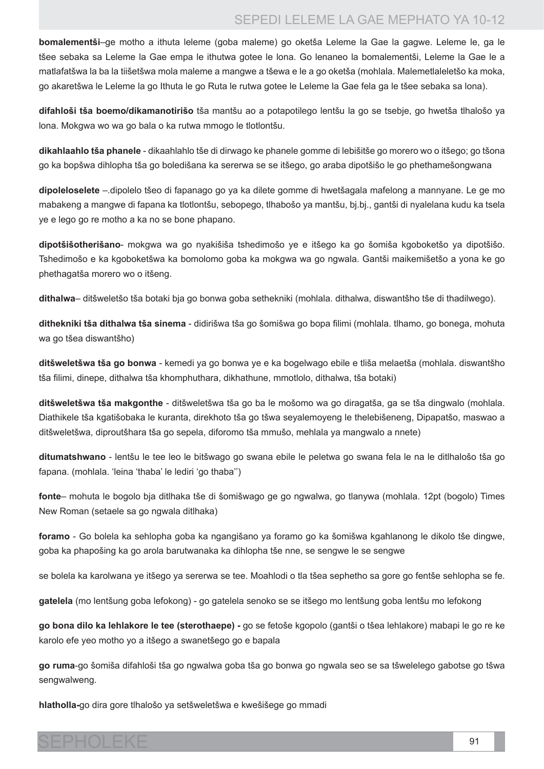**bomalementši**–ge motho a ithuta leleme (goba maleme) go oketša Leleme la Gae la gagwe. Leleme le, ga le tšee sebaka sa Leleme la Gae empa le ithutwa gotee le lona. Go lenaneo la bomalementši, Leleme la Gae le a matlafatšwa la ba la tiišetšwa mola maleme a mangwe a tšewa e le a go oketša (mohlala. Malemetlaleletšo ka moka, go akaretšwa le Leleme la go Ithuta le go Ruta le rutwa gotee le Leleme la Gae fela ga le tšee sebaka sa lona).

**difahloši tša boemo/dikamanotirišo** tša mantšu ao a potapotilego lentšu la go se tsebje, go hwetša tlhalošo ya lona. Mokgwa wo wa go bala o ka rutwa mmogo le tlotlontšu.

**dikahlaahlo tša phanele** - dikaahlahlo tše di dirwago ke phanele gomme di lebišitše go morero wo o itšego; go tšona go ka bopšwa dihlopha tša go boledišana ka sererwa se se itšego, go araba dipotšišo le go phethamešongwana

**dipoleloselete** –.dipolelo tšeo di fapanago go ya ka dilete gomme di hwetšagala mafelong a mannyane. Le ge mo mabakeng a mangwe di fapana ka tlotlontšu, sebopego, tlhabošo ya mantšu, bj.bj., gantši di nyalelana kudu ka tsela ye e lego go re motho a ka no se bone phapano.

**dipotšišotherišano**- mokgwa wa go nyakišiša tshedimošo ye e itšego ka go šomiša kgoboketšo ya dipotšišo. Tshedimošo e ka kgoboketšwa ka bomolomo goba ka mokgwa wa go ngwala. Gantši maikemišetšo a yona ke go phethagatša morero wo o itšeng.

**dithalwa**– ditšweletšo tša botaki bja go bonwa goba sethekniki (mohlala. dithalwa, diswantšho tše di thadilwego).

**dithekniki tša dithalwa tša sinema** - didirišwa tša go šomišwa go bopa filimi (mohlala. tlhamo, go bonega, mohuta wa go tšea diswantšho)

**ditšweletšwa tša go bonwa** - kemedi ya go bonwa ye e ka bogelwago ebile e tliša melaetša (mohlala. diswantšho tša filimi, dinepe, dithalwa tša khomphuthara, dikhathune, mmotlolo, dithalwa, tša botaki)

**ditšweletšwa tša makgonthe** - ditšweletšwa tša go ba le mošomo wa go diragatša, ga se tša dingwalo (mohlala. Diathikele tša kgatišobaka le kuranta, direkhoto tša go tšwa seyalemoyeng le thelebišeneng, Dipapatšo, maswao a ditšweletšwa, diproutšhara tša go sepela, diforomo tša mmušo, mehlala ya mangwalo a nnete)

**ditumatshwano** - lentšu le tee leo le bitšwago go swana ebile le peletwa go swana fela le na le ditlhalošo tša go fapana. (mohlala. 'leina 'thaba' le lediri 'go thaba'')

**fonte**– mohuta le bogolo bja ditlhaka tše di šomišwago ge go ngwalwa, go tlanywa (mohlala. 12pt (bogolo) Times New Roman (setaele sa go ngwala ditlhaka)

**foramo** - Go bolela ka sehlopha goba ka ngangišano ya foramo go ka šomišwa kgahlanong le dikolo tše dingwe, goba ka phapošing ka go arola barutwanaka ka dihlopha tše nne, se sengwe le se sengwe

se bolela ka karolwana ye itšego ya sererwa se tee. Moahlodi o tla tšea sephetho sa gore go fentše sehlopha se fe.

**gatelela** (mo lentšung goba lefokong) - go gatelela senoko se se itšego mo lentšung goba lentšu mo lefokong

**go bona dilo ka lehlakore le tee (sterothaepe) -** go se fetoše kgopolo (gantši o tšea lehlakore) mabapi le go re ke karolo efe yeo motho yo a itšego a swanetšego go e bapala

**go ruma**-go šomiša difahloši tša go ngwalwa goba tša go bonwa go ngwala seo se sa tšwelelego gabotse go tšwa sengwalweng.

**hlatholla-**go dira gore tlhalošo ya setšweletšwa e kwešišege go mmadi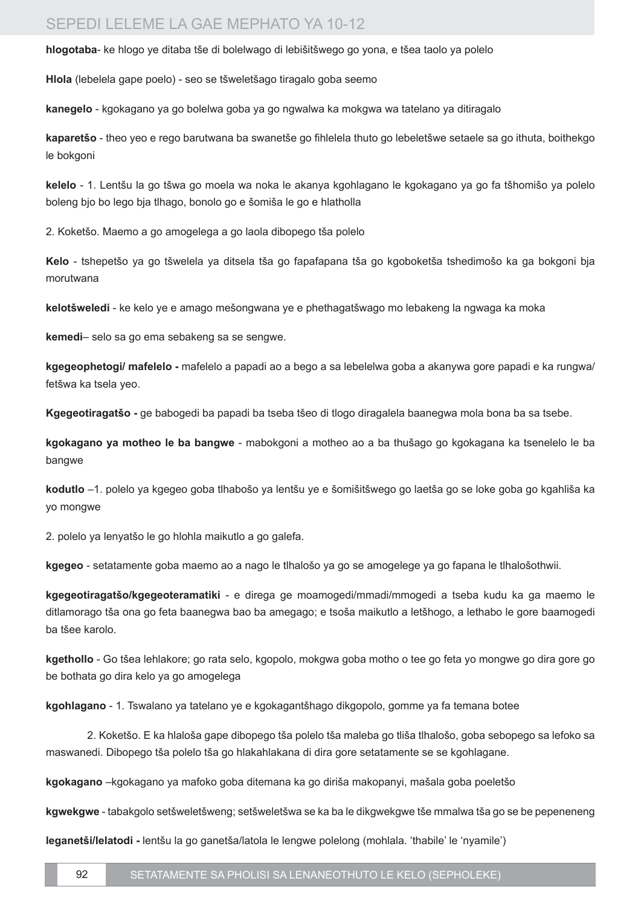**hlogotaba**- ke hlogo ye ditaba tše di bolelwago di lebišitšwego go yona, e tšea taolo ya polelo

**Hlola** (lebelela gape poelo) - seo se tšweletšago tiragalo goba seemo

**kanegelo** - kgokagano ya go bolelwa goba ya go ngwalwa ka mokgwa wa tatelano ya ditiragalo

**kaparetšo** - theo yeo e rego barutwana ba swanetše go fihlelela thuto go lebeletšwe setaele sa go ithuta, boithekgo le bokgoni

**kelelo** - 1. Lentšu la go tšwa go moela wa noka le akanya kgohlagano le kgokagano ya go fa tšhomišo ya polelo boleng bjo bo lego bja tlhago, bonolo go e šomiša le go e hlatholla

2. Koketšo. Maemo a go amogelega a go laola dibopego tša polelo

**Kelo** - tshepetšo ya go tšwelela ya ditsela tša go fapafapana tša go kgoboketša tshedimošo ka ga bokgoni bja morutwana

**kelotšweledi** - ke kelo ye e amago mešongwana ye e phethagatšwago mo lebakeng la ngwaga ka moka

**kemedi**– selo sa go ema sebakeng sa se sengwe.

**kgegeophetogi/ mafelelo -** mafelelo a papadi ao a bego a sa lebelelwa goba a akanywa gore papadi e ka rungwa/ fetšwa ka tsela yeo.

**Kgegeotiragatšo -** ge babogedi ba papadi ba tseba tšeo di tlogo diragalela baanegwa mola bona ba sa tsebe.

**kgokagano ya motheo le ba bangwe** - mabokgoni a motheo ao a ba thušago go kgokagana ka tsenelelo le ba bangwe

**kodutlo** –1. polelo ya kgegeo goba tlhabošo ya lentšu ye e šomišitšwego go laetša go se loke goba go kgahliša ka yo mongwe

2. polelo ya lenyatšo le go hlohla maikutlo a go galefa.

**kgegeo** - setatamente goba maemo ao a nago le tlhalošo ya go se amogelege ya go fapana le tlhalošothwii.

**kgegeotiragatšo/kgegeoteramatiki** - e direga ge moamogedi/mmadi/mmogedi a tseba kudu ka ga maemo le ditlamorago tša ona go feta baanegwa bao ba amegago; e tsoša maikutlo a letšhogo, a lethabo le gore baamogedi ba tšee karolo.

**kgethollo** - Go tšea lehlakore; go rata selo, kgopolo, mokgwa goba motho o tee go feta yo mongwe go dira gore go be bothata go dira kelo ya go amogelega

**kgohlagano** - 1. Tswalano ya tatelano ye e kgokagantšhago dikgopolo, gomme ya fa temana botee

2. Koketšo. E ka hlaloša gape dibopego tša polelo tša maleba go tliša tlhalošo, goba sebopego sa lefoko sa maswanedi. Dibopego tša polelo tša go hlakahlakana di dira gore setatamente se se kgohlagane.

**kgokagano** –kgokagano ya mafoko goba ditemana ka go diriša makopanyi, mašala goba poeletšo

**kgwekgwe** - tabakgolo setšweletšweng; setšweletšwa se ka ba le dikgwekgwe tše mmalwa tša go se be pepeneneng

**leganetši/lelatodi -** lentšu la go ganetša/latola le lengwe polelong (mohlala. 'thabile' le 'nyamile')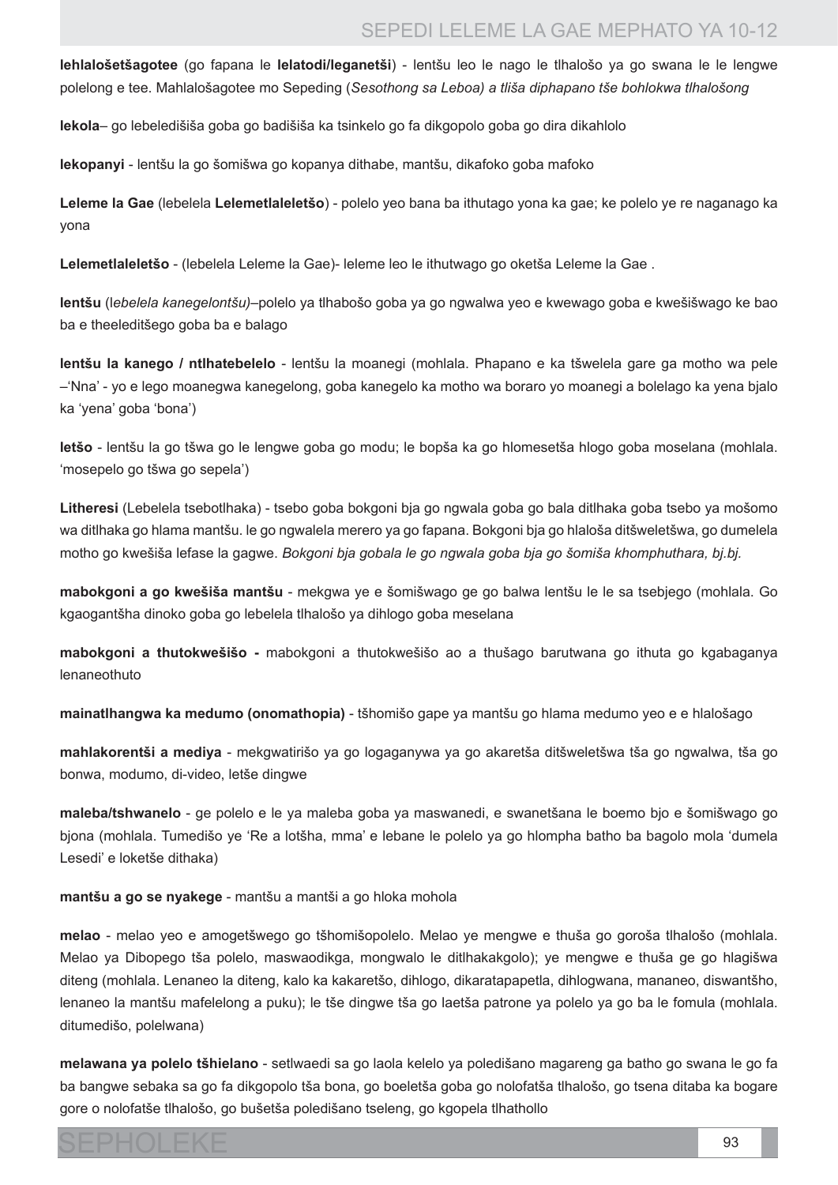**lehlalošetšagotee** (go fapana le **lelatodi/leganetši**) - lentšu leo le nago le tlhalošo ya go swana le le lengwe polelong e tee. Mahlalošagotee mo Sepeding (*Sesothong sa Leboa) a tliša diphapano tše bohlokwa tlhalošong*

**lekola**– go lebeledišiša goba go badišiša ka tsinkelo go fa dikgopolo goba go dira dikahlolo

**lekopanyi** - lentšu la go šomišwa go kopanya dithabe, mantšu, dikafoko goba mafoko

**Leleme la Gae** (lebelela **Lelemetlaleletšo**) - polelo yeo bana ba ithutago yona ka gae; ke polelo ye re naganago ka yona

**Lelemetlaleletšo** - (lebelela Leleme la Gae)- leleme leo le ithutwago go oketša Leleme la Gae .

**lentšu** (l*ebelela kanegelontšu)*–polelo ya tlhabošo goba ya go ngwalwa yeo e kwewago goba e kwešišwago ke bao ba e theeleditšego goba ba e balago

**lentšu la kanego / ntlhatebelelo** - lentšu la moanegi (mohlala. Phapano e ka tšwelela gare ga motho wa pele –'Nna' - yo e lego moanegwa kanegelong, goba kanegelo ka motho wa boraro yo moanegi a bolelago ka yena bjalo ka 'yena' goba 'bona')

**letšo** - lentšu la go tšwa go le lengwe goba go modu; le bopša ka go hlomesetša hlogo goba moselana (mohlala. 'mosepelo go tšwa go sepela')

**Litheresi** (Lebelela tsebotlhaka) - tsebo goba bokgoni bja go ngwala goba go bala ditlhaka goba tsebo ya mošomo wa ditlhaka go hlama mantšu. le go ngwalela merero ya go fapana. Bokgoni bja go hlaloša ditšweletšwa, go dumelela motho go kwešiša lefase la gagwe. *Bokgoni bja gobala le go ngwala goba bja go šomiša khomphuthara, bj.bj.*

**mabokgoni a go kwešiša mantšu** - mekgwa ye e šomišwago ge go balwa lentšu le le sa tsebjego (mohlala. Go kgaogantšha dinoko goba go lebelela tlhalošo ya dihlogo goba meselana

**mabokgoni a thutokwešišo -** mabokgoni a thutokwešišo ao a thušago barutwana go ithuta go kgabaganya lenaneothuto

**mainatlhangwa ka medumo (onomathopia)** - tšhomišo gape ya mantšu go hlama medumo yeo e e hlalošago

**mahlakorentši a mediya** - mekgwatirišo ya go logaganywa ya go akaretša ditšweletšwa tša go ngwalwa, tša go bonwa, modumo, di-video, letše dingwe

**maleba/tshwanelo** - ge polelo e le ya maleba goba ya maswanedi, e swanetšana le boemo bjo e šomišwago go bjona (mohlala. Tumedišo ye 'Re a lotšha, mma' e lebane le polelo ya go hlompha batho ba bagolo mola 'dumela Lesedi' e loketše dithaka)

**mantšu a go se nyakege** - mantšu a mantši a go hloka mohola

**melao** - melao yeo e amogetšwego go tšhomišopolelo. Melao ye mengwe e thuša go goroša tlhalošo (mohlala. Melao ya Dibopego tša polelo, maswaodikga, mongwalo le ditlhakakgolo); ye mengwe e thuša ge go hlagišwa diteng (mohlala. Lenaneo la diteng, kalo ka kakaretšo, dihlogo, dikaratapapetla, dihlogwana, mananeo, diswantšho, lenaneo la mantšu mafelelong a puku); le tše dingwe tša go laetša patrone ya polelo ya go ba le fomula (mohlala. ditumedišo, polelwana)

**melawana ya polelo tšhielano** - setlwaedi sa go laola kelelo ya poledišano magareng ga batho go swana le go fa ba bangwe sebaka sa go fa dikgopolo tša bona, go boeletša goba go nolofatša tlhalošo, go tsena ditaba ka bogare gore o nolofatše tlhalošo, go bušetša poledišano tseleng, go kgopela tlhathollo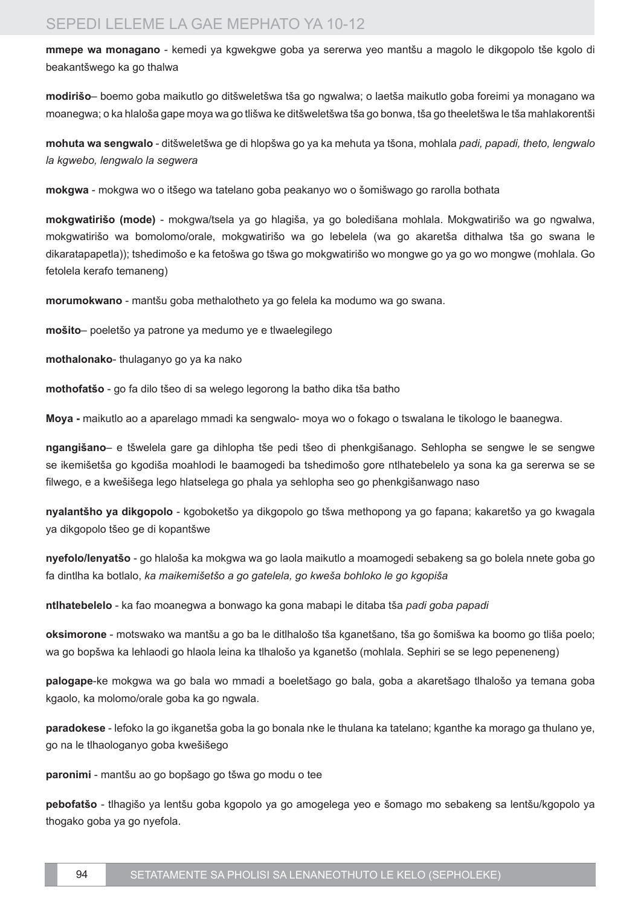**mmepe wa monagano** - kemedi ya kgwekgwe goba ya sererwa yeo mantšu a magolo le dikgopolo tše kgolo di beakantšwego ka go thalwa

**modirišo**– boemo goba maikutlo go ditšweletšwa tša go ngwalwa; o laetša maikutlo goba foreimi ya monagano wa moanegwa; o ka hlaloša gape moya wa go tlišwa ke ditšweletšwa tša go bonwa, tša go theeletšwa le tša mahlakorentši

**mohuta wa sengwalo** - ditšweletšwa ge di hlopšwa go ya ka mehuta ya tšona, mohlala *padi, papadi, theto, lengwalo la kgwebo, lengwalo la segwera*

**mokgwa** - mokgwa wo o itšego wa tatelano goba peakanyo wo o šomišwago go rarolla bothata

**mokgwatirišo (mode)** - mokgwa/tsela ya go hlagiša, ya go boledišana mohlala. Mokgwatirišo wa go ngwalwa, mokgwatirišo wa bomolomo/orale, mokgwatirišo wa go lebelela (wa go akaretša dithalwa tša go swana le dikaratapapetla)); tshedimošo e ka fetošwa go tšwa go mokgwatirišo wo mongwe go ya go wo mongwe (mohlala. Go fetolela kerafo temaneng)

**morumokwano** - mantšu goba methalotheto ya go felela ka modumo wa go swana.

**mošito**– poeletšo ya patrone ya medumo ye e tlwaelegilego

**mothalonako**- thulaganyo go ya ka nako

**mothofatšo** - go fa dilo tšeo di sa welego legorong la batho dika tša batho

**Moya -** maikutlo ao a aparelago mmadi ka sengwalo- moya wo o fokago o tswalana le tikologo le baanegwa.

**ngangišano**– e tšwelela gare ga dihlopha tše pedi tšeo di phenkgišanago. Sehlopha se sengwe le se sengwe se ikemišetša go kgodiša moahlodi le baamogedi ba tshedimošo gore ntlhatebelelo ya sona ka ga sererwa se se filwego, e a kwešišega lego hlatselega go phala ya sehlopha seo go phenkgišanwago naso

**nyalantšho ya dikgopolo** - kgoboketšo ya dikgopolo go tšwa methopong ya go fapana; kakaretšo ya go kwagala ya dikgopolo tšeo ge di kopantšwe

**nyefolo/lenyatšo** - go hlaloša ka mokgwa wa go laola maikutlo a moamogedi sebakeng sa go bolela nnete goba go fa dintlha ka botlalo, *ka maikemišetšo a go gatelela, go kweša bohloko le go kgopiša*

**ntlhatebelelo** - ka fao moanegwa a bonwago ka gona mabapi le ditaba tša *padi goba papadi*

**oksimorone** - motswako wa mantšu a go ba le ditlhalošo tša kganetšano, tša go šomišwa ka boomo go tliša poelo; wa go bopšwa ka lehlaodi go hlaola leina ka tlhalošo ya kganetšo (mohlala. Sephiri se se lego pepeneneng)

**palogape**-ke mokgwa wa go bala wo mmadi a boeletšago go bala, goba a akaretšago tlhalošo ya temana goba kgaolo, ka molomo/orale goba ka go ngwala.

**paradokese** - lefoko la go ikganetša goba la go bonala nke le thulana ka tatelano; kganthe ka morago ga thulano ye, go na le tlhaologanyo goba kwešišego

**paronimi** - mantšu ao go bopšago go tšwa go modu o tee

**pebofatšo** - tlhagišo ya lentšu goba kgopolo ya go amogelega yeo e šomago mo sebakeng sa lentšu/kgopolo ya thogako goba ya go nyefola.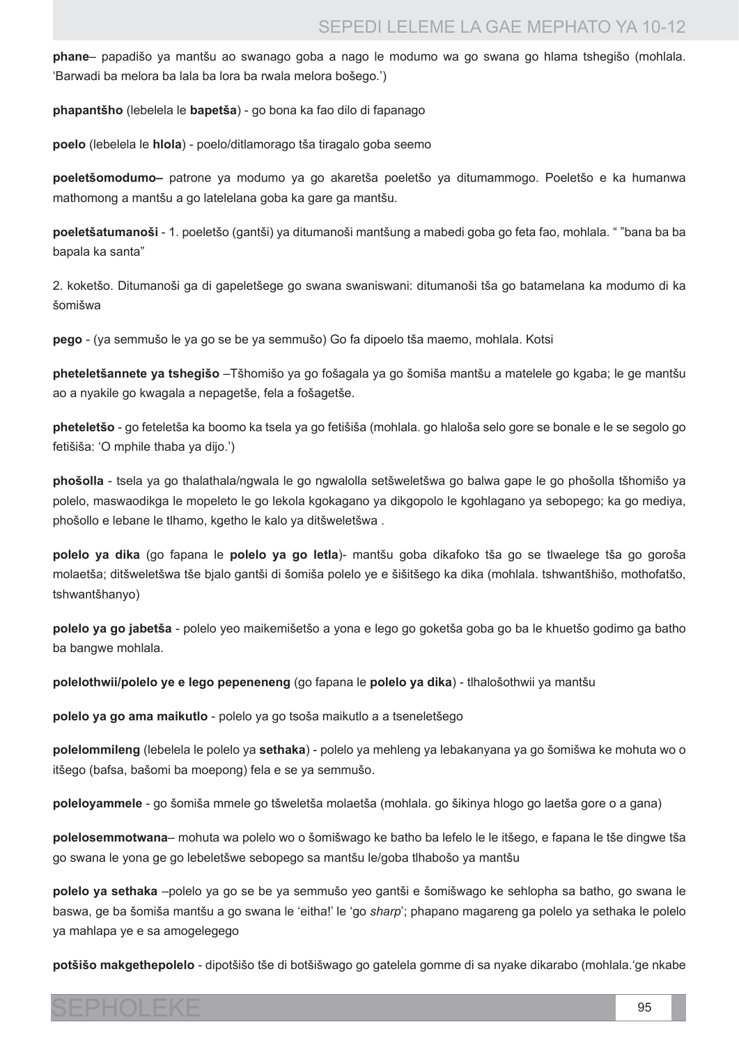**phane**– papadišo ya mantšu ao swanago goba a nago le modumo wa go swana go hlama tshegišo (mohlala. 'Barwadi ba melora ba lala ba lora ba rwala melora bošego.')

**phapantšho** (lebelela le **bapetša**) - go bona ka fao dilo di fapanago

**poelo** (lebelela le **hlola**) - poelo/ditlamorago tša tiragalo goba seemo

**poeletšomodumo–** patrone ya modumo ya go akaretša poeletšo ya ditumammogo. Poeletšo e ka humanwa mathomong a mantšu a go latelelana goba ka gare ga mantšu.

**poeletšatumanoši** - 1. poeletšo (gantši) ya ditumanoši mantšung a mabedi goba go feta fao, mohlala. " "bana ba ba bapala ka santa"

2. koketšo. Ditumanoši ga di gapeletšege go swana swaniswani: ditumanoši tša go batamelana ka modumo di ka šomišwa

**pego** - (ya semmušo le ya go se be ya semmušo) Go fa dipoelo tša maemo, mohlala. Kotsi

**pheteletšannete ya tshegišo** –Tšhomišo ya go fošagala ya go šomiša mantšu a matelele go kgaba; le ge mantšu ao a nyakile go kwagala a nepagetše, fela a fošagetše.

**pheteletšo** - go feteletša ka boomo ka tsela ya go fetišiša (mohlala. go hlaloša selo gore se bonale e le se segolo go fetišiša: 'O mphile thaba ya dijo.')

**phošolla** - tsela ya go thalathala/ngwala le go ngwalolla setšweletšwa go balwa gape le go phošolla tšhomišo ya polelo, maswaodikga le mopeleto le go lekola kgokagano ya dikgopolo le kgohlagano ya sebopego; ka go mediya, phošollo e lebane le tlhamo, kgetho le kalo ya ditšweletšwa .

**polelo ya dika** (go fapana le **polelo ya go letla**)- mantšu goba dikafoko tša go se tlwaelege tša go goroša molaetša; ditšweletšwa tše bjalo gantši di šomiša polelo ye e šišitšego ka dika (mohlala. tshwantšhišo, mothofatšo, tshwantšhanyo)

**polelo ya go jabetša** - polelo yeo maikemišetšo a yona e lego go goketša goba go ba le khuetšo godimo ga batho ba bangwe mohlala.

**polelothwii/polelo ye e lego pepeneneng** (go fapana le **polelo ya dika**) - tlhalošothwii ya mantšu

**polelo ya go ama maikutlo** - polelo ya go tsoša maikutlo a a tseneletšego

**polelommileng** (lebelela le polelo ya **sethaka**) - polelo ya mehleng ya lebakanyana ya go šomišwa ke mohuta wo o itšego (bafsa, bašomi ba moepong) fela e se ya semmušo.

**poleloyammele** - go šomiša mmele go tšweletša molaetša (mohlala. go šikinya hlogo go laetša gore o a gana)

**polelosemmotwana**– mohuta wa polelo wo o šomišwago ke batho ba lefelo le le itšego, e fapana le tše dingwe tša go swana le yona ge go lebeletšwe sebopego sa mantšu le/goba tlhabošo ya mantšu

**polelo ya sethaka** –polelo ya go se be ya semmušo yeo gantši e šomišwago ke sehlopha sa batho, go swana le baswa, ge ba šomiša mantšu a go swana le 'eitha!' le 'go *sharp*'; phapano magareng ga polelo ya sethaka le polelo ya mahlapa ye e sa amogelegego

**potšišo makgethepolelo** - dipotšišo tše di botšišwago go gatelela gomme di sa nyake dikarabo (mohlala.'ge nkabe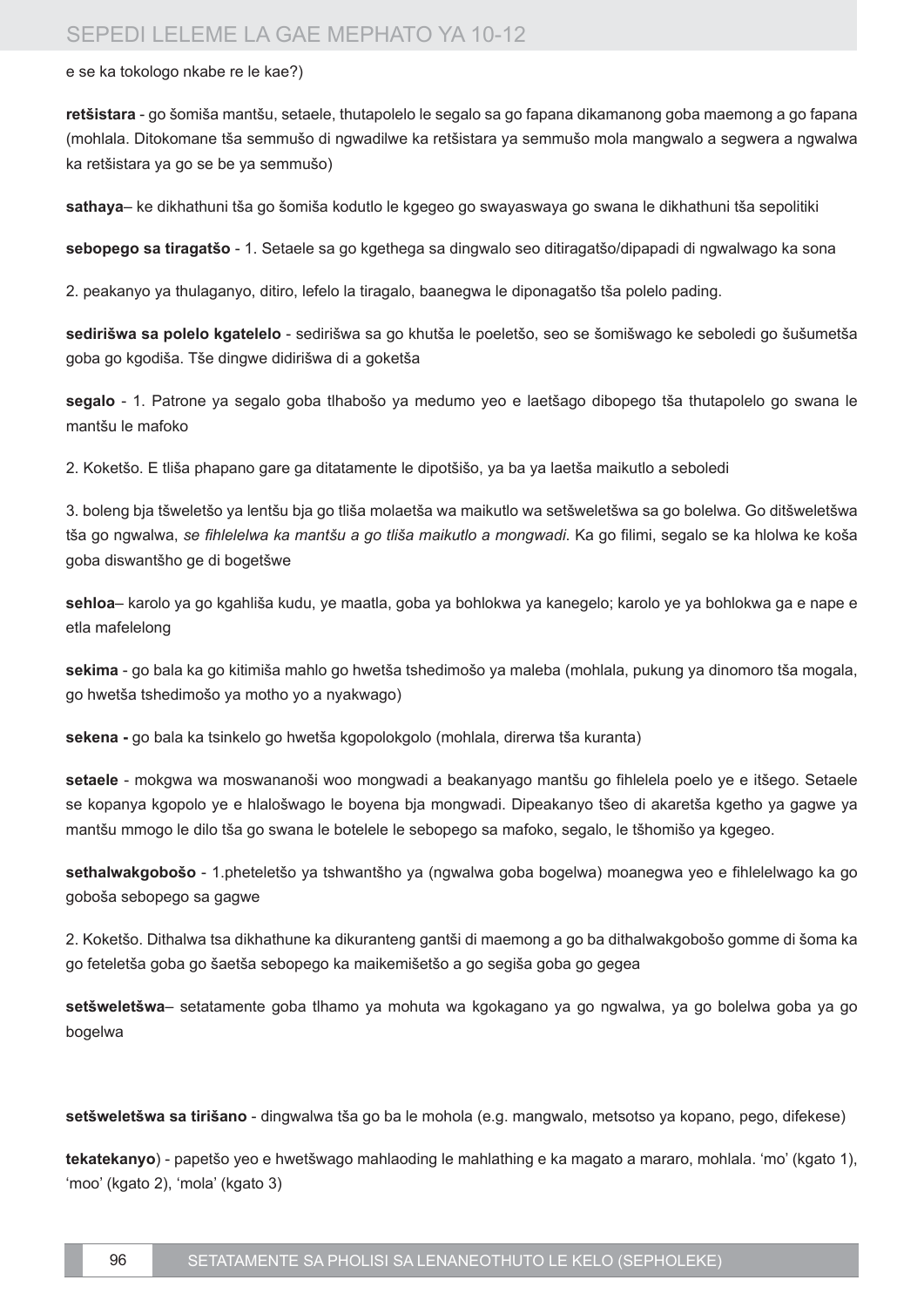e se ka tokologo nkabe re le kae?)

**retšistara** - go šomiša mantšu, setaele, thutapolelo le segalo sa go fapana dikamanong goba maemong a go fapana (mohlala. Ditokomane tša semmušo di ngwadilwe ka retšistara ya semmušo mola mangwalo a segwera a ngwalwa ka retšistara ya go se be ya semmušo)

**sathaya**– ke dikhathuni tša go šomiša kodutlo le kgegeo go swayaswaya go swana le dikhathuni tša sepolitiki

**sebopego sa tiragatšo** - 1. Setaele sa go kgethega sa dingwalo seo ditiragatšo/dipapadi di ngwalwago ka sona

2. peakanyo ya thulaganyo, ditiro, lefelo la tiragalo, baanegwa le diponagatšo tša polelo pading.

**sedirišwa sa polelo kgatelelo** - sedirišwa sa go khutša le poeletšo, seo se šomišwago ke seboledi go šušumetša goba go kgodiša. Tše dingwe didirišwa di a goketša

**segalo** - 1. Patrone ya segalo goba tlhabošo ya medumo yeo e laetšago dibopego tša thutapolelo go swana le mantšu le mafoko

2. Koketšo. E tliša phapano gare ga ditatamente le dipotšišo, ya ba ya laetša maikutlo a seboledi

3. boleng bja tšweletšo ya lentšu bja go tliša molaetša wa maikutlo wa setšweletšwa sa go bolelwa. Go ditšweletšwa tša go ngwalwa, *se fihlelelwa ka mantšu a go tliša maikutlo a mongwadi*. Ka go filimi, segalo se ka hlolwa ke koša goba diswantšho ge di bogetšwe

**sehloa**– karolo ya go kgahliša kudu, ye maatla, goba ya bohlokwa ya kanegelo; karolo ye ya bohlokwa ga e nape e etla mafelelong

**sekima** - go bala ka go kitimiša mahlo go hwetša tshedimošo ya maleba (mohlala, pukung ya dinomoro tša mogala, go hwetša tshedimošo ya motho yo a nyakwago)

**sekena -** go bala ka tsinkelo go hwetša kgopolokgolo (mohlala, direrwa tša kuranta)

**setaele** - mokgwa wa moswananoši woo mongwadi a beakanyago mantšu go fihlelela poelo ye e itšego. Setaele se kopanya kgopolo ye e hlalošwago le boyena bja mongwadi. Dipeakanyo tšeo di akaretša kgetho ya gagwe ya mantšu mmogo le dilo tša go swana le botelele le sebopego sa mafoko, segalo, le tšhomišo ya kgegeo.

**sethalwakgobošo** - 1.pheteletšo ya tshwantšho ya (ngwalwa goba bogelwa) moanegwa yeo e fihlelelwago ka go goboša sebopego sa gagwe

2. Koketšo. Dithalwa tsa dikhathune ka dikuranteng gantši di maemong a go ba dithalwakgobošo gomme di šoma ka go feteletša goba go šaetša sebopego ka maikemišetšo a go segiša goba go gegea

**setšweletšwa**– setatamente goba tlhamo ya mohuta wa kgokagano ya go ngwalwa, ya go bolelwa goba ya go bogelwa

**setšweletšwa sa tirišano** - dingwalwa tša go ba le mohola (e.g. mangwalo, metsotso ya kopano, pego, difekese)

**tekatekanyo**) - papetšo yeo e hwetšwago mahlaoding le mahlathing e ka magato a mararo, mohlala. 'mo' (kgato 1), 'moo' (kgato 2), 'mola' (kgato 3)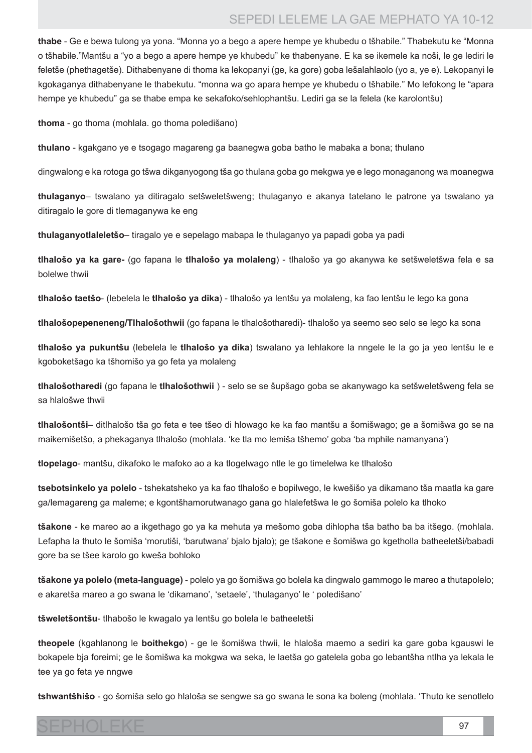**thabe** - Ge e bewa tulong ya yona. "Monna yo a bego a apere hempe ye khubedu o tšhabile." Thabekutu ke "Monna o tšhabile."Mantšu a "yo a bego a apere hempe ye khubedu" ke thabenyane. E ka se ikemele ka noši, le ge lediri le feletše (phethagetše). Dithabenyane di thoma ka lekopanyi (ge, ka gore) goba lešalahlaolo (yo a, ye e). Lekopanyi le kgokaganya dithabenyane le thabekutu. "monna wa go apara hempe ye khubedu o tšhabile." Mo lefokong le "apara hempe ye khubedu" ga se thabe empa ke sekafoko/sehlophantšu. Lediri ga se la felela (ke karolontšu)

**thoma** - go thoma (mohlala. go thoma poledišano)

**thulano** - kgakgano ye e tsogago magareng ga baanegwa goba batho le mabaka a bona; thulano

dingwalong e ka rotoga go tšwa dikganyogong tša go thulana goba go mekgwa ye e lego monaganong wa moanegwa

**thulaganyo**– tswalano ya ditiragalo setšweletšweng; thulaganyo e akanya tatelano le patrone ya tswalano ya ditiragalo le gore di tlemaganywa ke eng

**thulaganyotlaleletšo**– tiragalo ye e sepelago mabapa le thulaganyo ya papadi goba ya padi

**tlhalošo ya ka gare-** (go fapana le **tlhalošo ya molaleng**) - tlhalošo ya go akanywa ke setšweletšwa fela e sa bolelwe thwii

**tlhalošo taetšo**- (lebelela le **tlhalošo ya dika**) - tlhalošo ya lentšu ya molaleng, ka fao lentšu le lego ka gona

**tlhalošopepeneneng/Tlhalošothwii** (go fapana le tlhalošotharedi)- tlhalošo ya seemo seo selo se lego ka sona

**tlhalošo ya pukuntšu** (lebelela le **tlhalošo ya dika**) tswalano ya lehlakore la nngele le la go ja yeo lentšu le e kgoboketšago ka tšhomišo ya go feta ya molaleng

**tlhalošotharedi** (go fapana le **tlhalošothwii** ) - selo se se šupšago goba se akanywago ka setšweletšweng fela se sa hlalošwe thwii

**tlhalošontši**– ditlhalošo tša go feta e tee tšeo di hlowago ke ka fao mantšu a šomišwago; ge a šomišwa go se na maikemišetšo, a phekaganya tlhalošo (mohlala. 'ke tla mo lemiša tšhemo' goba 'ba mphile namanyana')

**tlopelago**- mantšu, dikafoko le mafoko ao a ka tlogelwago ntle le go timelelwa ke tlhalošo

**tsebotsinkelo ya polelo** - tshekatsheko ya ka fao tlhalošo e bopilwego, le kwešišo ya dikamano tša maatla ka gare ga/lemagareng ga maleme; e kgontšhamorutwanago gana go hlalefetšwa le go šomiša polelo ka tlhoko

**tšakone** - ke mareo ao a ikgethago go ya ka mehuta ya mešomo goba dihlopha tša batho ba ba itšego. (mohlala. Lefapha la thuto le šomiša 'morutiši, 'barutwana' bjalo bjalo); ge tšakone e šomišwa go kgetholla batheeletši/babadi gore ba se tšee karolo go kweša bohloko

**tšakone ya polelo (meta-language)** - polelo ya go šomišwa go bolela ka dingwalo gammogo le mareo a thutapolelo; e akaretša mareo a go swana le 'dikamano', 'setaele', 'thulaganyo' le ' poledišano'

**tšweletšontšu**- tlhabošo le kwagalo ya lentšu go bolela le batheeletši

**theopele** (kgahlanong le **boithekgo**) - ge le šomišwa thwii, le hlaloša maemo a sediri ka gare goba kgauswi le bokapele bja foreimi; ge le šomišwa ka mokgwa wa seka, le laetša go gatelela goba go lebantšha ntlha ya lekala le tee ya go feta ye nngwe

**tshwantšhišo** - go šomiša selo go hlaloša se sengwe sa go swana le sona ka boleng (mohlala. 'Thuto ke senotlelo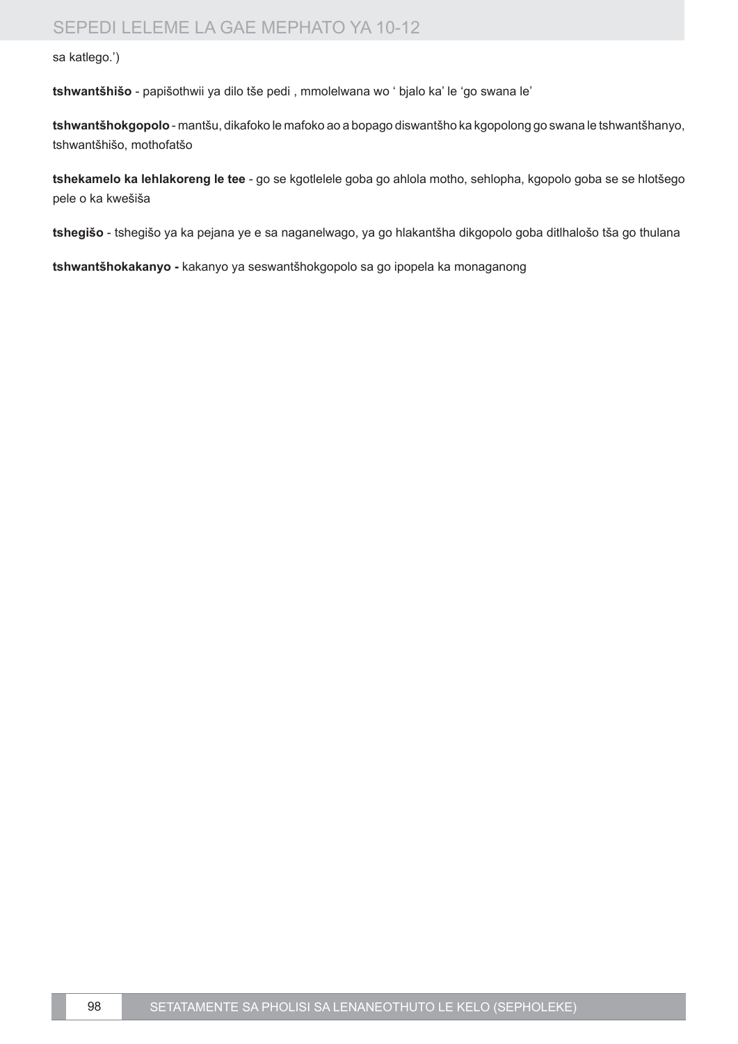sa katlego.')

**tshwantšhišo** - papišothwii ya dilo tše pedi , mmolelwana wo ' bjalo ka' le 'go swana le'

**tshwantšhokgopolo** - mantšu, dikafoko le mafoko ao a bopago diswantšho ka kgopolong go swana le tshwantšhanyo, tshwantšhišo, mothofatšo

**tshekamelo ka lehlakoreng le tee** - go se kgotlelele goba go ahlola motho, sehlopha, kgopolo goba se se hlotšego pele o ka kwešiša

**tshegišo** - tshegišo ya ka pejana ye e sa naganelwago, ya go hlakantšha dikgopolo goba ditlhalošo tša go thulana

**tshwantšhokakanyo -** kakanyo ya seswantšhokgopolo sa go ipopela ka monaganong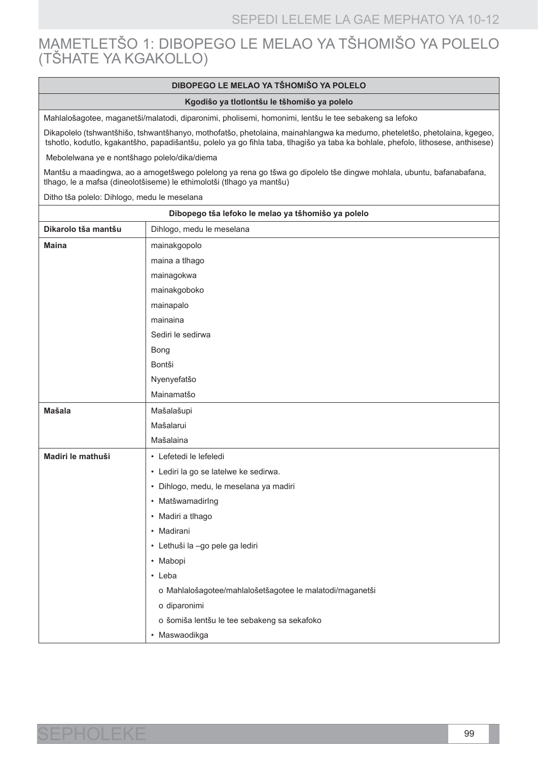# MAMETLETŠO 1: DIBOPEGO LE MELAO YA TŠHOMIŠO YA POLELO (TŠHATE YA KGAKOLLO)

| DIBOPEGO LE MELAO YA TŠHOMIŠO YA POLELO | |
|---|---|
| **Kgodišo ya tlotlontšu le tšhomišo ya polelo** | |
| Mahlalošagotee, maganetši/malatodi, diparonimi, pholisemi, homonimi, lentšu le tee sebakeng sa lefoko | |
| Dikapolelo (tshwantšhišo, tshwantšhanyo, mothofatšo, phetolaina, mainahlangwa ka medumo, pheteletšo, phetolaina, kgegeo, tshotlo, kodutlo, kgakantšho, papadišantšu, polelo ya go fihla taba, tlhagišo ya taba ka bohlale, phefolo, lithosese, anthisese) | |
| Mebolelwana ye e nontšhago polelo/dika/diema | |
| Mantšu a maadingwa, ao a amogetšwego polelong ya rena go tšwa go dipolelo tše dingwe mohlala, ubuntu, bafanabafana, tlhago, le a mafsa (dineolotšiseme) le ethimolotši (tlhago ya mantšu) | |
| Ditho tša polelo: Dihlogo, medu le meselana | |
| **Dibopego tša lefoko le melao ya tšhomišo ya polelo** | |
| **Dikarolo tša mantšu** | Dihlogo, medu le meselana |
| **Maina** | mainakgopolo<br>maina a tlhago<br>mainagokwa<br>mainakgoboko<br>mainapalo<br>mainaina<br>Sediri le sedirwa<br>Bong<br>Bontši<br>Nyenyefatšo<br>Mainamatšo |
| **Mašala** | Mašalašupi<br>Mašalarui<br>Mašalaina |
| **Madiri le mathuši** | • Lefetedi le lefeledi<br>• Lediri la go se latelwe ke sedirwa.<br>• Dihlogo, medu, le meselana ya madiri<br>• MatšwamadirIng<br>• Madiri a tlhago<br>• Madirani<br>• Lethuši la –go pele ga lediri<br>• Mabopi<br>• Leba<br>o Mahlalošagotee/mahlalošetšagotee le malatodi/maganetši<br>o diparonimi<br>o šomiša lentšu le tee sebakeng sa sekafoko<br>• Maswaodikga |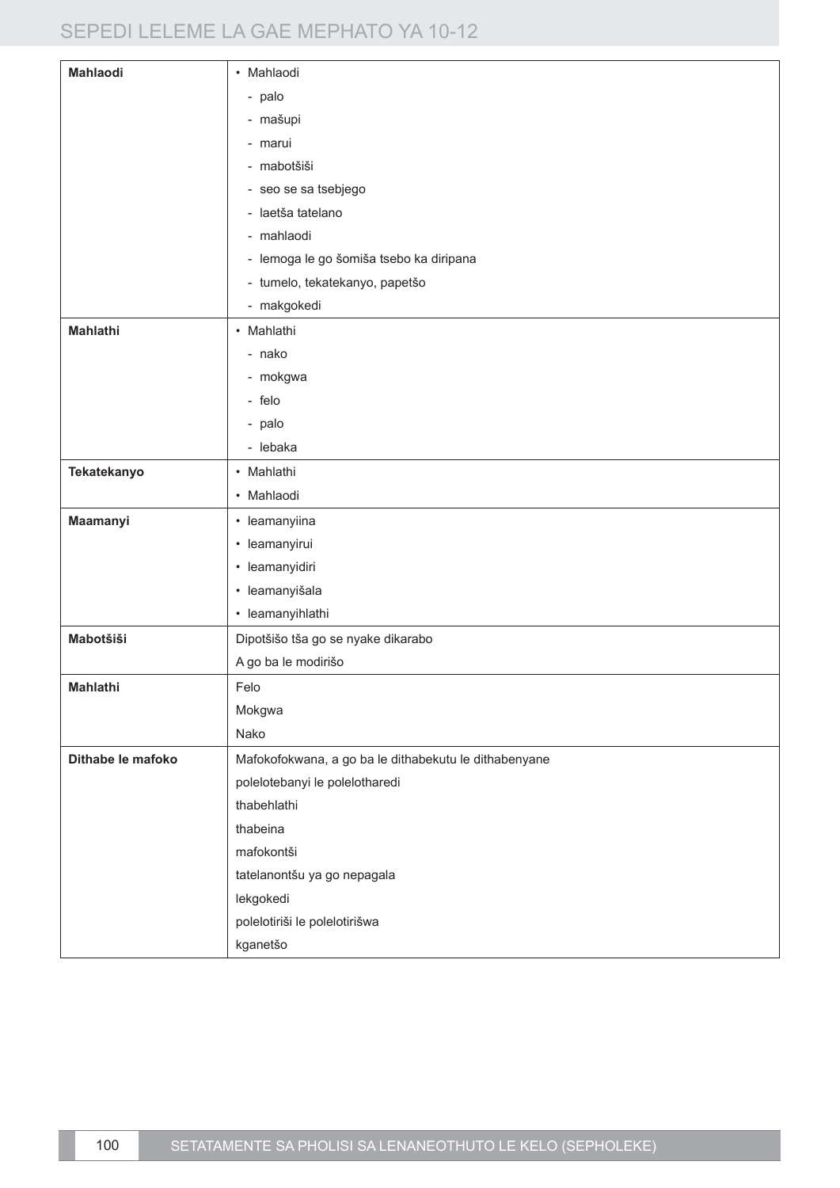| | |
|---|---|
| **Mahlaodi** | • Mahlaodi<br>- palo<br>- mašupi<br>- marui<br>- mabotšiši<br>- seo se sa tsebjego<br>- laetša tatelano<br>- mahlaodi<br>- lemoga le go šomiša tsebo ka diripana<br>- tumelo, tekatekanyo, papetšo<br>- makgokedi |
| **Mahlathi** | • Mahlathi<br>- nako<br>- mokgwa<br>- felo<br>- palo<br>- lebaka |
| **Tekatekanyo** | • Mahlathi<br>• Mahlaodi |
| **Maamanyi** | • leamanyiina<br>• leamanyirui<br>• leamanyidiri<br>• leamanyišala<br>• leamanyihlathi |
| **Mabotšiši** | Dipotšišo tša go se nyake dikarabo<br>A go ba le modirišo |
| **Mahlathi** | Felo<br>Mokgwa<br>Nako |
| **Dithabe le mafoko** | Mafokofokwana, a go ba le dithabekutu le dithabenyane<br>polelotebanyi le polelotharedi<br>thabehlathi<br>thabeina<br>mafokontši<br>tatelanontšu ya go nepagala<br>lekgokedi<br>polelotiriši le polelotirišwa<br>kganetšo |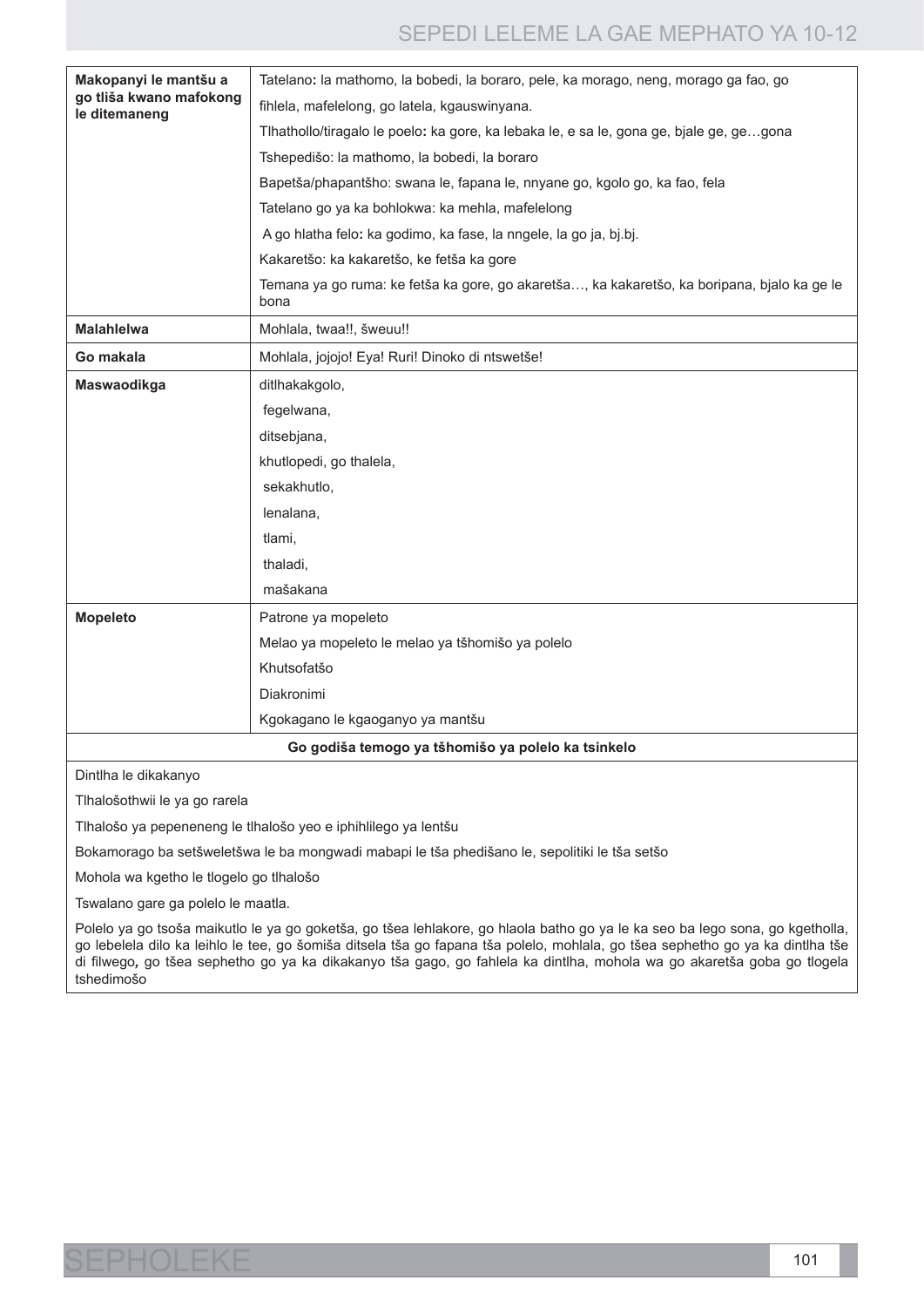| | |
|---|---|
| **Makopanyi le mantšu a go tliša kwano mafokong le ditemaneng** | Tatelano: la mathomo, la bobedi, la boraro, pele, ka morago, neng, morago ga fao, go fihlela, mafelelong, go latela, kgauswinyana. |
| | Tlhathollo/tiragalo le poelo: ka gore, ka lebaka le, e sa le, gona ge, bjale ge, ge…gona |
| | Tshepedišo: la mathomo, la bobedi, la boraro |
| | Bapetša/phapantšho: swana le, fapana le, nnyane go, kgolo go, ka fao, fela |
| | Tatelano go ya ka bohlokwa: ka mehla, mafelelong |
| | A go hlatha felo: ka godimo, ka fase, la nngele, la go ja, bj.bj. |
| | Kakaretšo: ka kakaretšo, ke fetša ka gore |
| | Temana ya go ruma: ke fetša ka gore, go akaretša…, ka kakaretšo, ka boripana, bjalo ka ge le bona |
| **Malahlelwa** | Mohlala, twaa!!, šweuu!! |
| **Go makala** | Mohlala, jojojo! Eya! Ruri! Dinoko di ntswetše! |
| **Maswaodikga** | ditlhakakgolo, |
| | fegelwana, |
| | ditsebjana, |
| | khutlopedi, go thalela, |
| | sekakhutlo, |
| | lenalana, |
| | tlami, |
| | thaladi, |
| | mašakana |
| **Mopeleto** | Patrone ya mopeleto |
| | Melao ya mopeleto le melao ya tšhomišo ya polelo |
| | Khutsofatšo |
| | Diakronimi |
| | Kgokagano le kgaoganyo ya mantšu |

**Go godiša temogo ya tšhomišo ya polelo ka tsinkelo**

Dintlha le dikakanyo

Tlhalošothwii le ya go rarela

Tlhalošo ya pepeneneng le tlhalošo yeo e iphihlilego ya lentšu

Bokamorago ba setšweletšwa le ba mongwadi mabapi le tša phedišano le, sepolitiki le tša setšo

Mohola wa kgetho le tlogelo go tlhalošo

Tswalano gare ga polelo le maatla.

Polelo ya go tsoša maikutlo le ya go goketša, go tšea lehlakore, go hlaola batho go ya le ka seo ba lego sona, go kgetholla, go lebelela dilo ka leihlo le tee, go šomiša ditsela tša go fapana tša polelo, mohlala, go tšea sephetho go ya ka dintlha tše di filwego, go tšea sephetho go ya ka dikakanyo tša gago, go fahlela ka dintlha, mohola wa go akaretša goba go tlogela tshedimošo